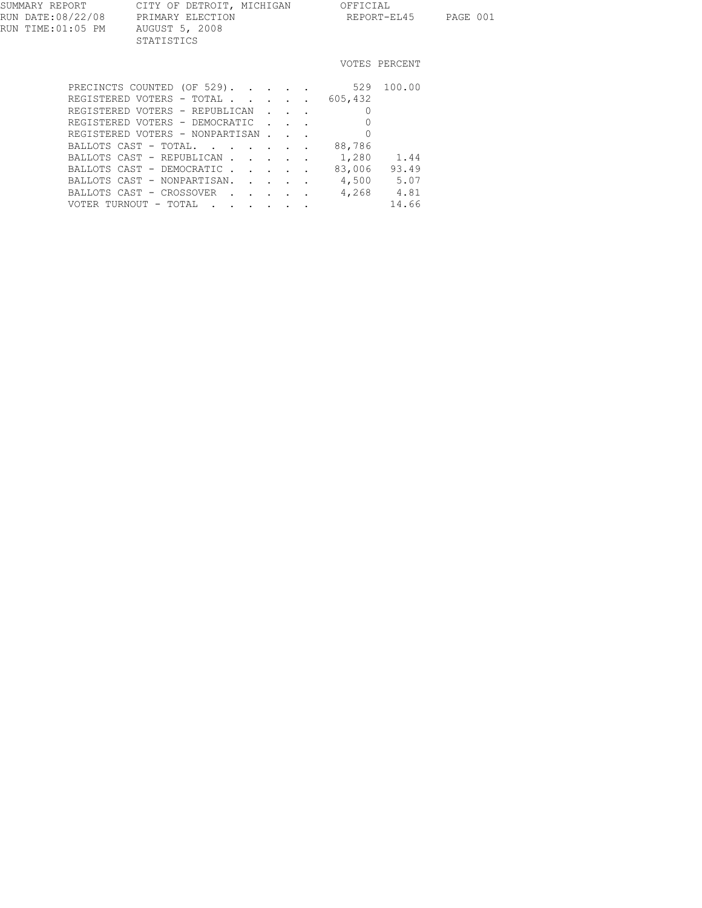SUMMARY REPORT — CITY OF DETROIT, MICHIGAN — OFFICIAL
RUN DATE:08/22/08 — PRIMARY ELECTION — REPORT-EL45
RUN TIME:01:05 PM — AUGUST 5, 2008

STATISTICS

| | VOTES | PERCENT |
|---|---|---|
| PRECINCTS COUNTED (OF 529) | 529 | 100.00 |
| REGISTERED VOTERS - TOTAL | 605,432 | |
| REGISTERED VOTERS - REPUBLICAN | 0 | |
| REGISTERED VOTERS - DEMOCRATIC | 0 | |
| REGISTERED VOTERS - NONPARTISAN | 0 | |
| BALLOTS CAST - TOTAL | 88,786 | |
| BALLOTS CAST - REPUBLICAN | 1,280 | 1.44 |
| BALLOTS CAST - DEMOCRATIC | 83,006 | 93.49 |
| BALLOTS CAST - NONPARTISAN | 4,500 | 5.07 |
| BALLOTS CAST - CROSSOVER | 4,268 | 4.81 |
| VOTER TURNOUT - TOTAL | | 14.66 |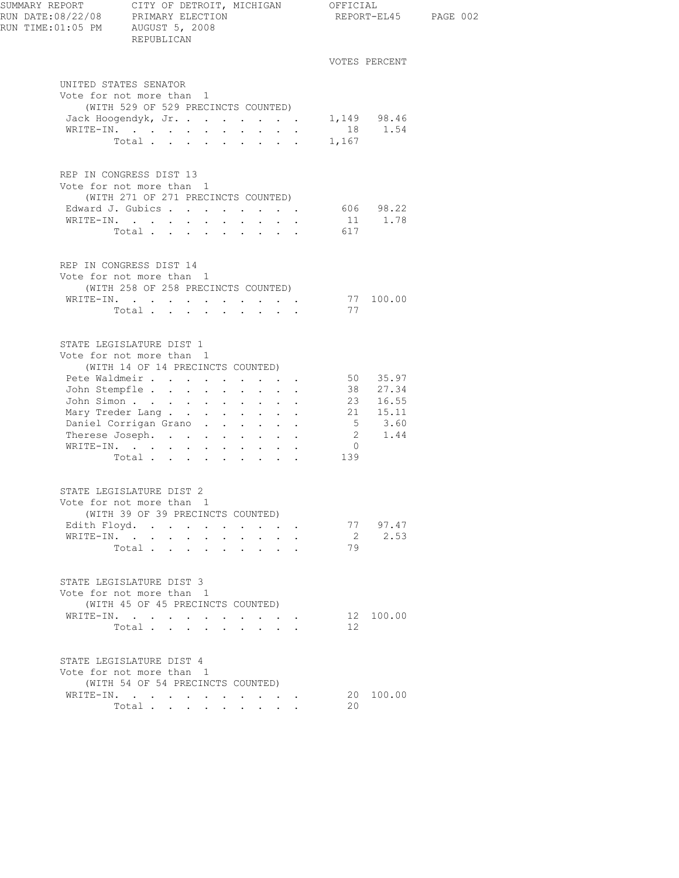SUMMARY REPORT — CITY OF DETROIT, MICHIGAN — OFFICIAL
RUN DATE:08/22/08 — PRIMARY ELECTION — REPORT-EL45
RUN TIME:01:05 PM — AUGUST 5, 2008
REPUBLICAN

## UNITED STATES SENATOR

Vote for not more than 1
(WITH 529 OF 529 PRECINCTS COUNTED)

| | VOTES | PERCENT |
|---|---|---|
| Jack Hoogendyk, Jr. | 1,149 | 98.46 |
| WRITE-IN. | 18 | 1.54 |
| Total | 1,167 | |

## REP IN CONGRESS DIST 13

Vote for not more than 1
(WITH 271 OF 271 PRECINCTS COUNTED)

| | VOTES | PERCENT |
|---|---|---|
| Edward J. Gubics | 606 | 98.22 |
| WRITE-IN. | 11 | 1.78 |
| Total | 617 | |

## REP IN CONGRESS DIST 14

Vote for not more than 1
(WITH 258 OF 258 PRECINCTS COUNTED)

| | VOTES | PERCENT |
|---|---|---|
| WRITE-IN. | 77 | 100.00 |
| Total | 77 | |

## STATE LEGISLATURE DIST 1

Vote for not more than 1
(WITH 14 OF 14 PRECINCTS COUNTED)

| | VOTES | PERCENT |
|---|---|---|
| Pete Waldmeir | 50 | 35.97 |
| John Stempfle | 38 | 27.34 |
| John Simon | 23 | 16.55 |
| Mary Treder Lang | 21 | 15.11 |
| Daniel Corrigan Grano | 5 | 3.60 |
| Therese Joseph. | 2 | 1.44 |
| WRITE-IN. | 0 | |
| Total | 139 | |

## STATE LEGISLATURE DIST 2

Vote for not more than 1
(WITH 39 OF 39 PRECINCTS COUNTED)

| | VOTES | PERCENT |
|---|---|---|
| Edith Floyd. | 77 | 97.47 |
| WRITE-IN. | 2 | 2.53 |
| Total | 79 | |

## STATE LEGISLATURE DIST 3

Vote for not more than 1
(WITH 45 OF 45 PRECINCTS COUNTED)

| | VOTES | PERCENT |
|---|---|---|
| WRITE-IN. | 12 | 100.00 |
| Total | 12 | |

## STATE LEGISLATURE DIST 4

Vote for not more than 1
(WITH 54 OF 54 PRECINCTS COUNTED)

| | VOTES | PERCENT |
|---|---|---|
| WRITE-IN. | 20 | 100.00 |
| Total | 20 | |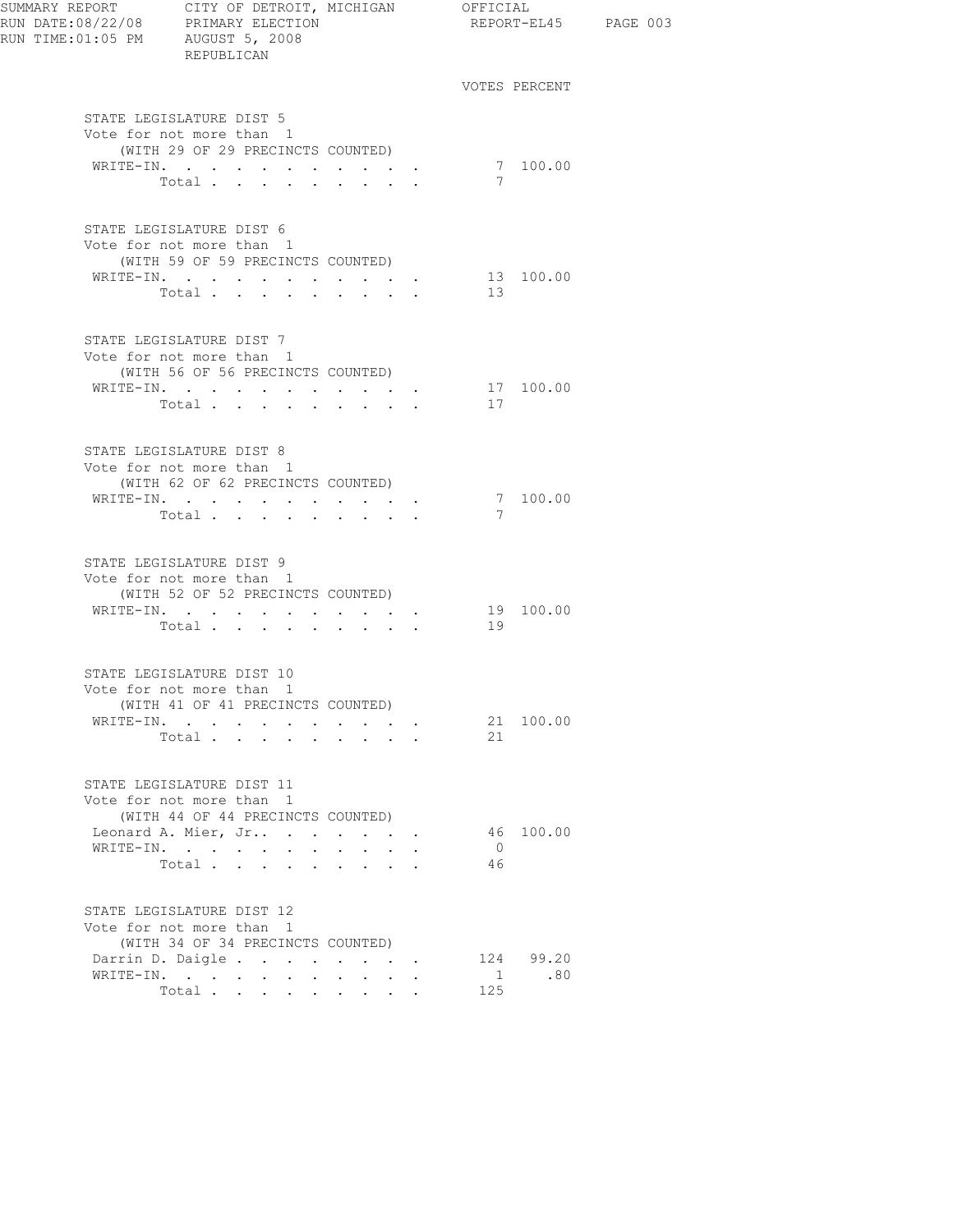SUMMARY REPORT CITY OF DETROIT, MICHIGAN OFFICIAL
RUN DATE:08/22/08 PRIMARY ELECTION REPORT-EL45
RUN TIME:01:05 PM AUGUST 5, 2008
REPUBLICAN

### STATE LEGISLATURE DIST 5
Vote for not more than 1
(WITH 29 OF 29 PRECINCTS COUNTED)

| | VOTES | PERCENT |
|---|---|---|
| WRITE-IN. | 7 | 100.00 |
| Total | 7 | |

### STATE LEGISLATURE DIST 6
Vote for not more than 1
(WITH 59 OF 59 PRECINCTS COUNTED)

| | VOTES | PERCENT |
|---|---|---|
| WRITE-IN. | 13 | 100.00 |
| Total | 13 | |

### STATE LEGISLATURE DIST 7
Vote for not more than 1
(WITH 56 OF 56 PRECINCTS COUNTED)

| | VOTES | PERCENT |
|---|---|---|
| WRITE-IN. | 17 | 100.00 |
| Total | 17 | |

### STATE LEGISLATURE DIST 8
Vote for not more than 1
(WITH 62 OF 62 PRECINCTS COUNTED)

| | VOTES | PERCENT |
|---|---|---|
| WRITE-IN. | 7 | 100.00 |
| Total | 7 | |

### STATE LEGISLATURE DIST 9
Vote for not more than 1
(WITH 52 OF 52 PRECINCTS COUNTED)

| | VOTES | PERCENT |
|---|---|---|
| WRITE-IN. | 19 | 100.00 |
| Total | 19 | |

### STATE LEGISLATURE DIST 10
Vote for not more than 1
(WITH 41 OF 41 PRECINCTS COUNTED)

| | VOTES | PERCENT |
|---|---|---|
| WRITE-IN. | 21 | 100.00 |
| Total | 21 | |

### STATE LEGISLATURE DIST 11
Vote for not more than 1
(WITH 44 OF 44 PRECINCTS COUNTED)

| | VOTES | PERCENT |
|---|---|---|
| Leonard A. Mier, Jr.. | 46 | 100.00 |
| WRITE-IN. | 0 | |
| Total | 46 | |

### STATE LEGISLATURE DIST 12
Vote for not more than 1
(WITH 34 OF 34 PRECINCTS COUNTED)

| | VOTES | PERCENT |
|---|---|---|
| Darrin D. Daigle | 124 | 99.20 |
| WRITE-IN. | 1 | .80 |
| Total | 125 | |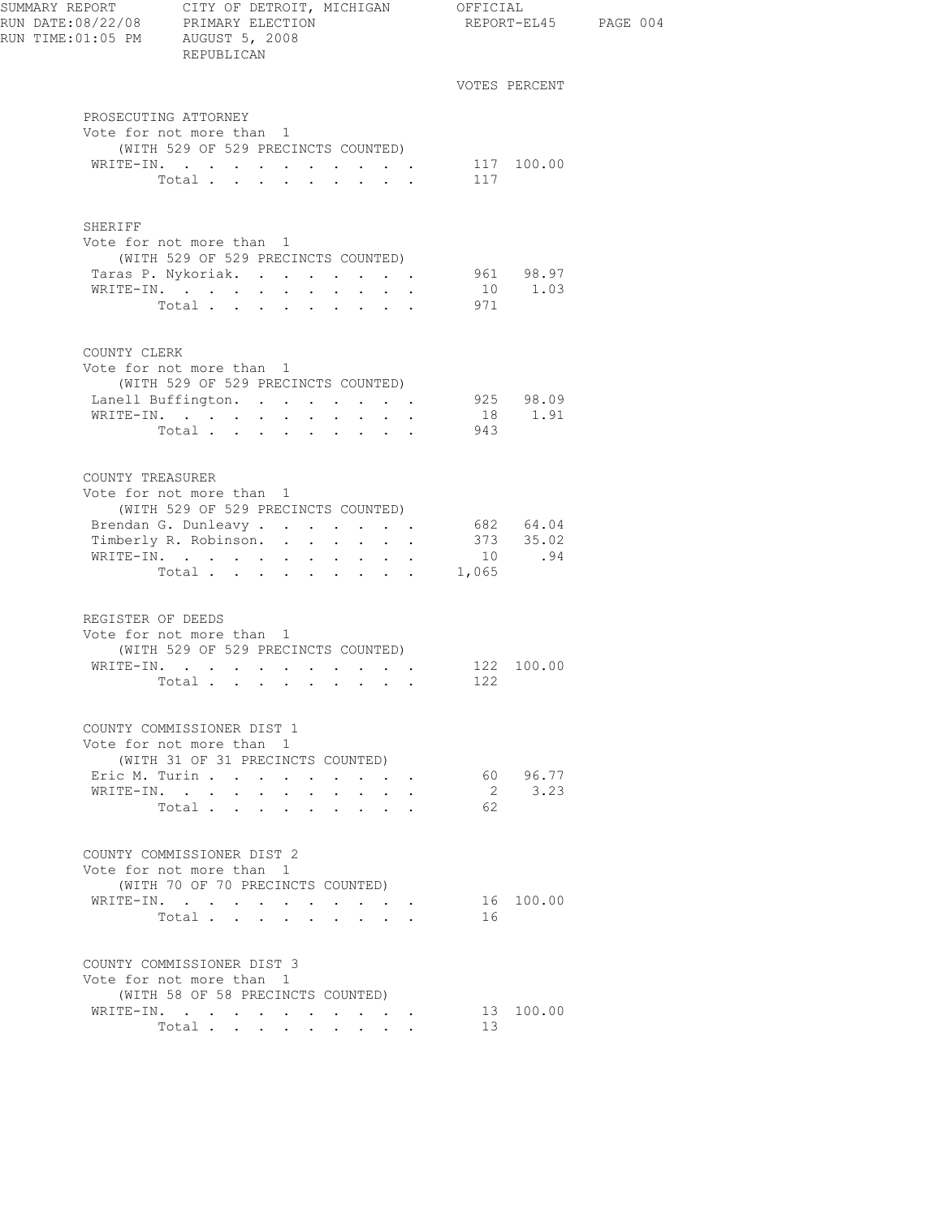SUMMARY REPORT — CITY OF DETROIT, MICHIGAN — OFFICIAL
RUN DATE:08/22/08 — PRIMARY ELECTION — REPORT-EL45
RUN TIME:01:05 PM — AUGUST 5, 2008
REPUBLICAN

## PROSECUTING ATTORNEY

Vote for not more than 1
(WITH 529 OF 529 PRECINCTS COUNTED)

| | VOTES | PERCENT |
|---|---|---|
| WRITE-IN | 117 | 100.00 |
| Total | 117 | |

## SHERIFF

Vote for not more than 1
(WITH 529 OF 529 PRECINCTS COUNTED)

| | VOTES | PERCENT |
|---|---|---|
| Taras P. Nykoriak | 961 | 98.97 |
| WRITE-IN | 10 | 1.03 |
| Total | 971 | |

## COUNTY CLERK

Vote for not more than 1
(WITH 529 OF 529 PRECINCTS COUNTED)

| | VOTES | PERCENT |
|---|---|---|
| Lanell Buffington | 925 | 98.09 |
| WRITE-IN | 18 | 1.91 |
| Total | 943 | |

## COUNTY TREASURER

Vote for not more than 1
(WITH 529 OF 529 PRECINCTS COUNTED)

| | VOTES | PERCENT |
|---|---|---|
| Brendan G. Dunleavy | 682 | 64.04 |
| Timberly R. Robinson | 373 | 35.02 |
| WRITE-IN | 10 | .94 |
| Total | 1,065 | |

## REGISTER OF DEEDS

Vote for not more than 1
(WITH 529 OF 529 PRECINCTS COUNTED)

| | VOTES | PERCENT |
|---|---|---|
| WRITE-IN | 122 | 100.00 |
| Total | 122 | |

## COUNTY COMMISSIONER DIST 1

Vote for not more than 1
(WITH 31 OF 31 PRECINCTS COUNTED)

| | VOTES | PERCENT |
|---|---|---|
| Eric M. Turin | 60 | 96.77 |
| WRITE-IN | 2 | 3.23 |
| Total | 62 | |

## COUNTY COMMISSIONER DIST 2

Vote for not more than 1
(WITH 70 OF 70 PRECINCTS COUNTED)

| | VOTES | PERCENT |
|---|---|---|
| WRITE-IN | 16 | 100.00 |
| Total | 16 | |

## COUNTY COMMISSIONER DIST 3

Vote for not more than 1
(WITH 58 OF 58 PRECINCTS COUNTED)

| | VOTES | PERCENT |
|---|---|---|
| WRITE-IN | 13 | 100.00 |
| Total | 13 | |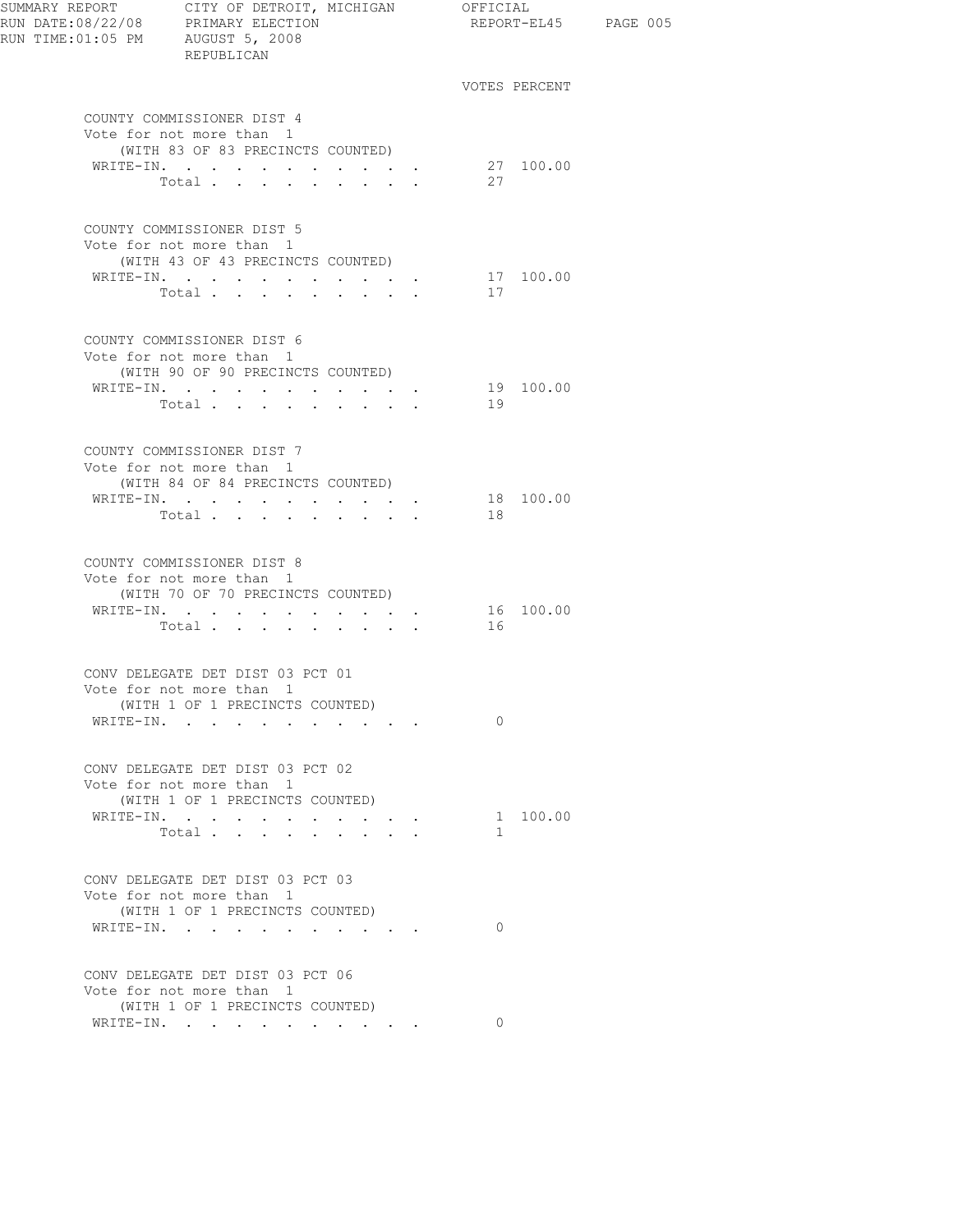## COUNTY COMMISSIONER DIST 4

Vote for not more than 1
(WITH 83 OF 83 PRECINCTS COUNTED)

| | VOTES | PERCENT |
|---|---|---|
| WRITE-IN. | 27 | 100.00 |
| Total | 27 | |

## COUNTY COMMISSIONER DIST 5

Vote for not more than 1
(WITH 43 OF 43 PRECINCTS COUNTED)

| | VOTES | PERCENT |
|---|---|---|
| WRITE-IN. | 17 | 100.00 |
| Total | 17 | |

## COUNTY COMMISSIONER DIST 6

Vote for not more than 1
(WITH 90 OF 90 PRECINCTS COUNTED)

| | VOTES | PERCENT |
|---|---|---|
| WRITE-IN. | 19 | 100.00 |
| Total | 19 | |

## COUNTY COMMISSIONER DIST 7

Vote for not more than 1
(WITH 84 OF 84 PRECINCTS COUNTED)

| | VOTES | PERCENT |
|---|---|---|
| WRITE-IN. | 18 | 100.00 |
| Total | 18 | |

## COUNTY COMMISSIONER DIST 8

Vote for not more than 1
(WITH 70 OF 70 PRECINCTS COUNTED)

| | VOTES | PERCENT |
|---|---|---|
| WRITE-IN. | 16 | 100.00 |
| Total | 16 | |

## CONV DELEGATE DET DIST 03 PCT 01

Vote for not more than 1
(WITH 1 OF 1 PRECINCTS COUNTED)

| | VOTES | PERCENT |
|---|---|---|
| WRITE-IN. | 0 | |

## CONV DELEGATE DET DIST 03 PCT 02

Vote for not more than 1
(WITH 1 OF 1 PRECINCTS COUNTED)

| | VOTES | PERCENT |
|---|---|---|
| WRITE-IN. | 1 | 100.00 |
| Total | 1 | |

## CONV DELEGATE DET DIST 03 PCT 03

Vote for not more than 1
(WITH 1 OF 1 PRECINCTS COUNTED)

| | VOTES | PERCENT |
|---|---|---|
| WRITE-IN. | 0 | |

## CONV DELEGATE DET DIST 03 PCT 06

Vote for not more than 1
(WITH 1 OF 1 PRECINCTS COUNTED)

| | VOTES | PERCENT |
|---|---|---|
| WRITE-IN. | 0 | |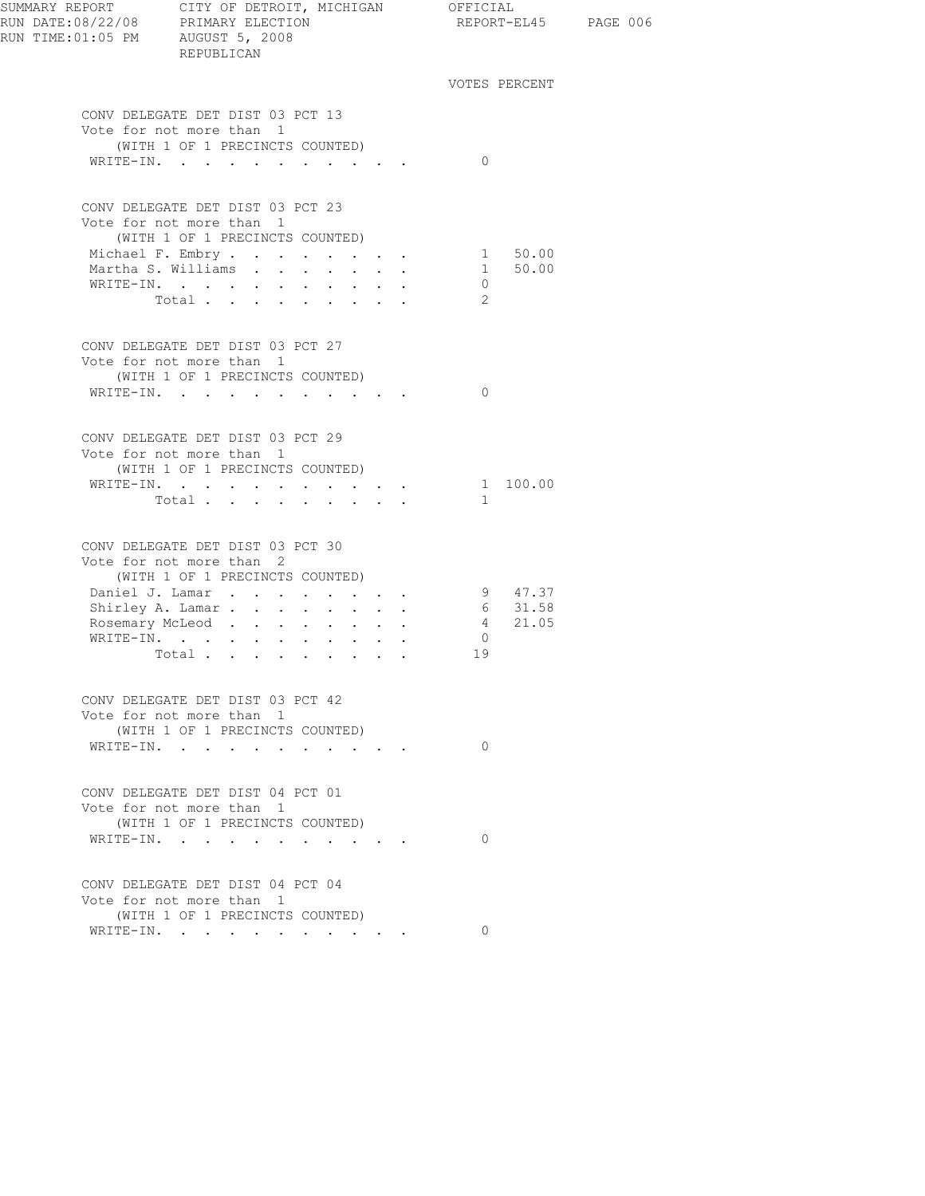SUMMARY REPORT CITY OF DETROIT, MICHIGAN OFFICIAL
RUN DATE:08/22/08 PRIMARY ELECTION REPORT-EL45
RUN TIME:01:05 PM AUGUST 5, 2008
REPUBLICAN

### CONV DELEGATE DET DIST 03 PCT 13
Vote for not more than 1
(WITH 1 OF 1 PRECINCTS COUNTED)

| | VOTES | PERCENT |
|---|---|---|
| WRITE-IN. | 0 | |

### CONV DELEGATE DET DIST 03 PCT 23
Vote for not more than 1
(WITH 1 OF 1 PRECINCTS COUNTED)

| | VOTES | PERCENT |
|---|---|---|
| Michael F. Embry | 1 | 50.00 |
| Martha S. Williams | 1 | 50.00 |
| WRITE-IN. | 0 | |
| Total | 2 | |

### CONV DELEGATE DET DIST 03 PCT 27
Vote for not more than 1
(WITH 1 OF 1 PRECINCTS COUNTED)

| | VOTES | PERCENT |
|---|---|---|
| WRITE-IN. | 0 | |

### CONV DELEGATE DET DIST 03 PCT 29
Vote for not more than 1
(WITH 1 OF 1 PRECINCTS COUNTED)

| | VOTES | PERCENT |
|---|---|---|
| WRITE-IN. | 1 | 100.00 |
| Total | 1 | |

### CONV DELEGATE DET DIST 03 PCT 30
Vote for not more than 2
(WITH 1 OF 1 PRECINCTS COUNTED)

| | VOTES | PERCENT |
|---|---|---|
| Daniel J. Lamar | 9 | 47.37 |
| Shirley A. Lamar | 6 | 31.58 |
| Rosemary McLeod | 4 | 21.05 |
| WRITE-IN. | 0 | |
| Total | 19 | |

### CONV DELEGATE DET DIST 03 PCT 42
Vote for not more than 1
(WITH 1 OF 1 PRECINCTS COUNTED)

| | VOTES | PERCENT |
|---|---|---|
| WRITE-IN. | 0 | |

### CONV DELEGATE DET DIST 04 PCT 01
Vote for not more than 1
(WITH 1 OF 1 PRECINCTS COUNTED)

| | VOTES | PERCENT |
|---|---|---|
| WRITE-IN. | 0 | |

### CONV DELEGATE DET DIST 04 PCT 04
Vote for not more than 1
(WITH 1 OF 1 PRECINCTS COUNTED)

| | VOTES | PERCENT |
|---|---|---|
| WRITE-IN. | 0 | |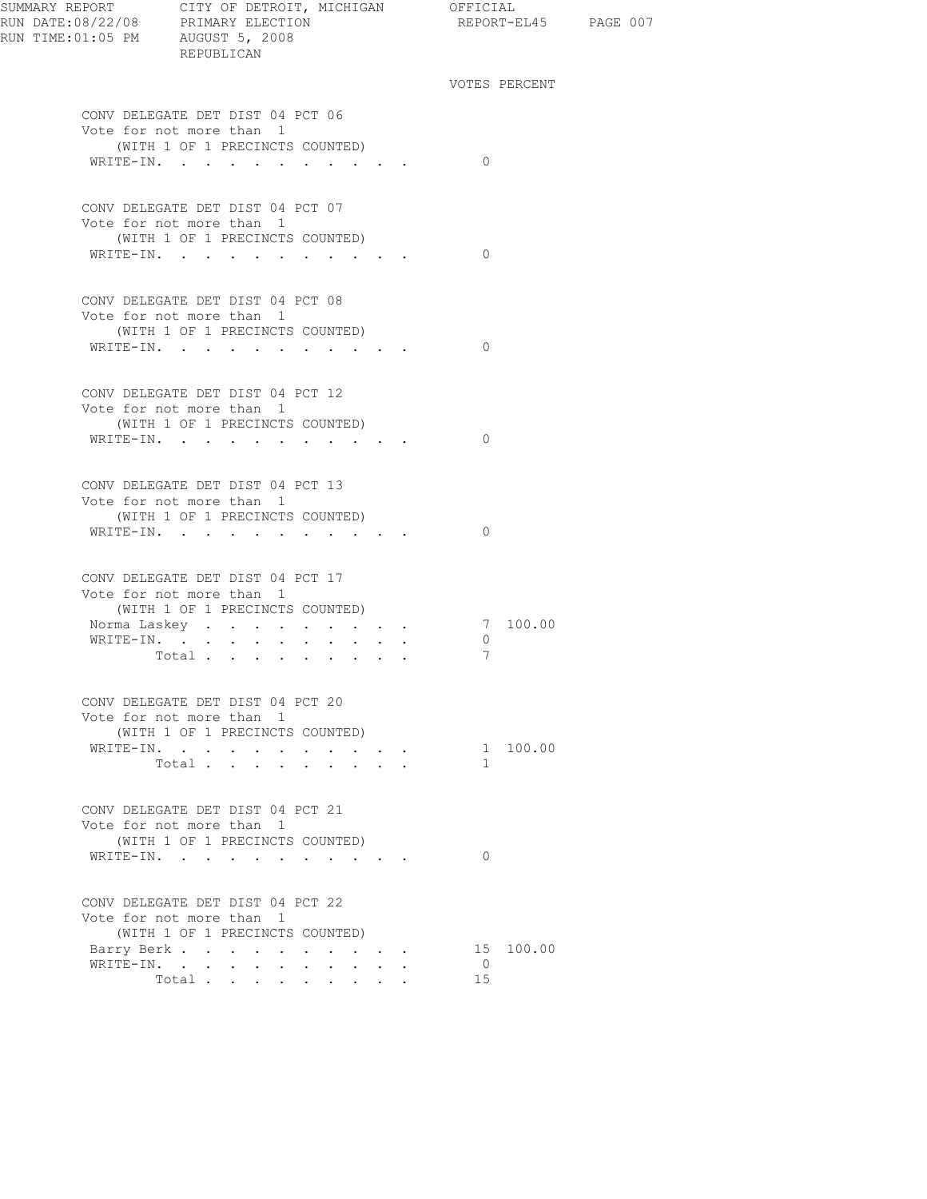SUMMARY REPORT CITY OF DETROIT, MICHIGAN OFFICIAL
RUN DATE:08/22/08 PRIMARY ELECTION REPORT-EL45 PAGE 007
RUN TIME:01:05 PM AUGUST 5, 2008
REPUBLICAN

### CONV DELEGATE DET DIST 04 PCT 06
Vote for not more than 1
(WITH 1 OF 1 PRECINCTS COUNTED)

| | VOTES | PERCENT |
|---|---|---|
| WRITE-IN | 0 | |

### CONV DELEGATE DET DIST 04 PCT 07
Vote for not more than 1
(WITH 1 OF 1 PRECINCTS COUNTED)

| | VOTES | PERCENT |
|---|---|---|
| WRITE-IN | 0 | |

### CONV DELEGATE DET DIST 04 PCT 08
Vote for not more than 1
(WITH 1 OF 1 PRECINCTS COUNTED)

| | VOTES | PERCENT |
|---|---|---|
| WRITE-IN | 0 | |

### CONV DELEGATE DET DIST 04 PCT 12
Vote for not more than 1
(WITH 1 OF 1 PRECINCTS COUNTED)

| | VOTES | PERCENT |
|---|---|---|
| WRITE-IN | 0 | |

### CONV DELEGATE DET DIST 04 PCT 13
Vote for not more than 1
(WITH 1 OF 1 PRECINCTS COUNTED)

| | VOTES | PERCENT |
|---|---|---|
| WRITE-IN | 0 | |

### CONV DELEGATE DET DIST 04 PCT 17
Vote for not more than 1
(WITH 1 OF 1 PRECINCTS COUNTED)

| | VOTES | PERCENT |
|---|---|---|
| Norma Laskey | 7 | 100.00 |
| WRITE-IN | 0 | |
| Total | 7 | |

### CONV DELEGATE DET DIST 04 PCT 20
Vote for not more than 1
(WITH 1 OF 1 PRECINCTS COUNTED)

| | VOTES | PERCENT |
|---|---|---|
| WRITE-IN | 1 | 100.00 |
| Total | 1 | |

### CONV DELEGATE DET DIST 04 PCT 21
Vote for not more than 1
(WITH 1 OF 1 PRECINCTS COUNTED)

| | VOTES | PERCENT |
|---|---|---|
| WRITE-IN | 0 | |

### CONV DELEGATE DET DIST 04 PCT 22
Vote for not more than 1
(WITH 1 OF 1 PRECINCTS COUNTED)

| | VOTES | PERCENT |
|---|---|---|
| Barry Berk | 15 | 100.00 |
| WRITE-IN | 0 | |
| Total | 15 | |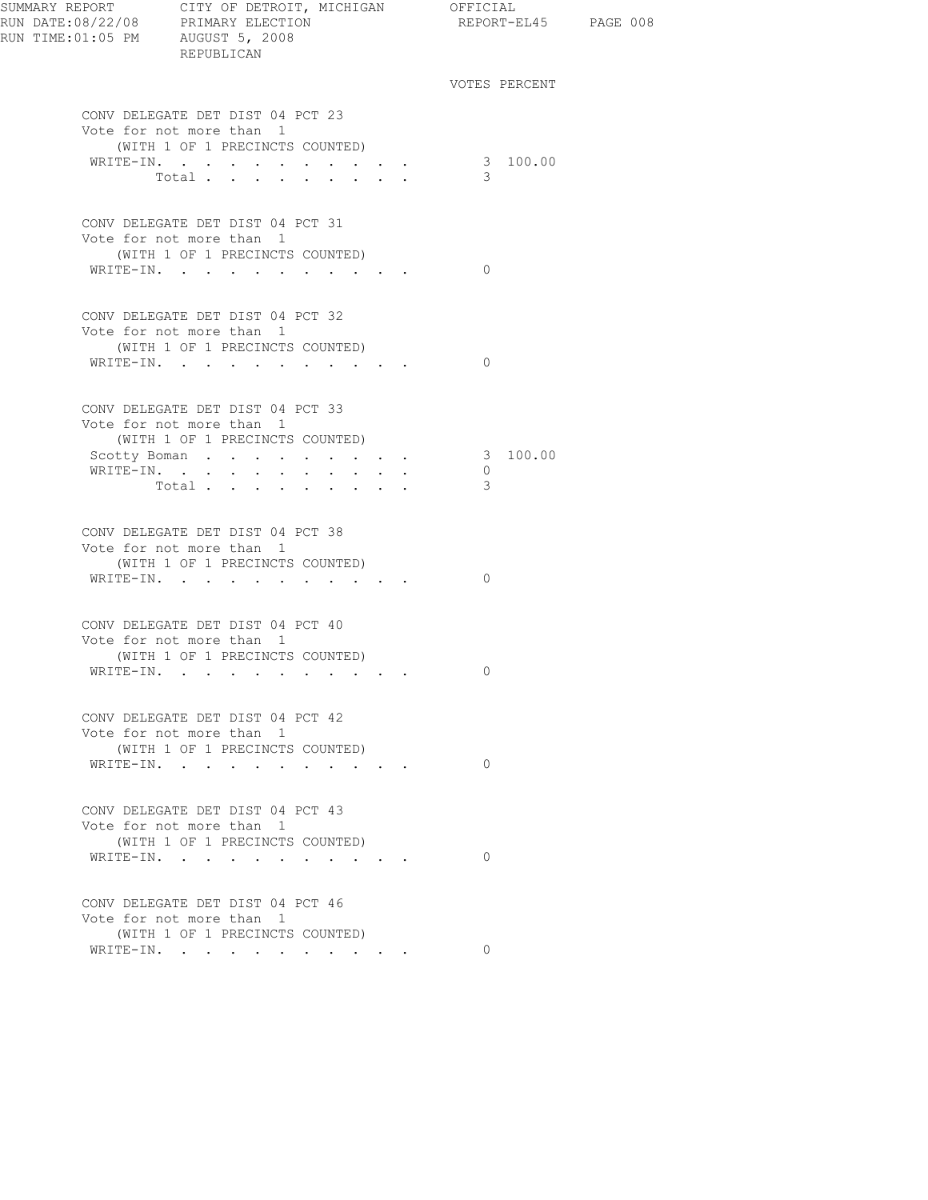SUMMARY REPORT CITY OF DETROIT, MICHIGAN OFFICIAL
RUN DATE:08/22/08 PRIMARY ELECTION REPORT-EL45
RUN TIME:01:05 PM AUGUST 5, 2008
REPUBLICAN

### CONV DELEGATE DET DIST 04 PCT 23
Vote for not more than 1
(WITH 1 OF 1 PRECINCTS COUNTED)

| | VOTES | PERCENT |
|---|---|---|
| WRITE-IN. | 3 | 100.00 |
| Total | 3 | |

### CONV DELEGATE DET DIST 04 PCT 31
Vote for not more than 1
(WITH 1 OF 1 PRECINCTS COUNTED)

| | VOTES | PERCENT |
|---|---|---|
| WRITE-IN. | 0 | |

### CONV DELEGATE DET DIST 04 PCT 32
Vote for not more than 1
(WITH 1 OF 1 PRECINCTS COUNTED)

| | VOTES | PERCENT |
|---|---|---|
| WRITE-IN. | 0 | |

### CONV DELEGATE DET DIST 04 PCT 33
Vote for not more than 1
(WITH 1 OF 1 PRECINCTS COUNTED)

| | VOTES | PERCENT |
|---|---|---|
| Scotty Boman | 3 | 100.00 |
| WRITE-IN. | 0 | |
| Total | 3 | |

### CONV DELEGATE DET DIST 04 PCT 38
Vote for not more than 1
(WITH 1 OF 1 PRECINCTS COUNTED)

| | VOTES | PERCENT |
|---|---|---|
| WRITE-IN. | 0 | |

### CONV DELEGATE DET DIST 04 PCT 40
Vote for not more than 1
(WITH 1 OF 1 PRECINCTS COUNTED)

| | VOTES | PERCENT |
|---|---|---|
| WRITE-IN. | 0 | |

### CONV DELEGATE DET DIST 04 PCT 42
Vote for not more than 1
(WITH 1 OF 1 PRECINCTS COUNTED)

| | VOTES | PERCENT |
|---|---|---|
| WRITE-IN. | 0 | |

### CONV DELEGATE DET DIST 04 PCT 43
Vote for not more than 1
(WITH 1 OF 1 PRECINCTS COUNTED)

| | VOTES | PERCENT |
|---|---|---|
| WRITE-IN. | 0 | |

### CONV DELEGATE DET DIST 04 PCT 46
Vote for not more than 1
(WITH 1 OF 1 PRECINCTS COUNTED)

| | VOTES | PERCENT |
|---|---|---|
| WRITE-IN. | 0 | |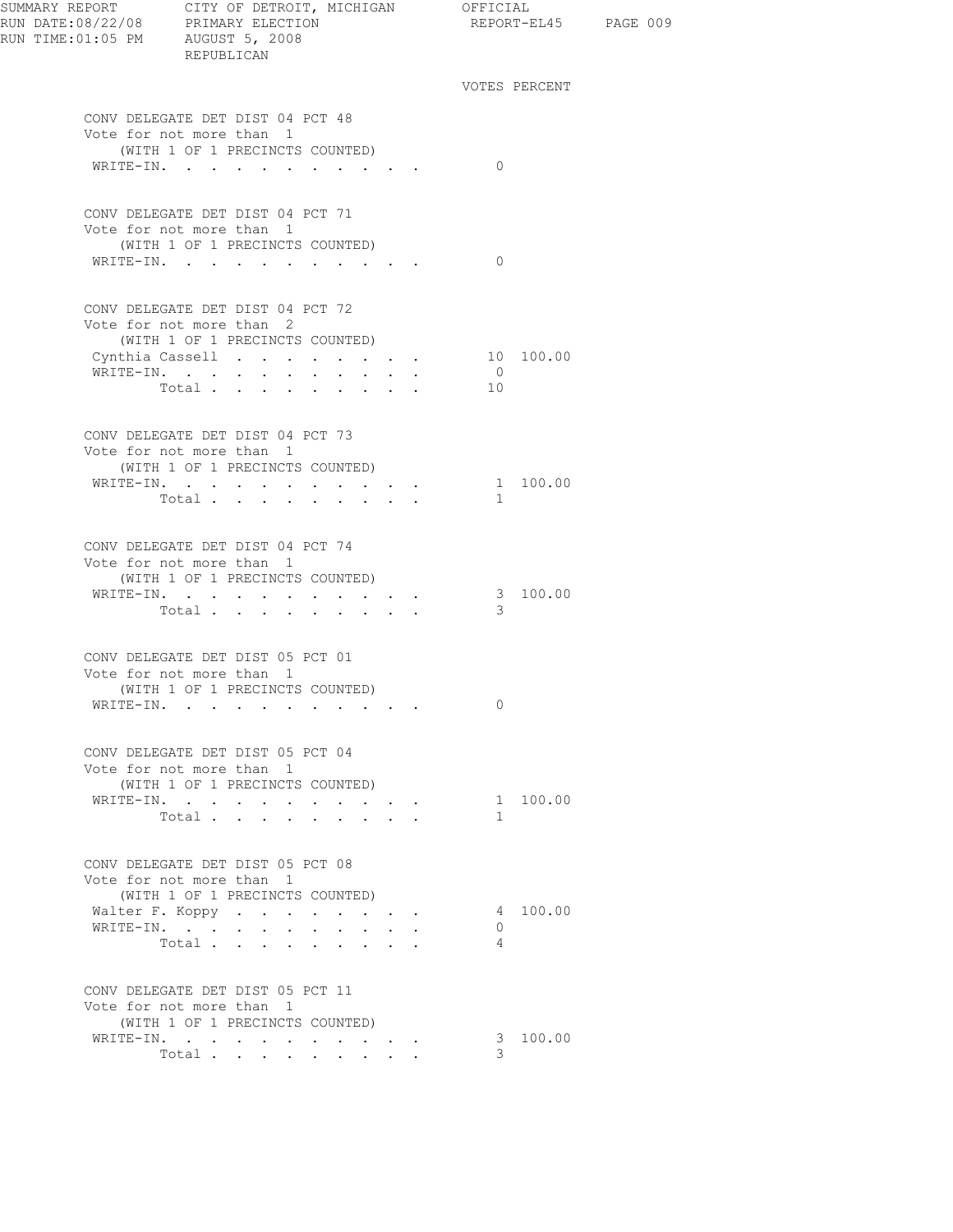REPUBLICAN

### CONV DELEGATE DET DIST 04 PCT 48
Vote for not more than 1
(WITH 1 OF 1 PRECINCTS COUNTED)

| | VOTES | PERCENT |
|---|---|---|
| WRITE-IN. | 0 | |

### CONV DELEGATE DET DIST 04 PCT 71
Vote for not more than 1
(WITH 1 OF 1 PRECINCTS COUNTED)

| | VOTES | PERCENT |
|---|---|---|
| WRITE-IN. | 0 | |

### CONV DELEGATE DET DIST 04 PCT 72
Vote for not more than 2
(WITH 1 OF 1 PRECINCTS COUNTED)

| | VOTES | PERCENT |
|---|---|---|
| Cynthia Cassell | 10 | 100.00 |
| WRITE-IN. | 0 | |
| Total | 10 | |

### CONV DELEGATE DET DIST 04 PCT 73
Vote for not more than 1
(WITH 1 OF 1 PRECINCTS COUNTED)

| | VOTES | PERCENT |
|---|---|---|
| WRITE-IN. | 1 | 100.00 |
| Total | 1 | |

### CONV DELEGATE DET DIST 04 PCT 74
Vote for not more than 1
(WITH 1 OF 1 PRECINCTS COUNTED)

| | VOTES | PERCENT |
|---|---|---|
| WRITE-IN. | 3 | 100.00 |
| Total | 3 | |

### CONV DELEGATE DET DIST 05 PCT 01
Vote for not more than 1
(WITH 1 OF 1 PRECINCTS COUNTED)

| | VOTES | PERCENT |
|---|---|---|
| WRITE-IN. | 0 | |

### CONV DELEGATE DET DIST 05 PCT 04
Vote for not more than 1
(WITH 1 OF 1 PRECINCTS COUNTED)

| | VOTES | PERCENT |
|---|---|---|
| WRITE-IN. | 1 | 100.00 |
| Total | 1 | |

### CONV DELEGATE DET DIST 05 PCT 08
Vote for not more than 1
(WITH 1 OF 1 PRECINCTS COUNTED)

| | VOTES | PERCENT |
|---|---|---|
| Walter F. Koppy | 4 | 100.00 |
| WRITE-IN. | 0 | |
| Total | 4 | |

### CONV DELEGATE DET DIST 05 PCT 11
Vote for not more than 1
(WITH 1 OF 1 PRECINCTS COUNTED)

| | VOTES | PERCENT |
|---|---|---|
| WRITE-IN. | 3 | 100.00 |
| Total | 3 | |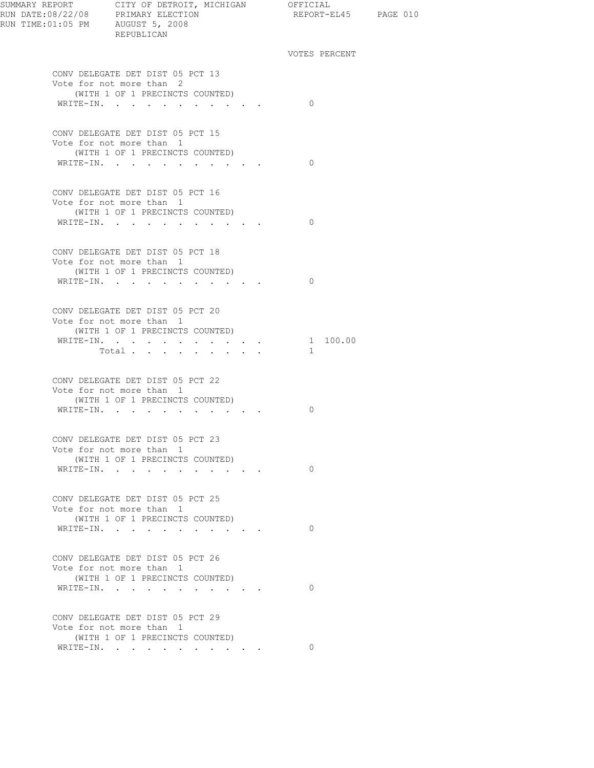SUMMARY REPORT CITY OF DETROIT, MICHIGAN OFFICIAL
RUN DATE:08/22/08 PRIMARY ELECTION REPORT-EL45
RUN TIME:01:05 PM AUGUST 5, 2008
REPUBLICAN

VOTES PERCENT

CONV DELEGATE DET DIST 05 PCT 13
Vote for not more than 2
(WITH 1 OF 1 PRECINCTS COUNTED)

| | VOTES | PERCENT |
|---|---|---|
| WRITE-IN | 0 | |

CONV DELEGATE DET DIST 05 PCT 15
Vote for not more than 1
(WITH 1 OF 1 PRECINCTS COUNTED)

| | VOTES | PERCENT |
|---|---|---|
| WRITE-IN | 0 | |

CONV DELEGATE DET DIST 05 PCT 16
Vote for not more than 1
(WITH 1 OF 1 PRECINCTS COUNTED)

| | VOTES | PERCENT |
|---|---|---|
| WRITE-IN | 0 | |

CONV DELEGATE DET DIST 05 PCT 18
Vote for not more than 1
(WITH 1 OF 1 PRECINCTS COUNTED)

| | VOTES | PERCENT |
|---|---|---|
| WRITE-IN | 0 | |

CONV DELEGATE DET DIST 05 PCT 20
Vote for not more than 1
(WITH 1 OF 1 PRECINCTS COUNTED)

| | VOTES | PERCENT |
|---|---|---|
| WRITE-IN | 1 | 100.00 |
| Total | 1 | |

CONV DELEGATE DET DIST 05 PCT 22
Vote for not more than 1
(WITH 1 OF 1 PRECINCTS COUNTED)

| | VOTES | PERCENT |
|---|---|---|
| WRITE-IN | 0 | |

CONV DELEGATE DET DIST 05 PCT 23
Vote for not more than 1
(WITH 1 OF 1 PRECINCTS COUNTED)

| | VOTES | PERCENT |
|---|---|---|
| WRITE-IN | 0 | |

CONV DELEGATE DET DIST 05 PCT 25
Vote for not more than 1
(WITH 1 OF 1 PRECINCTS COUNTED)

| | VOTES | PERCENT |
|---|---|---|
| WRITE-IN | 0 | |

CONV DELEGATE DET DIST 05 PCT 26
Vote for not more than 1
(WITH 1 OF 1 PRECINCTS COUNTED)

| | VOTES | PERCENT |
|---|---|---|
| WRITE-IN | 0 | |

CONV DELEGATE DET DIST 05 PCT 29
Vote for not more than 1
(WITH 1 OF 1 PRECINCTS COUNTED)

| | VOTES | PERCENT |
|---|---|---|
| WRITE-IN | 0 | |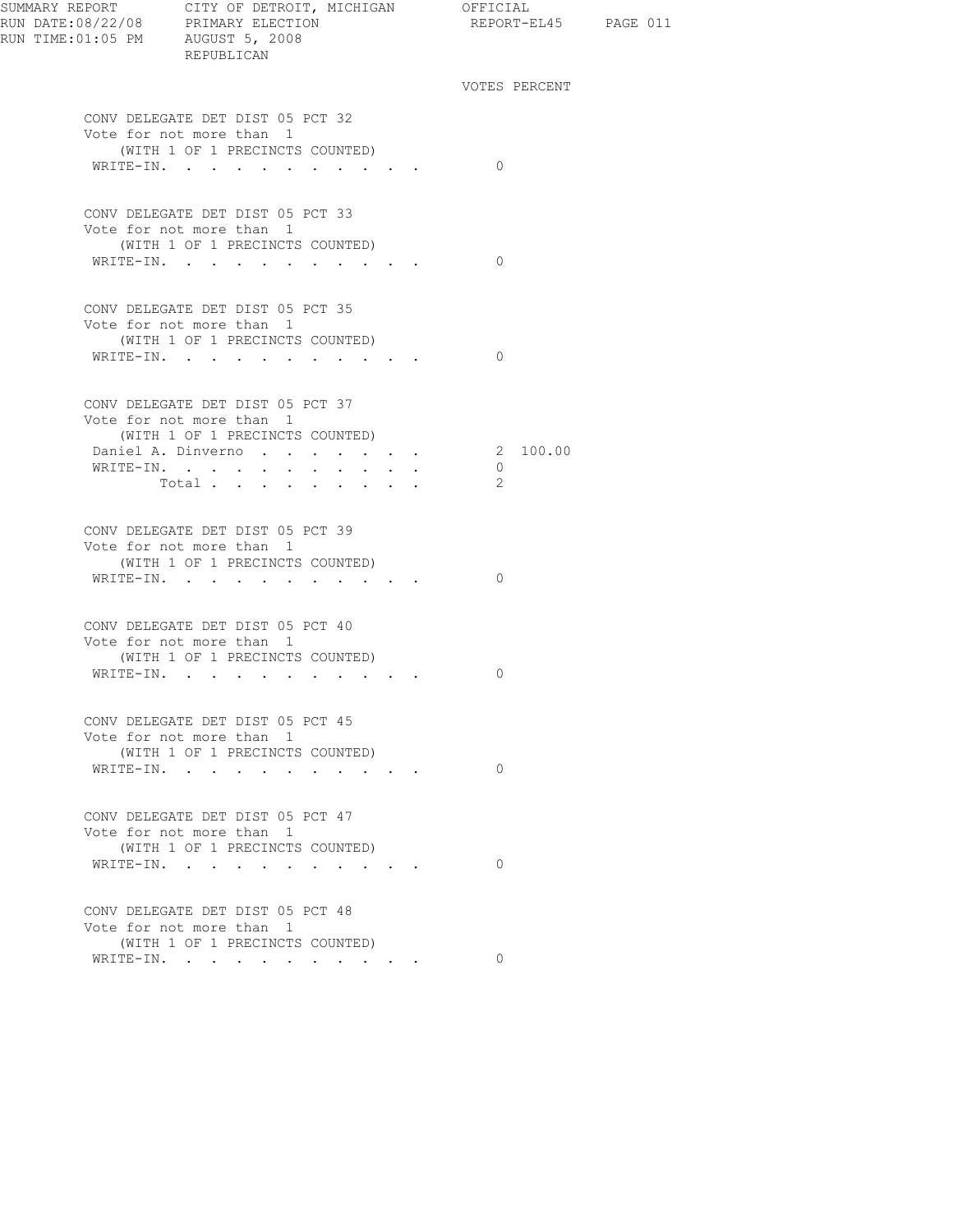SUMMARY REPORT CITY OF DETROIT, MICHIGAN OFFICIAL
RUN DATE:08/22/08 PRIMARY ELECTION REPORT-EL45
RUN TIME:01:05 PM AUGUST 5, 2008
REPUBLICAN

### CONV DELEGATE DET DIST 05 PCT 32
Vote for not more than 1
(WITH 1 OF 1 PRECINCTS COUNTED)

| | VOTES | PERCENT |
|---|---|---|
| WRITE-IN. | 0 | |

### CONV DELEGATE DET DIST 05 PCT 33
Vote for not more than 1
(WITH 1 OF 1 PRECINCTS COUNTED)

| | VOTES | PERCENT |
|---|---|---|
| WRITE-IN. | 0 | |

### CONV DELEGATE DET DIST 05 PCT 35
Vote for not more than 1
(WITH 1 OF 1 PRECINCTS COUNTED)

| | VOTES | PERCENT |
|---|---|---|
| WRITE-IN. | 0 | |

### CONV DELEGATE DET DIST 05 PCT 37
Vote for not more than 1
(WITH 1 OF 1 PRECINCTS COUNTED)

| | VOTES | PERCENT |
|---|---|---|
| Daniel A. Dinverno | 2 | 100.00 |
| WRITE-IN. | 0 | |
| Total | 2 | |

### CONV DELEGATE DET DIST 05 PCT 39
Vote for not more than 1
(WITH 1 OF 1 PRECINCTS COUNTED)

| | VOTES | PERCENT |
|---|---|---|
| WRITE-IN. | 0 | |

### CONV DELEGATE DET DIST 05 PCT 40
Vote for not more than 1
(WITH 1 OF 1 PRECINCTS COUNTED)

| | VOTES | PERCENT |
|---|---|---|
| WRITE-IN. | 0 | |

### CONV DELEGATE DET DIST 05 PCT 45
Vote for not more than 1
(WITH 1 OF 1 PRECINCTS COUNTED)

| | VOTES | PERCENT |
|---|---|---|
| WRITE-IN. | 0 | |

### CONV DELEGATE DET DIST 05 PCT 47
Vote for not more than 1
(WITH 1 OF 1 PRECINCTS COUNTED)

| | VOTES | PERCENT |
|---|---|---|
| WRITE-IN. | 0 | |

### CONV DELEGATE DET DIST 05 PCT 48
Vote for not more than 1
(WITH 1 OF 1 PRECINCTS COUNTED)

| | VOTES | PERCENT |
|---|---|---|
| WRITE-IN. | 0 | |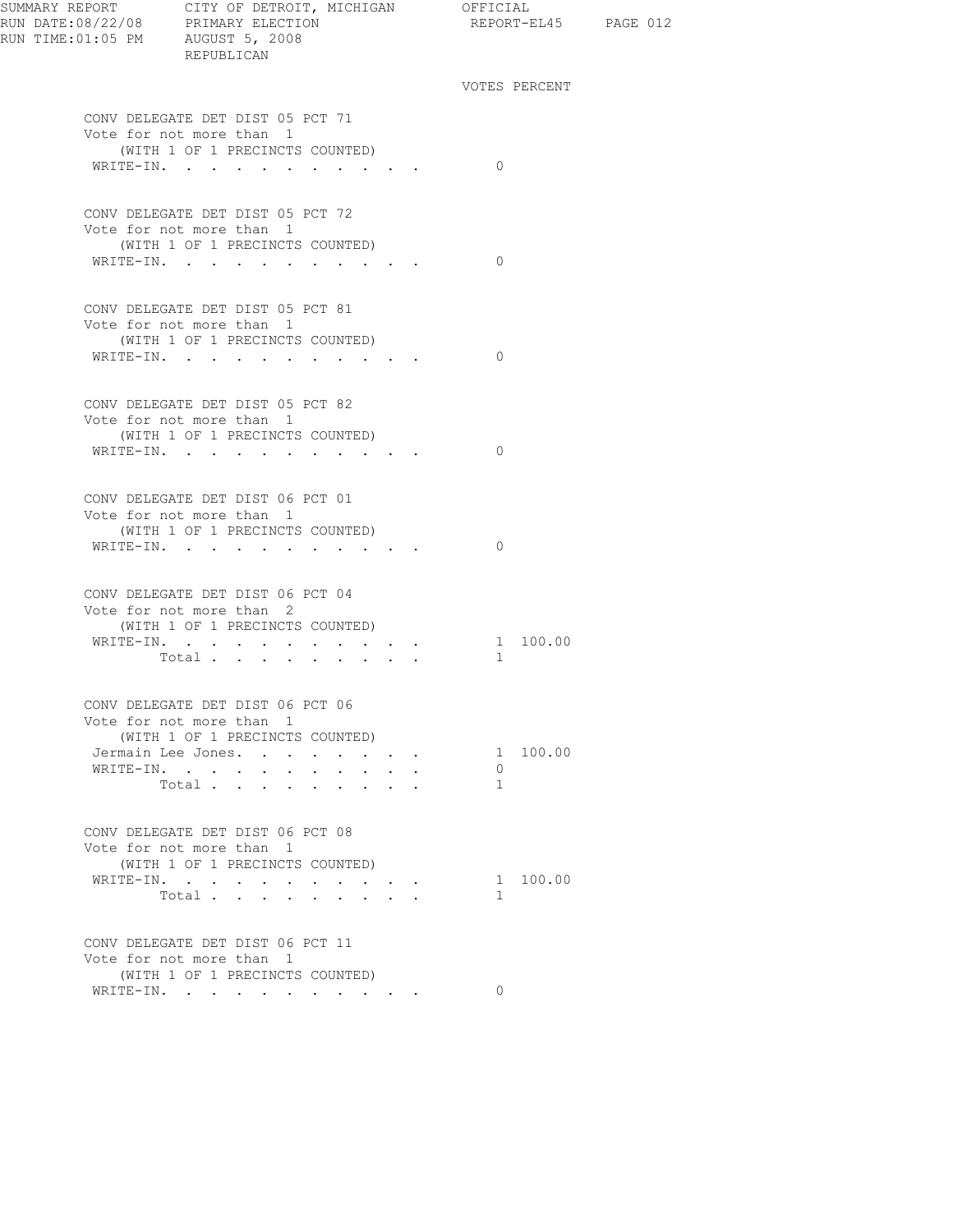SUMMARY REPORT CITY OF DETROIT, MICHIGAN OFFICIAL
RUN DATE:08/22/08 PRIMARY ELECTION REPORT-EL45 PAGE 012
RUN TIME:01:05 PM AUGUST 5, 2008
REPUBLICAN

### CONV DELEGATE DET DIST 05 PCT 71
Vote for not more than 1
(WITH 1 OF 1 PRECINCTS COUNTED)

| | VOTES | PERCENT |
|---|---|---|
| WRITE-IN | 0 | |

### CONV DELEGATE DET DIST 05 PCT 72
Vote for not more than 1
(WITH 1 OF 1 PRECINCTS COUNTED)

| | VOTES | PERCENT |
|---|---|---|
| WRITE-IN | 0 | |

### CONV DELEGATE DET DIST 05 PCT 81
Vote for not more than 1
(WITH 1 OF 1 PRECINCTS COUNTED)

| | VOTES | PERCENT |
|---|---|---|
| WRITE-IN | 0 | |

### CONV DELEGATE DET DIST 05 PCT 82
Vote for not more than 1
(WITH 1 OF 1 PRECINCTS COUNTED)

| | VOTES | PERCENT |
|---|---|---|
| WRITE-IN | 0 | |

### CONV DELEGATE DET DIST 06 PCT 01
Vote for not more than 1
(WITH 1 OF 1 PRECINCTS COUNTED)

| | VOTES | PERCENT |
|---|---|---|
| WRITE-IN | 0 | |

### CONV DELEGATE DET DIST 06 PCT 04
Vote for not more than 2
(WITH 1 OF 1 PRECINCTS COUNTED)

| | VOTES | PERCENT |
|---|---|---|
| WRITE-IN | 1 | 100.00 |
| Total | 1 | |

### CONV DELEGATE DET DIST 06 PCT 06
Vote for not more than 1
(WITH 1 OF 1 PRECINCTS COUNTED)

| | VOTES | PERCENT |
|---|---|---|
| Jermain Lee Jones | 1 | 100.00 |
| WRITE-IN | 0 | |
| Total | 1 | |

### CONV DELEGATE DET DIST 06 PCT 08
Vote for not more than 1
(WITH 1 OF 1 PRECINCTS COUNTED)

| | VOTES | PERCENT |
|---|---|---|
| WRITE-IN | 1 | 100.00 |
| Total | 1 | |

### CONV DELEGATE DET DIST 06 PCT 11
Vote for not more than 1
(WITH 1 OF 1 PRECINCTS COUNTED)

| | VOTES | PERCENT |
|---|---|---|
| WRITE-IN | 0 | |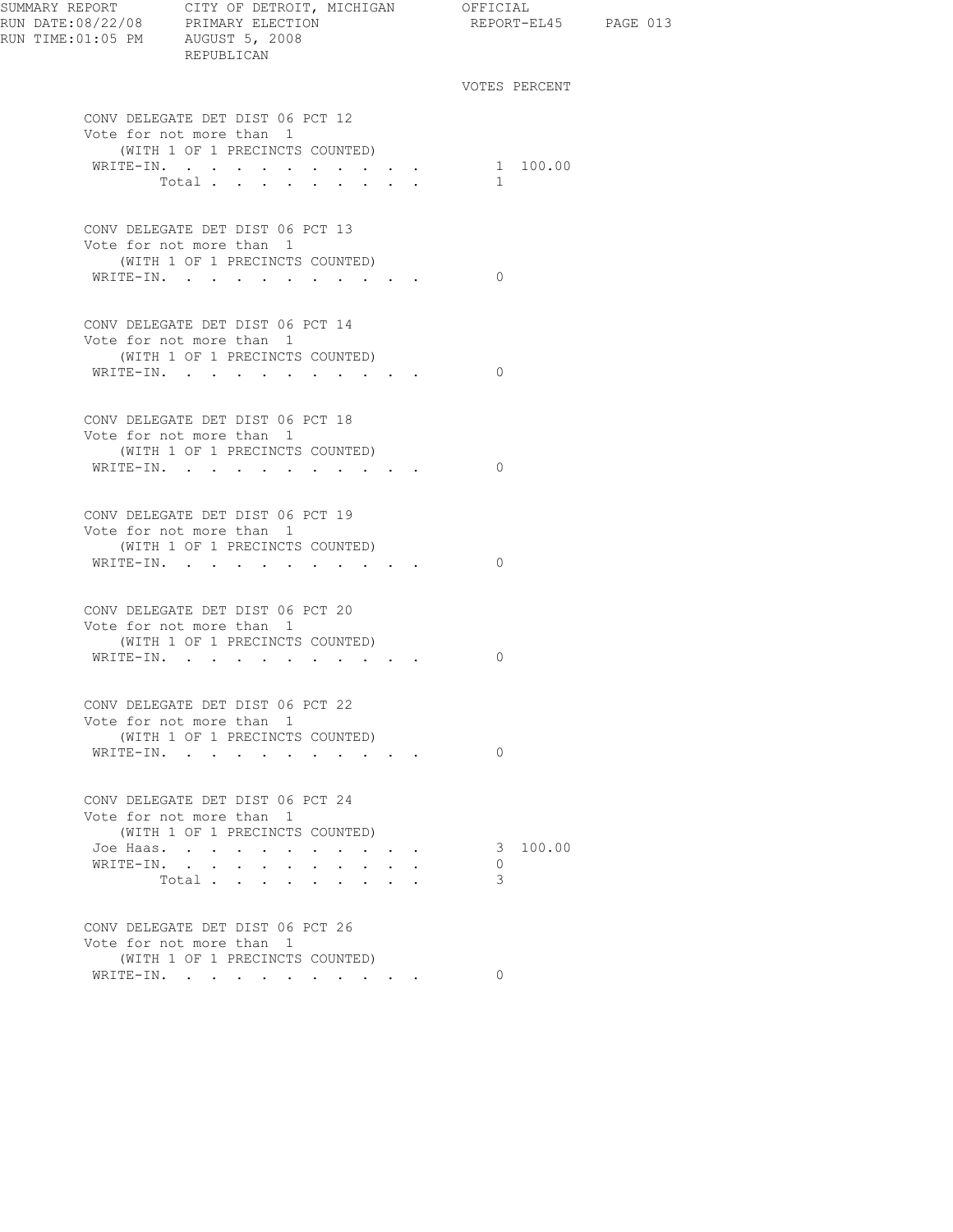SUMMARY REPORT CITY OF DETROIT, MICHIGAN OFFICIAL
RUN DATE:08/22/08 PRIMARY ELECTION REPORT-EL45
RUN TIME:01:05 PM AUGUST 5, 2008
REPUBLICAN

### CONV DELEGATE DET DIST 06 PCT 12
Vote for not more than 1
(WITH 1 OF 1 PRECINCTS COUNTED)

| | VOTES | PERCENT |
|---|---|---|
| WRITE-IN. | 1 | 100.00 |
| Total | 1 | |

### CONV DELEGATE DET DIST 06 PCT 13
Vote for not more than 1
(WITH 1 OF 1 PRECINCTS COUNTED)

| | VOTES | PERCENT |
|---|---|---|
| WRITE-IN. | 0 | |

### CONV DELEGATE DET DIST 06 PCT 14
Vote for not more than 1
(WITH 1 OF 1 PRECINCTS COUNTED)

| | VOTES | PERCENT |
|---|---|---|
| WRITE-IN. | 0 | |

### CONV DELEGATE DET DIST 06 PCT 18
Vote for not more than 1
(WITH 1 OF 1 PRECINCTS COUNTED)

| | VOTES | PERCENT |
|---|---|---|
| WRITE-IN. | 0 | |

### CONV DELEGATE DET DIST 06 PCT 19
Vote for not more than 1
(WITH 1 OF 1 PRECINCTS COUNTED)

| | VOTES | PERCENT |
|---|---|---|
| WRITE-IN. | 0 | |

### CONV DELEGATE DET DIST 06 PCT 20
Vote for not more than 1
(WITH 1 OF 1 PRECINCTS COUNTED)

| | VOTES | PERCENT |
|---|---|---|
| WRITE-IN. | 0 | |

### CONV DELEGATE DET DIST 06 PCT 22
Vote for not more than 1
(WITH 1 OF 1 PRECINCTS COUNTED)

| | VOTES | PERCENT |
|---|---|---|
| WRITE-IN. | 0 | |

### CONV DELEGATE DET DIST 06 PCT 24
Vote for not more than 1
(WITH 1 OF 1 PRECINCTS COUNTED)

| | VOTES | PERCENT |
|---|---|---|
| Joe Haas. | 3 | 100.00 |
| WRITE-IN. | 0 | |
| Total | 3 | |

### CONV DELEGATE DET DIST 06 PCT 26
Vote for not more than 1
(WITH 1 OF 1 PRECINCTS COUNTED)

| | VOTES | PERCENT |
|---|---|---|
| WRITE-IN. | 0 | |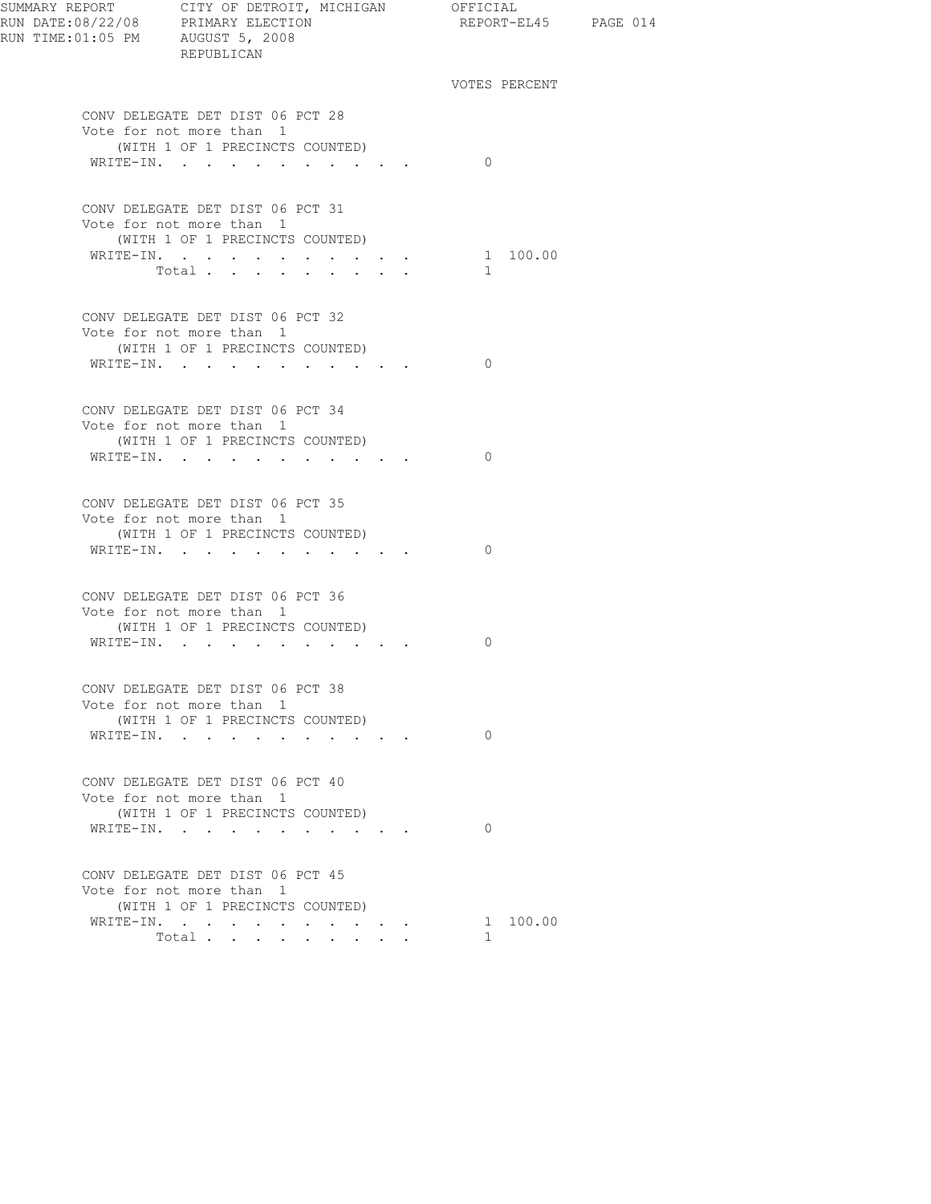SUMMARY REPORT CITY OF DETROIT, MICHIGAN OFFICIAL
RUN DATE:08/22/08 PRIMARY ELECTION REPORT-EL45 PAGE 014
RUN TIME:01:05 PM AUGUST 5, 2008
REPUBLICAN

VOTES PERCENT

**CONV DELEGATE DET DIST 06 PCT 28**
Vote for not more than 1
(WITH 1 OF 1 PRECINCTS COUNTED)

| | VOTES | PERCENT |
|---|---|---|
| WRITE-IN. | 0 | |

**CONV DELEGATE DET DIST 06 PCT 31**
Vote for not more than 1
(WITH 1 OF 1 PRECINCTS COUNTED)

| | VOTES | PERCENT |
|---|---|---|
| WRITE-IN. | 1 | 100.00 |
| Total | 1 | |

**CONV DELEGATE DET DIST 06 PCT 32**
Vote for not more than 1
(WITH 1 OF 1 PRECINCTS COUNTED)

| | VOTES | PERCENT |
|---|---|---|
| WRITE-IN. | 0 | |

**CONV DELEGATE DET DIST 06 PCT 34**
Vote for not more than 1
(WITH 1 OF 1 PRECINCTS COUNTED)

| | VOTES | PERCENT |
|---|---|---|
| WRITE-IN. | 0 | |

**CONV DELEGATE DET DIST 06 PCT 35**
Vote for not more than 1
(WITH 1 OF 1 PRECINCTS COUNTED)

| | VOTES | PERCENT |
|---|---|---|
| WRITE-IN. | 0 | |

**CONV DELEGATE DET DIST 06 PCT 36**
Vote for not more than 1
(WITH 1 OF 1 PRECINCTS COUNTED)

| | VOTES | PERCENT |
|---|---|---|
| WRITE-IN. | 0 | |

**CONV DELEGATE DET DIST 06 PCT 38**
Vote for not more than 1
(WITH 1 OF 1 PRECINCTS COUNTED)

| | VOTES | PERCENT |
|---|---|---|
| WRITE-IN. | 0 | |

**CONV DELEGATE DET DIST 06 PCT 40**
Vote for not more than 1
(WITH 1 OF 1 PRECINCTS COUNTED)

| | VOTES | PERCENT |
|---|---|---|
| WRITE-IN. | 0 | |

**CONV DELEGATE DET DIST 06 PCT 45**
Vote for not more than 1
(WITH 1 OF 1 PRECINCTS COUNTED)

| | VOTES | PERCENT |
|---|---|---|
| WRITE-IN. | 1 | 100.00 |
| Total | 1 | |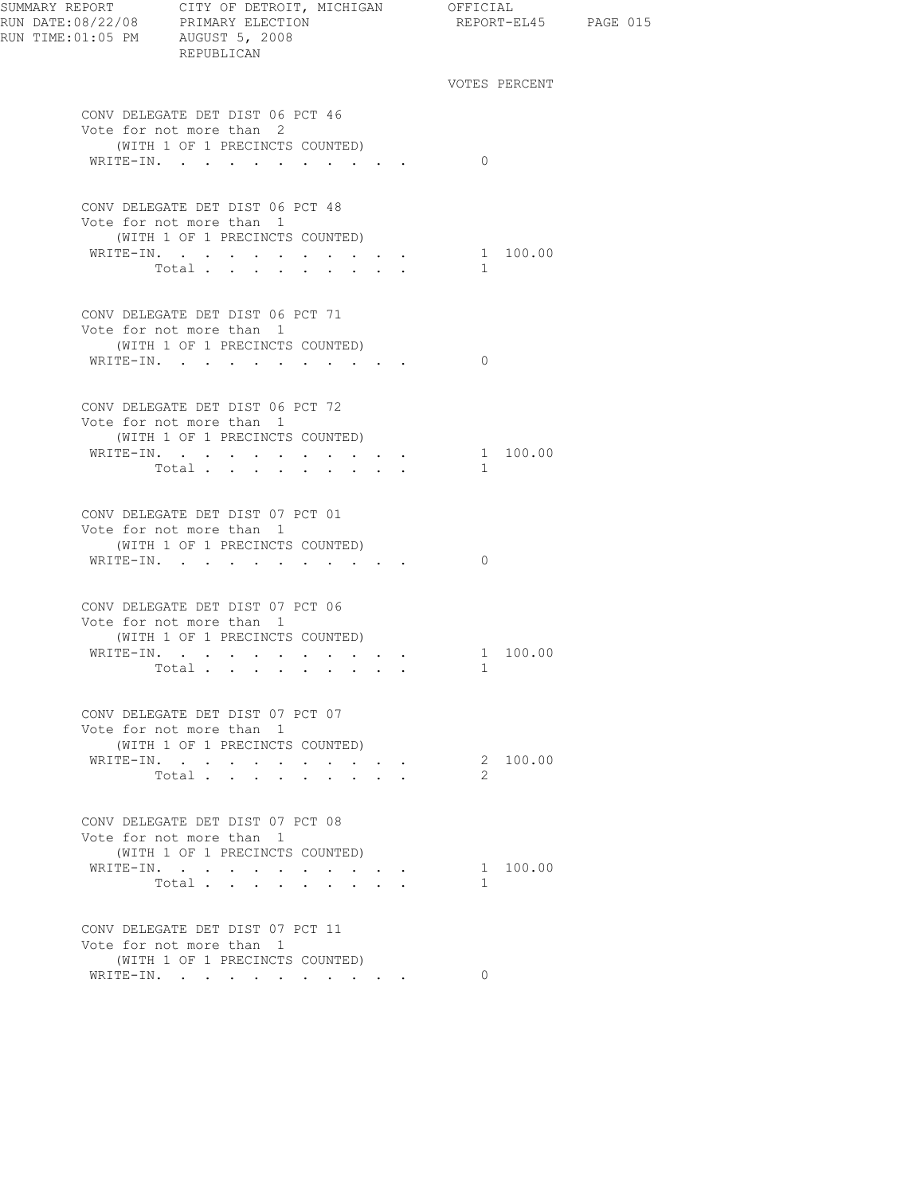SUMMARY REPORT CITY OF DETROIT, MICHIGAN OFFICIAL
RUN DATE:08/22/08 PRIMARY ELECTION REPORT-EL45
RUN TIME:01:05 PM AUGUST 5, 2008
REPUBLICAN

| | VOTES | PERCENT |
|---|---|---|
| **CONV DELEGATE DET DIST 06 PCT 46** | | |
| Vote for not more than 2 | | |
| (WITH 1 OF 1 PRECINCTS COUNTED) | | |
| WRITE-IN. . . . . . . . . . . . | 0 | |
| **CONV DELEGATE DET DIST 06 PCT 48** | | |
| Vote for not more than 1 | | |
| (WITH 1 OF 1 PRECINCTS COUNTED) | | |
| WRITE-IN. . . . . . . . . . . . | 1 | 100.00 |
| Total . . . . . . . . . . | 1 | |
| **CONV DELEGATE DET DIST 06 PCT 71** | | |
| Vote for not more than 1 | | |
| (WITH 1 OF 1 PRECINCTS COUNTED) | | |
| WRITE-IN. . . . . . . . . . . . | 0 | |
| **CONV DELEGATE DET DIST 06 PCT 72** | | |
| Vote for not more than 1 | | |
| (WITH 1 OF 1 PRECINCTS COUNTED) | | |
| WRITE-IN. . . . . . . . . . . . | 1 | 100.00 |
| Total . . . . . . . . . . | 1 | |
| **CONV DELEGATE DET DIST 07 PCT 01** | | |
| Vote for not more than 1 | | |
| (WITH 1 OF 1 PRECINCTS COUNTED) | | |
| WRITE-IN. . . . . . . . . . . . | 0 | |
| **CONV DELEGATE DET DIST 07 PCT 06** | | |
| Vote for not more than 1 | | |
| (WITH 1 OF 1 PRECINCTS COUNTED) | | |
| WRITE-IN. . . . . . . . . . . . | 1 | 100.00 |
| Total . . . . . . . . . . | 1 | |
| **CONV DELEGATE DET DIST 07 PCT 07** | | |
| Vote for not more than 1 | | |
| (WITH 1 OF 1 PRECINCTS COUNTED) | | |
| WRITE-IN. . . . . . . . . . . . | 2 | 100.00 |
| Total . . . . . . . . . . | 2 | |
| **CONV DELEGATE DET DIST 07 PCT 08** | | |
| Vote for not more than 1 | | |
| (WITH 1 OF 1 PRECINCTS COUNTED) | | |
| WRITE-IN. . . . . . . . . . . . | 1 | 100.00 |
| Total . . . . . . . . . . | 1 | |
| **CONV DELEGATE DET DIST 07 PCT 11** | | |
| Vote for not more than 1 | | |
| (WITH 1 OF 1 PRECINCTS COUNTED) | | |
| WRITE-IN. . . . . . . . . . . . | 0 | |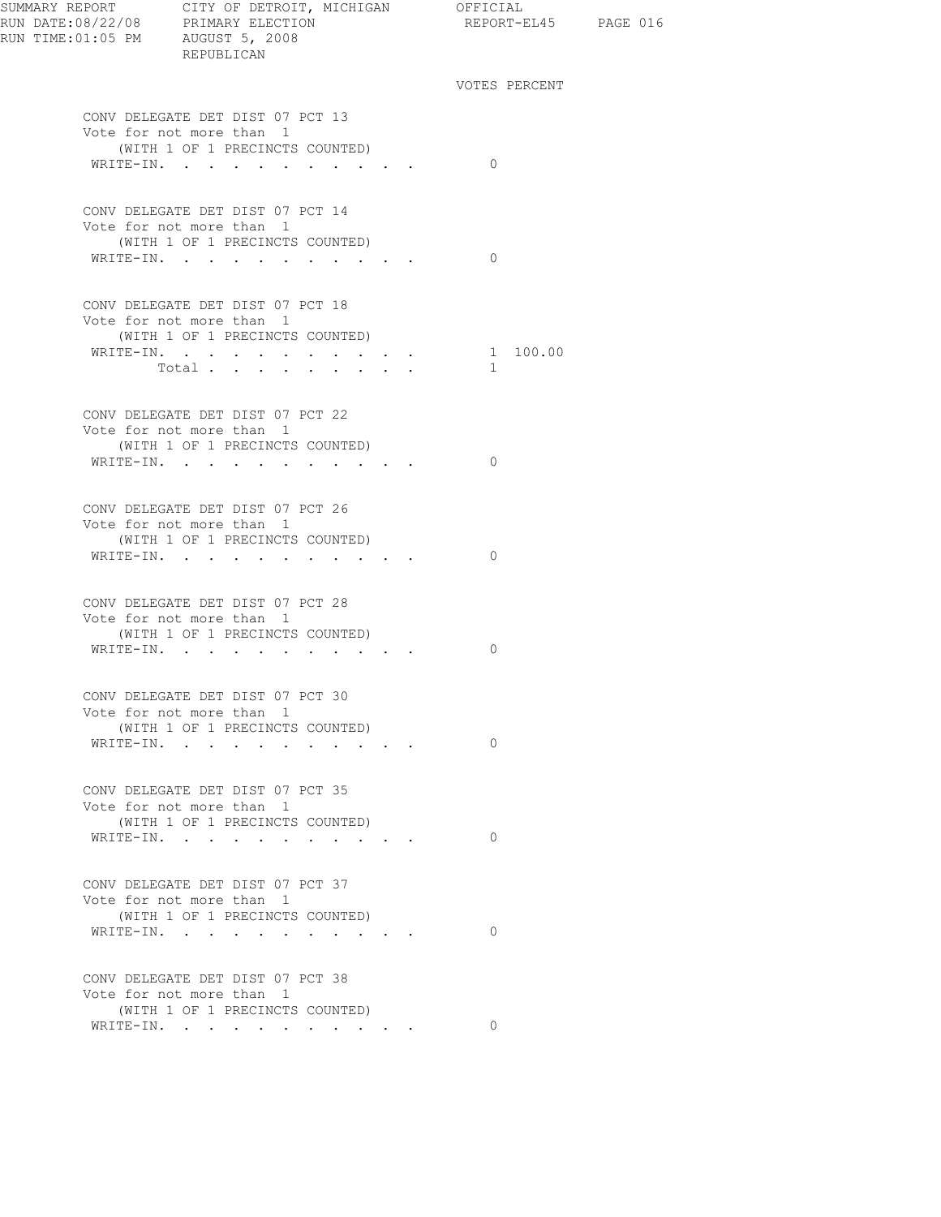VOTES PERCENT

CONV DELEGATE DET DIST 07 PCT 13
Vote for not more than 1
(WITH 1 OF 1 PRECINCTS COUNTED)

| | VOTES | PERCENT |
|---|---|---|
| WRITE-IN. . . . . . . . . . . | 0 | |

CONV DELEGATE DET DIST 07 PCT 14
Vote for not more than 1
(WITH 1 OF 1 PRECINCTS COUNTED)

| | VOTES | PERCENT |
|---|---|---|
| WRITE-IN. . . . . . . . . . . | 0 | |

CONV DELEGATE DET DIST 07 PCT 18
Vote for not more than 1
(WITH 1 OF 1 PRECINCTS COUNTED)

| | VOTES | PERCENT |
|---|---|---|
| WRITE-IN. . . . . . . . . . . | 1 | 100.00 |
| Total . . . . . . . . . | 1 | |

CONV DELEGATE DET DIST 07 PCT 22
Vote for not more than 1
(WITH 1 OF 1 PRECINCTS COUNTED)

| | VOTES | PERCENT |
|---|---|---|
| WRITE-IN. . . . . . . . . . . | 0 | |

CONV DELEGATE DET DIST 07 PCT 26
Vote for not more than 1
(WITH 1 OF 1 PRECINCTS COUNTED)

| | VOTES | PERCENT |
|---|---|---|
| WRITE-IN. . . . . . . . . . . | 0 | |

CONV DELEGATE DET DIST 07 PCT 28
Vote for not more than 1
(WITH 1 OF 1 PRECINCTS COUNTED)

| | VOTES | PERCENT |
|---|---|---|
| WRITE-IN. . . . . . . . . . . | 0 | |

CONV DELEGATE DET DIST 07 PCT 30
Vote for not more than 1
(WITH 1 OF 1 PRECINCTS COUNTED)

| | VOTES | PERCENT |
|---|---|---|
| WRITE-IN. . . . . . . . . . . | 0 | |

CONV DELEGATE DET DIST 07 PCT 35
Vote for not more than 1
(WITH 1 OF 1 PRECINCTS COUNTED)

| | VOTES | PERCENT |
|---|---|---|
| WRITE-IN. . . . . . . . . . . | 0 | |

CONV DELEGATE DET DIST 07 PCT 37
Vote for not more than 1
(WITH 1 OF 1 PRECINCTS COUNTED)

| | VOTES | PERCENT |
|---|---|---|
| WRITE-IN. . . . . . . . . . . | 0 | |

CONV DELEGATE DET DIST 07 PCT 38
Vote for not more than 1
(WITH 1 OF 1 PRECINCTS COUNTED)

| | VOTES | PERCENT |
|---|---|---|
| WRITE-IN. . . . . . . . . . . | 0 | |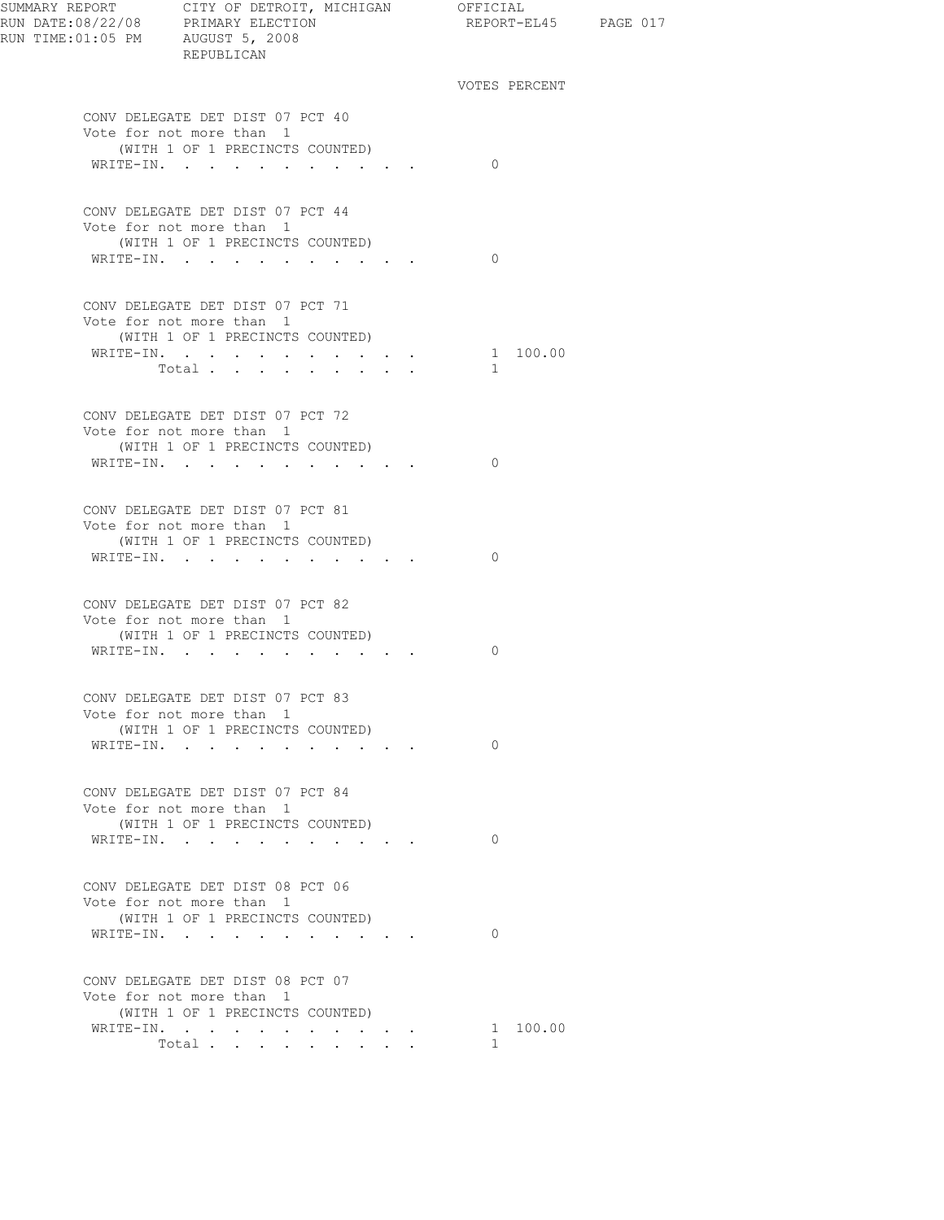SUMMARY REPORT CITY OF DETROIT, MICHIGAN OFFICIAL
RUN DATE:08/22/08 PRIMARY ELECTION REPORT-EL45
RUN TIME:01:05 PM AUGUST 5, 2008
REPUBLICAN

| | VOTES | PERCENT |
|---|---|---|

**CONV DELEGATE DET DIST 07 PCT 40**
Vote for not more than 1
(WITH 1 OF 1 PRECINCTS COUNTED)

| | VOTES | PERCENT |
|---|---|---|
| WRITE-IN. | 0 | |

**CONV DELEGATE DET DIST 07 PCT 44**
Vote for not more than 1
(WITH 1 OF 1 PRECINCTS COUNTED)

| | VOTES | PERCENT |
|---|---|---|
| WRITE-IN. | 0 | |

**CONV DELEGATE DET DIST 07 PCT 71**
Vote for not more than 1
(WITH 1 OF 1 PRECINCTS COUNTED)

| | VOTES | PERCENT |
|---|---|---|
| WRITE-IN. | 1 | 100.00 |
| Total | 1 | |

**CONV DELEGATE DET DIST 07 PCT 72**
Vote for not more than 1
(WITH 1 OF 1 PRECINCTS COUNTED)

| | VOTES | PERCENT |
|---|---|---|
| WRITE-IN. | 0 | |

**CONV DELEGATE DET DIST 07 PCT 81**
Vote for not more than 1
(WITH 1 OF 1 PRECINCTS COUNTED)

| | VOTES | PERCENT |
|---|---|---|
| WRITE-IN. | 0 | |

**CONV DELEGATE DET DIST 07 PCT 82**
Vote for not more than 1
(WITH 1 OF 1 PRECINCTS COUNTED)

| | VOTES | PERCENT |
|---|---|---|
| WRITE-IN. | 0 | |

**CONV DELEGATE DET DIST 07 PCT 83**
Vote for not more than 1
(WITH 1 OF 1 PRECINCTS COUNTED)

| | VOTES | PERCENT |
|---|---|---|
| WRITE-IN. | 0 | |

**CONV DELEGATE DET DIST 07 PCT 84**
Vote for not more than 1
(WITH 1 OF 1 PRECINCTS COUNTED)

| | VOTES | PERCENT |
|---|---|---|
| WRITE-IN. | 0 | |

**CONV DELEGATE DET DIST 08 PCT 06**
Vote for not more than 1
(WITH 1 OF 1 PRECINCTS COUNTED)

| | VOTES | PERCENT |
|---|---|---|
| WRITE-IN. | 0 | |

**CONV DELEGATE DET DIST 08 PCT 07**
Vote for not more than 1
(WITH 1 OF 1 PRECINCTS COUNTED)

| | VOTES | PERCENT |
|---|---|---|
| WRITE-IN. | 1 | 100.00 |
| Total | 1 | |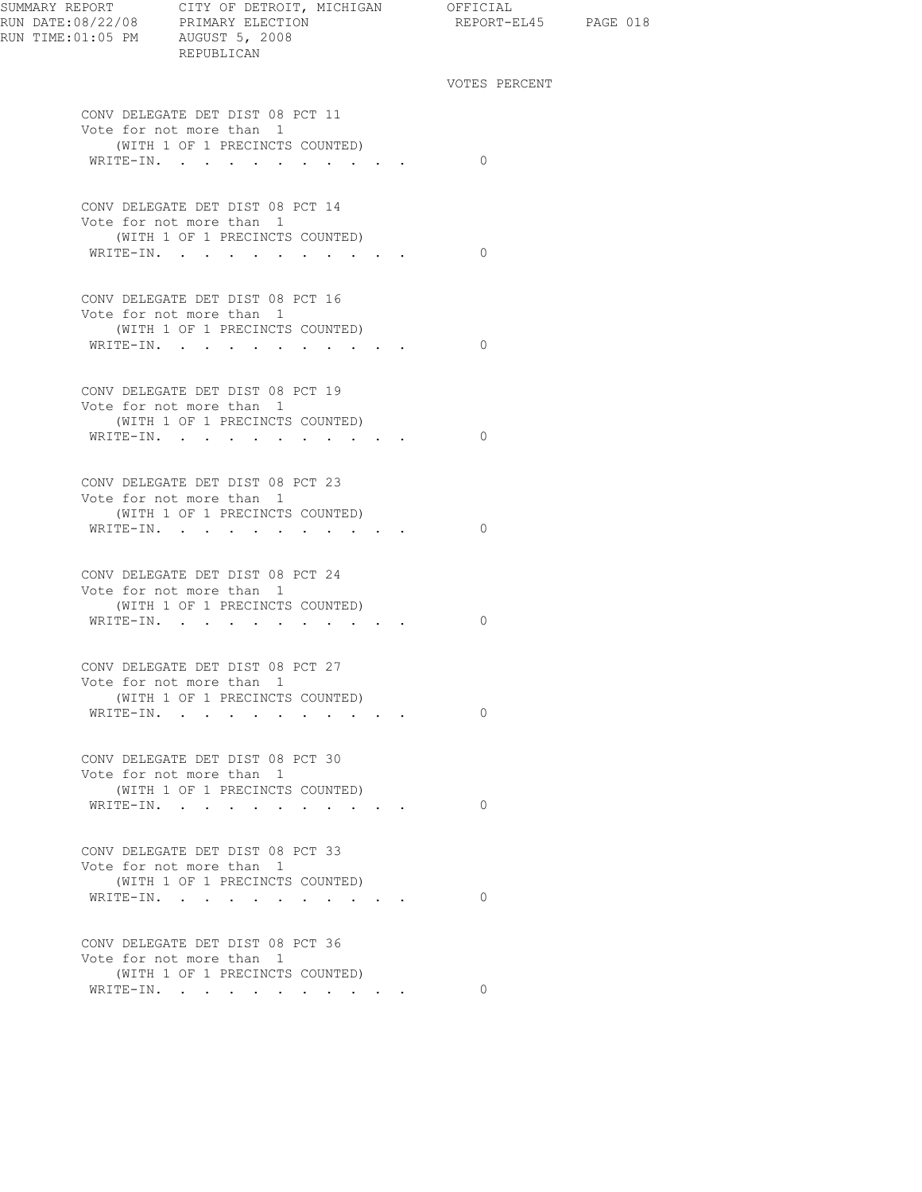SUMMARY REPORT CITY OF DETROIT, MICHIGAN OFFICIAL
RUN DATE:08/22/08 PRIMARY ELECTION REPORT-EL45
RUN TIME:01:05 PM AUGUST 5, 2008
REPUBLICAN

VOTES PERCENT

CONV DELEGATE DET DIST 08 PCT 11
Vote for not more than 1
(WITH 1 OF 1 PRECINCTS COUNTED)

| | VOTES |
|---|---|
| WRITE-IN. | 0 |

CONV DELEGATE DET DIST 08 PCT 14
Vote for not more than 1
(WITH 1 OF 1 PRECINCTS COUNTED)

| | VOTES |
|---|---|
| WRITE-IN. | 0 |

CONV DELEGATE DET DIST 08 PCT 16
Vote for not more than 1
(WITH 1 OF 1 PRECINCTS COUNTED)

| | VOTES |
|---|---|
| WRITE-IN. | 0 |

CONV DELEGATE DET DIST 08 PCT 19
Vote for not more than 1
(WITH 1 OF 1 PRECINCTS COUNTED)

| | VOTES |
|---|---|
| WRITE-IN. | 0 |

CONV DELEGATE DET DIST 08 PCT 23
Vote for not more than 1
(WITH 1 OF 1 PRECINCTS COUNTED)

| | VOTES |
|---|---|
| WRITE-IN. | 0 |

CONV DELEGATE DET DIST 08 PCT 24
Vote for not more than 1
(WITH 1 OF 1 PRECINCTS COUNTED)

| | VOTES |
|---|---|
| WRITE-IN. | 0 |

CONV DELEGATE DET DIST 08 PCT 27
Vote for not more than 1
(WITH 1 OF 1 PRECINCTS COUNTED)

| | VOTES |
|---|---|
| WRITE-IN. | 0 |

CONV DELEGATE DET DIST 08 PCT 30
Vote for not more than 1
(WITH 1 OF 1 PRECINCTS COUNTED)

| | VOTES |
|---|---|
| WRITE-IN. | 0 |

CONV DELEGATE DET DIST 08 PCT 33
Vote for not more than 1
(WITH 1 OF 1 PRECINCTS COUNTED)

| | VOTES |
|---|---|
| WRITE-IN. | 0 |

CONV DELEGATE DET DIST 08 PCT 36
Vote for not more than 1
(WITH 1 OF 1 PRECINCTS COUNTED)

| | VOTES |
|---|---|
| WRITE-IN. | 0 |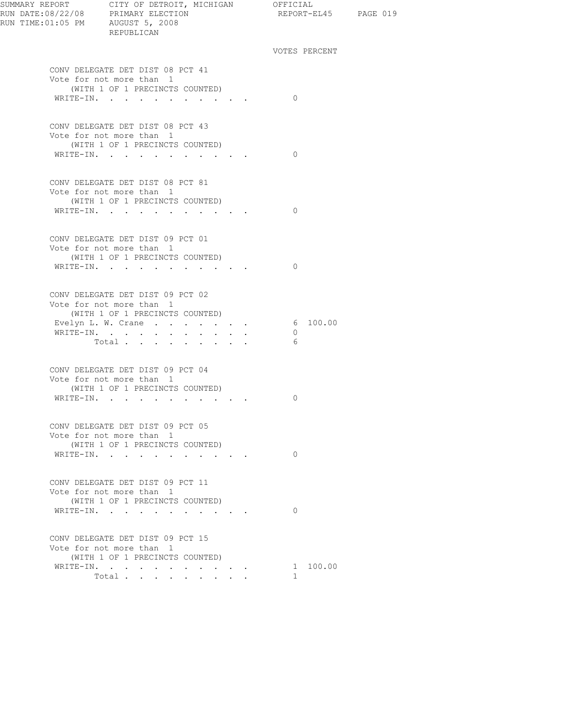SUMMARY REPORT CITY OF DETROIT, MICHIGAN OFFICIAL
RUN DATE:08/22/08 PRIMARY ELECTION REPORT-EL45
RUN TIME:01:05 PM AUGUST 5, 2008
REPUBLICAN

| | VOTES | PERCENT |
|---|---|---|
| **CONV DELEGATE DET DIST 08 PCT 41** | | |
| Vote for not more than 1 | | |
| (WITH 1 OF 1 PRECINCTS COUNTED) | | |
| WRITE-IN. | 0 | |
| **CONV DELEGATE DET DIST 08 PCT 43** | | |
| Vote for not more than 1 | | |
| (WITH 1 OF 1 PRECINCTS COUNTED) | | |
| WRITE-IN. | 0 | |
| **CONV DELEGATE DET DIST 08 PCT 81** | | |
| Vote for not more than 1 | | |
| (WITH 1 OF 1 PRECINCTS COUNTED) | | |
| WRITE-IN. | 0 | |
| **CONV DELEGATE DET DIST 09 PCT 01** | | |
| Vote for not more than 1 | | |
| (WITH 1 OF 1 PRECINCTS COUNTED) | | |
| WRITE-IN. | 0 | |
| **CONV DELEGATE DET DIST 09 PCT 02** | | |
| Vote for not more than 1 | | |
| (WITH 1 OF 1 PRECINCTS COUNTED) | | |
| Evelyn L. W. Crane | 6 | 100.00 |
| WRITE-IN. | 0 | |
| Total | 6 | |
| **CONV DELEGATE DET DIST 09 PCT 04** | | |
| Vote for not more than 1 | | |
| (WITH 1 OF 1 PRECINCTS COUNTED) | | |
| WRITE-IN. | 0 | |
| **CONV DELEGATE DET DIST 09 PCT 05** | | |
| Vote for not more than 1 | | |
| (WITH 1 OF 1 PRECINCTS COUNTED) | | |
| WRITE-IN. | 0 | |
| **CONV DELEGATE DET DIST 09 PCT 11** | | |
| Vote for not more than 1 | | |
| (WITH 1 OF 1 PRECINCTS COUNTED) | | |
| WRITE-IN. | 0 | |
| **CONV DELEGATE DET DIST 09 PCT 15** | | |
| Vote for not more than 1 | | |
| (WITH 1 OF 1 PRECINCTS COUNTED) | | |
| WRITE-IN. | 1 | 100.00 |
| Total | 1 | |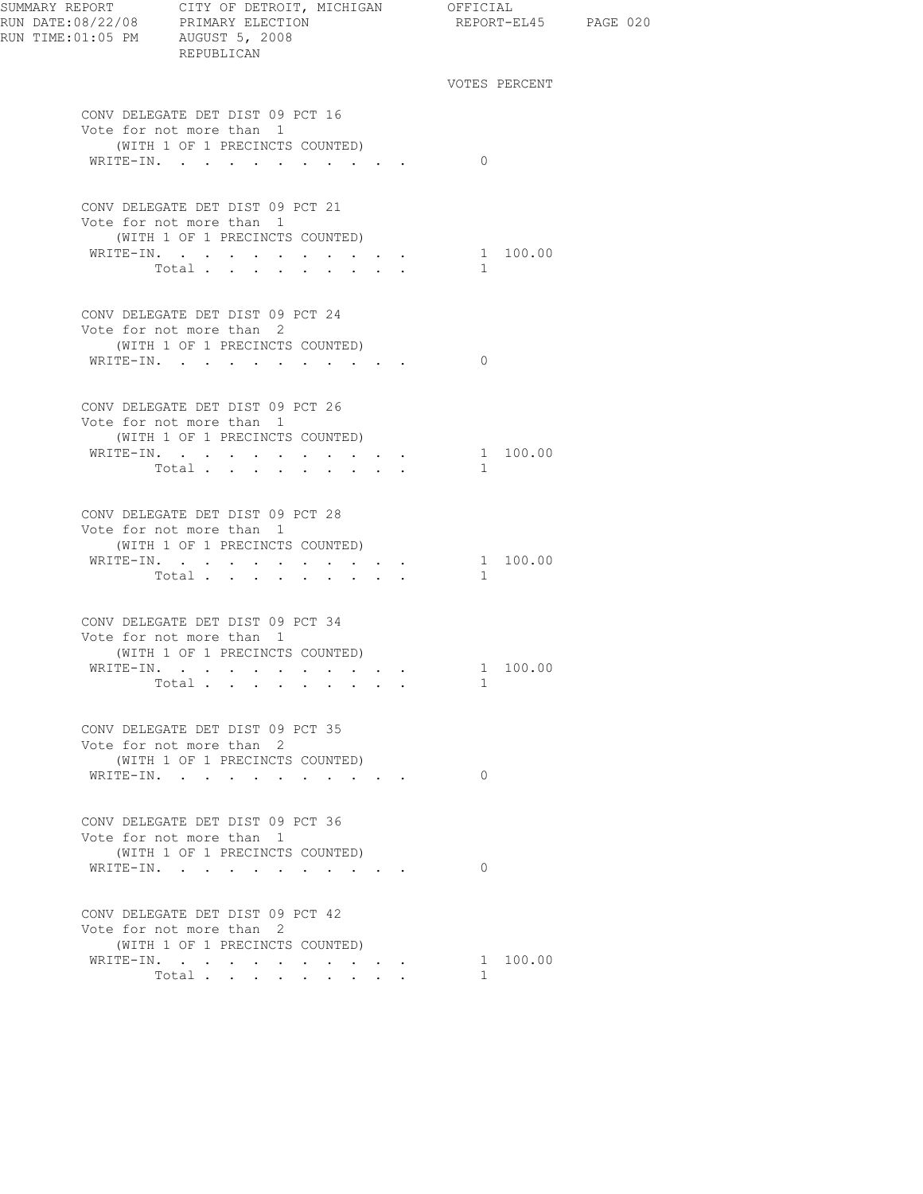VOTES PERCENT

**CONV DELEGATE DET DIST 09 PCT 16**
Vote for not more than 1
(WITH 1 OF 1 PRECINCTS COUNTED)

| | VOTES | PERCENT |
|---|---|---|
| WRITE-IN. | 0 | |

**CONV DELEGATE DET DIST 09 PCT 21**
Vote for not more than 1
(WITH 1 OF 1 PRECINCTS COUNTED)

| | VOTES | PERCENT |
|---|---|---|
| WRITE-IN. | 1 | 100.00 |
| Total | 1 | |

**CONV DELEGATE DET DIST 09 PCT 24**
Vote for not more than 2
(WITH 1 OF 1 PRECINCTS COUNTED)

| | VOTES | PERCENT |
|---|---|---|
| WRITE-IN. | 0 | |

**CONV DELEGATE DET DIST 09 PCT 26**
Vote for not more than 1
(WITH 1 OF 1 PRECINCTS COUNTED)

| | VOTES | PERCENT |
|---|---|---|
| WRITE-IN. | 1 | 100.00 |
| Total | 1 | |

**CONV DELEGATE DET DIST 09 PCT 28**
Vote for not more than 1
(WITH 1 OF 1 PRECINCTS COUNTED)

| | VOTES | PERCENT |
|---|---|---|
| WRITE-IN. | 1 | 100.00 |
| Total | 1 | |

**CONV DELEGATE DET DIST 09 PCT 34**
Vote for not more than 1
(WITH 1 OF 1 PRECINCTS COUNTED)

| | VOTES | PERCENT |
|---|---|---|
| WRITE-IN. | 1 | 100.00 |
| Total | 1 | |

**CONV DELEGATE DET DIST 09 PCT 35**
Vote for not more than 2
(WITH 1 OF 1 PRECINCTS COUNTED)

| | VOTES | PERCENT |
|---|---|---|
| WRITE-IN. | 0 | |

**CONV DELEGATE DET DIST 09 PCT 36**
Vote for not more than 1
(WITH 1 OF 1 PRECINCTS COUNTED)

| | VOTES | PERCENT |
|---|---|---|
| WRITE-IN. | 0 | |

**CONV DELEGATE DET DIST 09 PCT 42**
Vote for not more than 2
(WITH 1 OF 1 PRECINCTS COUNTED)

| | VOTES | PERCENT |
|---|---|---|
| WRITE-IN. | 1 | 100.00 |
| Total | 1 | |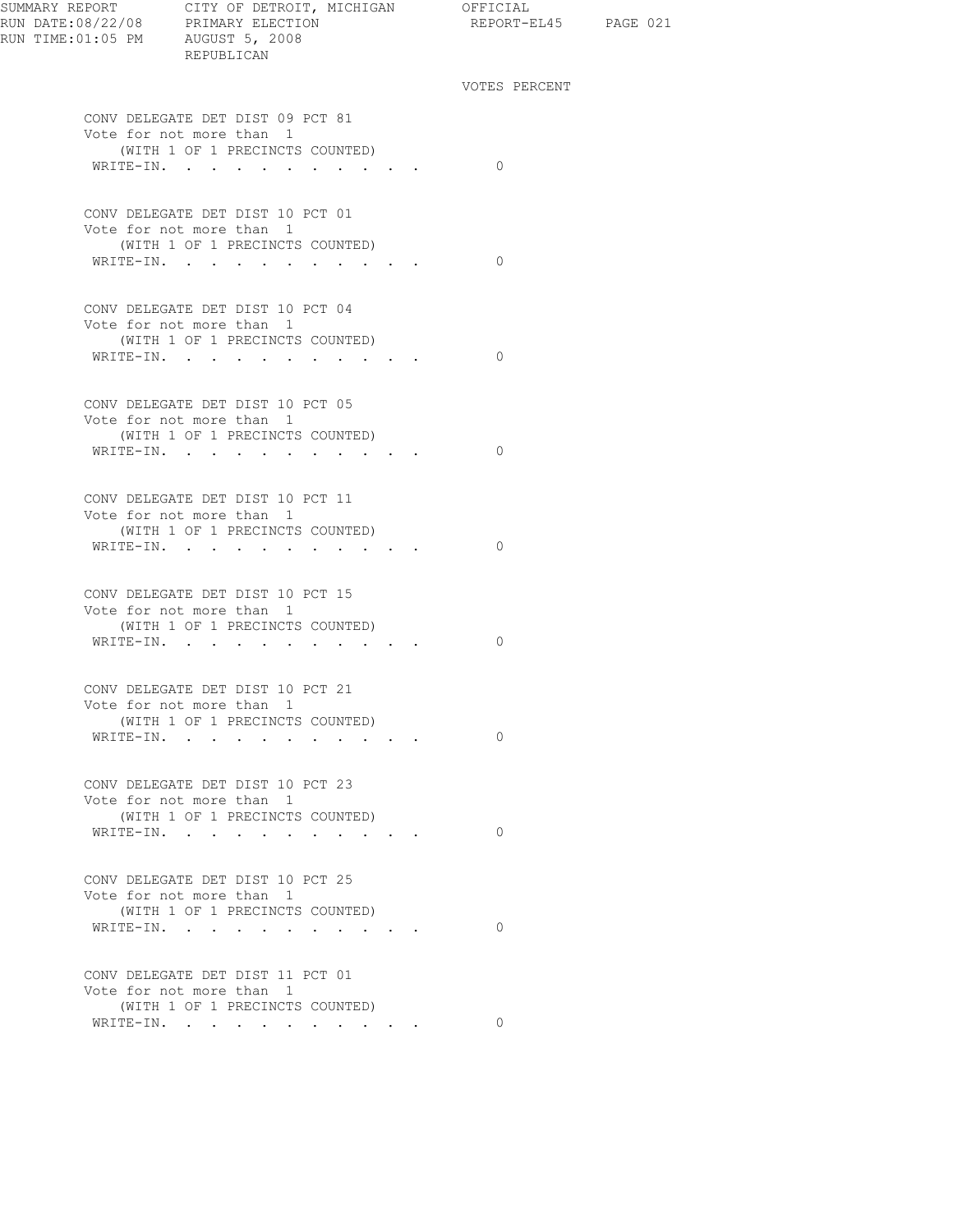SUMMARY REPORT CITY OF DETROIT, MICHIGAN OFFICIAL
RUN DATE:08/22/08 PRIMARY ELECTION REPORT-EL45
RUN TIME:01:05 PM AUGUST 5, 2008
REPUBLICAN

VOTES PERCENT

CONV DELEGATE DET DIST 09 PCT 81
Vote for not more than 1
(WITH 1 OF 1 PRECINCTS COUNTED)
WRITE-IN. . . . . . . . . . . . 0

CONV DELEGATE DET DIST 10 PCT 01
Vote for not more than 1
(WITH 1 OF 1 PRECINCTS COUNTED)
WRITE-IN. . . . . . . . . . . . 0

CONV DELEGATE DET DIST 10 PCT 04
Vote for not more than 1
(WITH 1 OF 1 PRECINCTS COUNTED)
WRITE-IN. . . . . . . . . . . . 0

CONV DELEGATE DET DIST 10 PCT 05
Vote for not more than 1
(WITH 1 OF 1 PRECINCTS COUNTED)
WRITE-IN. . . . . . . . . . . . 0

CONV DELEGATE DET DIST 10 PCT 11
Vote for not more than 1
(WITH 1 OF 1 PRECINCTS COUNTED)
WRITE-IN. . . . . . . . . . . . 0

CONV DELEGATE DET DIST 10 PCT 15
Vote for not more than 1
(WITH 1 OF 1 PRECINCTS COUNTED)
WRITE-IN. . . . . . . . . . . . 0

CONV DELEGATE DET DIST 10 PCT 21
Vote for not more than 1
(WITH 1 OF 1 PRECINCTS COUNTED)
WRITE-IN. . . . . . . . . . . . 0

CONV DELEGATE DET DIST 10 PCT 23
Vote for not more than 1
(WITH 1 OF 1 PRECINCTS COUNTED)
WRITE-IN. . . . . . . . . . . . 0

CONV DELEGATE DET DIST 10 PCT 25
Vote for not more than 1
(WITH 1 OF 1 PRECINCTS COUNTED)
WRITE-IN. . . . . . . . . . . . 0

CONV DELEGATE DET DIST 11 PCT 01
Vote for not more than 1
(WITH 1 OF 1 PRECINCTS COUNTED)
WRITE-IN. . . . . . . . . . . . 0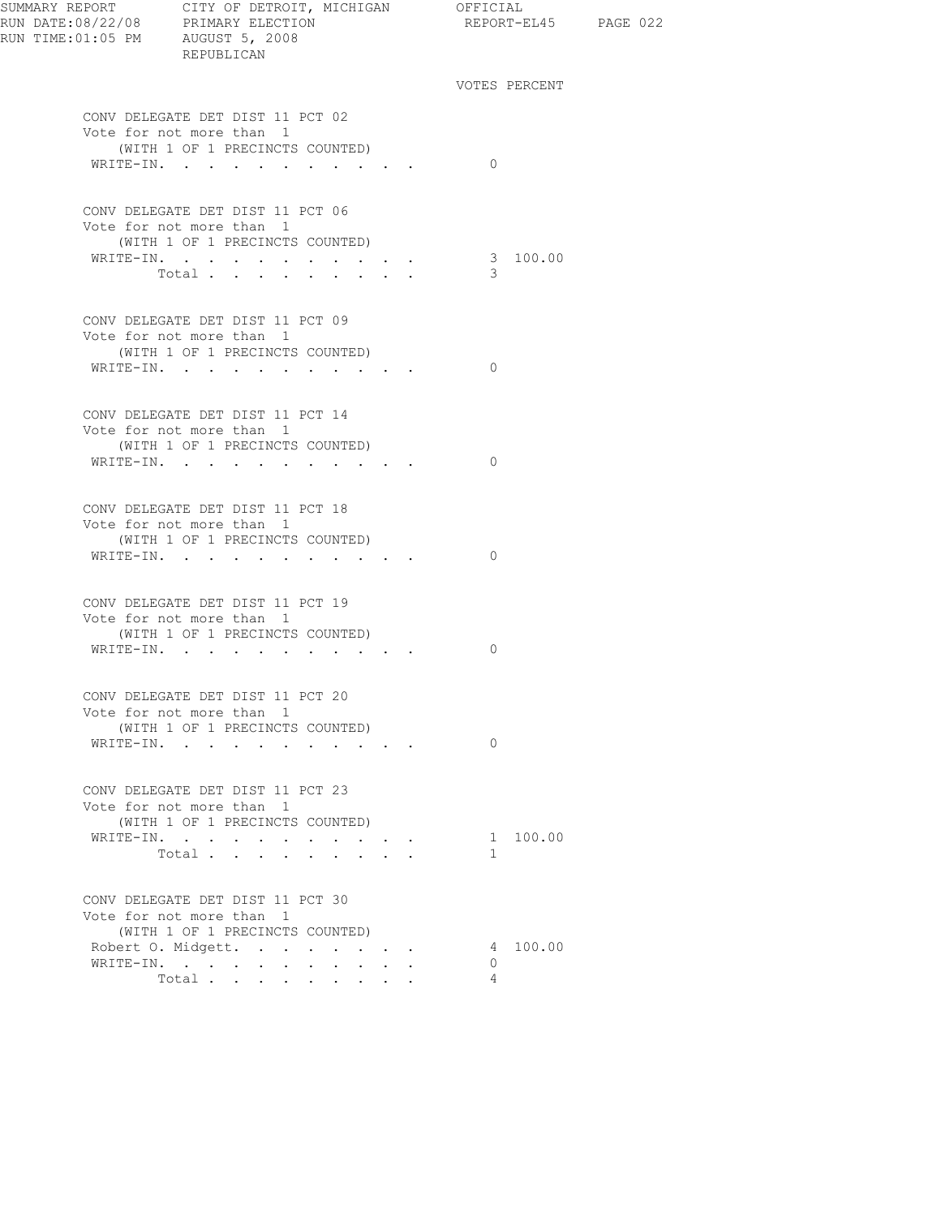SUMMARY REPORT — CITY OF DETROIT, MICHIGAN — OFFICIAL
RUN DATE:08/22/08 — PRIMARY ELECTION — REPORT-EL45
RUN TIME:01:05 PM — AUGUST 5, 2008
REPUBLICAN

### CONV DELEGATE DET DIST 11 PCT 02
Vote for not more than 1
(WITH 1 OF 1 PRECINCTS COUNTED)

| | VOTES | PERCENT |
|---|---|---|
| WRITE-IN. | 0 | |

### CONV DELEGATE DET DIST 11 PCT 06
Vote for not more than 1
(WITH 1 OF 1 PRECINCTS COUNTED)

| | VOTES | PERCENT |
|---|---|---|
| WRITE-IN. | 3 | 100.00 |
| Total | 3 | |

### CONV DELEGATE DET DIST 11 PCT 09
Vote for not more than 1
(WITH 1 OF 1 PRECINCTS COUNTED)

| | VOTES | PERCENT |
|---|---|---|
| WRITE-IN. | 0 | |

### CONV DELEGATE DET DIST 11 PCT 14
Vote for not more than 1
(WITH 1 OF 1 PRECINCTS COUNTED)

| | VOTES | PERCENT |
|---|---|---|
| WRITE-IN. | 0 | |

### CONV DELEGATE DET DIST 11 PCT 18
Vote for not more than 1
(WITH 1 OF 1 PRECINCTS COUNTED)

| | VOTES | PERCENT |
|---|---|---|
| WRITE-IN. | 0 | |

### CONV DELEGATE DET DIST 11 PCT 19
Vote for not more than 1
(WITH 1 OF 1 PRECINCTS COUNTED)

| | VOTES | PERCENT |
|---|---|---|
| WRITE-IN. | 0 | |

### CONV DELEGATE DET DIST 11 PCT 20
Vote for not more than 1
(WITH 1 OF 1 PRECINCTS COUNTED)

| | VOTES | PERCENT |
|---|---|---|
| WRITE-IN. | 0 | |

### CONV DELEGATE DET DIST 11 PCT 23
Vote for not more than 1
(WITH 1 OF 1 PRECINCTS COUNTED)

| | VOTES | PERCENT |
|---|---|---|
| WRITE-IN. | 1 | 100.00 |
| Total | 1 | |

### CONV DELEGATE DET DIST 11 PCT 30
Vote for not more than 1
(WITH 1 OF 1 PRECINCTS COUNTED)

| | VOTES | PERCENT |
|---|---|---|
| Robert O. Midgett. | 4 | 100.00 |
| WRITE-IN. | 0 | |
| Total | 4 | |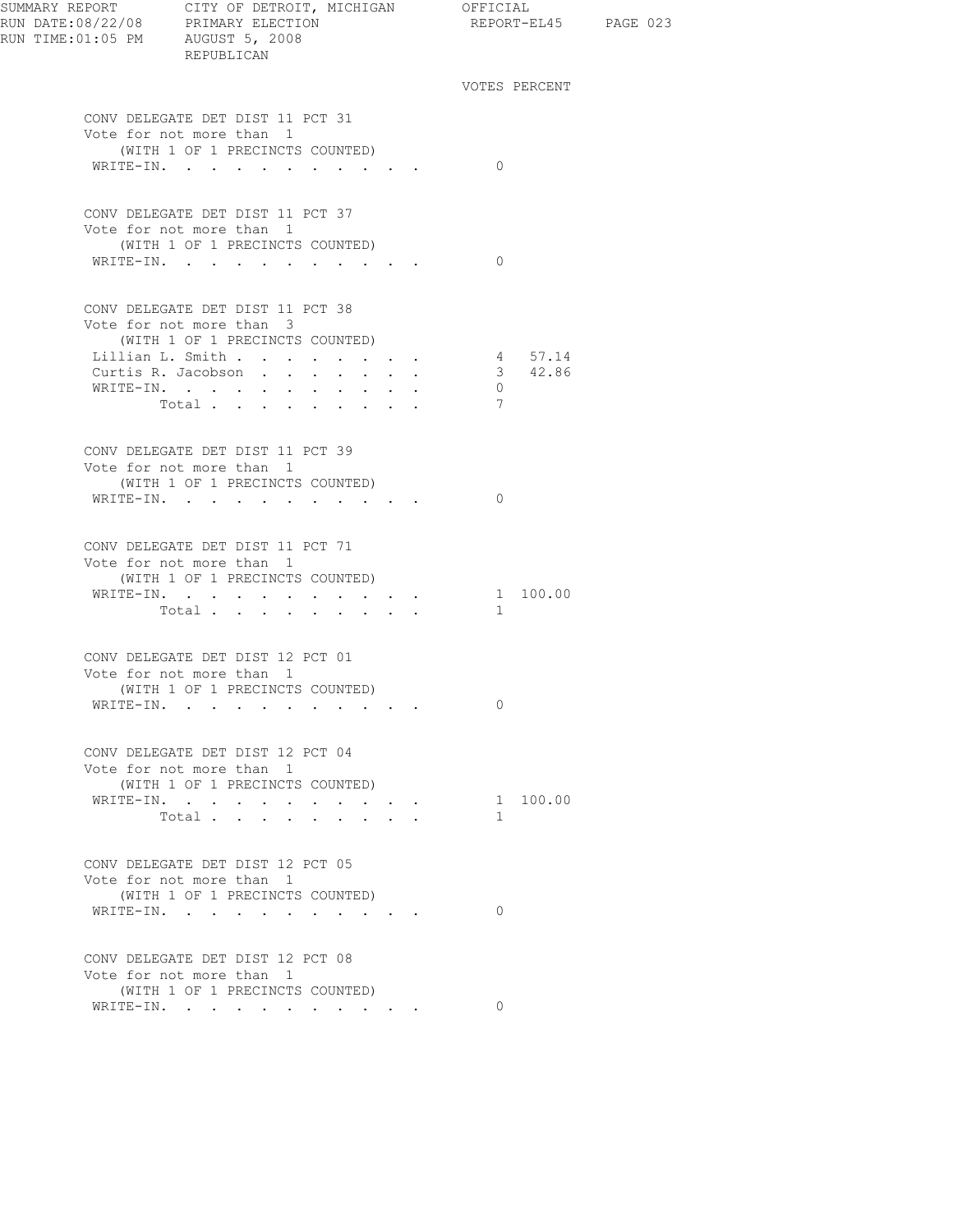VOTES PERCENT

**CONV DELEGATE DET DIST 11 PCT 31**
Vote for not more than 1
(WITH 1 OF 1 PRECINCTS COUNTED)

| Candidate | Votes | Percent |
|---|---|---|
| WRITE-IN. | 0 | |

**CONV DELEGATE DET DIST 11 PCT 37**
Vote for not more than 1
(WITH 1 OF 1 PRECINCTS COUNTED)

| Candidate | Votes | Percent |
|---|---|---|
| WRITE-IN. | 0 | |

**CONV DELEGATE DET DIST 11 PCT 38**
Vote for not more than 3
(WITH 1 OF 1 PRECINCTS COUNTED)

| Candidate | Votes | Percent |
|---|---|---|
| Lillian L. Smith | 4 | 57.14 |
| Curtis R. Jacobson | 3 | 42.86 |
| WRITE-IN. | 0 | |
| Total | 7 | |

**CONV DELEGATE DET DIST 11 PCT 39**
Vote for not more than 1
(WITH 1 OF 1 PRECINCTS COUNTED)

| Candidate | Votes | Percent |
|---|---|---|
| WRITE-IN. | 0 | |

**CONV DELEGATE DET DIST 11 PCT 71**
Vote for not more than 1
(WITH 1 OF 1 PRECINCTS COUNTED)

| Candidate | Votes | Percent |
|---|---|---|
| WRITE-IN. | 1 | 100.00 |
| Total | 1 | |

**CONV DELEGATE DET DIST 12 PCT 01**
Vote for not more than 1
(WITH 1 OF 1 PRECINCTS COUNTED)

| Candidate | Votes | Percent |
|---|---|---|
| WRITE-IN. | 0 | |

**CONV DELEGATE DET DIST 12 PCT 04**
Vote for not more than 1
(WITH 1 OF 1 PRECINCTS COUNTED)

| Candidate | Votes | Percent |
|---|---|---|
| WRITE-IN. | 1 | 100.00 |
| Total | 1 | |

**CONV DELEGATE DET DIST 12 PCT 05**
Vote for not more than 1
(WITH 1 OF 1 PRECINCTS COUNTED)

| Candidate | Votes | Percent |
|---|---|---|
| WRITE-IN. | 0 | |

**CONV DELEGATE DET DIST 12 PCT 08**
Vote for not more than 1
(WITH 1 OF 1 PRECINCTS COUNTED)

| Candidate | Votes | Percent |
|---|---|---|
| WRITE-IN. | 0 | |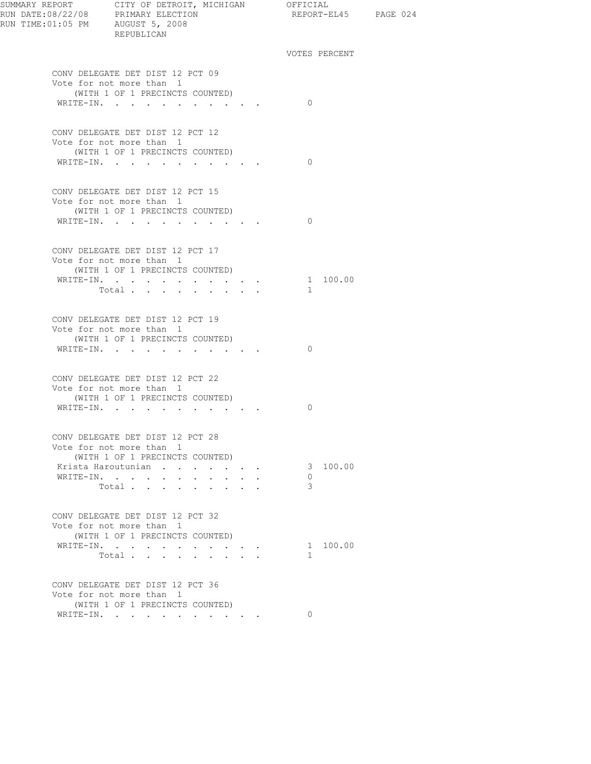SUMMARY REPORT CITY OF DETROIT, MICHIGAN OFFICIAL
RUN DATE:08/22/08 PRIMARY ELECTION REPORT-EL45
RUN TIME:01:05 PM AUGUST 5, 2008
REPUBLICAN

### CONV DELEGATE DET DIST 12 PCT 09
Vote for not more than 1
(WITH 1 OF 1 PRECINCTS COUNTED)

| | VOTES | PERCENT |
|---|---|---|
| WRITE-IN | 0 | |

### CONV DELEGATE DET DIST 12 PCT 12
Vote for not more than 1
(WITH 1 OF 1 PRECINCTS COUNTED)

| | VOTES | PERCENT |
|---|---|---|
| WRITE-IN | 0 | |

### CONV DELEGATE DET DIST 12 PCT 15
Vote for not more than 1
(WITH 1 OF 1 PRECINCTS COUNTED)

| | VOTES | PERCENT |
|---|---|---|
| WRITE-IN | 0 | |

### CONV DELEGATE DET DIST 12 PCT 17
Vote for not more than 1
(WITH 1 OF 1 PRECINCTS COUNTED)

| | VOTES | PERCENT |
|---|---|---|
| WRITE-IN | 1 | 100.00 |
| Total | 1 | |

### CONV DELEGATE DET DIST 12 PCT 19
Vote for not more than 1
(WITH 1 OF 1 PRECINCTS COUNTED)

| | VOTES | PERCENT |
|---|---|---|
| WRITE-IN | 0 | |

### CONV DELEGATE DET DIST 12 PCT 22
Vote for not more than 1
(WITH 1 OF 1 PRECINCTS COUNTED)

| | VOTES | PERCENT |
|---|---|---|
| WRITE-IN | 0 | |

### CONV DELEGATE DET DIST 12 PCT 28
Vote for not more than 1
(WITH 1 OF 1 PRECINCTS COUNTED)

| | VOTES | PERCENT |
|---|---|---|
| Krista Haroutunian | 3 | 100.00 |
| WRITE-IN | 0 | |
| Total | 3 | |

### CONV DELEGATE DET DIST 12 PCT 32
Vote for not more than 1
(WITH 1 OF 1 PRECINCTS COUNTED)

| | VOTES | PERCENT |
|---|---|---|
| WRITE-IN | 1 | 100.00 |
| Total | 1 | |

### CONV DELEGATE DET DIST 12 PCT 36
Vote for not more than 1
(WITH 1 OF 1 PRECINCTS COUNTED)

| | VOTES | PERCENT |
|---|---|---|
| WRITE-IN | 0 | |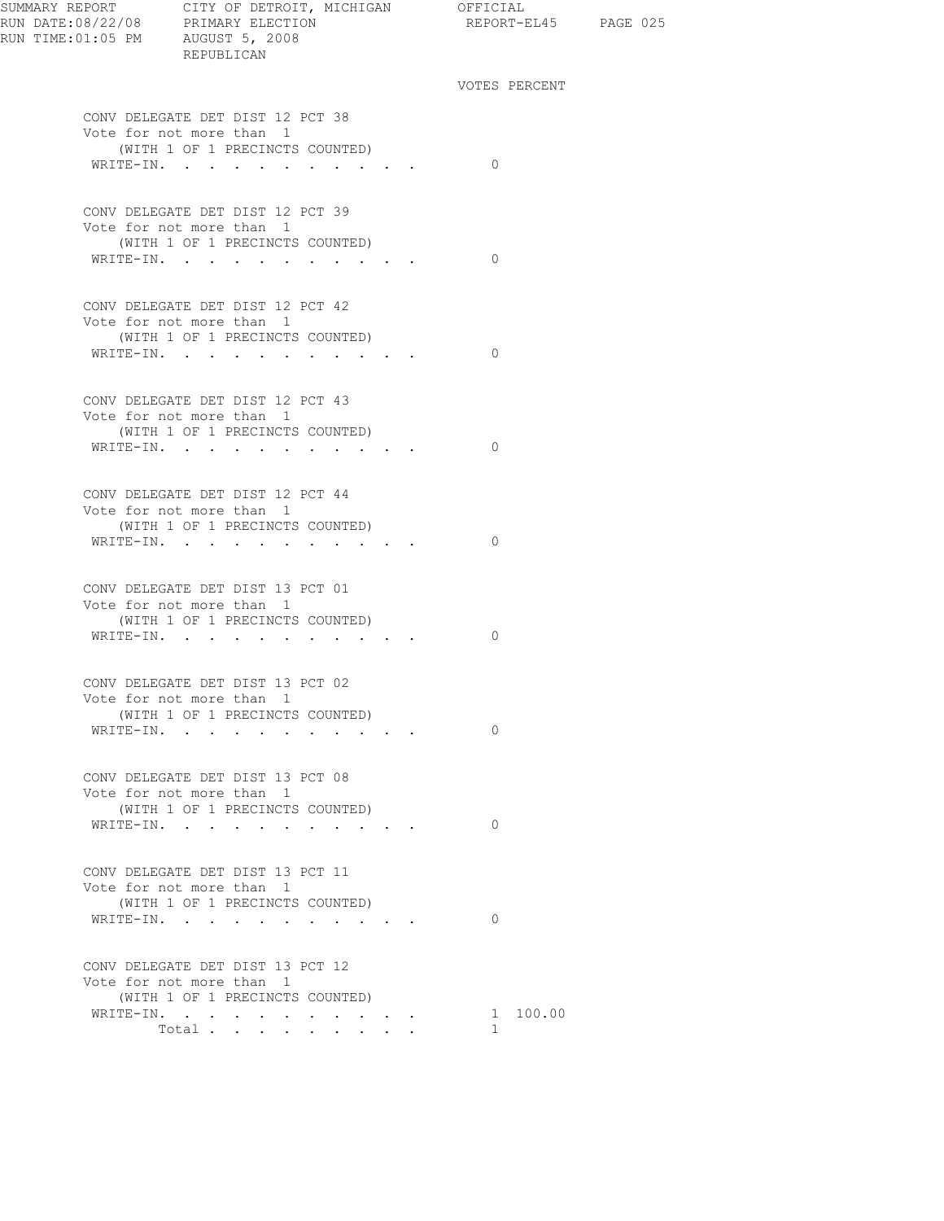SUMMARY REPORT CITY OF DETROIT, MICHIGAN OFFICIAL
RUN DATE:08/22/08 PRIMARY ELECTION REPORT-EL45
RUN TIME:01:05 PM AUGUST 5, 2008
REPUBLICAN

| | VOTES | PERCENT |
|---|---|---|
| **CONV DELEGATE DET DIST 12 PCT 38** | | |
| Vote for not more than 1 | | |
| (WITH 1 OF 1 PRECINCTS COUNTED) | | |
| WRITE-IN. | 0 | |
| **CONV DELEGATE DET DIST 12 PCT 39** | | |
| Vote for not more than 1 | | |
| (WITH 1 OF 1 PRECINCTS COUNTED) | | |
| WRITE-IN. | 0 | |
| **CONV DELEGATE DET DIST 12 PCT 42** | | |
| Vote for not more than 1 | | |
| (WITH 1 OF 1 PRECINCTS COUNTED) | | |
| WRITE-IN. | 0 | |
| **CONV DELEGATE DET DIST 12 PCT 43** | | |
| Vote for not more than 1 | | |
| (WITH 1 OF 1 PRECINCTS COUNTED) | | |
| WRITE-IN. | 0 | |
| **CONV DELEGATE DET DIST 12 PCT 44** | | |
| Vote for not more than 1 | | |
| (WITH 1 OF 1 PRECINCTS COUNTED) | | |
| WRITE-IN. | 0 | |
| **CONV DELEGATE DET DIST 13 PCT 01** | | |
| Vote for not more than 1 | | |
| (WITH 1 OF 1 PRECINCTS COUNTED) | | |
| WRITE-IN. | 0 | |
| **CONV DELEGATE DET DIST 13 PCT 02** | | |
| Vote for not more than 1 | | |
| (WITH 1 OF 1 PRECINCTS COUNTED) | | |
| WRITE-IN. | 0 | |
| **CONV DELEGATE DET DIST 13 PCT 08** | | |
| Vote for not more than 1 | | |
| (WITH 1 OF 1 PRECINCTS COUNTED) | | |
| WRITE-IN. | 0 | |
| **CONV DELEGATE DET DIST 13 PCT 11** | | |
| Vote for not more than 1 | | |
| (WITH 1 OF 1 PRECINCTS COUNTED) | | |
| WRITE-IN. | 0 | |
| **CONV DELEGATE DET DIST 13 PCT 12** | | |
| Vote for not more than 1 | | |
| (WITH 1 OF 1 PRECINCTS COUNTED) | | |
| WRITE-IN. | 1 | 100.00 |
| Total | 1 | |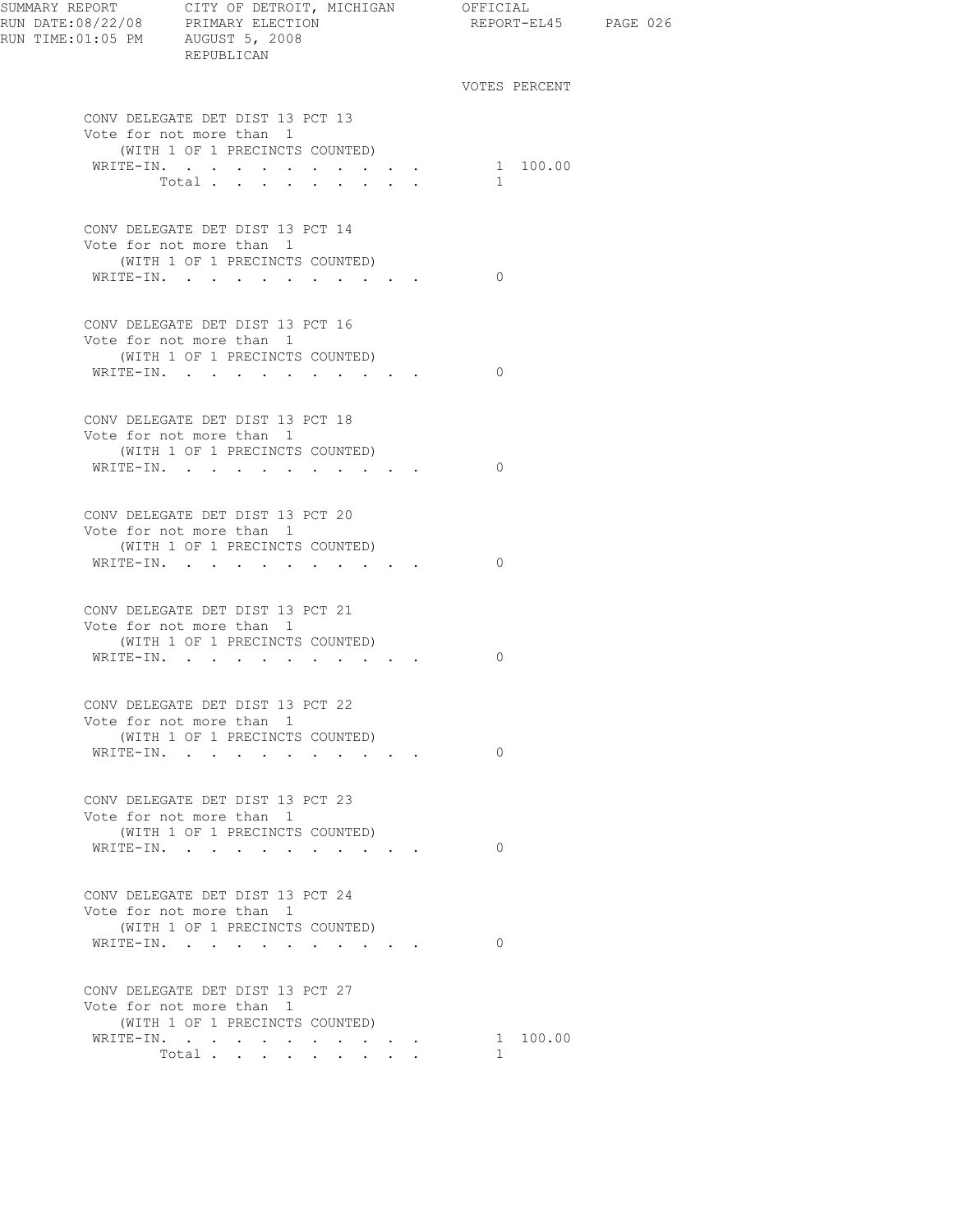SUMMARY REPORT CITY OF DETROIT, MICHIGAN OFFICIAL
RUN DATE:08/22/08 PRIMARY ELECTION REPORT-EL45
RUN TIME:01:05 PM AUGUST 5, 2008
REPUBLICAN

### CONV DELEGATE DET DIST 13 PCT 13
Vote for not more than 1
(WITH 1 OF 1 PRECINCTS COUNTED)

| | VOTES | PERCENT |
|---|---|---|
| WRITE-IN. | 1 | 100.00 |
| Total | 1 | |

### CONV DELEGATE DET DIST 13 PCT 14
Vote for not more than 1
(WITH 1 OF 1 PRECINCTS COUNTED)

| | VOTES | PERCENT |
|---|---|---|
| WRITE-IN. | 0 | |

### CONV DELEGATE DET DIST 13 PCT 16
Vote for not more than 1
(WITH 1 OF 1 PRECINCTS COUNTED)

| | VOTES | PERCENT |
|---|---|---|
| WRITE-IN. | 0 | |

### CONV DELEGATE DET DIST 13 PCT 18
Vote for not more than 1
(WITH 1 OF 1 PRECINCTS COUNTED)

| | VOTES | PERCENT |
|---|---|---|
| WRITE-IN. | 0 | |

### CONV DELEGATE DET DIST 13 PCT 20
Vote for not more than 1
(WITH 1 OF 1 PRECINCTS COUNTED)

| | VOTES | PERCENT |
|---|---|---|
| WRITE-IN. | 0 | |

### CONV DELEGATE DET DIST 13 PCT 21
Vote for not more than 1
(WITH 1 OF 1 PRECINCTS COUNTED)

| | VOTES | PERCENT |
|---|---|---|
| WRITE-IN. | 0 | |

### CONV DELEGATE DET DIST 13 PCT 22
Vote for not more than 1
(WITH 1 OF 1 PRECINCTS COUNTED)

| | VOTES | PERCENT |
|---|---|---|
| WRITE-IN. | 0 | |

### CONV DELEGATE DET DIST 13 PCT 23
Vote for not more than 1
(WITH 1 OF 1 PRECINCTS COUNTED)

| | VOTES | PERCENT |
|---|---|---|
| WRITE-IN. | 0 | |

### CONV DELEGATE DET DIST 13 PCT 24
Vote for not more than 1
(WITH 1 OF 1 PRECINCTS COUNTED)

| | VOTES | PERCENT |
|---|---|---|
| WRITE-IN. | 0 | |

### CONV DELEGATE DET DIST 13 PCT 27
Vote for not more than 1
(WITH 1 OF 1 PRECINCTS COUNTED)

| | VOTES | PERCENT |
|---|---|---|
| WRITE-IN. | 1 | 100.00 |
| Total | 1 | |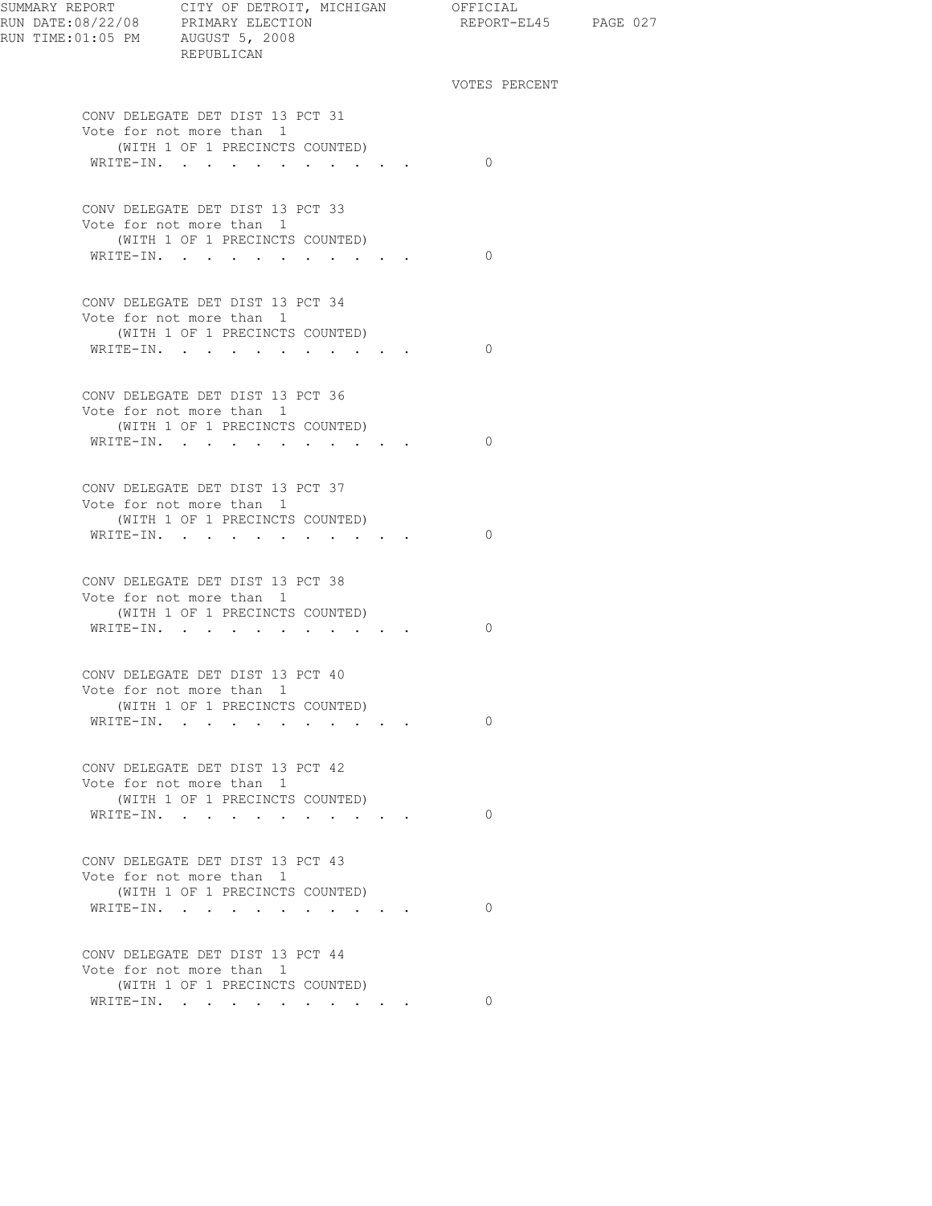REPUBLICAN

| | VOTES | PERCENT |
|---|---|---|

CONV DELEGATE DET DIST 13 PCT 31
Vote for not more than 1
(WITH 1 OF 1 PRECINCTS COUNTED)

| | VOTES | PERCENT |
|---|---|---|
| WRITE-IN. | 0 | |

CONV DELEGATE DET DIST 13 PCT 33
Vote for not more than 1
(WITH 1 OF 1 PRECINCTS COUNTED)

| | VOTES | PERCENT |
|---|---|---|
| WRITE-IN. | 0 | |

CONV DELEGATE DET DIST 13 PCT 34
Vote for not more than 1
(WITH 1 OF 1 PRECINCTS COUNTED)

| | VOTES | PERCENT |
|---|---|---|
| WRITE-IN. | 0 | |

CONV DELEGATE DET DIST 13 PCT 36
Vote for not more than 1
(WITH 1 OF 1 PRECINCTS COUNTED)

| | VOTES | PERCENT |
|---|---|---|
| WRITE-IN. | 0 | |

CONV DELEGATE DET DIST 13 PCT 37
Vote for not more than 1
(WITH 1 OF 1 PRECINCTS COUNTED)

| | VOTES | PERCENT |
|---|---|---|
| WRITE-IN. | 0 | |

CONV DELEGATE DET DIST 13 PCT 38
Vote for not more than 1
(WITH 1 OF 1 PRECINCTS COUNTED)

| | VOTES | PERCENT |
|---|---|---|
| WRITE-IN. | 0 | |

CONV DELEGATE DET DIST 13 PCT 40
Vote for not more than 1
(WITH 1 OF 1 PRECINCTS COUNTED)

| | VOTES | PERCENT |
|---|---|---|
| WRITE-IN. | 0 | |

CONV DELEGATE DET DIST 13 PCT 42
Vote for not more than 1
(WITH 1 OF 1 PRECINCTS COUNTED)

| | VOTES | PERCENT |
|---|---|---|
| WRITE-IN. | 0 | |

CONV DELEGATE DET DIST 13 PCT 43
Vote for not more than 1
(WITH 1 OF 1 PRECINCTS COUNTED)

| | VOTES | PERCENT |
|---|---|---|
| WRITE-IN. | 0 | |

CONV DELEGATE DET DIST 13 PCT 44
Vote for not more than 1
(WITH 1 OF 1 PRECINCTS COUNTED)

| | VOTES | PERCENT |
|---|---|---|
| WRITE-IN. | 0 | |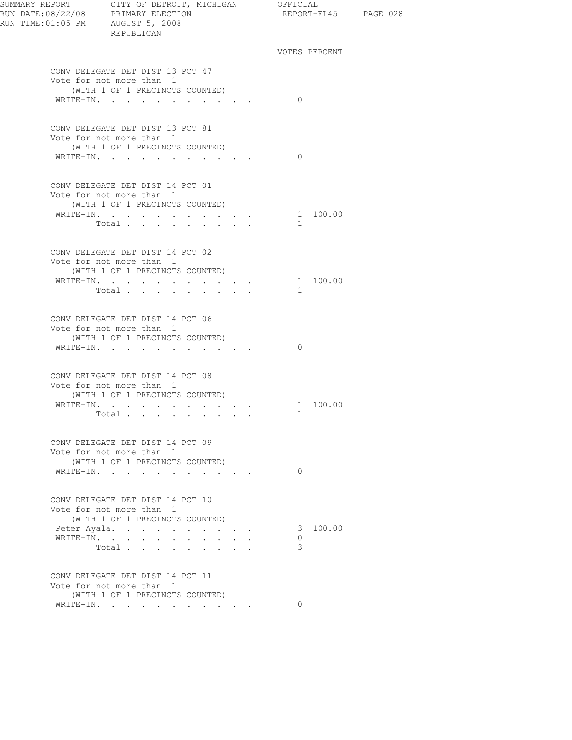REPUBLICAN

VOTES PERCENT

**CONV DELEGATE DET DIST 13 PCT 47**
Vote for not more than 1
(WITH 1 OF 1 PRECINCTS COUNTED)

| | VOTES | PERCENT |
|---|---|---|
| WRITE-IN. | 0 | |

**CONV DELEGATE DET DIST 13 PCT 81**
Vote for not more than 1
(WITH 1 OF 1 PRECINCTS COUNTED)

| | VOTES | PERCENT |
|---|---|---|
| WRITE-IN. | 0 | |

**CONV DELEGATE DET DIST 14 PCT 01**
Vote for not more than 1
(WITH 1 OF 1 PRECINCTS COUNTED)

| | VOTES | PERCENT |
|---|---|---|
| WRITE-IN. | 1 | 100.00 |
| Total | 1 | |

**CONV DELEGATE DET DIST 14 PCT 02**
Vote for not more than 1
(WITH 1 OF 1 PRECINCTS COUNTED)

| | VOTES | PERCENT |
|---|---|---|
| WRITE-IN. | 1 | 100.00 |
| Total | 1 | |

**CONV DELEGATE DET DIST 14 PCT 06**
Vote for not more than 1
(WITH 1 OF 1 PRECINCTS COUNTED)

| | VOTES | PERCENT |
|---|---|---|
| WRITE-IN. | 0 | |

**CONV DELEGATE DET DIST 14 PCT 08**
Vote for not more than 1
(WITH 1 OF 1 PRECINCTS COUNTED)

| | VOTES | PERCENT |
|---|---|---|
| WRITE-IN. | 1 | 100.00 |
| Total | 1 | |

**CONV DELEGATE DET DIST 14 PCT 09**
Vote for not more than 1
(WITH 1 OF 1 PRECINCTS COUNTED)

| | VOTES | PERCENT |
|---|---|---|
| WRITE-IN. | 0 | |

**CONV DELEGATE DET DIST 14 PCT 10**
Vote for not more than 1
(WITH 1 OF 1 PRECINCTS COUNTED)

| | VOTES | PERCENT |
|---|---|---|
| Peter Ayala. | 3 | 100.00 |
| WRITE-IN. | 0 | |
| Total | 3 | |

**CONV DELEGATE DET DIST 14 PCT 11**
Vote for not more than 1
(WITH 1 OF 1 PRECINCTS COUNTED)

| | VOTES | PERCENT |
|---|---|---|
| WRITE-IN. | 0 | |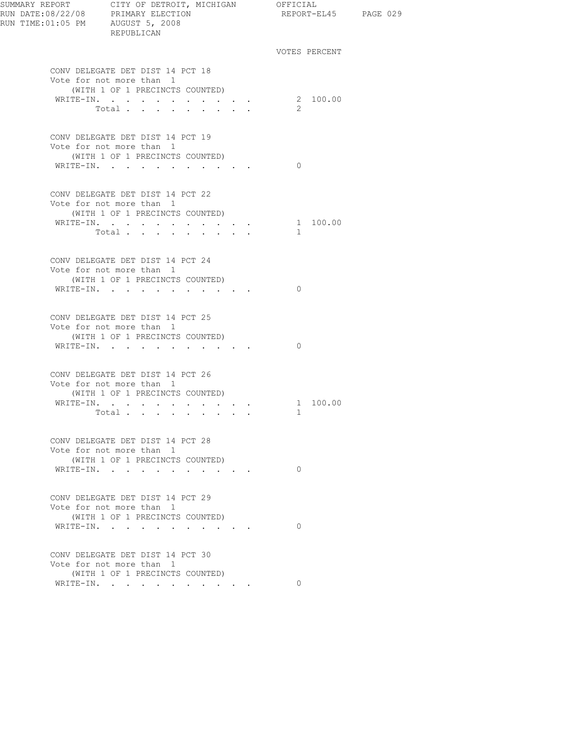REPUBLICAN

### CONV DELEGATE DET DIST 14 PCT 18

Vote for not more than 1
(WITH 1 OF 1 PRECINCTS COUNTED)

| | VOTES | PERCENT |
|---|---|---|
| WRITE-IN. | 2 | 100.00 |
| Total | 2 | |

### CONV DELEGATE DET DIST 14 PCT 19

Vote for not more than 1
(WITH 1 OF 1 PRECINCTS COUNTED)

| | VOTES | PERCENT |
|---|---|---|
| WRITE-IN. | 0 | |

### CONV DELEGATE DET DIST 14 PCT 22

Vote for not more than 1
(WITH 1 OF 1 PRECINCTS COUNTED)

| | VOTES | PERCENT |
|---|---|---|
| WRITE-IN. | 1 | 100.00 |
| Total | 1 | |

### CONV DELEGATE DET DIST 14 PCT 24

Vote for not more than 1
(WITH 1 OF 1 PRECINCTS COUNTED)

| | VOTES | PERCENT |
|---|---|---|
| WRITE-IN. | 0 | |

### CONV DELEGATE DET DIST 14 PCT 25

Vote for not more than 1
(WITH 1 OF 1 PRECINCTS COUNTED)

| | VOTES | PERCENT |
|---|---|---|
| WRITE-IN. | 0 | |

### CONV DELEGATE DET DIST 14 PCT 26

Vote for not more than 1
(WITH 1 OF 1 PRECINCTS COUNTED)

| | VOTES | PERCENT |
|---|---|---|
| WRITE-IN. | 1 | 100.00 |
| Total | 1 | |

### CONV DELEGATE DET DIST 14 PCT 28

Vote for not more than 1
(WITH 1 OF 1 PRECINCTS COUNTED)

| | VOTES | PERCENT |
|---|---|---|
| WRITE-IN. | 0 | |

### CONV DELEGATE DET DIST 14 PCT 29

Vote for not more than 1
(WITH 1 OF 1 PRECINCTS COUNTED)

| | VOTES | PERCENT |
|---|---|---|
| WRITE-IN. | 0 | |

### CONV DELEGATE DET DIST 14 PCT 30

Vote for not more than 1
(WITH 1 OF 1 PRECINCTS COUNTED)

| | VOTES | PERCENT |
|---|---|---|
| WRITE-IN. | 0 | |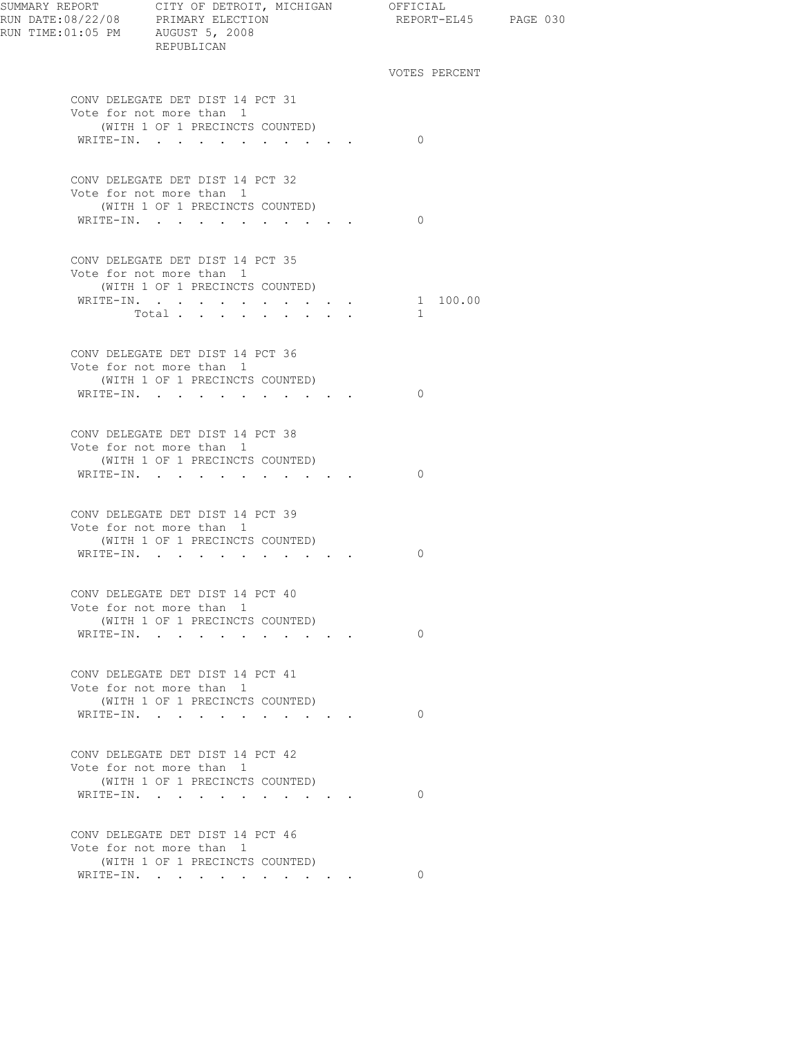SUMMARY REPORT CITY OF DETROIT, MICHIGAN OFFICIAL
RUN DATE:08/22/08 PRIMARY ELECTION REPORT-EL45
RUN TIME:01:05 PM AUGUST 5, 2008
REPUBLICAN

VOTES PERCENT

CONV DELEGATE DET DIST 14 PCT 31
Vote for not more than 1
(WITH 1 OF 1 PRECINCTS COUNTED)

| | VOTES | PERCENT |
|---|---|---|
| WRITE-IN. | 0 | |

CONV DELEGATE DET DIST 14 PCT 32
Vote for not more than 1
(WITH 1 OF 1 PRECINCTS COUNTED)

| | VOTES | PERCENT |
|---|---|---|
| WRITE-IN. | 0 | |

CONV DELEGATE DET DIST 14 PCT 35
Vote for not more than 1
(WITH 1 OF 1 PRECINCTS COUNTED)

| | VOTES | PERCENT |
|---|---|---|
| WRITE-IN. | 1 | 100.00 |
| Total | 1 | |

CONV DELEGATE DET DIST 14 PCT 36
Vote for not more than 1
(WITH 1 OF 1 PRECINCTS COUNTED)

| | VOTES | PERCENT |
|---|---|---|
| WRITE-IN. | 0 | |

CONV DELEGATE DET DIST 14 PCT 38
Vote for not more than 1
(WITH 1 OF 1 PRECINCTS COUNTED)

| | VOTES | PERCENT |
|---|---|---|
| WRITE-IN. | 0 | |

CONV DELEGATE DET DIST 14 PCT 39
Vote for not more than 1
(WITH 1 OF 1 PRECINCTS COUNTED)

| | VOTES | PERCENT |
|---|---|---|
| WRITE-IN. | 0 | |

CONV DELEGATE DET DIST 14 PCT 40
Vote for not more than 1
(WITH 1 OF 1 PRECINCTS COUNTED)

| | VOTES | PERCENT |
|---|---|---|
| WRITE-IN. | 0 | |

CONV DELEGATE DET DIST 14 PCT 41
Vote for not more than 1
(WITH 1 OF 1 PRECINCTS COUNTED)

| | VOTES | PERCENT |
|---|---|---|
| WRITE-IN. | 0 | |

CONV DELEGATE DET DIST 14 PCT 42
Vote for not more than 1
(WITH 1 OF 1 PRECINCTS COUNTED)

| | VOTES | PERCENT |
|---|---|---|
| WRITE-IN. | 0 | |

CONV DELEGATE DET DIST 14 PCT 46
Vote for not more than 1
(WITH 1 OF 1 PRECINCTS COUNTED)

| | VOTES | PERCENT |
|---|---|---|
| WRITE-IN. | 0 | |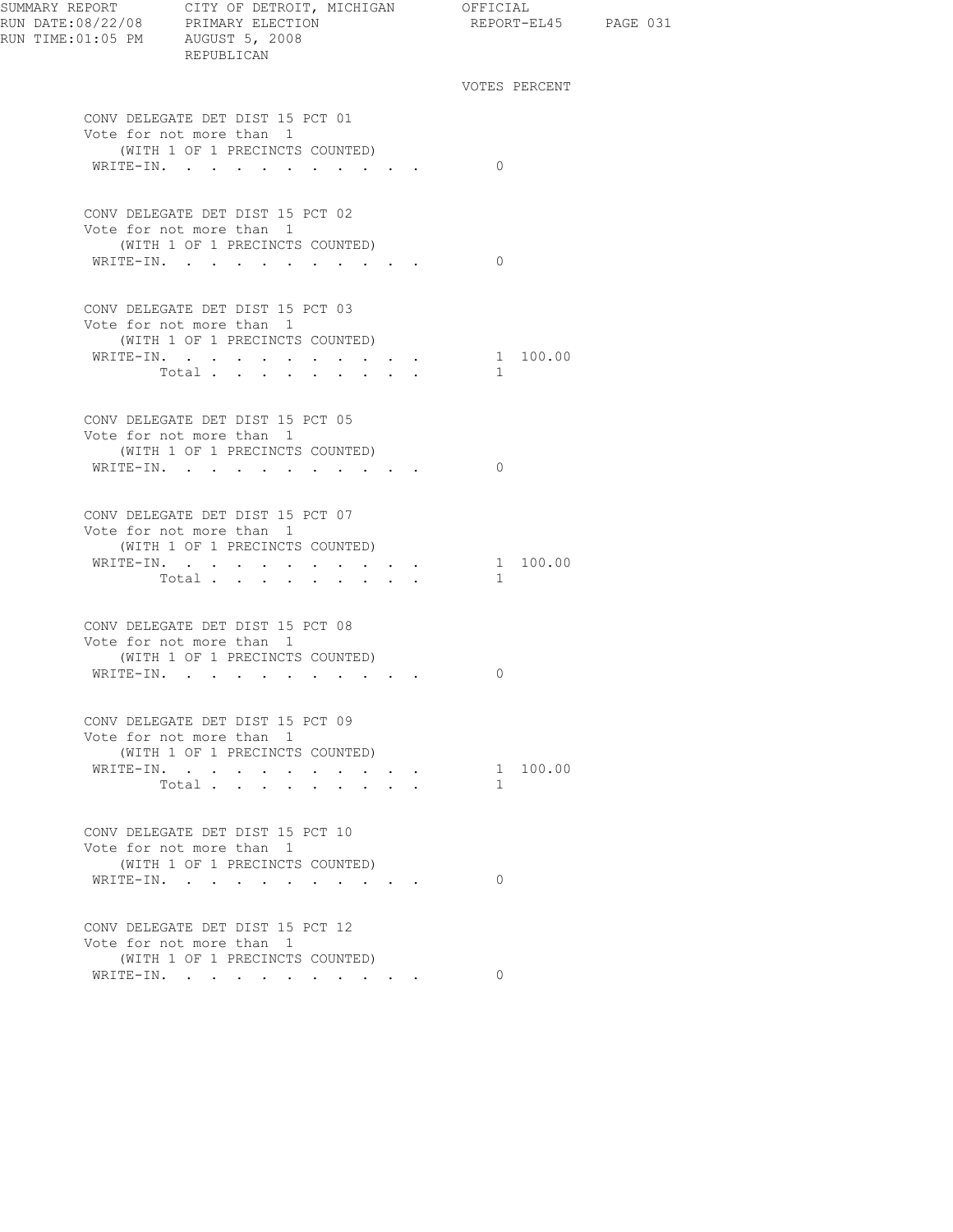SUMMARY REPORT CITY OF DETROIT, MICHIGAN OFFICIAL
RUN DATE:08/22/08 PRIMARY ELECTION REPORT-EL45
RUN TIME:01:05 PM AUGUST 5, 2008
REPUBLICAN

### CONV DELEGATE DET DIST 15 PCT 01
Vote for not more than 1
(WITH 1 OF 1 PRECINCTS COUNTED)

| | VOTES | PERCENT |
|---|---|---|
| WRITE-IN. | 0 | |

### CONV DELEGATE DET DIST 15 PCT 02
Vote for not more than 1
(WITH 1 OF 1 PRECINCTS COUNTED)

| | VOTES | PERCENT |
|---|---|---|
| WRITE-IN. | 0 | |

### CONV DELEGATE DET DIST 15 PCT 03
Vote for not more than 1
(WITH 1 OF 1 PRECINCTS COUNTED)

| | VOTES | PERCENT |
|---|---|---|
| WRITE-IN. | 1 | 100.00 |
| Total | 1 | |

### CONV DELEGATE DET DIST 15 PCT 05
Vote for not more than 1
(WITH 1 OF 1 PRECINCTS COUNTED)

| | VOTES | PERCENT |
|---|---|---|
| WRITE-IN. | 0 | |

### CONV DELEGATE DET DIST 15 PCT 07
Vote for not more than 1
(WITH 1 OF 1 PRECINCTS COUNTED)

| | VOTES | PERCENT |
|---|---|---|
| WRITE-IN. | 1 | 100.00 |
| Total | 1 | |

### CONV DELEGATE DET DIST 15 PCT 08
Vote for not more than 1
(WITH 1 OF 1 PRECINCTS COUNTED)

| | VOTES | PERCENT |
|---|---|---|
| WRITE-IN. | 0 | |

### CONV DELEGATE DET DIST 15 PCT 09
Vote for not more than 1
(WITH 1 OF 1 PRECINCTS COUNTED)

| | VOTES | PERCENT |
|---|---|---|
| WRITE-IN. | 1 | 100.00 |
| Total | 1 | |

### CONV DELEGATE DET DIST 15 PCT 10
Vote for not more than 1
(WITH 1 OF 1 PRECINCTS COUNTED)

| | VOTES | PERCENT |
|---|---|---|
| WRITE-IN. | 0 | |

### CONV DELEGATE DET DIST 15 PCT 12
Vote for not more than 1
(WITH 1 OF 1 PRECINCTS COUNTED)

| | VOTES | PERCENT |
|---|---|---|
| WRITE-IN. | 0 | |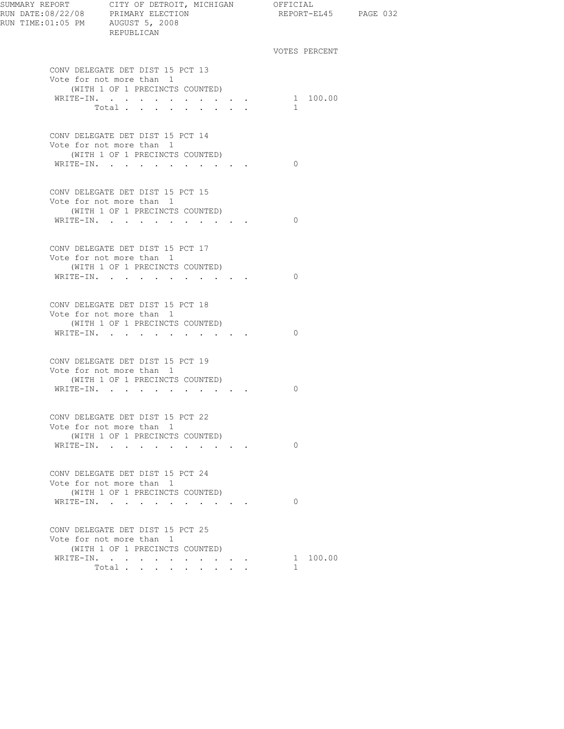SUMMARY REPORT  CITY OF DETROIT, MICHIGAN  OFFICIAL
RUN DATE:08/22/08  PRIMARY ELECTION  REPORT-EL45
RUN TIME:01:05 PM  AUGUST 5, 2008
REPUBLICAN

### CONV DELEGATE DET DIST 15 PCT 13
Vote for not more than 1
(WITH 1 OF 1 PRECINCTS COUNTED)

| | VOTES | PERCENT |
|---|---|---|
| WRITE-IN. | 1 | 100.00 |
| Total | 1 | |

### CONV DELEGATE DET DIST 15 PCT 14
Vote for not more than 1
(WITH 1 OF 1 PRECINCTS COUNTED)

| | VOTES | PERCENT |
|---|---|---|
| WRITE-IN. | 0 | |

### CONV DELEGATE DET DIST 15 PCT 15
Vote for not more than 1
(WITH 1 OF 1 PRECINCTS COUNTED)

| | VOTES | PERCENT |
|---|---|---|
| WRITE-IN. | 0 | |

### CONV DELEGATE DET DIST 15 PCT 17
Vote for not more than 1
(WITH 1 OF 1 PRECINCTS COUNTED)

| | VOTES | PERCENT |
|---|---|---|
| WRITE-IN. | 0 | |

### CONV DELEGATE DET DIST 15 PCT 18
Vote for not more than 1
(WITH 1 OF 1 PRECINCTS COUNTED)

| | VOTES | PERCENT |
|---|---|---|
| WRITE-IN. | 0 | |

### CONV DELEGATE DET DIST 15 PCT 19
Vote for not more than 1
(WITH 1 OF 1 PRECINCTS COUNTED)

| | VOTES | PERCENT |
|---|---|---|
| WRITE-IN. | 0 | |

### CONV DELEGATE DET DIST 15 PCT 22
Vote for not more than 1
(WITH 1 OF 1 PRECINCTS COUNTED)

| | VOTES | PERCENT |
|---|---|---|
| WRITE-IN. | 0 | |

### CONV DELEGATE DET DIST 15 PCT 24
Vote for not more than 1
(WITH 1 OF 1 PRECINCTS COUNTED)

| | VOTES | PERCENT |
|---|---|---|
| WRITE-IN. | 0 | |

### CONV DELEGATE DET DIST 15 PCT 25
Vote for not more than 1
(WITH 1 OF 1 PRECINCTS COUNTED)

| | VOTES | PERCENT |
|---|---|---|
| WRITE-IN. | 1 | 100.00 |
| Total | 1 | |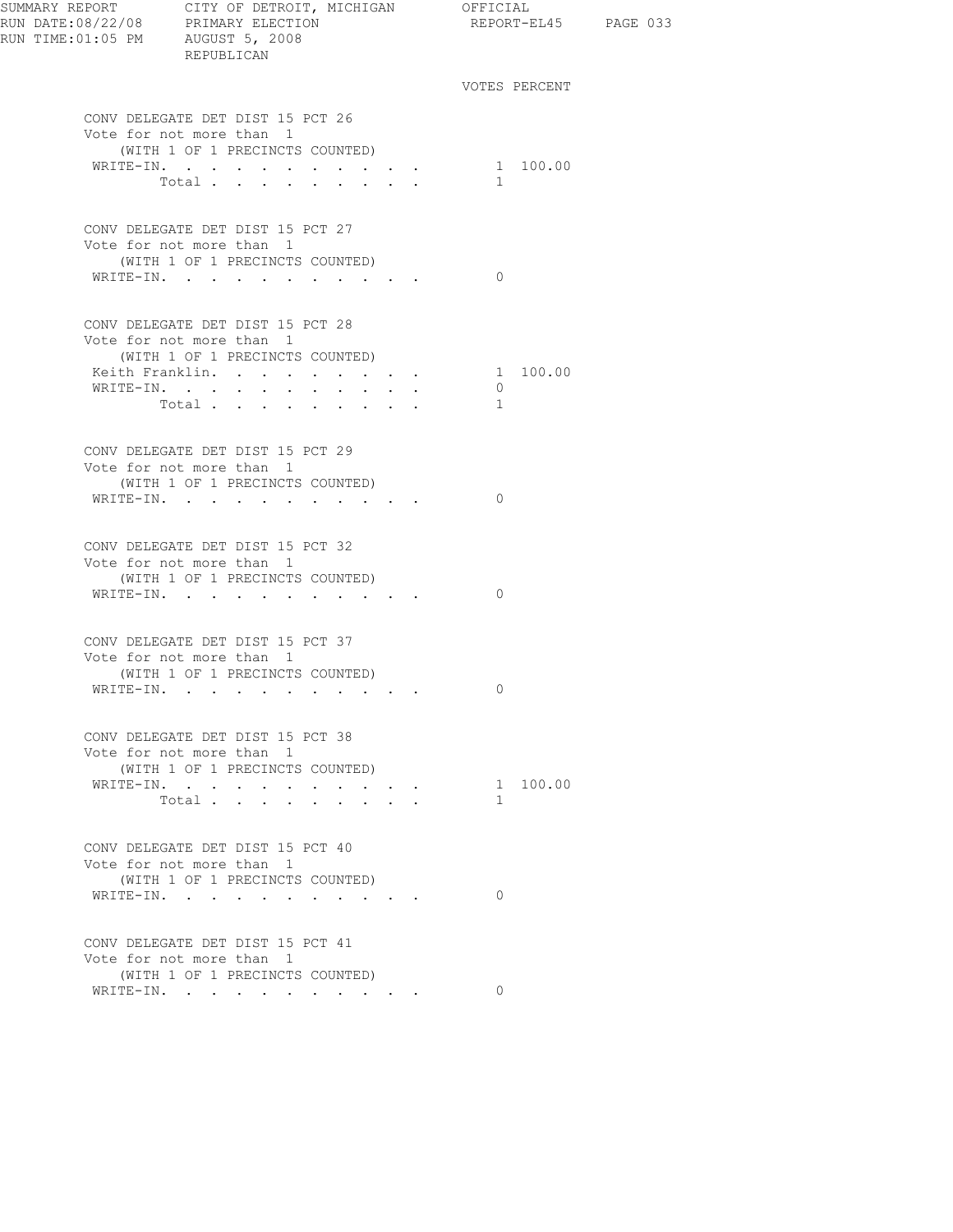SUMMARY REPORT — CITY OF DETROIT, MICHIGAN — OFFICIAL
RUN DATE:08/22/08 — PRIMARY ELECTION — REPORT-EL45
RUN TIME:01:05 PM — AUGUST 5, 2008
REPUBLICAN

### CONV DELEGATE DET DIST 15 PCT 26
Vote for not more than 1
(WITH 1 OF 1 PRECINCTS COUNTED)

| | VOTES | PERCENT |
|---|---|---|
| WRITE-IN. | 1 | 100.00 |
| Total | 1 | |

### CONV DELEGATE DET DIST 15 PCT 27
Vote for not more than 1
(WITH 1 OF 1 PRECINCTS COUNTED)

| | VOTES | PERCENT |
|---|---|---|
| WRITE-IN. | 0 | |

### CONV DELEGATE DET DIST 15 PCT 28
Vote for not more than 1
(WITH 1 OF 1 PRECINCTS COUNTED)

| | VOTES | PERCENT |
|---|---|---|
| Keith Franklin. | 1 | 100.00 |
| WRITE-IN. | 0 | |
| Total | 1 | |

### CONV DELEGATE DET DIST 15 PCT 29
Vote for not more than 1
(WITH 1 OF 1 PRECINCTS COUNTED)

| | VOTES | PERCENT |
|---|---|---|
| WRITE-IN. | 0 | |

### CONV DELEGATE DET DIST 15 PCT 32
Vote for not more than 1
(WITH 1 OF 1 PRECINCTS COUNTED)

| | VOTES | PERCENT |
|---|---|---|
| WRITE-IN. | 0 | |

### CONV DELEGATE DET DIST 15 PCT 37
Vote for not more than 1
(WITH 1 OF 1 PRECINCTS COUNTED)

| | VOTES | PERCENT |
|---|---|---|
| WRITE-IN. | 0 | |

### CONV DELEGATE DET DIST 15 PCT 38
Vote for not more than 1
(WITH 1 OF 1 PRECINCTS COUNTED)

| | VOTES | PERCENT |
|---|---|---|
| WRITE-IN. | 1 | 100.00 |
| Total | 1 | |

### CONV DELEGATE DET DIST 15 PCT 40
Vote for not more than 1
(WITH 1 OF 1 PRECINCTS COUNTED)

| | VOTES | PERCENT |
|---|---|---|
| WRITE-IN. | 0 | |

### CONV DELEGATE DET DIST 15 PCT 41
Vote for not more than 1
(WITH 1 OF 1 PRECINCTS COUNTED)

| | VOTES | PERCENT |
|---|---|---|
| WRITE-IN. | 0 | |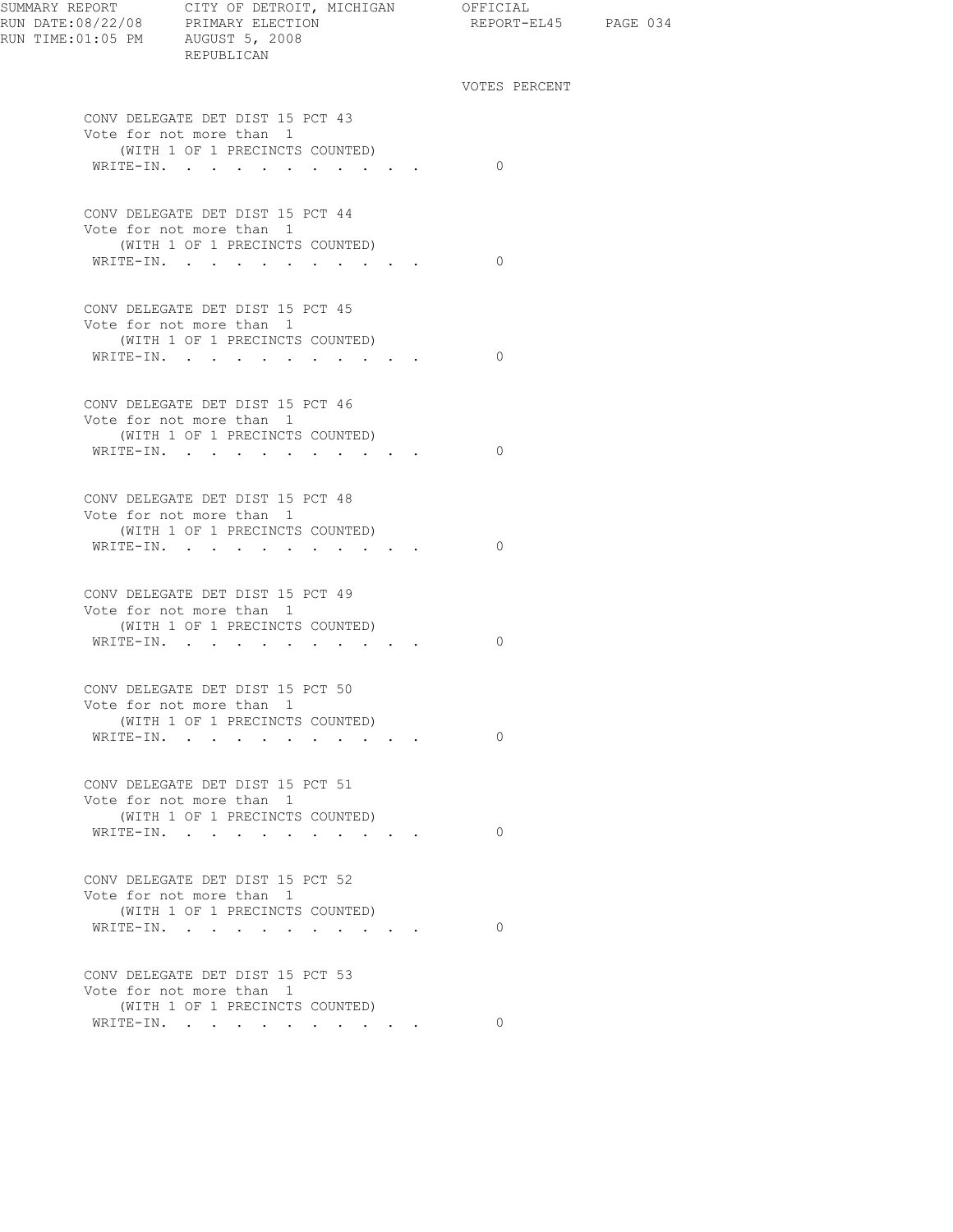SUMMARY REPORT CITY OF DETROIT, MICHIGAN OFFICIAL
RUN DATE:08/22/08 PRIMARY ELECTION REPORT-EL45
RUN TIME:01:05 PM AUGUST 5, 2008
REPUBLICAN

VOTES PERCENT

CONV DELEGATE DET DIST 15 PCT 43
Vote for not more than 1
(WITH 1 OF 1 PRECINCTS COUNTED)

| | VOTES |
|---|---|
| WRITE-IN. . . . . . . . . . . | 0 |

CONV DELEGATE DET DIST 15 PCT 44
Vote for not more than 1
(WITH 1 OF 1 PRECINCTS COUNTED)

| | VOTES |
|---|---|
| WRITE-IN. . . . . . . . . . . | 0 |

CONV DELEGATE DET DIST 15 PCT 45
Vote for not more than 1
(WITH 1 OF 1 PRECINCTS COUNTED)

| | VOTES |
|---|---|
| WRITE-IN. . . . . . . . . . . | 0 |

CONV DELEGATE DET DIST 15 PCT 46
Vote for not more than 1
(WITH 1 OF 1 PRECINCTS COUNTED)

| | VOTES |
|---|---|
| WRITE-IN. . . . . . . . . . . | 0 |

CONV DELEGATE DET DIST 15 PCT 48
Vote for not more than 1
(WITH 1 OF 1 PRECINCTS COUNTED)

| | VOTES |
|---|---|
| WRITE-IN. . . . . . . . . . . | 0 |

CONV DELEGATE DET DIST 15 PCT 49
Vote for not more than 1
(WITH 1 OF 1 PRECINCTS COUNTED)

| | VOTES |
|---|---|
| WRITE-IN. . . . . . . . . . . | 0 |

CONV DELEGATE DET DIST 15 PCT 50
Vote for not more than 1
(WITH 1 OF 1 PRECINCTS COUNTED)

| | VOTES |
|---|---|
| WRITE-IN. . . . . . . . . . . | 0 |

CONV DELEGATE DET DIST 15 PCT 51
Vote for not more than 1
(WITH 1 OF 1 PRECINCTS COUNTED)

| | VOTES |
|---|---|
| WRITE-IN. . . . . . . . . . . | 0 |

CONV DELEGATE DET DIST 15 PCT 52
Vote for not more than 1
(WITH 1 OF 1 PRECINCTS COUNTED)

| | VOTES |
|---|---|
| WRITE-IN. . . . . . . . . . . | 0 |

CONV DELEGATE DET DIST 15 PCT 53
Vote for not more than 1
(WITH 1 OF 1 PRECINCTS COUNTED)

| | VOTES |
|---|---|
| WRITE-IN. . . . . . . . . . . | 0 |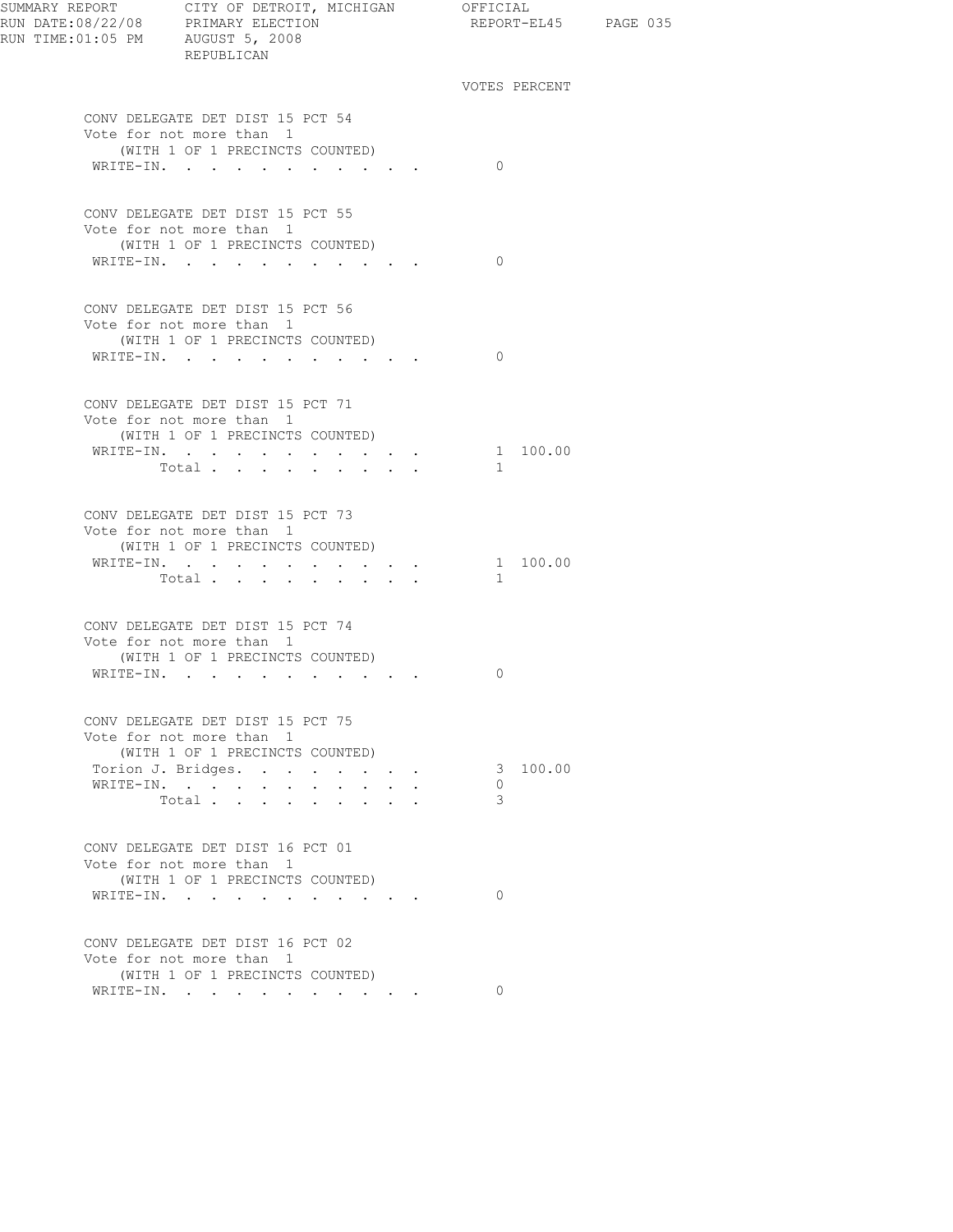SUMMARY REPORT CITY OF DETROIT, MICHIGAN OFFICIAL
RUN DATE:08/22/08 PRIMARY ELECTION REPORT-EL45
RUN TIME:01:05 PM AUGUST 5, 2008
REPUBLICAN

VOTES PERCENT

**CONV DELEGATE DET DIST 15 PCT 54**
Vote for not more than 1
(WITH 1 OF 1 PRECINCTS COUNTED)

| | VOTES | PERCENT |
|---|---|---|
| WRITE-IN. | 0 | |

**CONV DELEGATE DET DIST 15 PCT 55**
Vote for not more than 1
(WITH 1 OF 1 PRECINCTS COUNTED)

| | VOTES | PERCENT |
|---|---|---|
| WRITE-IN. | 0 | |

**CONV DELEGATE DET DIST 15 PCT 56**
Vote for not more than 1
(WITH 1 OF 1 PRECINCTS COUNTED)

| | VOTES | PERCENT |
|---|---|---|
| WRITE-IN. | 0 | |

**CONV DELEGATE DET DIST 15 PCT 71**
Vote for not more than 1
(WITH 1 OF 1 PRECINCTS COUNTED)

| | VOTES | PERCENT |
|---|---|---|
| WRITE-IN. | 1 | 100.00 |
| Total | 1 | |

**CONV DELEGATE DET DIST 15 PCT 73**
Vote for not more than 1
(WITH 1 OF 1 PRECINCTS COUNTED)

| | VOTES | PERCENT |
|---|---|---|
| WRITE-IN. | 1 | 100.00 |
| Total | 1 | |

**CONV DELEGATE DET DIST 15 PCT 74**
Vote for not more than 1
(WITH 1 OF 1 PRECINCTS COUNTED)

| | VOTES | PERCENT |
|---|---|---|
| WRITE-IN. | 0 | |

**CONV DELEGATE DET DIST 15 PCT 75**
Vote for not more than 1
(WITH 1 OF 1 PRECINCTS COUNTED)

| | VOTES | PERCENT |
|---|---|---|
| Torion J. Bridges. | 3 | 100.00 |
| WRITE-IN. | 0 | |
| Total | 3 | |

**CONV DELEGATE DET DIST 16 PCT 01**
Vote for not more than 1
(WITH 1 OF 1 PRECINCTS COUNTED)

| | VOTES | PERCENT |
|---|---|---|
| WRITE-IN. | 0 | |

**CONV DELEGATE DET DIST 16 PCT 02**
Vote for not more than 1
(WITH 1 OF 1 PRECINCTS COUNTED)

| | VOTES | PERCENT |
|---|---|---|
| WRITE-IN. | 0 | |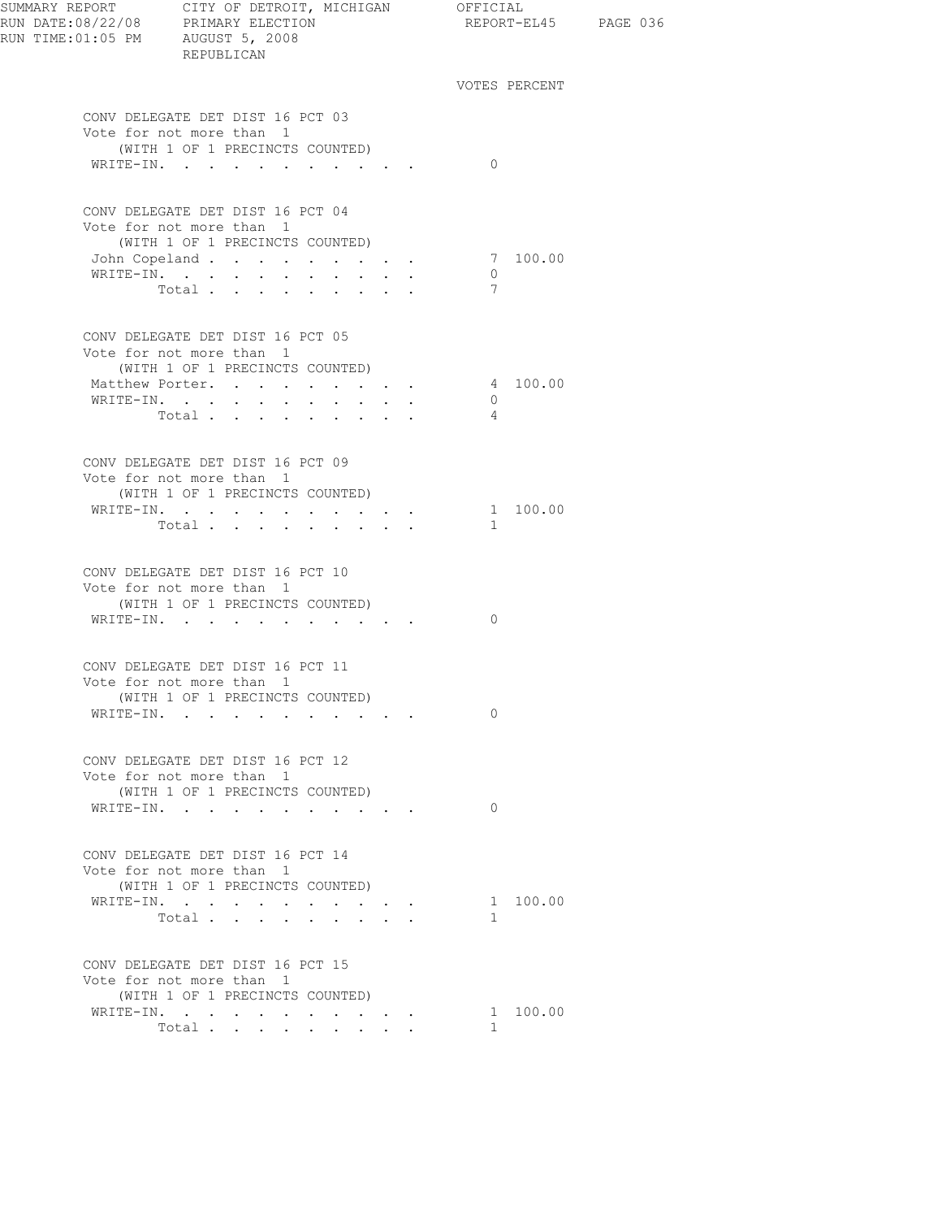SUMMARY REPORT — CITY OF DETROIT, MICHIGAN — OFFICIAL
RUN DATE:08/22/08 — PRIMARY ELECTION — REPORT-EL45
RUN TIME:01:05 PM — AUGUST 5, 2008
REPUBLICAN

### CONV DELEGATE DET DIST 16 PCT 03
Vote for not more than 1
(WITH 1 OF 1 PRECINCTS COUNTED)

| Candidate | Votes | Percent |
|---|---|---|
| WRITE-IN | 0 | |

### CONV DELEGATE DET DIST 16 PCT 04
Vote for not more than 1
(WITH 1 OF 1 PRECINCTS COUNTED)

| Candidate | Votes | Percent |
|---|---|---|
| John Copeland | 7 | 100.00 |
| WRITE-IN | 0 | |
| Total | 7 | |

### CONV DELEGATE DET DIST 16 PCT 05
Vote for not more than 1
(WITH 1 OF 1 PRECINCTS COUNTED)

| Candidate | Votes | Percent |
|---|---|---|
| Matthew Porter | 4 | 100.00 |
| WRITE-IN | 0 | |
| Total | 4 | |

### CONV DELEGATE DET DIST 16 PCT 09
Vote for not more than 1
(WITH 1 OF 1 PRECINCTS COUNTED)

| Candidate | Votes | Percent |
|---|---|---|
| WRITE-IN | 1 | 100.00 |
| Total | 1 | |

### CONV DELEGATE DET DIST 16 PCT 10
Vote for not more than 1
(WITH 1 OF 1 PRECINCTS COUNTED)

| Candidate | Votes | Percent |
|---|---|---|
| WRITE-IN | 0 | |

### CONV DELEGATE DET DIST 16 PCT 11
Vote for not more than 1
(WITH 1 OF 1 PRECINCTS COUNTED)

| Candidate | Votes | Percent |
|---|---|---|
| WRITE-IN | 0 | |

### CONV DELEGATE DET DIST 16 PCT 12
Vote for not more than 1
(WITH 1 OF 1 PRECINCTS COUNTED)

| Candidate | Votes | Percent |
|---|---|---|
| WRITE-IN | 0 | |

### CONV DELEGATE DET DIST 16 PCT 14
Vote for not more than 1
(WITH 1 OF 1 PRECINCTS COUNTED)

| Candidate | Votes | Percent |
|---|---|---|
| WRITE-IN | 1 | 100.00 |
| Total | 1 | |

### CONV DELEGATE DET DIST 16 PCT 15
Vote for not more than 1
(WITH 1 OF 1 PRECINCTS COUNTED)

| Candidate | Votes | Percent |
|---|---|---|
| WRITE-IN | 1 | 100.00 |
| Total | 1 | |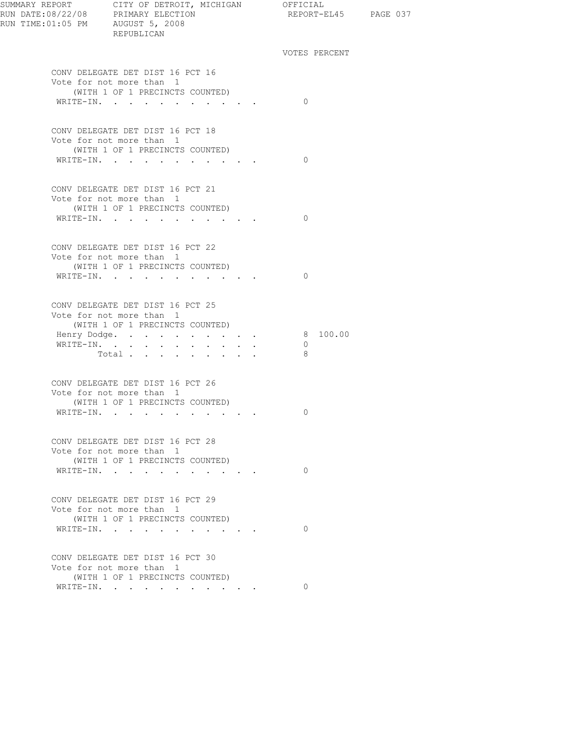VOTES PERCENT

CONV DELEGATE DET DIST 16 PCT 16
Vote for not more than 1
(WITH 1 OF 1 PRECINCTS COUNTED)

| | VOTES | PERCENT |
|---|---|---|
| WRITE-IN. | 0 | |

CONV DELEGATE DET DIST 16 PCT 18
Vote for not more than 1
(WITH 1 OF 1 PRECINCTS COUNTED)

| | VOTES | PERCENT |
|---|---|---|
| WRITE-IN. | 0 | |

CONV DELEGATE DET DIST 16 PCT 21
Vote for not more than 1
(WITH 1 OF 1 PRECINCTS COUNTED)

| | VOTES | PERCENT |
|---|---|---|
| WRITE-IN. | 0 | |

CONV DELEGATE DET DIST 16 PCT 22
Vote for not more than 1
(WITH 1 OF 1 PRECINCTS COUNTED)

| | VOTES | PERCENT |
|---|---|---|
| WRITE-IN. | 0 | |

CONV DELEGATE DET DIST 16 PCT 25
Vote for not more than 1
(WITH 1 OF 1 PRECINCTS COUNTED)

| | VOTES | PERCENT |
|---|---|---|
| Henry Dodge. | 8 | 100.00 |
| WRITE-IN. | 0 | |
| Total | 8 | |

CONV DELEGATE DET DIST 16 PCT 26
Vote for not more than 1
(WITH 1 OF 1 PRECINCTS COUNTED)

| | VOTES | PERCENT |
|---|---|---|
| WRITE-IN. | 0 | |

CONV DELEGATE DET DIST 16 PCT 28
Vote for not more than 1
(WITH 1 OF 1 PRECINCTS COUNTED)

| | VOTES | PERCENT |
|---|---|---|
| WRITE-IN. | 0 | |

CONV DELEGATE DET DIST 16 PCT 29
Vote for not more than 1
(WITH 1 OF 1 PRECINCTS COUNTED)

| | VOTES | PERCENT |
|---|---|---|
| WRITE-IN. | 0 | |

CONV DELEGATE DET DIST 16 PCT 30
Vote for not more than 1
(WITH 1 OF 1 PRECINCTS COUNTED)

| | VOTES | PERCENT |
|---|---|---|
| WRITE-IN. | 0 | |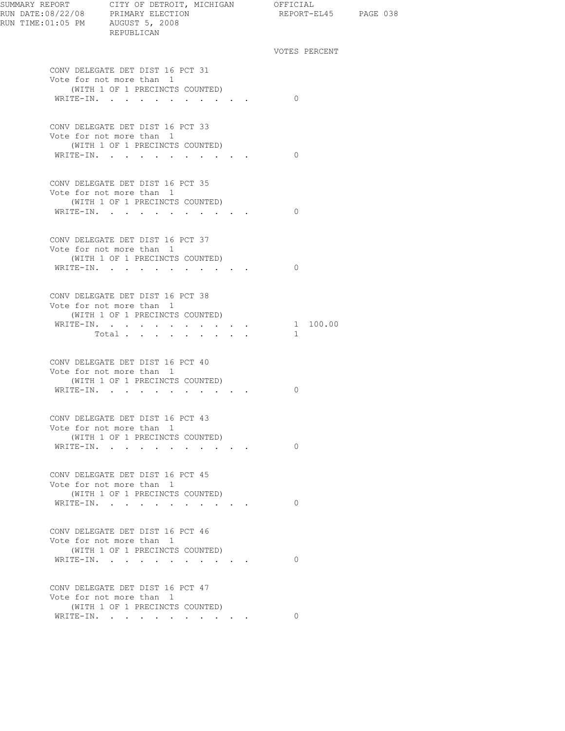SUMMARY REPORT CITY OF DETROIT, MICHIGAN OFFICIAL
RUN DATE:08/22/08 PRIMARY ELECTION REPORT-EL45
RUN TIME:01:05 PM AUGUST 5, 2008
REPUBLICAN

| | VOTES | PERCENT |
|---|---|---|

**CONV DELEGATE DET DIST 16 PCT 31**
Vote for not more than 1
(WITH 1 OF 1 PRECINCTS COUNTED)

| | VOTES | PERCENT |
|---|---|---|
| WRITE-IN. | 0 | |

**CONV DELEGATE DET DIST 16 PCT 33**
Vote for not more than 1
(WITH 1 OF 1 PRECINCTS COUNTED)

| | VOTES | PERCENT |
|---|---|---|
| WRITE-IN. | 0 | |

**CONV DELEGATE DET DIST 16 PCT 35**
Vote for not more than 1
(WITH 1 OF 1 PRECINCTS COUNTED)

| | VOTES | PERCENT |
|---|---|---|
| WRITE-IN. | 0 | |

**CONV DELEGATE DET DIST 16 PCT 37**
Vote for not more than 1
(WITH 1 OF 1 PRECINCTS COUNTED)

| | VOTES | PERCENT |
|---|---|---|
| WRITE-IN. | 0 | |

**CONV DELEGATE DET DIST 16 PCT 38**
Vote for not more than 1
(WITH 1 OF 1 PRECINCTS COUNTED)

| | VOTES | PERCENT |
|---|---|---|
| WRITE-IN. | 1 | 100.00 |
| Total | 1 | |

**CONV DELEGATE DET DIST 16 PCT 40**
Vote for not more than 1
(WITH 1 OF 1 PRECINCTS COUNTED)

| | VOTES | PERCENT |
|---|---|---|
| WRITE-IN. | 0 | |

**CONV DELEGATE DET DIST 16 PCT 43**
Vote for not more than 1
(WITH 1 OF 1 PRECINCTS COUNTED)

| | VOTES | PERCENT |
|---|---|---|
| WRITE-IN. | 0 | |

**CONV DELEGATE DET DIST 16 PCT 45**
Vote for not more than 1
(WITH 1 OF 1 PRECINCTS COUNTED)

| | VOTES | PERCENT |
|---|---|---|
| WRITE-IN. | 0 | |

**CONV DELEGATE DET DIST 16 PCT 46**
Vote for not more than 1
(WITH 1 OF 1 PRECINCTS COUNTED)

| | VOTES | PERCENT |
|---|---|---|
| WRITE-IN. | 0 | |

**CONV DELEGATE DET DIST 16 PCT 47**
Vote for not more than 1
(WITH 1 OF 1 PRECINCTS COUNTED)

| | VOTES | PERCENT |
|---|---|---|
| WRITE-IN. | 0 | |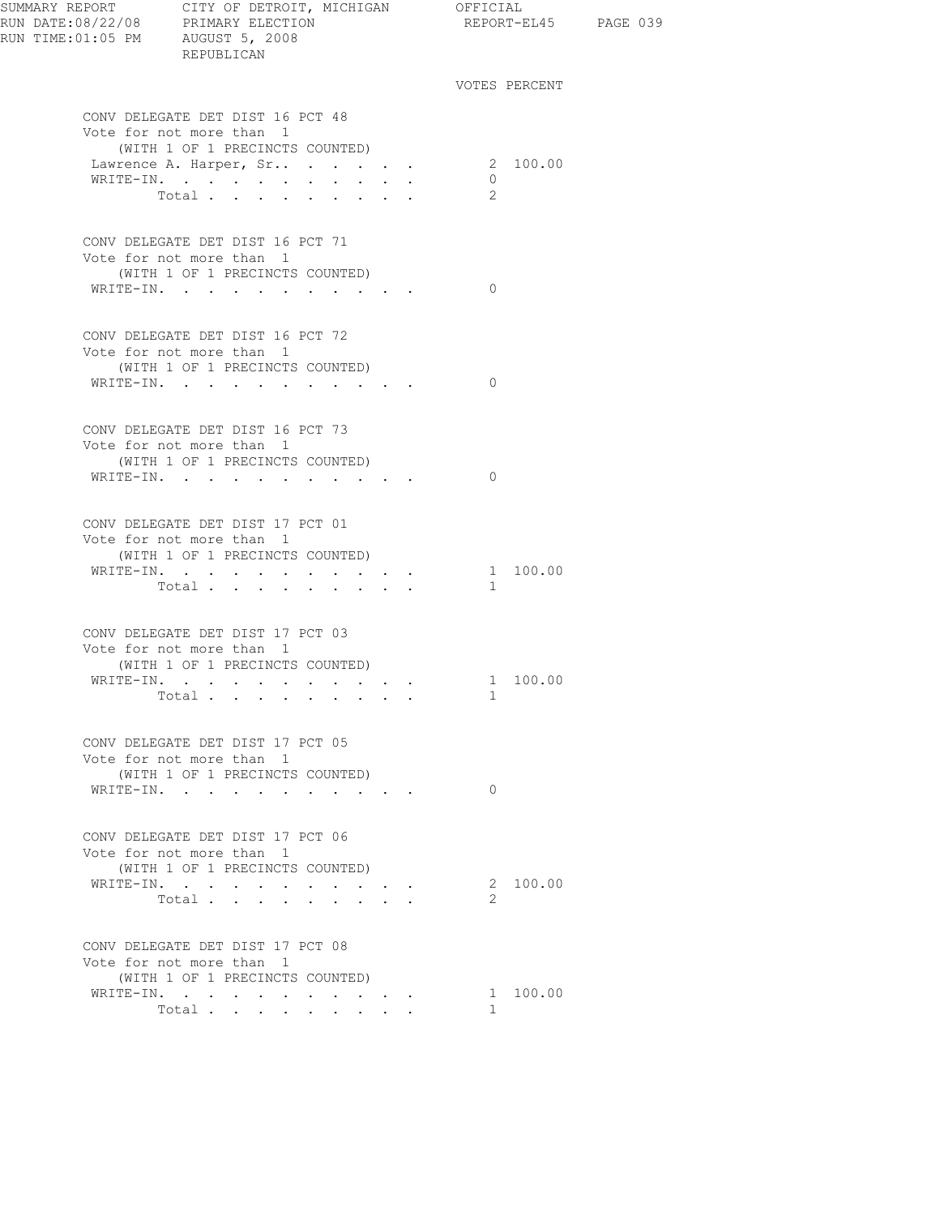SUMMARY REPORT CITY OF DETROIT, MICHIGAN OFFICIAL
RUN DATE:08/22/08 PRIMARY ELECTION REPORT-EL45
RUN TIME:01:05 PM AUGUST 5, 2008
REPUBLICAN

### CONV DELEGATE DET DIST 16 PCT 48
Vote for not more than 1
(WITH 1 OF 1 PRECINCTS COUNTED)

| | VOTES | PERCENT |
|---|---|---|
| Lawrence A. Harper, Sr.. | 2 | 100.00 |
| WRITE-IN. | 0 | |
| Total | 2 | |

### CONV DELEGATE DET DIST 16 PCT 71
Vote for not more than 1
(WITH 1 OF 1 PRECINCTS COUNTED)

| | VOTES | PERCENT |
|---|---|---|
| WRITE-IN. | 0 | |

### CONV DELEGATE DET DIST 16 PCT 72
Vote for not more than 1
(WITH 1 OF 1 PRECINCTS COUNTED)

| | VOTES | PERCENT |
|---|---|---|
| WRITE-IN. | 0 | |

### CONV DELEGATE DET DIST 16 PCT 73
Vote for not more than 1
(WITH 1 OF 1 PRECINCTS COUNTED)

| | VOTES | PERCENT |
|---|---|---|
| WRITE-IN. | 0 | |

### CONV DELEGATE DET DIST 17 PCT 01
Vote for not more than 1
(WITH 1 OF 1 PRECINCTS COUNTED)

| | VOTES | PERCENT |
|---|---|---|
| WRITE-IN. | 1 | 100.00 |
| Total | 1 | |

### CONV DELEGATE DET DIST 17 PCT 03
Vote for not more than 1
(WITH 1 OF 1 PRECINCTS COUNTED)

| | VOTES | PERCENT |
|---|---|---|
| WRITE-IN. | 1 | 100.00 |
| Total | 1 | |

### CONV DELEGATE DET DIST 17 PCT 05
Vote for not more than 1
(WITH 1 OF 1 PRECINCTS COUNTED)

| | VOTES | PERCENT |
|---|---|---|
| WRITE-IN. | 0 | |

### CONV DELEGATE DET DIST 17 PCT 06
Vote for not more than 1
(WITH 1 OF 1 PRECINCTS COUNTED)

| | VOTES | PERCENT |
|---|---|---|
| WRITE-IN. | 2 | 100.00 |
| Total | 2 | |

### CONV DELEGATE DET DIST 17 PCT 08
Vote for not more than 1
(WITH 1 OF 1 PRECINCTS COUNTED)

| | VOTES | PERCENT |
|---|---|---|
| WRITE-IN. | 1 | 100.00 |
| Total | 1 | |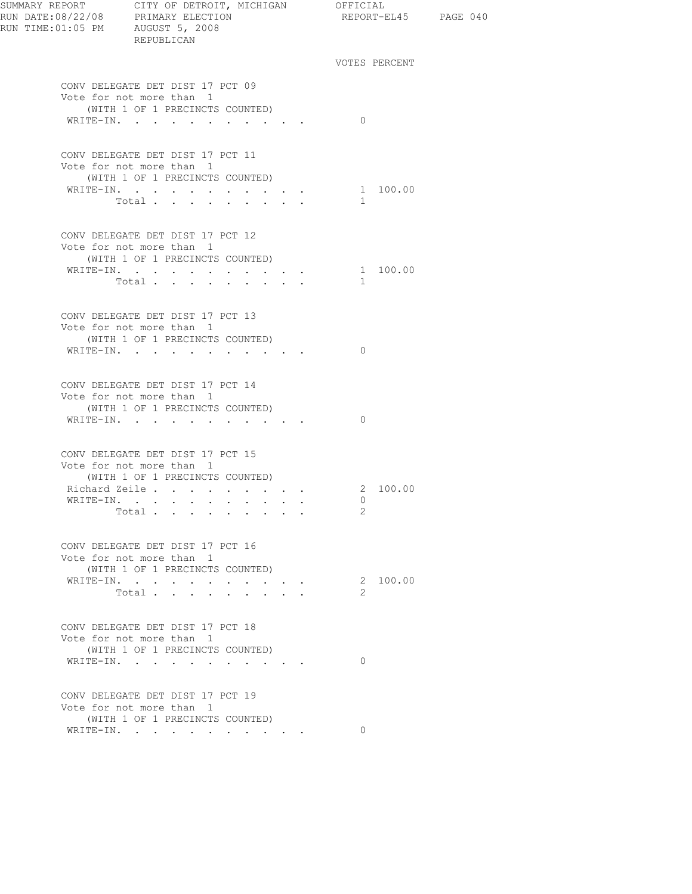SUMMARY REPORT CITY OF DETROIT, MICHIGAN OFFICIAL
RUN DATE:08/22/08 PRIMARY ELECTION REPORT-EL45
RUN TIME:01:05 PM AUGUST 5, 2008
REPUBLICAN

### CONV DELEGATE DET DIST 17 PCT 09
Vote for not more than 1
(WITH 1 OF 1 PRECINCTS COUNTED)

| | VOTES | PERCENT |
|---|---|---|
| WRITE-IN | 0 | |

### CONV DELEGATE DET DIST 17 PCT 11
Vote for not more than 1
(WITH 1 OF 1 PRECINCTS COUNTED)

| | VOTES | PERCENT |
|---|---|---|
| WRITE-IN | 1 | 100.00 |
| Total | 1 | |

### CONV DELEGATE DET DIST 17 PCT 12
Vote for not more than 1
(WITH 1 OF 1 PRECINCTS COUNTED)

| | VOTES | PERCENT |
|---|---|---|
| WRITE-IN | 1 | 100.00 |
| Total | 1 | |

### CONV DELEGATE DET DIST 17 PCT 13
Vote for not more than 1
(WITH 1 OF 1 PRECINCTS COUNTED)

| | VOTES | PERCENT |
|---|---|---|
| WRITE-IN | 0 | |

### CONV DELEGATE DET DIST 17 PCT 14
Vote for not more than 1
(WITH 1 OF 1 PRECINCTS COUNTED)

| | VOTES | PERCENT |
|---|---|---|
| WRITE-IN | 0 | |

### CONV DELEGATE DET DIST 17 PCT 15
Vote for not more than 1
(WITH 1 OF 1 PRECINCTS COUNTED)

| | VOTES | PERCENT |
|---|---|---|
| Richard Zeile | 2 | 100.00 |
| WRITE-IN | 0 | |
| Total | 2 | |

### CONV DELEGATE DET DIST 17 PCT 16
Vote for not more than 1
(WITH 1 OF 1 PRECINCTS COUNTED)

| | VOTES | PERCENT |
|---|---|---|
| WRITE-IN | 2 | 100.00 |
| Total | 2 | |

### CONV DELEGATE DET DIST 17 PCT 18
Vote for not more than 1
(WITH 1 OF 1 PRECINCTS COUNTED)

| | VOTES | PERCENT |
|---|---|---|
| WRITE-IN | 0 | |

### CONV DELEGATE DET DIST 17 PCT 19
Vote for not more than 1
(WITH 1 OF 1 PRECINCTS COUNTED)

| | VOTES | PERCENT |
|---|---|---|
| WRITE-IN | 0 | |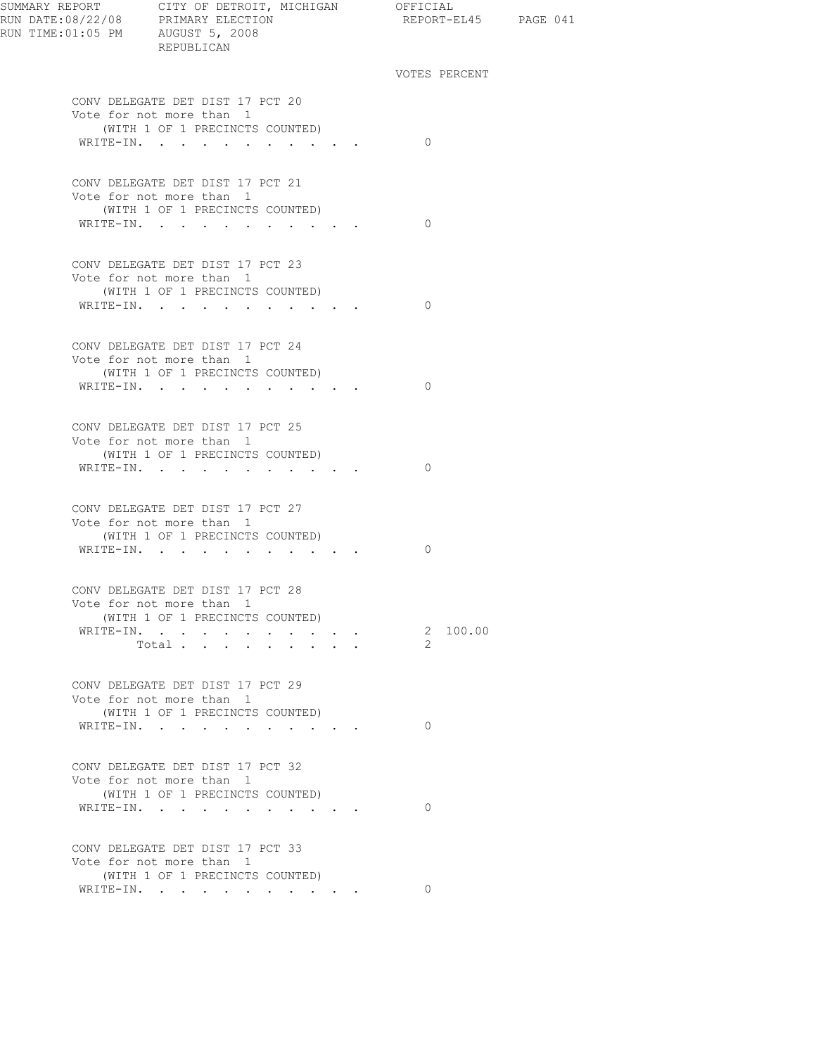SUMMARY REPORT CITY OF DETROIT, MICHIGAN OFFICIAL
RUN DATE:08/22/08 PRIMARY ELECTION REPORT-EL45
RUN TIME:01:05 PM AUGUST 5, 2008
REPUBLICAN

| | VOTES | PERCENT |
|---|---|---|
| **CONV DELEGATE DET DIST 17 PCT 20** | | |
| Vote for not more than 1 | | |
| (WITH 1 OF 1 PRECINCTS COUNTED) | | |
| WRITE-IN. | 0 | |
| **CONV DELEGATE DET DIST 17 PCT 21** | | |
| Vote for not more than 1 | | |
| (WITH 1 OF 1 PRECINCTS COUNTED) | | |
| WRITE-IN. | 0 | |
| **CONV DELEGATE DET DIST 17 PCT 23** | | |
| Vote for not more than 1 | | |
| (WITH 1 OF 1 PRECINCTS COUNTED) | | |
| WRITE-IN. | 0 | |
| **CONV DELEGATE DET DIST 17 PCT 24** | | |
| Vote for not more than 1 | | |
| (WITH 1 OF 1 PRECINCTS COUNTED) | | |
| WRITE-IN. | 0 | |
| **CONV DELEGATE DET DIST 17 PCT 25** | | |
| Vote for not more than 1 | | |
| (WITH 1 OF 1 PRECINCTS COUNTED) | | |
| WRITE-IN. | 0 | |
| **CONV DELEGATE DET DIST 17 PCT 27** | | |
| Vote for not more than 1 | | |
| (WITH 1 OF 1 PRECINCTS COUNTED) | | |
| WRITE-IN. | 0 | |
| **CONV DELEGATE DET DIST 17 PCT 28** | | |
| Vote for not more than 1 | | |
| (WITH 1 OF 1 PRECINCTS COUNTED) | | |
| WRITE-IN. | 2 | 100.00 |
| Total | 2 | |
| **CONV DELEGATE DET DIST 17 PCT 29** | | |
| Vote for not more than 1 | | |
| (WITH 1 OF 1 PRECINCTS COUNTED) | | |
| WRITE-IN. | 0 | |
| **CONV DELEGATE DET DIST 17 PCT 32** | | |
| Vote for not more than 1 | | |
| (WITH 1 OF 1 PRECINCTS COUNTED) | | |
| WRITE-IN. | 0 | |
| **CONV DELEGATE DET DIST 17 PCT 33** | | |
| Vote for not more than 1 | | |
| (WITH 1 OF 1 PRECINCTS COUNTED) | | |
| WRITE-IN. | 0 | |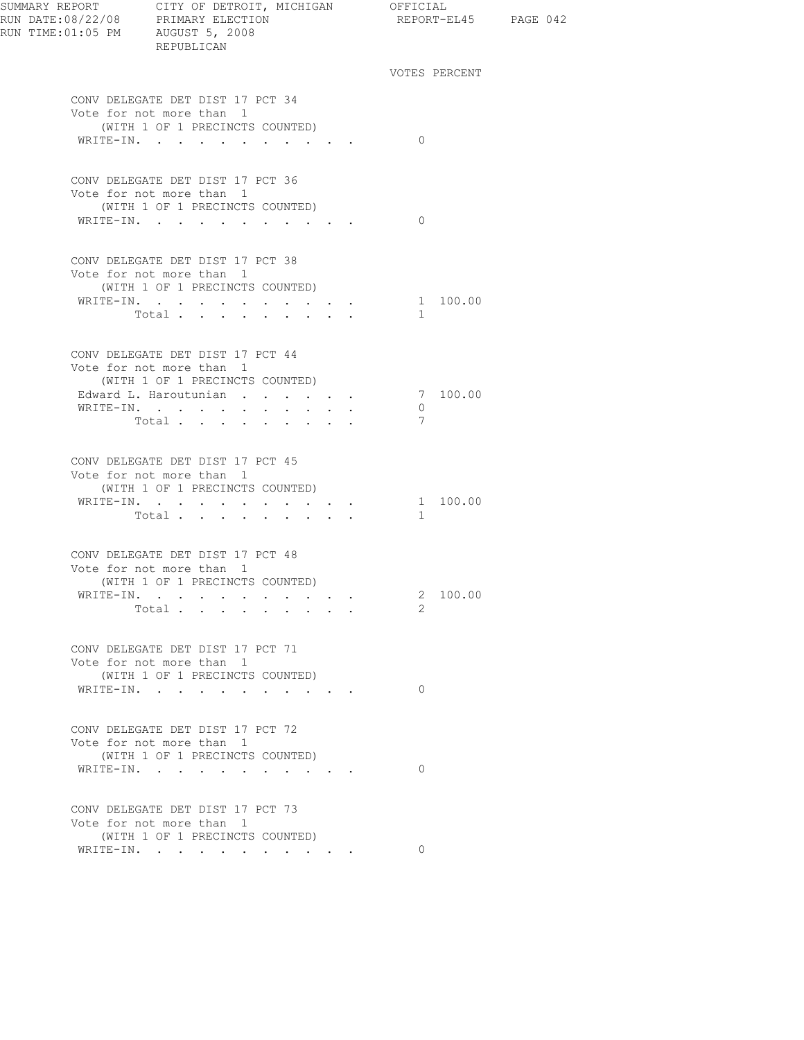SUMMARY REPORT CITY OF DETROIT, MICHIGAN OFFICIAL
RUN DATE:08/22/08 PRIMARY ELECTION REPORT-EL45
RUN TIME:01:05 PM AUGUST 5, 2008
REPUBLICAN

### CONV DELEGATE DET DIST 17 PCT 34
Vote for not more than 1
(WITH 1 OF 1 PRECINCTS COUNTED)

| | VOTES | PERCENT |
|---|---|---|
| WRITE-IN. | 0 | |

### CONV DELEGATE DET DIST 17 PCT 36
Vote for not more than 1
(WITH 1 OF 1 PRECINCTS COUNTED)

| | VOTES | PERCENT |
|---|---|---|
| WRITE-IN. | 0 | |

### CONV DELEGATE DET DIST 17 PCT 38
Vote for not more than 1
(WITH 1 OF 1 PRECINCTS COUNTED)

| | VOTES | PERCENT |
|---|---|---|
| WRITE-IN. | 1 | 100.00 |
| Total | 1 | |

### CONV DELEGATE DET DIST 17 PCT 44
Vote for not more than 1
(WITH 1 OF 1 PRECINCTS COUNTED)

| | VOTES | PERCENT |
|---|---|---|
| Edward L. Haroutunian | 7 | 100.00 |
| WRITE-IN. | 0 | |
| Total | 7 | |

### CONV DELEGATE DET DIST 17 PCT 45
Vote for not more than 1
(WITH 1 OF 1 PRECINCTS COUNTED)

| | VOTES | PERCENT |
|---|---|---|
| WRITE-IN. | 1 | 100.00 |
| Total | 1 | |

### CONV DELEGATE DET DIST 17 PCT 48
Vote for not more than 1
(WITH 1 OF 1 PRECINCTS COUNTED)

| | VOTES | PERCENT |
|---|---|---|
| WRITE-IN. | 2 | 100.00 |
| Total | 2 | |

### CONV DELEGATE DET DIST 17 PCT 71
Vote for not more than 1
(WITH 1 OF 1 PRECINCTS COUNTED)

| | VOTES | PERCENT |
|---|---|---|
| WRITE-IN. | 0 | |

### CONV DELEGATE DET DIST 17 PCT 72
Vote for not more than 1
(WITH 1 OF 1 PRECINCTS COUNTED)

| | VOTES | PERCENT |
|---|---|---|
| WRITE-IN. | 0 | |

### CONV DELEGATE DET DIST 17 PCT 73
Vote for not more than 1
(WITH 1 OF 1 PRECINCTS COUNTED)

| | VOTES | PERCENT |
|---|---|---|
| WRITE-IN. | 0 | |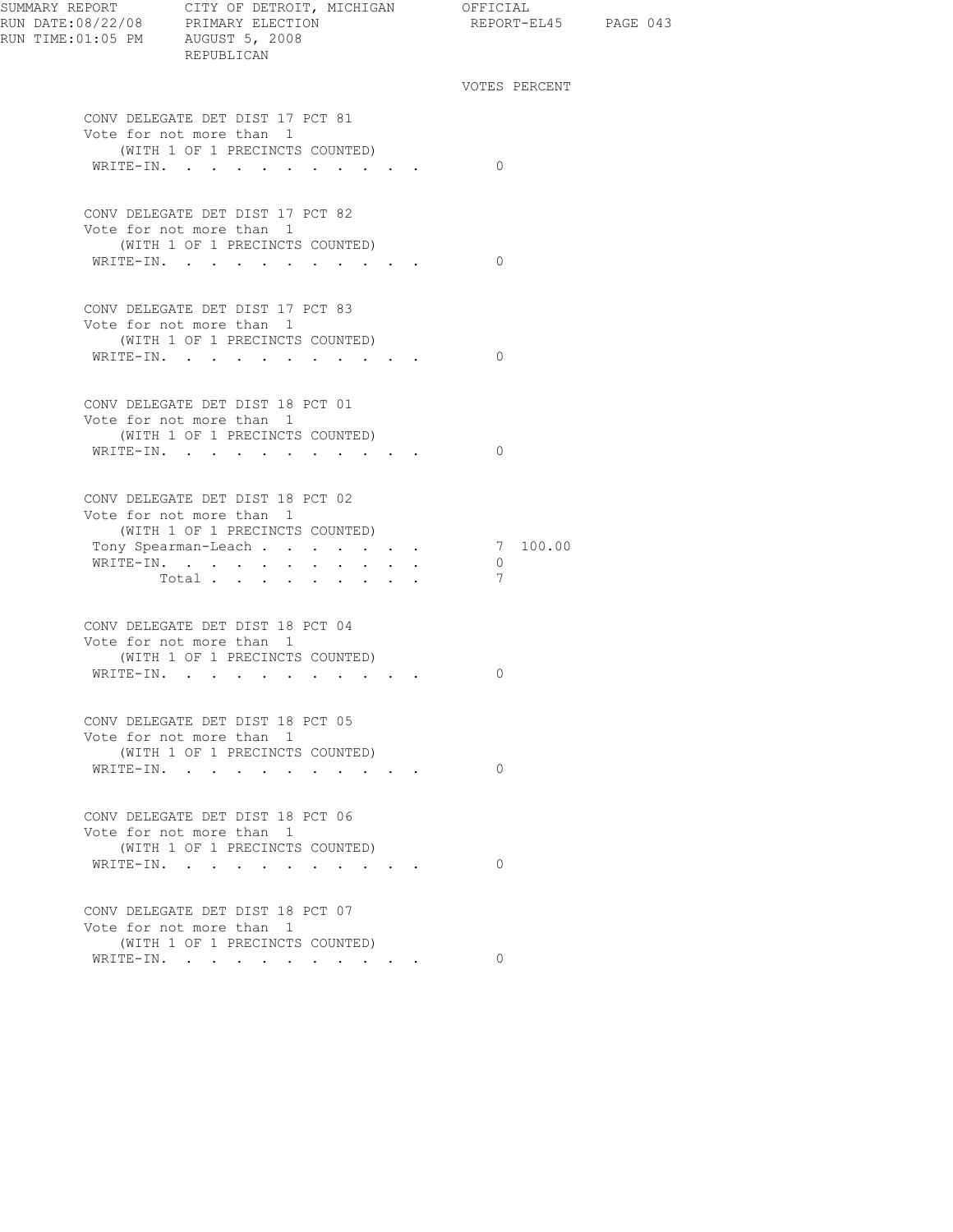SUMMARY REPORT CITY OF DETROIT, MICHIGAN OFFICIAL
RUN DATE:08/22/08 PRIMARY ELECTION REPORT-EL45
RUN TIME:01:05 PM AUGUST 5, 2008
REPUBLICAN

### CONV DELEGATE DET DIST 17 PCT 81
Vote for not more than 1
(WITH 1 OF 1 PRECINCTS COUNTED)

| | VOTES | PERCENT |
|---|---|---|
| WRITE-IN. | 0 | |

### CONV DELEGATE DET DIST 17 PCT 82
Vote for not more than 1
(WITH 1 OF 1 PRECINCTS COUNTED)

| | VOTES | PERCENT |
|---|---|---|
| WRITE-IN. | 0 | |

### CONV DELEGATE DET DIST 17 PCT 83
Vote for not more than 1
(WITH 1 OF 1 PRECINCTS COUNTED)

| | VOTES | PERCENT |
|---|---|---|
| WRITE-IN. | 0 | |

### CONV DELEGATE DET DIST 18 PCT 01
Vote for not more than 1
(WITH 1 OF 1 PRECINCTS COUNTED)

| | VOTES | PERCENT |
|---|---|---|
| WRITE-IN. | 0 | |

### CONV DELEGATE DET DIST 18 PCT 02
Vote for not more than 1
(WITH 1 OF 1 PRECINCTS COUNTED)

| | VOTES | PERCENT |
|---|---|---|
| Tony Spearman-Leach | 7 | 100.00 |
| WRITE-IN. | 0 | |
| Total | 7 | |

### CONV DELEGATE DET DIST 18 PCT 04
Vote for not more than 1
(WITH 1 OF 1 PRECINCTS COUNTED)

| | VOTES | PERCENT |
|---|---|---|
| WRITE-IN. | 0 | |

### CONV DELEGATE DET DIST 18 PCT 05
Vote for not more than 1
(WITH 1 OF 1 PRECINCTS COUNTED)

| | VOTES | PERCENT |
|---|---|---|
| WRITE-IN. | 0 | |

### CONV DELEGATE DET DIST 18 PCT 06
Vote for not more than 1
(WITH 1 OF 1 PRECINCTS COUNTED)

| | VOTES | PERCENT |
|---|---|---|
| WRITE-IN. | 0 | |

### CONV DELEGATE DET DIST 18 PCT 07
Vote for not more than 1
(WITH 1 OF 1 PRECINCTS COUNTED)

| | VOTES | PERCENT |
|---|---|---|
| WRITE-IN. | 0 | |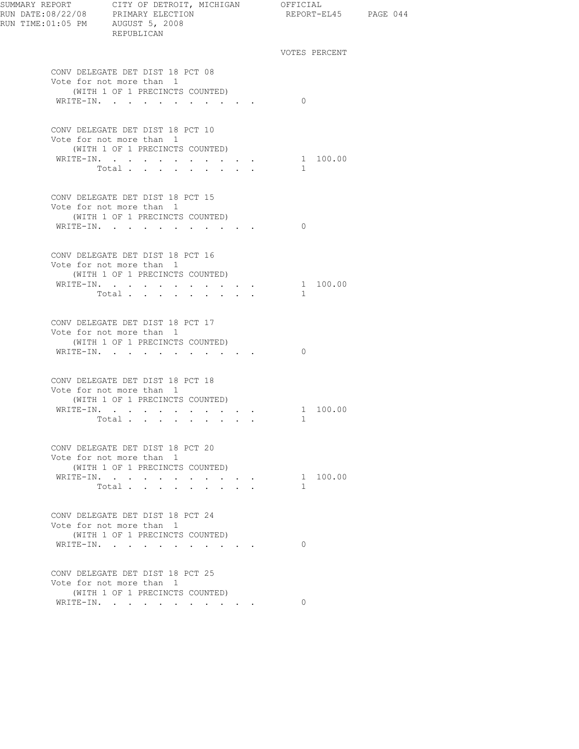SUMMARY REPORT CITY OF DETROIT, MICHIGAN OFFICIAL
RUN DATE:08/22/08 PRIMARY ELECTION REPORT-EL45
RUN TIME:01:05 PM AUGUST 5, 2008
REPUBLICAN

### CONV DELEGATE DET DIST 18 PCT 08
Vote for not more than 1
(WITH 1 OF 1 PRECINCTS COUNTED)

| | VOTES | PERCENT |
|---|---|---|
| WRITE-IN | 0 | |

### CONV DELEGATE DET DIST 18 PCT 10
Vote for not more than 1
(WITH 1 OF 1 PRECINCTS COUNTED)

| | VOTES | PERCENT |
|---|---|---|
| WRITE-IN | 1 | 100.00 |
| Total | 1 | |

### CONV DELEGATE DET DIST 18 PCT 15
Vote for not more than 1
(WITH 1 OF 1 PRECINCTS COUNTED)

| | VOTES | PERCENT |
|---|---|---|
| WRITE-IN | 0 | |

### CONV DELEGATE DET DIST 18 PCT 16
Vote for not more than 1
(WITH 1 OF 1 PRECINCTS COUNTED)

| | VOTES | PERCENT |
|---|---|---|
| WRITE-IN | 1 | 100.00 |
| Total | 1 | |

### CONV DELEGATE DET DIST 18 PCT 17
Vote for not more than 1
(WITH 1 OF 1 PRECINCTS COUNTED)

| | VOTES | PERCENT |
|---|---|---|
| WRITE-IN | 0 | |

### CONV DELEGATE DET DIST 18 PCT 18
Vote for not more than 1
(WITH 1 OF 1 PRECINCTS COUNTED)

| | VOTES | PERCENT |
|---|---|---|
| WRITE-IN | 1 | 100.00 |
| Total | 1 | |

### CONV DELEGATE DET DIST 18 PCT 20
Vote for not more than 1
(WITH 1 OF 1 PRECINCTS COUNTED)

| | VOTES | PERCENT |
|---|---|---|
| WRITE-IN | 1 | 100.00 |
| Total | 1 | |

### CONV DELEGATE DET DIST 18 PCT 24
Vote for not more than 1
(WITH 1 OF 1 PRECINCTS COUNTED)

| | VOTES | PERCENT |
|---|---|---|
| WRITE-IN | 0 | |

### CONV DELEGATE DET DIST 18 PCT 25
Vote for not more than 1
(WITH 1 OF 1 PRECINCTS COUNTED)

| | VOTES | PERCENT |
|---|---|---|
| WRITE-IN | 0 | |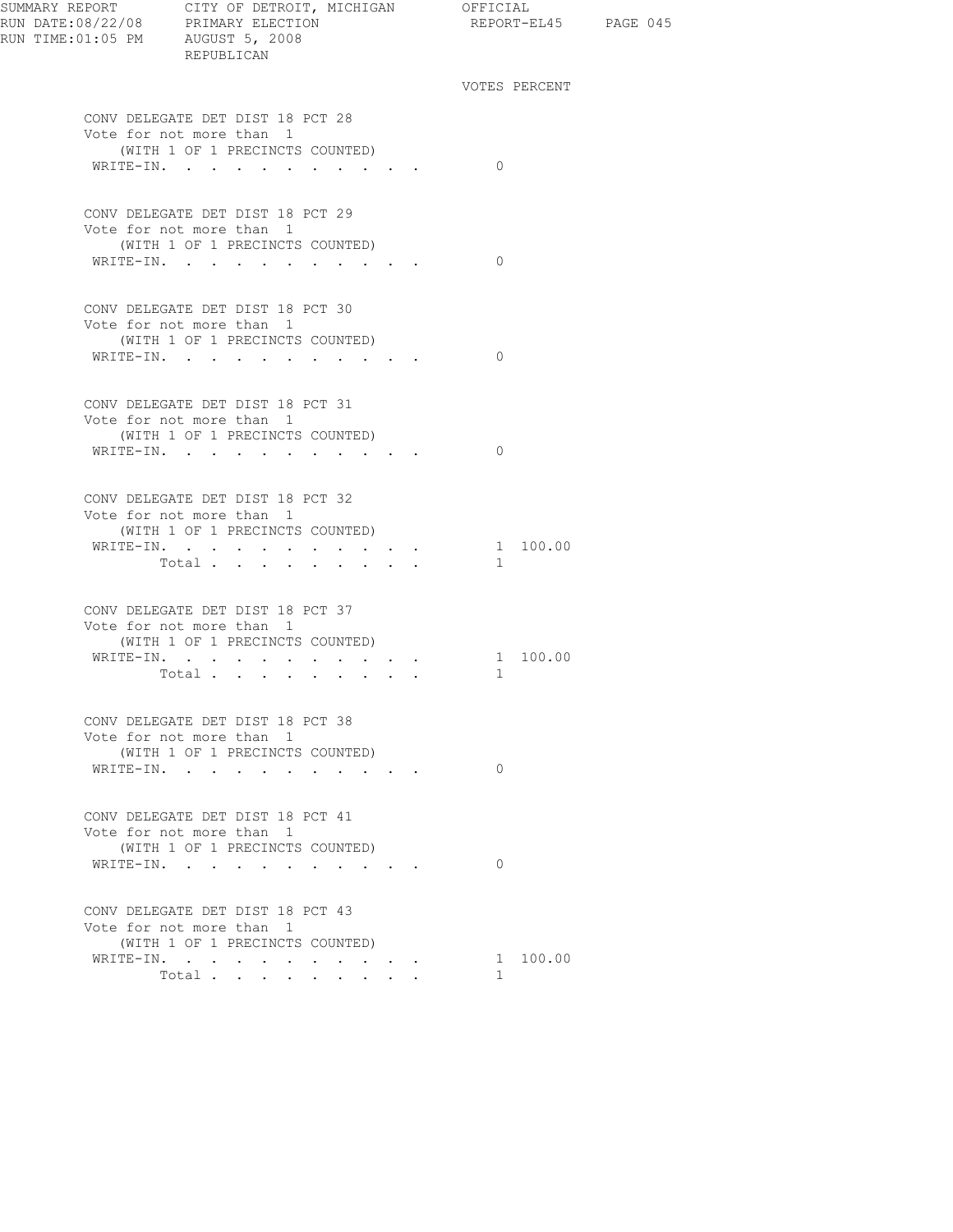SUMMARY REPORT CITY OF DETROIT, MICHIGAN OFFICIAL
RUN DATE:08/22/08 PRIMARY ELECTION REPORT-EL45
RUN TIME:01:05 PM AUGUST 5, 2008
REPUBLICAN

### CONV DELEGATE DET DIST 18 PCT 28
Vote for not more than 1
(WITH 1 OF 1 PRECINCTS COUNTED)

| | VOTES | PERCENT |
|---|---|---|
| WRITE-IN | 0 | |

### CONV DELEGATE DET DIST 18 PCT 29
Vote for not more than 1
(WITH 1 OF 1 PRECINCTS COUNTED)

| | VOTES | PERCENT |
|---|---|---|
| WRITE-IN | 0 | |

### CONV DELEGATE DET DIST 18 PCT 30
Vote for not more than 1
(WITH 1 OF 1 PRECINCTS COUNTED)

| | VOTES | PERCENT |
|---|---|---|
| WRITE-IN | 0 | |

### CONV DELEGATE DET DIST 18 PCT 31
Vote for not more than 1
(WITH 1 OF 1 PRECINCTS COUNTED)

| | VOTES | PERCENT |
|---|---|---|
| WRITE-IN | 0 | |

### CONV DELEGATE DET DIST 18 PCT 32
Vote for not more than 1
(WITH 1 OF 1 PRECINCTS COUNTED)

| | VOTES | PERCENT |
|---|---|---|
| WRITE-IN | 1 | 100.00 |
| Total | 1 | |

### CONV DELEGATE DET DIST 18 PCT 37
Vote for not more than 1
(WITH 1 OF 1 PRECINCTS COUNTED)

| | VOTES | PERCENT |
|---|---|---|
| WRITE-IN | 1 | 100.00 |
| Total | 1 | |

### CONV DELEGATE DET DIST 18 PCT 38
Vote for not more than 1
(WITH 1 OF 1 PRECINCTS COUNTED)

| | VOTES | PERCENT |
|---|---|---|
| WRITE-IN | 0 | |

### CONV DELEGATE DET DIST 18 PCT 41
Vote for not more than 1
(WITH 1 OF 1 PRECINCTS COUNTED)

| | VOTES | PERCENT |
|---|---|---|
| WRITE-IN | 0 | |

### CONV DELEGATE DET DIST 18 PCT 43
Vote for not more than 1
(WITH 1 OF 1 PRECINCTS COUNTED)

| | VOTES | PERCENT |
|---|---|---|
| WRITE-IN | 1 | 100.00 |
| Total | 1 | |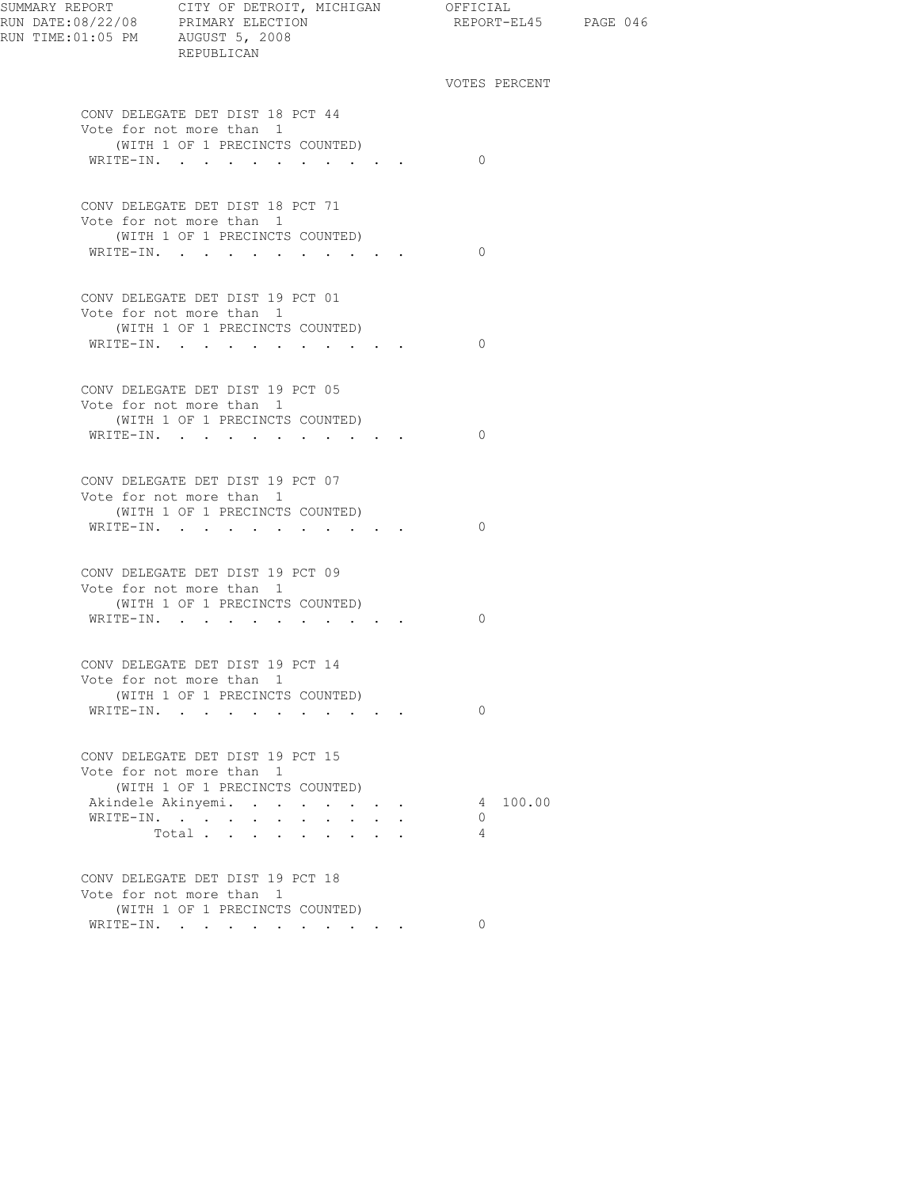VOTES PERCENT

## CONV DELEGATE DET DIST 18 PCT 44
Vote for not more than 1
(WITH 1 OF 1 PRECINCTS COUNTED)

| | VOTES | PERCENT |
|---|---|---|
| WRITE-IN. | 0 | |

## CONV DELEGATE DET DIST 18 PCT 71
Vote for not more than 1
(WITH 1 OF 1 PRECINCTS COUNTED)

| | VOTES | PERCENT |
|---|---|---|
| WRITE-IN. | 0 | |

## CONV DELEGATE DET DIST 19 PCT 01
Vote for not more than 1
(WITH 1 OF 1 PRECINCTS COUNTED)

| | VOTES | PERCENT |
|---|---|---|
| WRITE-IN. | 0 | |

## CONV DELEGATE DET DIST 19 PCT 05
Vote for not more than 1
(WITH 1 OF 1 PRECINCTS COUNTED)

| | VOTES | PERCENT |
|---|---|---|
| WRITE-IN. | 0 | |

## CONV DELEGATE DET DIST 19 PCT 07
Vote for not more than 1
(WITH 1 OF 1 PRECINCTS COUNTED)

| | VOTES | PERCENT |
|---|---|---|
| WRITE-IN. | 0 | |

## CONV DELEGATE DET DIST 19 PCT 09
Vote for not more than 1
(WITH 1 OF 1 PRECINCTS COUNTED)

| | VOTES | PERCENT |
|---|---|---|
| WRITE-IN. | 0 | |

## CONV DELEGATE DET DIST 19 PCT 14
Vote for not more than 1
(WITH 1 OF 1 PRECINCTS COUNTED)

| | VOTES | PERCENT |
|---|---|---|
| WRITE-IN. | 0 | |

## CONV DELEGATE DET DIST 19 PCT 15
Vote for not more than 1
(WITH 1 OF 1 PRECINCTS COUNTED)

| | VOTES | PERCENT |
|---|---|---|
| Akindele Akinyemi. | 4 | 100.00 |
| WRITE-IN. | 0 | |
| Total | 4 | |

## CONV DELEGATE DET DIST 19 PCT 18
Vote for not more than 1
(WITH 1 OF 1 PRECINCTS COUNTED)

| | VOTES | PERCENT |
|---|---|---|
| WRITE-IN. | 0 | |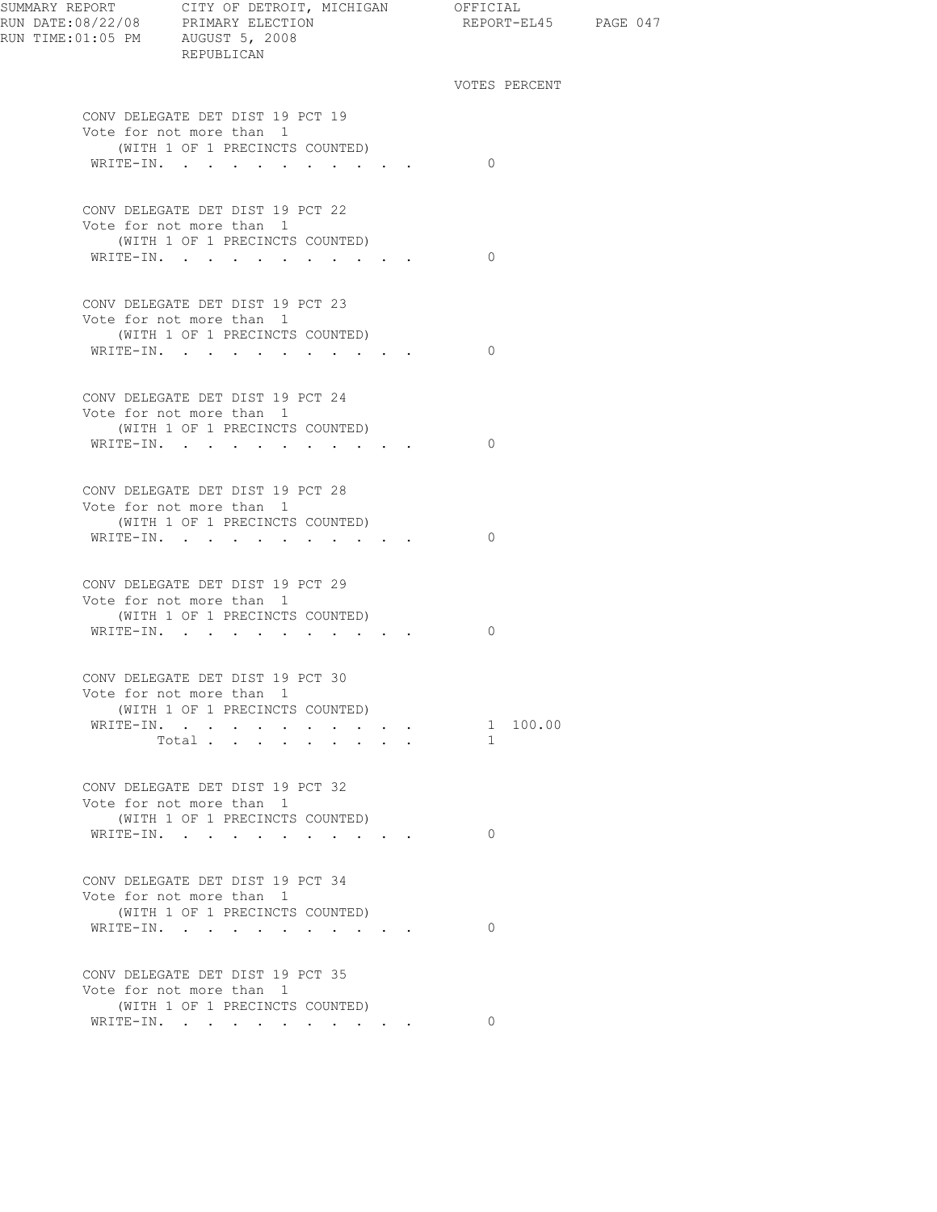VOTES PERCENT

CONV DELEGATE DET DIST 19 PCT 19
Vote for not more than 1
(WITH 1 OF 1 PRECINCTS COUNTED)

| | VOTES | PERCENT |
|---|---|---|
| WRITE-IN. | 0 | |

CONV DELEGATE DET DIST 19 PCT 22
Vote for not more than 1
(WITH 1 OF 1 PRECINCTS COUNTED)

| | VOTES | PERCENT |
|---|---|---|
| WRITE-IN. | 0 | |

CONV DELEGATE DET DIST 19 PCT 23
Vote for not more than 1
(WITH 1 OF 1 PRECINCTS COUNTED)

| | VOTES | PERCENT |
|---|---|---|
| WRITE-IN. | 0 | |

CONV DELEGATE DET DIST 19 PCT 24
Vote for not more than 1
(WITH 1 OF 1 PRECINCTS COUNTED)

| | VOTES | PERCENT |
|---|---|---|
| WRITE-IN. | 0 | |

CONV DELEGATE DET DIST 19 PCT 28
Vote for not more than 1
(WITH 1 OF 1 PRECINCTS COUNTED)

| | VOTES | PERCENT |
|---|---|---|
| WRITE-IN. | 0 | |

CONV DELEGATE DET DIST 19 PCT 29
Vote for not more than 1
(WITH 1 OF 1 PRECINCTS COUNTED)

| | VOTES | PERCENT |
|---|---|---|
| WRITE-IN. | 0 | |

CONV DELEGATE DET DIST 19 PCT 30
Vote for not more than 1
(WITH 1 OF 1 PRECINCTS COUNTED)

| | VOTES | PERCENT |
|---|---|---|
| WRITE-IN. | 1 | 100.00 |
| Total | 1 | |

CONV DELEGATE DET DIST 19 PCT 32
Vote for not more than 1
(WITH 1 OF 1 PRECINCTS COUNTED)

| | VOTES | PERCENT |
|---|---|---|
| WRITE-IN. | 0 | |

CONV DELEGATE DET DIST 19 PCT 34
Vote for not more than 1
(WITH 1 OF 1 PRECINCTS COUNTED)

| | VOTES | PERCENT |
|---|---|---|
| WRITE-IN. | 0 | |

CONV DELEGATE DET DIST 19 PCT 35
Vote for not more than 1
(WITH 1 OF 1 PRECINCTS COUNTED)

| | VOTES | PERCENT |
|---|---|---|
| WRITE-IN. | 0 | |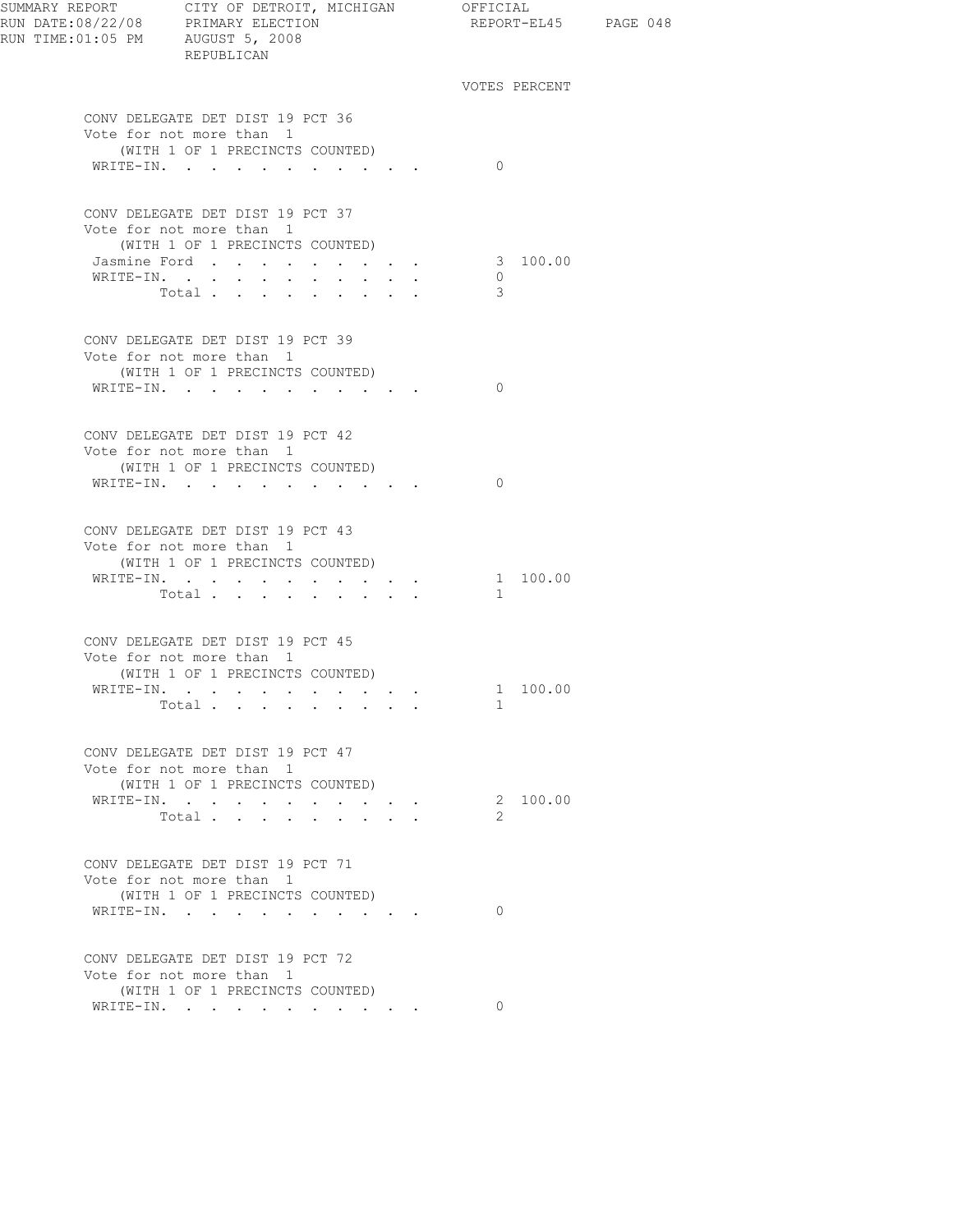SUMMARY REPORT CITY OF DETROIT, MICHIGAN OFFICIAL
RUN DATE:08/22/08 PRIMARY ELECTION REPORT-EL45
RUN TIME:01:05 PM AUGUST 5, 2008
REPUBLICAN

### CONV DELEGATE DET DIST 19 PCT 36
Vote for not more than 1
(WITH 1 OF 1 PRECINCTS COUNTED)

| | VOTES | PERCENT |
|---|---|---|
| WRITE-IN. | 0 | |

### CONV DELEGATE DET DIST 19 PCT 37
Vote for not more than 1
(WITH 1 OF 1 PRECINCTS COUNTED)

| | VOTES | PERCENT |
|---|---|---|
| Jasmine Ford | 3 | 100.00 |
| WRITE-IN. | 0 | |
| Total | 3 | |

### CONV DELEGATE DET DIST 19 PCT 39
Vote for not more than 1
(WITH 1 OF 1 PRECINCTS COUNTED)

| | VOTES | PERCENT |
|---|---|---|
| WRITE-IN. | 0 | |

### CONV DELEGATE DET DIST 19 PCT 42
Vote for not more than 1
(WITH 1 OF 1 PRECINCTS COUNTED)

| | VOTES | PERCENT |
|---|---|---|
| WRITE-IN. | 0 | |

### CONV DELEGATE DET DIST 19 PCT 43
Vote for not more than 1
(WITH 1 OF 1 PRECINCTS COUNTED)

| | VOTES | PERCENT |
|---|---|---|
| WRITE-IN. | 1 | 100.00 |
| Total | 1 | |

### CONV DELEGATE DET DIST 19 PCT 45
Vote for not more than 1
(WITH 1 OF 1 PRECINCTS COUNTED)

| | VOTES | PERCENT |
|---|---|---|
| WRITE-IN. | 1 | 100.00 |
| Total | 1 | |

### CONV DELEGATE DET DIST 19 PCT 47
Vote for not more than 1
(WITH 1 OF 1 PRECINCTS COUNTED)

| | VOTES | PERCENT |
|---|---|---|
| WRITE-IN. | 2 | 100.00 |
| Total | 2 | |

### CONV DELEGATE DET DIST 19 PCT 71
Vote for not more than 1
(WITH 1 OF 1 PRECINCTS COUNTED)

| | VOTES | PERCENT |
|---|---|---|
| WRITE-IN. | 0 | |

### CONV DELEGATE DET DIST 19 PCT 72
Vote for not more than 1
(WITH 1 OF 1 PRECINCTS COUNTED)

| | VOTES | PERCENT |
|---|---|---|
| WRITE-IN. | 0 | |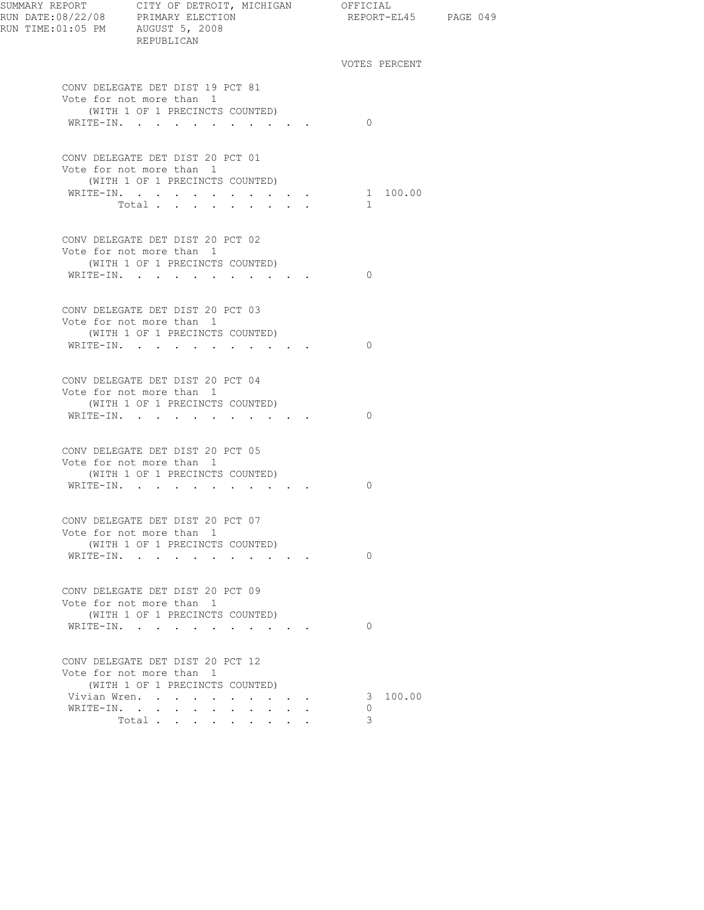VOTES PERCENT

**CONV DELEGATE DET DIST 19 PCT 81**
Vote for not more than 1
(WITH 1 OF 1 PRECINCTS COUNTED)

| | VOTES | PERCENT |
|---|---|---|
| WRITE-IN. | 0 | |

**CONV DELEGATE DET DIST 20 PCT 01**
Vote for not more than 1
(WITH 1 OF 1 PRECINCTS COUNTED)

| | VOTES | PERCENT |
|---|---|---|
| WRITE-IN. | 1 | 100.00 |
| Total | 1 | |

**CONV DELEGATE DET DIST 20 PCT 02**
Vote for not more than 1
(WITH 1 OF 1 PRECINCTS COUNTED)

| | VOTES | PERCENT |
|---|---|---|
| WRITE-IN. | 0 | |

**CONV DELEGATE DET DIST 20 PCT 03**
Vote for not more than 1
(WITH 1 OF 1 PRECINCTS COUNTED)

| | VOTES | PERCENT |
|---|---|---|
| WRITE-IN. | 0 | |

**CONV DELEGATE DET DIST 20 PCT 04**
Vote for not more than 1
(WITH 1 OF 1 PRECINCTS COUNTED)

| | VOTES | PERCENT |
|---|---|---|
| WRITE-IN. | 0 | |

**CONV DELEGATE DET DIST 20 PCT 05**
Vote for not more than 1
(WITH 1 OF 1 PRECINCTS COUNTED)

| | VOTES | PERCENT |
|---|---|---|
| WRITE-IN. | 0 | |

**CONV DELEGATE DET DIST 20 PCT 07**
Vote for not more than 1
(WITH 1 OF 1 PRECINCTS COUNTED)

| | VOTES | PERCENT |
|---|---|---|
| WRITE-IN. | 0 | |

**CONV DELEGATE DET DIST 20 PCT 09**
Vote for not more than 1
(WITH 1 OF 1 PRECINCTS COUNTED)

| | VOTES | PERCENT |
|---|---|---|
| WRITE-IN. | 0 | |

**CONV DELEGATE DET DIST 20 PCT 12**
Vote for not more than 1
(WITH 1 OF 1 PRECINCTS COUNTED)

| | VOTES | PERCENT |
|---|---|---|
| Vivian Wren. | 3 | 100.00 |
| WRITE-IN. | 0 | |
| Total | 3 | |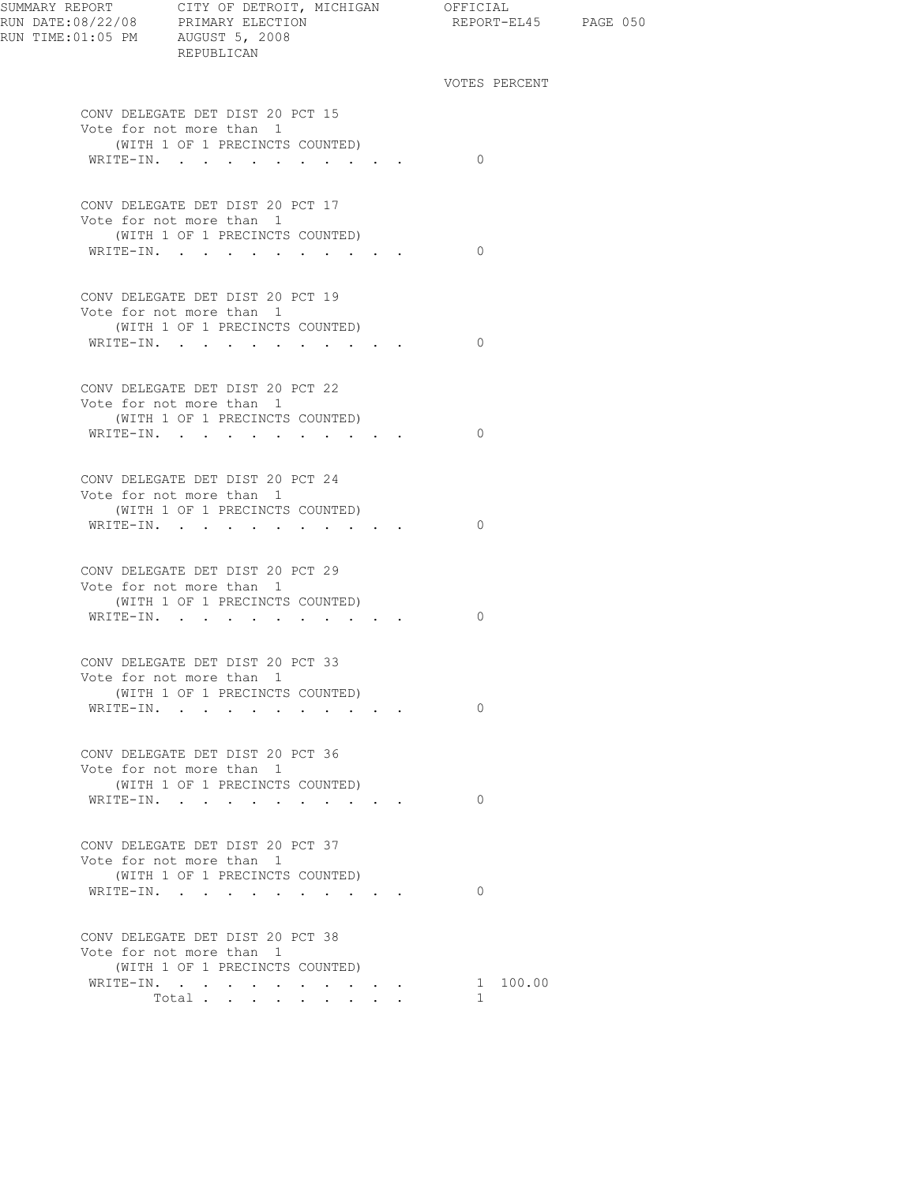SUMMARY REPORT CITY OF DETROIT, MICHIGAN OFFICIAL
RUN DATE:08/22/08 PRIMARY ELECTION REPORT-EL45
RUN TIME:01:05 PM AUGUST 5, 2008
REPUBLICAN

## CONV DELEGATE DET DIST 20 PCT 15
Vote for not more than 1
(WITH 1 OF 1 PRECINCTS COUNTED)

| | VOTES | PERCENT |
|---|---|---|
| WRITE-IN | 0 | |

## CONV DELEGATE DET DIST 20 PCT 17
Vote for not more than 1
(WITH 1 OF 1 PRECINCTS COUNTED)

| | VOTES | PERCENT |
|---|---|---|
| WRITE-IN | 0 | |

## CONV DELEGATE DET DIST 20 PCT 19
Vote for not more than 1
(WITH 1 OF 1 PRECINCTS COUNTED)

| | VOTES | PERCENT |
|---|---|---|
| WRITE-IN | 0 | |

## CONV DELEGATE DET DIST 20 PCT 22
Vote for not more than 1
(WITH 1 OF 1 PRECINCTS COUNTED)

| | VOTES | PERCENT |
|---|---|---|
| WRITE-IN | 0 | |

## CONV DELEGATE DET DIST 20 PCT 24
Vote for not more than 1
(WITH 1 OF 1 PRECINCTS COUNTED)

| | VOTES | PERCENT |
|---|---|---|
| WRITE-IN | 0 | |

## CONV DELEGATE DET DIST 20 PCT 29
Vote for not more than 1
(WITH 1 OF 1 PRECINCTS COUNTED)

| | VOTES | PERCENT |
|---|---|---|
| WRITE-IN | 0 | |

## CONV DELEGATE DET DIST 20 PCT 33
Vote for not more than 1
(WITH 1 OF 1 PRECINCTS COUNTED)

| | VOTES | PERCENT |
|---|---|---|
| WRITE-IN | 0 | |

## CONV DELEGATE DET DIST 20 PCT 36
Vote for not more than 1
(WITH 1 OF 1 PRECINCTS COUNTED)

| | VOTES | PERCENT |
|---|---|---|
| WRITE-IN | 0 | |

## CONV DELEGATE DET DIST 20 PCT 37
Vote for not more than 1
(WITH 1 OF 1 PRECINCTS COUNTED)

| | VOTES | PERCENT |
|---|---|---|
| WRITE-IN | 0 | |

## CONV DELEGATE DET DIST 20 PCT 38
Vote for not more than 1
(WITH 1 OF 1 PRECINCTS COUNTED)

| | VOTES | PERCENT |
|---|---|---|
| WRITE-IN | 1 | 100.00 |
| Total | 1 | |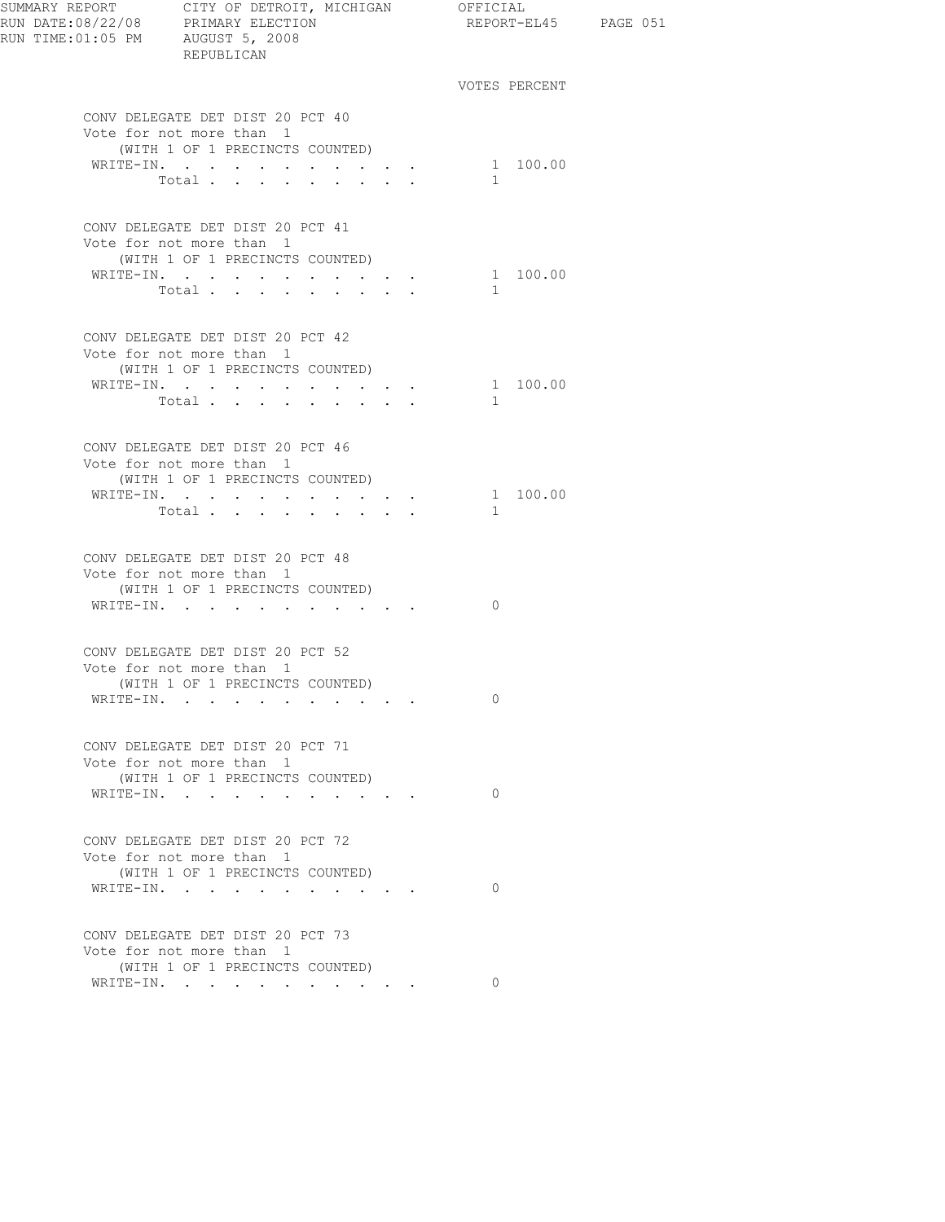SUMMARY REPORT CITY OF DETROIT, MICHIGAN OFFICIAL
RUN DATE:08/22/08 PRIMARY ELECTION REPORT-EL45
RUN TIME:01:05 PM AUGUST 5, 2008
REPUBLICAN

### CONV DELEGATE DET DIST 20 PCT 40
Vote for not more than 1
(WITH 1 OF 1 PRECINCTS COUNTED)

| | VOTES | PERCENT |
|---|---|---|
| WRITE-IN. | 1 | 100.00 |
| Total | 1 | |

### CONV DELEGATE DET DIST 20 PCT 41
Vote for not more than 1
(WITH 1 OF 1 PRECINCTS COUNTED)

| | VOTES | PERCENT |
|---|---|---|
| WRITE-IN. | 1 | 100.00 |
| Total | 1 | |

### CONV DELEGATE DET DIST 20 PCT 42
Vote for not more than 1
(WITH 1 OF 1 PRECINCTS COUNTED)

| | VOTES | PERCENT |
|---|---|---|
| WRITE-IN. | 1 | 100.00 |
| Total | 1 | |

### CONV DELEGATE DET DIST 20 PCT 46
Vote for not more than 1
(WITH 1 OF 1 PRECINCTS COUNTED)

| | VOTES | PERCENT |
|---|---|---|
| WRITE-IN. | 1 | 100.00 |
| Total | 1 | |

### CONV DELEGATE DET DIST 20 PCT 48
Vote for not more than 1
(WITH 1 OF 1 PRECINCTS COUNTED)

| | VOTES | PERCENT |
|---|---|---|
| WRITE-IN. | 0 | |

### CONV DELEGATE DET DIST 20 PCT 52
Vote for not more than 1
(WITH 1 OF 1 PRECINCTS COUNTED)

| | VOTES | PERCENT |
|---|---|---|
| WRITE-IN. | 0 | |

### CONV DELEGATE DET DIST 20 PCT 71
Vote for not more than 1
(WITH 1 OF 1 PRECINCTS COUNTED)

| | VOTES | PERCENT |
|---|---|---|
| WRITE-IN. | 0 | |

### CONV DELEGATE DET DIST 20 PCT 72
Vote for not more than 1
(WITH 1 OF 1 PRECINCTS COUNTED)

| | VOTES | PERCENT |
|---|---|---|
| WRITE-IN. | 0 | |

### CONV DELEGATE DET DIST 20 PCT 73
Vote for not more than 1
(WITH 1 OF 1 PRECINCTS COUNTED)

| | VOTES | PERCENT |
|---|---|---|
| WRITE-IN. | 0 | |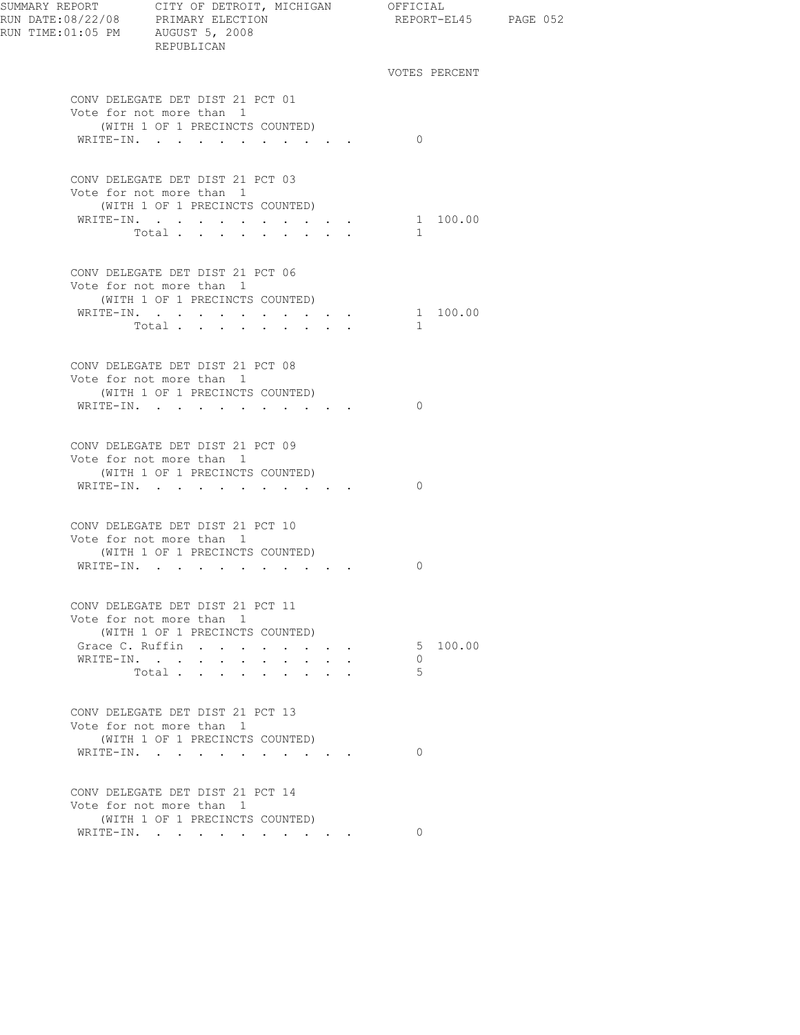SUMMARY REPORT CITY OF DETROIT, MICHIGAN OFFICIAL
RUN DATE:08/22/08 PRIMARY ELECTION REPORT-EL45
RUN TIME:01:05 PM AUGUST 5, 2008
REPUBLICAN

### CONV DELEGATE DET DIST 21 PCT 01
Vote for not more than 1
(WITH 1 OF 1 PRECINCTS COUNTED)

| | VOTES | PERCENT |
|---|---|---|
| WRITE-IN. | 0 | |

### CONV DELEGATE DET DIST 21 PCT 03
Vote for not more than 1
(WITH 1 OF 1 PRECINCTS COUNTED)

| | VOTES | PERCENT |
|---|---|---|
| WRITE-IN. | 1 | 100.00 |
| Total | 1 | |

### CONV DELEGATE DET DIST 21 PCT 06
Vote for not more than 1
(WITH 1 OF 1 PRECINCTS COUNTED)

| | VOTES | PERCENT |
|---|---|---|
| WRITE-IN. | 1 | 100.00 |
| Total | 1 | |

### CONV DELEGATE DET DIST 21 PCT 08
Vote for not more than 1
(WITH 1 OF 1 PRECINCTS COUNTED)

| | VOTES | PERCENT |
|---|---|---|
| WRITE-IN. | 0 | |

### CONV DELEGATE DET DIST 21 PCT 09
Vote for not more than 1
(WITH 1 OF 1 PRECINCTS COUNTED)

| | VOTES | PERCENT |
|---|---|---|
| WRITE-IN. | 0 | |

### CONV DELEGATE DET DIST 21 PCT 10
Vote for not more than 1
(WITH 1 OF 1 PRECINCTS COUNTED)

| | VOTES | PERCENT |
|---|---|---|
| WRITE-IN. | 0 | |

### CONV DELEGATE DET DIST 21 PCT 11
Vote for not more than 1
(WITH 1 OF 1 PRECINCTS COUNTED)

| | VOTES | PERCENT |
|---|---|---|
| Grace C. Ruffin | 5 | 100.00 |
| WRITE-IN. | 0 | |
| Total | 5 | |

### CONV DELEGATE DET DIST 21 PCT 13
Vote for not more than 1
(WITH 1 OF 1 PRECINCTS COUNTED)

| | VOTES | PERCENT |
|---|---|---|
| WRITE-IN. | 0 | |

### CONV DELEGATE DET DIST 21 PCT 14
Vote for not more than 1
(WITH 1 OF 1 PRECINCTS COUNTED)

| | VOTES | PERCENT |
|---|---|---|
| WRITE-IN. | 0 | |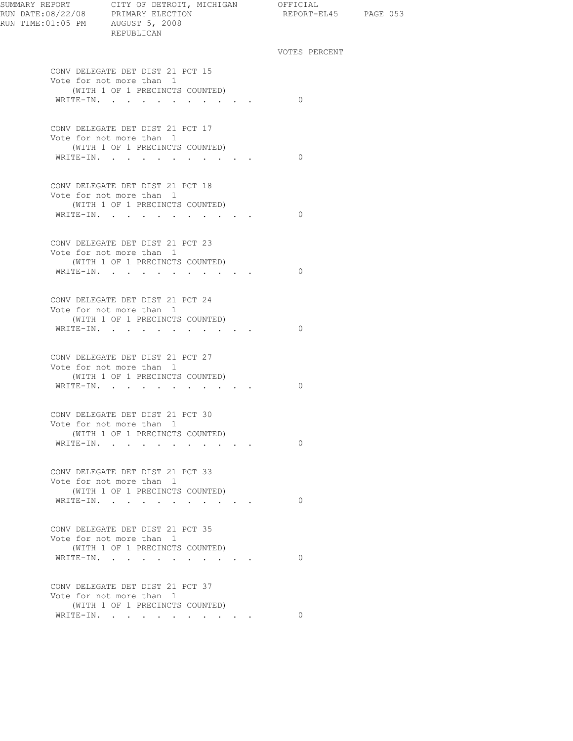SUMMARY REPORT CITY OF DETROIT, MICHIGAN OFFICIAL
RUN DATE:08/22/08 PRIMARY ELECTION REPORT-EL45
RUN TIME:01:05 PM AUGUST 5, 2008
REPUBLICAN

| | VOTES | PERCENT |
|---|---|---|

**CONV DELEGATE DET DIST 21 PCT 15**
Vote for not more than 1
(WITH 1 OF 1 PRECINCTS COUNTED)

| | VOTES | PERCENT |
|---|---|---|
| WRITE-IN. . . . . . . . . . . | 0 | |

**CONV DELEGATE DET DIST 21 PCT 17**
Vote for not more than 1
(WITH 1 OF 1 PRECINCTS COUNTED)

| | VOTES | PERCENT |
|---|---|---|
| WRITE-IN. . . . . . . . . . . | 0 | |

**CONV DELEGATE DET DIST 21 PCT 18**
Vote for not more than 1
(WITH 1 OF 1 PRECINCTS COUNTED)

| | VOTES | PERCENT |
|---|---|---|
| WRITE-IN. . . . . . . . . . . | 0 | |

**CONV DELEGATE DET DIST 21 PCT 23**
Vote for not more than 1
(WITH 1 OF 1 PRECINCTS COUNTED)

| | VOTES | PERCENT |
|---|---|---|
| WRITE-IN. . . . . . . . . . . | 0 | |

**CONV DELEGATE DET DIST 21 PCT 24**
Vote for not more than 1
(WITH 1 OF 1 PRECINCTS COUNTED)

| | VOTES | PERCENT |
|---|---|---|
| WRITE-IN. . . . . . . . . . . | 0 | |

**CONV DELEGATE DET DIST 21 PCT 27**
Vote for not more than 1
(WITH 1 OF 1 PRECINCTS COUNTED)

| | VOTES | PERCENT |
|---|---|---|
| WRITE-IN. . . . . . . . . . . | 0 | |

**CONV DELEGATE DET DIST 21 PCT 30**
Vote for not more than 1
(WITH 1 OF 1 PRECINCTS COUNTED)

| | VOTES | PERCENT |
|---|---|---|
| WRITE-IN. . . . . . . . . . . | 0 | |

**CONV DELEGATE DET DIST 21 PCT 33**
Vote for not more than 1
(WITH 1 OF 1 PRECINCTS COUNTED)

| | VOTES | PERCENT |
|---|---|---|
| WRITE-IN. . . . . . . . . . . | 0 | |

**CONV DELEGATE DET DIST 21 PCT 35**
Vote for not more than 1
(WITH 1 OF 1 PRECINCTS COUNTED)

| | VOTES | PERCENT |
|---|---|---|
| WRITE-IN. . . . . . . . . . . | 0 | |

**CONV DELEGATE DET DIST 21 PCT 37**
Vote for not more than 1
(WITH 1 OF 1 PRECINCTS COUNTED)

| | VOTES | PERCENT |
|---|---|---|
| WRITE-IN. . . . . . . . . . . | 0 | |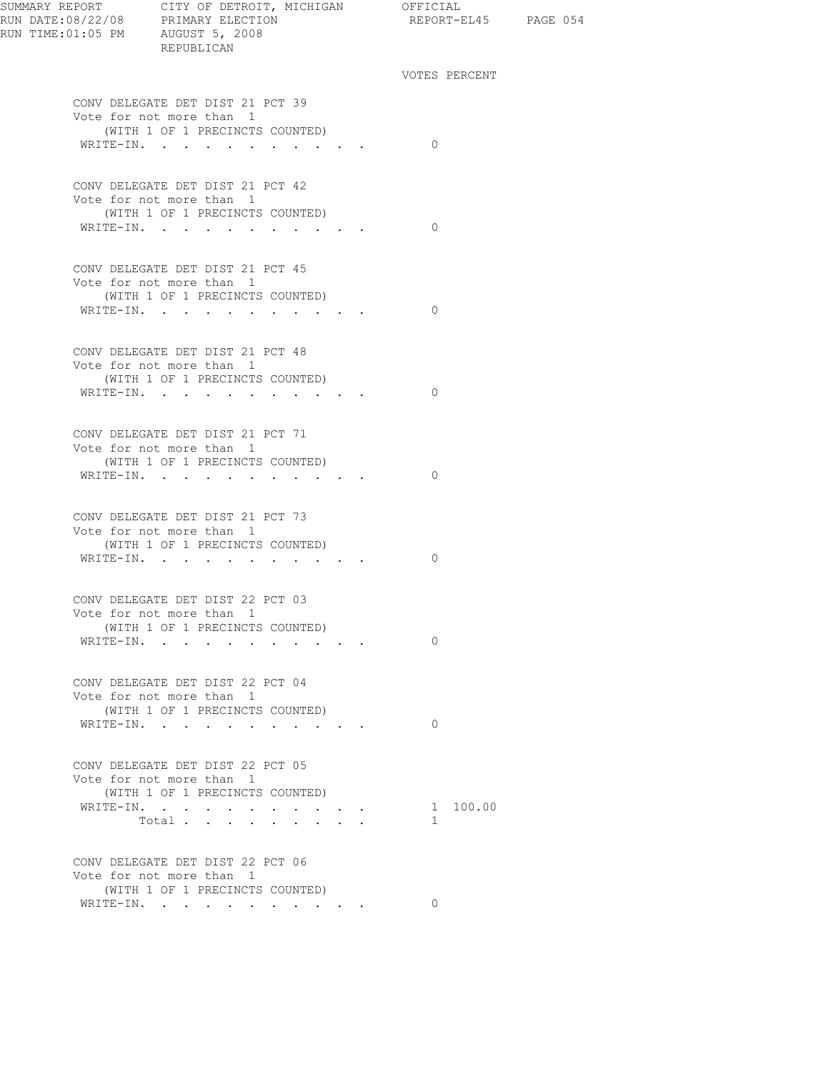SUMMARY REPORT CITY OF DETROIT, MICHIGAN OFFICIAL
RUN DATE:08/22/08 PRIMARY ELECTION REPORT-EL45
RUN TIME:01:05 PM AUGUST 5, 2008
REPUBLICAN

| | VOTES | PERCENT |
|---|---|---|
| **CONV DELEGATE DET DIST 21 PCT 39** | | |
| Vote for not more than 1 | | |
| (WITH 1 OF 1 PRECINCTS COUNTED) | | |
| WRITE-IN. . . . . . . . . . . . | 0 | |
| **CONV DELEGATE DET DIST 21 PCT 42** | | |
| Vote for not more than 1 | | |
| (WITH 1 OF 1 PRECINCTS COUNTED) | | |
| WRITE-IN. . . . . . . . . . . . | 0 | |
| **CONV DELEGATE DET DIST 21 PCT 45** | | |
| Vote for not more than 1 | | |
| (WITH 1 OF 1 PRECINCTS COUNTED) | | |
| WRITE-IN. . . . . . . . . . . . | 0 | |
| **CONV DELEGATE DET DIST 21 PCT 48** | | |
| Vote for not more than 1 | | |
| (WITH 1 OF 1 PRECINCTS COUNTED) | | |
| WRITE-IN. . . . . . . . . . . . | 0 | |
| **CONV DELEGATE DET DIST 21 PCT 71** | | |
| Vote for not more than 1 | | |
| (WITH 1 OF 1 PRECINCTS COUNTED) | | |
| WRITE-IN. . . . . . . . . . . . | 0 | |
| **CONV DELEGATE DET DIST 21 PCT 73** | | |
| Vote for not more than 1 | | |
| (WITH 1 OF 1 PRECINCTS COUNTED) | | |
| WRITE-IN. . . . . . . . . . . . | 0 | |
| **CONV DELEGATE DET DIST 22 PCT 03** | | |
| Vote for not more than 1 | | |
| (WITH 1 OF 1 PRECINCTS COUNTED) | | |
| WRITE-IN. . . . . . . . . . . . | 0 | |
| **CONV DELEGATE DET DIST 22 PCT 04** | | |
| Vote for not more than 1 | | |
| (WITH 1 OF 1 PRECINCTS COUNTED) | | |
| WRITE-IN. . . . . . . . . . . . | 0 | |
| **CONV DELEGATE DET DIST 22 PCT 05** | | |
| Vote for not more than 1 | | |
| (WITH 1 OF 1 PRECINCTS COUNTED) | | |
| WRITE-IN. . . . . . . . . . . . | 1 | 100.00 |
| Total . . . . . . . . . | 1 | |
| **CONV DELEGATE DET DIST 22 PCT 06** | | |
| Vote for not more than 1 | | |
| (WITH 1 OF 1 PRECINCTS COUNTED) | | |
| WRITE-IN. . . . . . . . . . . . | 0 | |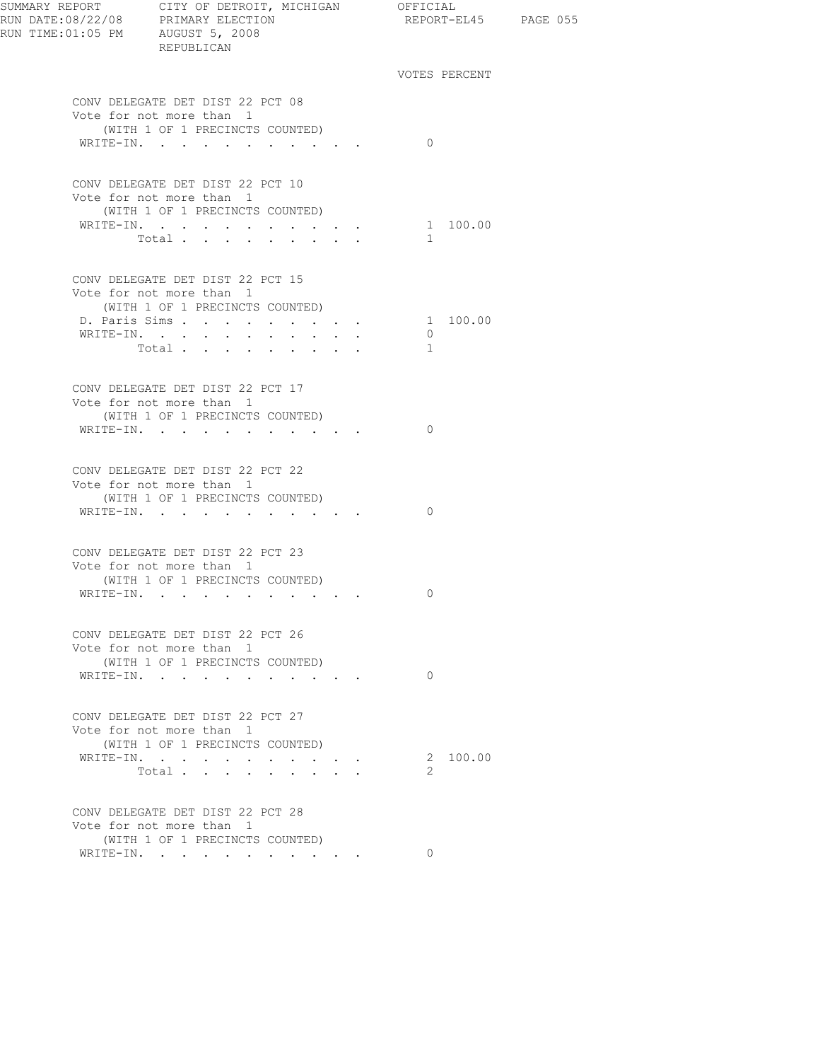SUMMARY REPORT CITY OF DETROIT, MICHIGAN OFFICIAL
RUN DATE:08/22/08 PRIMARY ELECTION REPORT-EL45
RUN TIME:01:05 PM AUGUST 5, 2008
REPUBLICAN

### CONV DELEGATE DET DIST 22 PCT 08
Vote for not more than 1
(WITH 1 OF 1 PRECINCTS COUNTED)

| | VOTES | PERCENT |
|---|---|---|
| WRITE-IN. | 0 | |

### CONV DELEGATE DET DIST 22 PCT 10
Vote for not more than 1
(WITH 1 OF 1 PRECINCTS COUNTED)

| | VOTES | PERCENT |
|---|---|---|
| WRITE-IN. | 1 | 100.00 |
| Total | 1 | |

### CONV DELEGATE DET DIST 22 PCT 15
Vote for not more than 1
(WITH 1 OF 1 PRECINCTS COUNTED)

| | VOTES | PERCENT |
|---|---|---|
| D. Paris Sims | 1 | 100.00 |
| WRITE-IN. | 0 | |
| Total | 1 | |

### CONV DELEGATE DET DIST 22 PCT 17
Vote for not more than 1
(WITH 1 OF 1 PRECINCTS COUNTED)

| | VOTES | PERCENT |
|---|---|---|
| WRITE-IN. | 0 | |

### CONV DELEGATE DET DIST 22 PCT 22
Vote for not more than 1
(WITH 1 OF 1 PRECINCTS COUNTED)

| | VOTES | PERCENT |
|---|---|---|
| WRITE-IN. | 0 | |

### CONV DELEGATE DET DIST 22 PCT 23
Vote for not more than 1
(WITH 1 OF 1 PRECINCTS COUNTED)

| | VOTES | PERCENT |
|---|---|---|
| WRITE-IN. | 0 | |

### CONV DELEGATE DET DIST 22 PCT 26
Vote for not more than 1
(WITH 1 OF 1 PRECINCTS COUNTED)

| | VOTES | PERCENT |
|---|---|---|
| WRITE-IN. | 0 | |

### CONV DELEGATE DET DIST 22 PCT 27
Vote for not more than 1
(WITH 1 OF 1 PRECINCTS COUNTED)

| | VOTES | PERCENT |
|---|---|---|
| WRITE-IN. | 2 | 100.00 |
| Total | 2 | |

### CONV DELEGATE DET DIST 22 PCT 28
Vote for not more than 1
(WITH 1 OF 1 PRECINCTS COUNTED)

| | VOTES | PERCENT |
|---|---|---|
| WRITE-IN. | 0 | |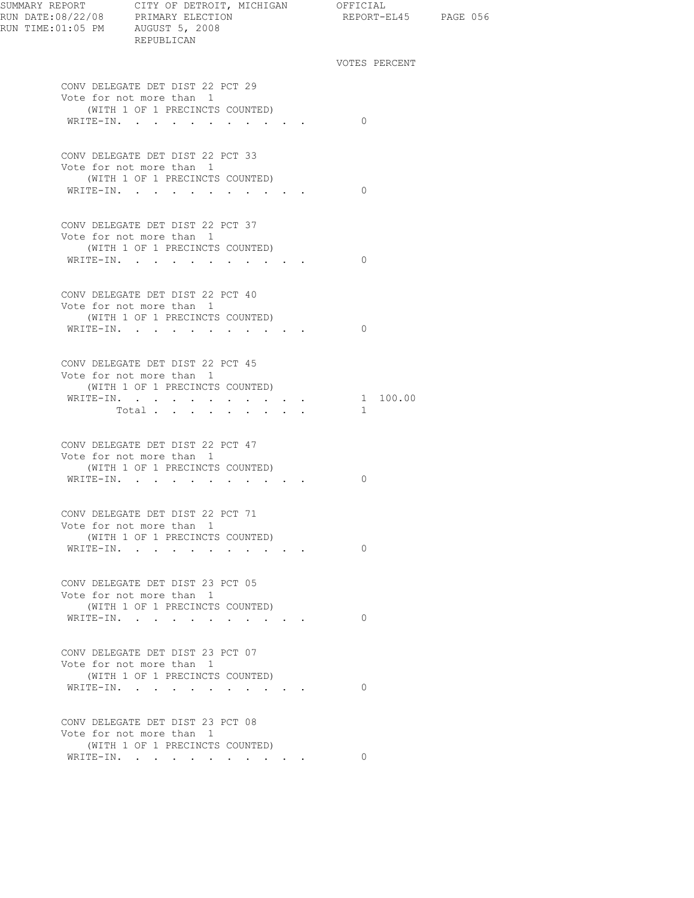SUMMARY REPORT CITY OF DETROIT, MICHIGAN OFFICIAL
RUN DATE:08/22/08 PRIMARY ELECTION REPORT-EL45
RUN TIME:01:05 PM AUGUST 5, 2008
REPUBLICAN

VOTES PERCENT

**CONV DELEGATE DET DIST 22 PCT 29**
Vote for not more than 1
(WITH 1 OF 1 PRECINCTS COUNTED)

| | VOTES | PERCENT |
|---|---|---|
| WRITE-IN. | 0 | |

**CONV DELEGATE DET DIST 22 PCT 33**
Vote for not more than 1
(WITH 1 OF 1 PRECINCTS COUNTED)

| | VOTES | PERCENT |
|---|---|---|
| WRITE-IN. | 0 | |

**CONV DELEGATE DET DIST 22 PCT 37**
Vote for not more than 1
(WITH 1 OF 1 PRECINCTS COUNTED)

| | VOTES | PERCENT |
|---|---|---|
| WRITE-IN. | 0 | |

**CONV DELEGATE DET DIST 22 PCT 40**
Vote for not more than 1
(WITH 1 OF 1 PRECINCTS COUNTED)

| | VOTES | PERCENT |
|---|---|---|
| WRITE-IN. | 0 | |

**CONV DELEGATE DET DIST 22 PCT 45**
Vote for not more than 1
(WITH 1 OF 1 PRECINCTS COUNTED)

| | VOTES | PERCENT |
|---|---|---|
| WRITE-IN. | 1 | 100.00 |
| Total | 1 | |

**CONV DELEGATE DET DIST 22 PCT 47**
Vote for not more than 1
(WITH 1 OF 1 PRECINCTS COUNTED)

| | VOTES | PERCENT |
|---|---|---|
| WRITE-IN. | 0 | |

**CONV DELEGATE DET DIST 22 PCT 71**
Vote for not more than 1
(WITH 1 OF 1 PRECINCTS COUNTED)

| | VOTES | PERCENT |
|---|---|---|
| WRITE-IN. | 0 | |

**CONV DELEGATE DET DIST 23 PCT 05**
Vote for not more than 1
(WITH 1 OF 1 PRECINCTS COUNTED)

| | VOTES | PERCENT |
|---|---|---|
| WRITE-IN. | 0 | |

**CONV DELEGATE DET DIST 23 PCT 07**
Vote for not more than 1
(WITH 1 OF 1 PRECINCTS COUNTED)

| | VOTES | PERCENT |
|---|---|---|
| WRITE-IN. | 0 | |

**CONV DELEGATE DET DIST 23 PCT 08**
Vote for not more than 1
(WITH 1 OF 1 PRECINCTS COUNTED)

| | VOTES | PERCENT |
|---|---|---|
| WRITE-IN. | 0 | |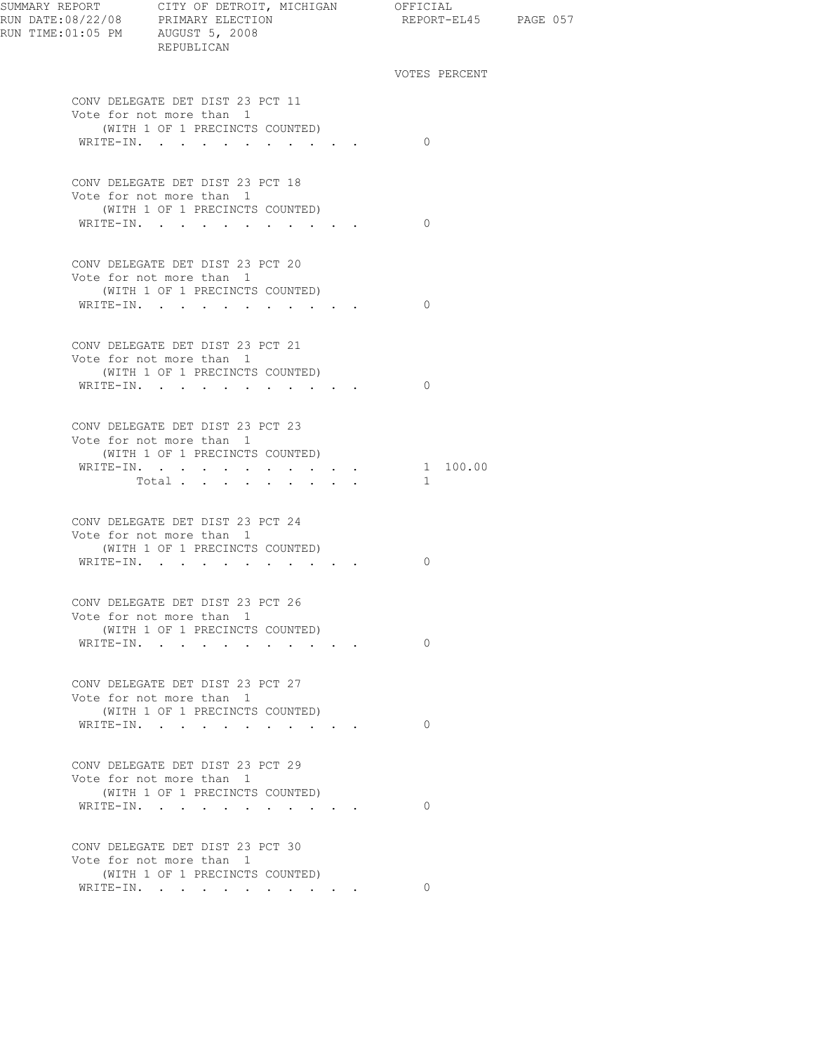SUMMARY REPORT CITY OF DETROIT, MICHIGAN OFFICIAL
RUN DATE:08/22/08 PRIMARY ELECTION REPORT-EL45
RUN TIME:01:05 PM AUGUST 5, 2008
REPUBLICAN

VOTES PERCENT

CONV DELEGATE DET DIST 23 PCT 11
Vote for not more than 1
(WITH 1 OF 1 PRECINCTS COUNTED)

| | VOTES | PERCENT |
|---|---|---|
| WRITE-IN. | 0 | |

CONV DELEGATE DET DIST 23 PCT 18
Vote for not more than 1
(WITH 1 OF 1 PRECINCTS COUNTED)

| | VOTES | PERCENT |
|---|---|---|
| WRITE-IN. | 0 | |

CONV DELEGATE DET DIST 23 PCT 20
Vote for not more than 1
(WITH 1 OF 1 PRECINCTS COUNTED)

| | VOTES | PERCENT |
|---|---|---|
| WRITE-IN. | 0 | |

CONV DELEGATE DET DIST 23 PCT 21
Vote for not more than 1
(WITH 1 OF 1 PRECINCTS COUNTED)

| | VOTES | PERCENT |
|---|---|---|
| WRITE-IN. | 0 | |

CONV DELEGATE DET DIST 23 PCT 23
Vote for not more than 1
(WITH 1 OF 1 PRECINCTS COUNTED)

| | VOTES | PERCENT |
|---|---|---|
| WRITE-IN. | 1 | 100.00 |
| Total | 1 | |

CONV DELEGATE DET DIST 23 PCT 24
Vote for not more than 1
(WITH 1 OF 1 PRECINCTS COUNTED)

| | VOTES | PERCENT |
|---|---|---|
| WRITE-IN. | 0 | |

CONV DELEGATE DET DIST 23 PCT 26
Vote for not more than 1
(WITH 1 OF 1 PRECINCTS COUNTED)

| | VOTES | PERCENT |
|---|---|---|
| WRITE-IN. | 0 | |

CONV DELEGATE DET DIST 23 PCT 27
Vote for not more than 1
(WITH 1 OF 1 PRECINCTS COUNTED)

| | VOTES | PERCENT |
|---|---|---|
| WRITE-IN. | 0 | |

CONV DELEGATE DET DIST 23 PCT 29
Vote for not more than 1
(WITH 1 OF 1 PRECINCTS COUNTED)

| | VOTES | PERCENT |
|---|---|---|
| WRITE-IN. | 0 | |

CONV DELEGATE DET DIST 23 PCT 30
Vote for not more than 1
(WITH 1 OF 1 PRECINCTS COUNTED)

| | VOTES | PERCENT |
|---|---|---|
| WRITE-IN. | 0 | |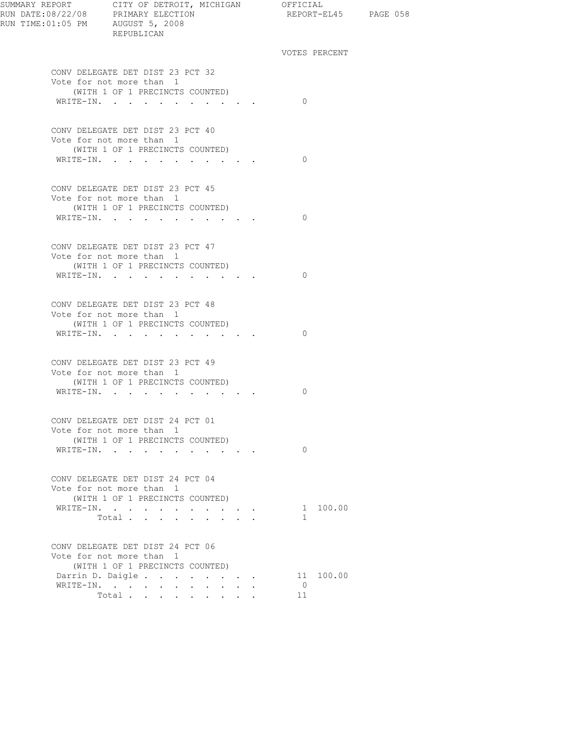SUMMARY REPORT CITY OF DETROIT, MICHIGAN OFFICIAL
RUN DATE:08/22/08 PRIMARY ELECTION REPORT-EL45 PAGE 058
RUN TIME:01:05 PM AUGUST 5, 2008
REPUBLICAN

| | VOTES | PERCENT |
|---|---|---|

**CONV DELEGATE DET DIST 23 PCT 32**
Vote for not more than 1
(WITH 1 OF 1 PRECINCTS COUNTED)

| | VOTES | PERCENT |
|---|---|---|
| WRITE-IN. | 0 | |

**CONV DELEGATE DET DIST 23 PCT 40**
Vote for not more than 1
(WITH 1 OF 1 PRECINCTS COUNTED)

| | VOTES | PERCENT |
|---|---|---|
| WRITE-IN. | 0 | |

**CONV DELEGATE DET DIST 23 PCT 45**
Vote for not more than 1
(WITH 1 OF 1 PRECINCTS COUNTED)

| | VOTES | PERCENT |
|---|---|---|
| WRITE-IN. | 0 | |

**CONV DELEGATE DET DIST 23 PCT 47**
Vote for not more than 1
(WITH 1 OF 1 PRECINCTS COUNTED)

| | VOTES | PERCENT |
|---|---|---|
| WRITE-IN. | 0 | |

**CONV DELEGATE DET DIST 23 PCT 48**
Vote for not more than 1
(WITH 1 OF 1 PRECINCTS COUNTED)

| | VOTES | PERCENT |
|---|---|---|
| WRITE-IN. | 0 | |

**CONV DELEGATE DET DIST 23 PCT 49**
Vote for not more than 1
(WITH 1 OF 1 PRECINCTS COUNTED)

| | VOTES | PERCENT |
|---|---|---|
| WRITE-IN. | 0 | |

**CONV DELEGATE DET DIST 24 PCT 01**
Vote for not more than 1
(WITH 1 OF 1 PRECINCTS COUNTED)

| | VOTES | PERCENT |
|---|---|---|
| WRITE-IN. | 0 | |

**CONV DELEGATE DET DIST 24 PCT 04**
Vote for not more than 1
(WITH 1 OF 1 PRECINCTS COUNTED)

| | VOTES | PERCENT |
|---|---|---|
| WRITE-IN. | 1 | 100.00 |
| Total | 1 | |

**CONV DELEGATE DET DIST 24 PCT 06**
Vote for not more than 1
(WITH 1 OF 1 PRECINCTS COUNTED)

| | VOTES | PERCENT |
|---|---|---|
| Darrin D. Daigle | 11 | 100.00 |
| WRITE-IN. | 0 | |
| Total | 11 | |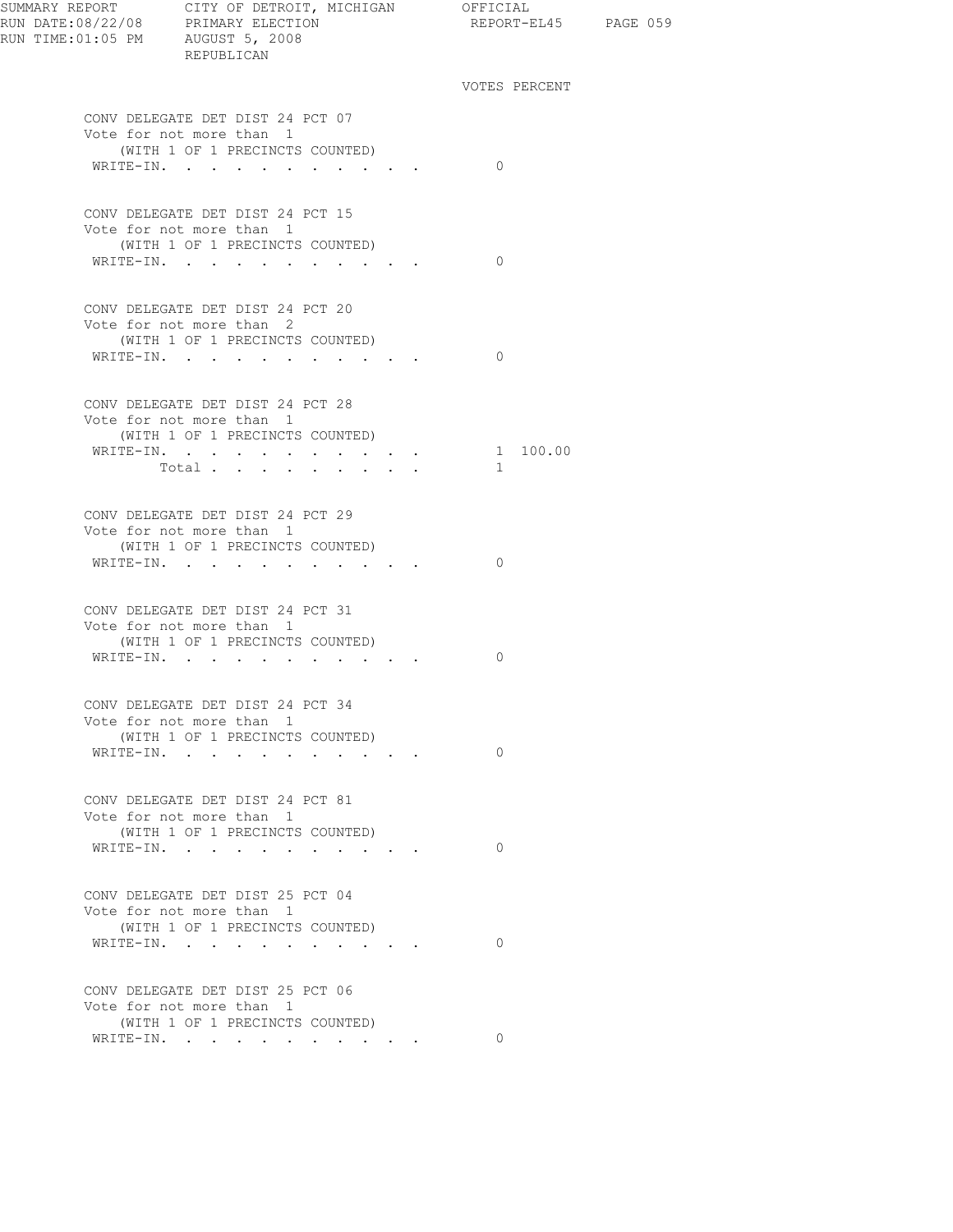SUMMARY REPORT CITY OF DETROIT, MICHIGAN OFFICIAL
RUN DATE:08/22/08 PRIMARY ELECTION REPORT-EL45
RUN TIME:01:05 PM AUGUST 5, 2008
REPUBLICAN

VOTES PERCENT

**CONV DELEGATE DET DIST 24 PCT 07**
Vote for not more than 1
(WITH 1 OF 1 PRECINCTS COUNTED)

| | VOTES | PERCENT |
|---|---|---|
| WRITE-IN. | 0 | |

**CONV DELEGATE DET DIST 24 PCT 15**
Vote for not more than 1
(WITH 1 OF 1 PRECINCTS COUNTED)

| | VOTES | PERCENT |
|---|---|---|
| WRITE-IN. | 0 | |

**CONV DELEGATE DET DIST 24 PCT 20**
Vote for not more than 2
(WITH 1 OF 1 PRECINCTS COUNTED)

| | VOTES | PERCENT |
|---|---|---|
| WRITE-IN. | 0 | |

**CONV DELEGATE DET DIST 24 PCT 28**
Vote for not more than 1
(WITH 1 OF 1 PRECINCTS COUNTED)

| | VOTES | PERCENT |
|---|---|---|
| WRITE-IN. | 1 | 100.00 |
| Total | 1 | |

**CONV DELEGATE DET DIST 24 PCT 29**
Vote for not more than 1
(WITH 1 OF 1 PRECINCTS COUNTED)

| | VOTES | PERCENT |
|---|---|---|
| WRITE-IN. | 0 | |

**CONV DELEGATE DET DIST 24 PCT 31**
Vote for not more than 1
(WITH 1 OF 1 PRECINCTS COUNTED)

| | VOTES | PERCENT |
|---|---|---|
| WRITE-IN. | 0 | |

**CONV DELEGATE DET DIST 24 PCT 34**
Vote for not more than 1
(WITH 1 OF 1 PRECINCTS COUNTED)

| | VOTES | PERCENT |
|---|---|---|
| WRITE-IN. | 0 | |

**CONV DELEGATE DET DIST 24 PCT 81**
Vote for not more than 1
(WITH 1 OF 1 PRECINCTS COUNTED)

| | VOTES | PERCENT |
|---|---|---|
| WRITE-IN. | 0 | |

**CONV DELEGATE DET DIST 25 PCT 04**
Vote for not more than 1
(WITH 1 OF 1 PRECINCTS COUNTED)

| | VOTES | PERCENT |
|---|---|---|
| WRITE-IN. | 0 | |

**CONV DELEGATE DET DIST 25 PCT 06**
Vote for not more than 1
(WITH 1 OF 1 PRECINCTS COUNTED)

| | VOTES | PERCENT |
|---|---|---|
| WRITE-IN. | 0 | |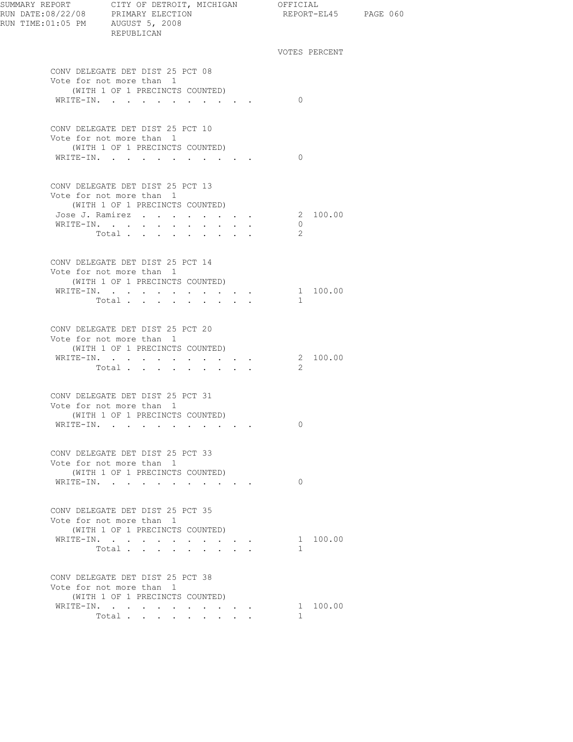SUMMARY REPORT CITY OF DETROIT, MICHIGAN OFFICIAL
RUN DATE:08/22/08 PRIMARY ELECTION REPORT-EL45
RUN TIME:01:05 PM AUGUST 5, 2008
REPUBLICAN

### CONV DELEGATE DET DIST 25 PCT 08
Vote for not more than 1
(WITH 1 OF 1 PRECINCTS COUNTED)

| | VOTES | PERCENT |
|---|---|---|
| WRITE-IN. | 0 | |

### CONV DELEGATE DET DIST 25 PCT 10
Vote for not more than 1
(WITH 1 OF 1 PRECINCTS COUNTED)

| | VOTES | PERCENT |
|---|---|---|
| WRITE-IN. | 0 | |

### CONV DELEGATE DET DIST 25 PCT 13
Vote for not more than 1
(WITH 1 OF 1 PRECINCTS COUNTED)

| | VOTES | PERCENT |
|---|---|---|
| Jose J. Ramirez | 2 | 100.00 |
| WRITE-IN. | 0 | |
| Total | 2 | |

### CONV DELEGATE DET DIST 25 PCT 14
Vote for not more than 1
(WITH 1 OF 1 PRECINCTS COUNTED)

| | VOTES | PERCENT |
|---|---|---|
| WRITE-IN. | 1 | 100.00 |
| Total | 1 | |

### CONV DELEGATE DET DIST 25 PCT 20
Vote for not more than 1
(WITH 1 OF 1 PRECINCTS COUNTED)

| | VOTES | PERCENT |
|---|---|---|
| WRITE-IN. | 2 | 100.00 |
| Total | 2 | |

### CONV DELEGATE DET DIST 25 PCT 31
Vote for not more than 1
(WITH 1 OF 1 PRECINCTS COUNTED)

| | VOTES | PERCENT |
|---|---|---|
| WRITE-IN. | 0 | |

### CONV DELEGATE DET DIST 25 PCT 33
Vote for not more than 1
(WITH 1 OF 1 PRECINCTS COUNTED)

| | VOTES | PERCENT |
|---|---|---|
| WRITE-IN. | 0 | |

### CONV DELEGATE DET DIST 25 PCT 35
Vote for not more than 1
(WITH 1 OF 1 PRECINCTS COUNTED)

| | VOTES | PERCENT |
|---|---|---|
| WRITE-IN. | 1 | 100.00 |
| Total | 1 | |

### CONV DELEGATE DET DIST 25 PCT 38
Vote for not more than 1
(WITH 1 OF 1 PRECINCTS COUNTED)

| | VOTES | PERCENT |
|---|---|---|
| WRITE-IN. | 1 | 100.00 |
| Total | 1 | |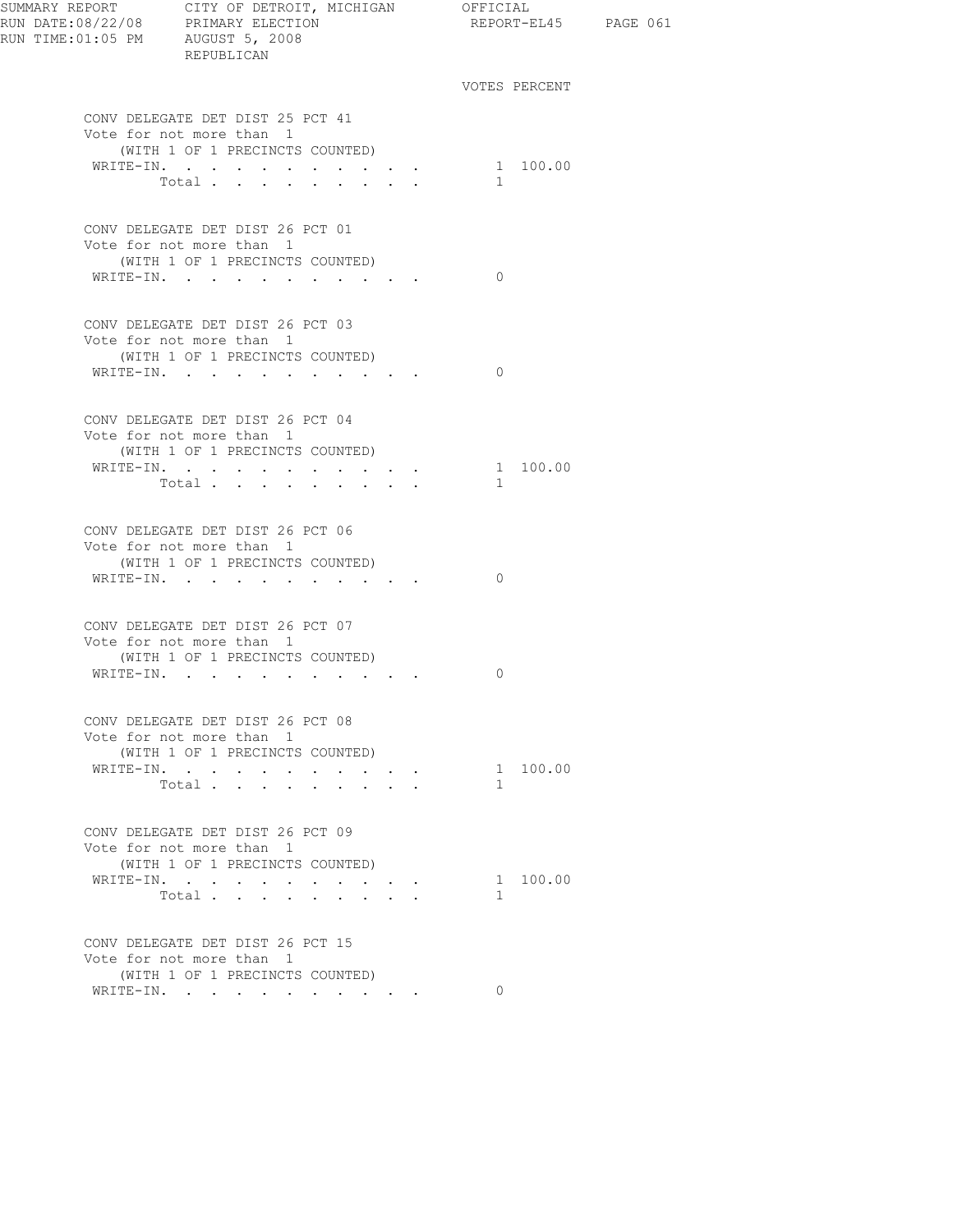SUMMARY REPORT CITY OF DETROIT, MICHIGAN OFFICIAL
RUN DATE:08/22/08 PRIMARY ELECTION REPORT-EL45
RUN TIME:01:05 PM AUGUST 5, 2008
REPUBLICAN

VOTES PERCENT

CONV DELEGATE DET DIST 25 PCT 41
Vote for not more than 1
(WITH 1 OF 1 PRECINCTS COUNTED)

| | VOTES | PERCENT |
|---|---|---|
| WRITE-IN. | 1 | 100.00 |
| Total | 1 | |

CONV DELEGATE DET DIST 26 PCT 01
Vote for not more than 1
(WITH 1 OF 1 PRECINCTS COUNTED)

| | VOTES | PERCENT |
|---|---|---|
| WRITE-IN. | 0 | |

CONV DELEGATE DET DIST 26 PCT 03
Vote for not more than 1
(WITH 1 OF 1 PRECINCTS COUNTED)

| | VOTES | PERCENT |
|---|---|---|
| WRITE-IN. | 0 | |

CONV DELEGATE DET DIST 26 PCT 04
Vote for not more than 1
(WITH 1 OF 1 PRECINCTS COUNTED)

| | VOTES | PERCENT |
|---|---|---|
| WRITE-IN. | 1 | 100.00 |
| Total | 1 | |

CONV DELEGATE DET DIST 26 PCT 06
Vote for not more than 1
(WITH 1 OF 1 PRECINCTS COUNTED)

| | VOTES | PERCENT |
|---|---|---|
| WRITE-IN. | 0 | |

CONV DELEGATE DET DIST 26 PCT 07
Vote for not more than 1
(WITH 1 OF 1 PRECINCTS COUNTED)

| | VOTES | PERCENT |
|---|---|---|
| WRITE-IN. | 0 | |

CONV DELEGATE DET DIST 26 PCT 08
Vote for not more than 1
(WITH 1 OF 1 PRECINCTS COUNTED)

| | VOTES | PERCENT |
|---|---|---|
| WRITE-IN. | 1 | 100.00 |
| Total | 1 | |

CONV DELEGATE DET DIST 26 PCT 09
Vote for not more than 1
(WITH 1 OF 1 PRECINCTS COUNTED)

| | VOTES | PERCENT |
|---|---|---|
| WRITE-IN. | 1 | 100.00 |
| Total | 1 | |

CONV DELEGATE DET DIST 26 PCT 15
Vote for not more than 1
(WITH 1 OF 1 PRECINCTS COUNTED)

| | VOTES | PERCENT |
|---|---|---|
| WRITE-IN. | 0 | |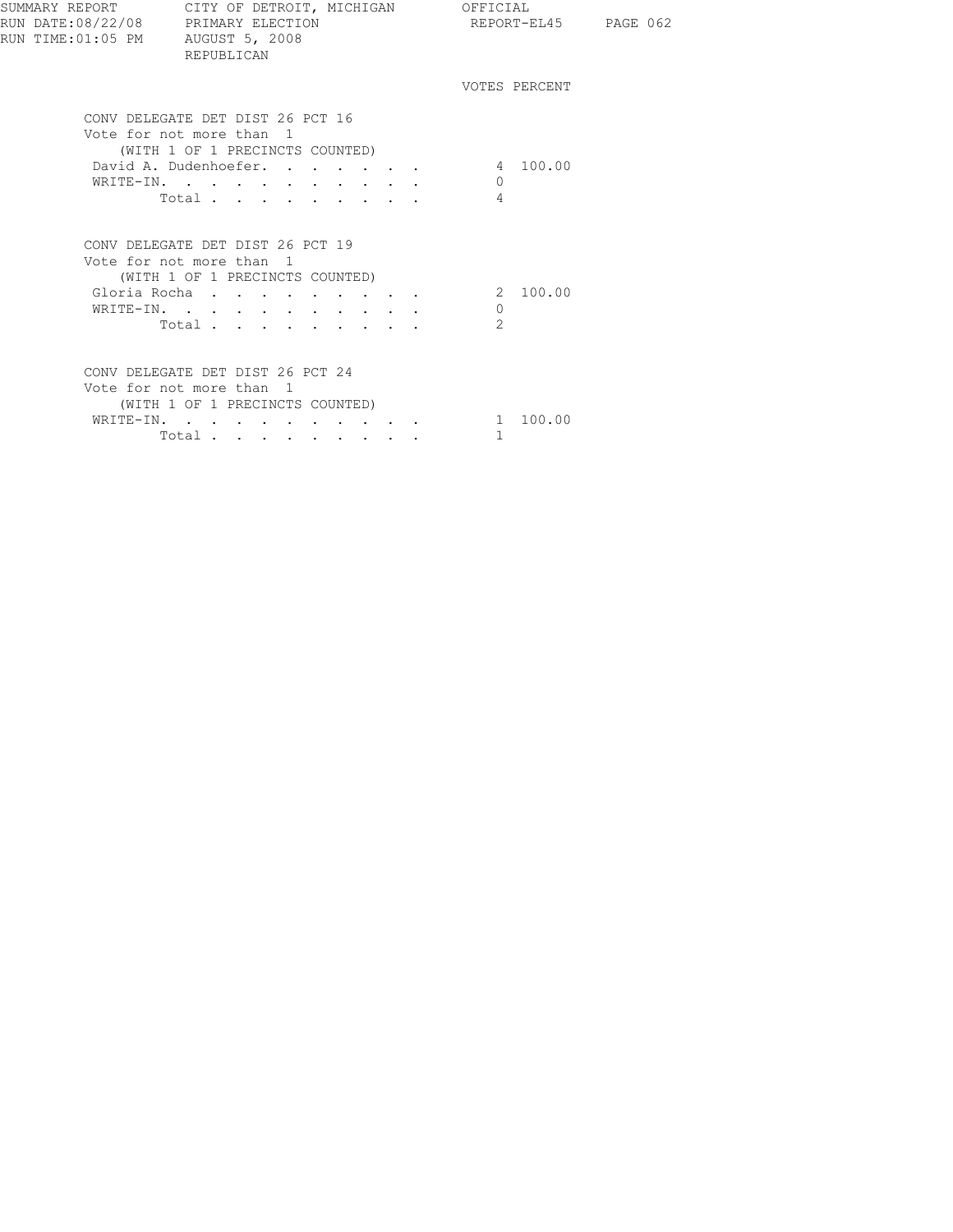SUMMARY REPORT CITY OF DETROIT, MICHIGAN OFFICIAL
RUN DATE:08/22/08 PRIMARY ELECTION REPORT-EL45
RUN TIME:01:05 PM AUGUST 5, 2008
REPUBLICAN

### CONV DELEGATE DET DIST 26 PCT 16

Vote for not more than 1
(WITH 1 OF 1 PRECINCTS COUNTED)

| | VOTES | PERCENT |
|---|---|---|
| David A. Dudenhoefer | 4 | 100.00 |
| WRITE-IN | 0 | |
| Total | 4 | |

### CONV DELEGATE DET DIST 26 PCT 19

Vote for not more than 1
(WITH 1 OF 1 PRECINCTS COUNTED)

| | VOTES | PERCENT |
|---|---|---|
| Gloria Rocha | 2 | 100.00 |
| WRITE-IN | 0 | |
| Total | 2 | |

### CONV DELEGATE DET DIST 26 PCT 24

Vote for not more than 1
(WITH 1 OF 1 PRECINCTS COUNTED)

| | VOTES | PERCENT |
|---|---|---|
| WRITE-IN | 1 | 100.00 |
| Total | 1 | |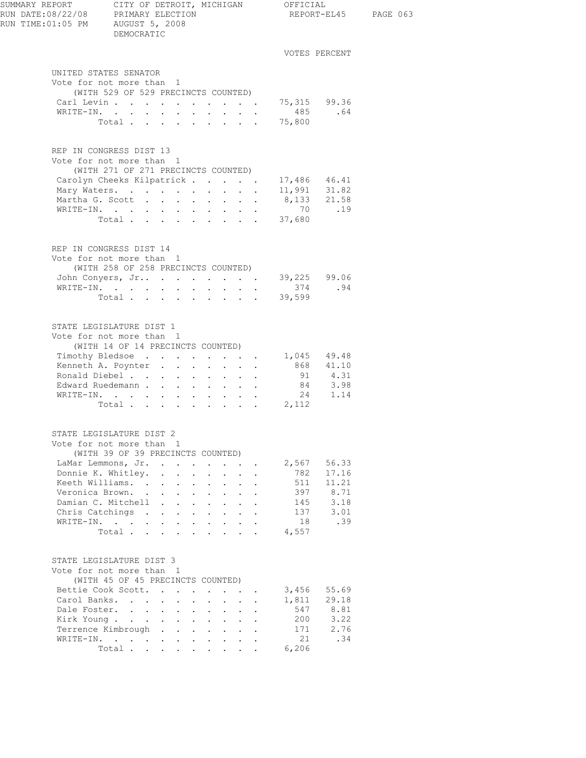SUMMARY REPORT — CITY OF DETROIT, MICHIGAN — OFFICIAL
RUN DATE:08/22/08 — PRIMARY ELECTION — REPORT-EL45
RUN TIME:01:05 PM — AUGUST 5, 2008
DEMOCRATIC

## UNITED STATES SENATOR

Vote for not more than 1
(WITH 529 OF 529 PRECINCTS COUNTED)

| Candidate | VOTES | PERCENT |
|---|---|---|
| Carl Levin | 75,315 | 99.36 |
| WRITE-IN. | 485 | .64 |
| Total | 75,800 | |

## REP IN CONGRESS DIST 13

Vote for not more than 1
(WITH 271 OF 271 PRECINCTS COUNTED)

| Candidate | VOTES | PERCENT |
|---|---|---|
| Carolyn Cheeks Kilpatrick | 17,486 | 46.41 |
| Mary Waters. | 11,991 | 31.82 |
| Martha G. Scott | 8,133 | 21.58 |
| WRITE-IN. | 70 | .19 |
| Total | 37,680 | |

## REP IN CONGRESS DIST 14

Vote for not more than 1
(WITH 258 OF 258 PRECINCTS COUNTED)

| Candidate | VOTES | PERCENT |
|---|---|---|
| John Conyers, Jr. | 39,225 | 99.06 |
| WRITE-IN. | 374 | .94 |
| Total | 39,599 | |

## STATE LEGISLATURE DIST 1

Vote for not more than 1
(WITH 14 OF 14 PRECINCTS COUNTED)

| Candidate | VOTES | PERCENT |
|---|---|---|
| Timothy Bledsoe | 1,045 | 49.48 |
| Kenneth A. Poynter | 868 | 41.10 |
| Ronald Diebel | 91 | 4.31 |
| Edward Ruedemann | 84 | 3.98 |
| WRITE-IN. | 24 | 1.14 |
| Total | 2,112 | |

## STATE LEGISLATURE DIST 2

Vote for not more than 1
(WITH 39 OF 39 PRECINCTS COUNTED)

| Candidate | VOTES | PERCENT |
|---|---|---|
| LaMar Lemmons, Jr. | 2,567 | 56.33 |
| Donnie K. Whitley. | 782 | 17.16 |
| Keeth Williams. | 511 | 11.21 |
| Veronica Brown. | 397 | 8.71 |
| Damian C. Mitchell | 145 | 3.18 |
| Chris Catchings | 137 | 3.01 |
| WRITE-IN. | 18 | .39 |
| Total | 4,557 | |

## STATE LEGISLATURE DIST 3

Vote for not more than 1
(WITH 45 OF 45 PRECINCTS COUNTED)

| Candidate | VOTES | PERCENT |
|---|---|---|
| Bettie Cook Scott. | 3,456 | 55.69 |
| Carol Banks. | 1,811 | 29.18 |
| Dale Foster. | 547 | 8.81 |
| Kirk Young | 200 | 3.22 |
| Terrence Kimbrough | 171 | 2.76 |
| WRITE-IN. | 21 | .34 |
| Total | 6,206 | |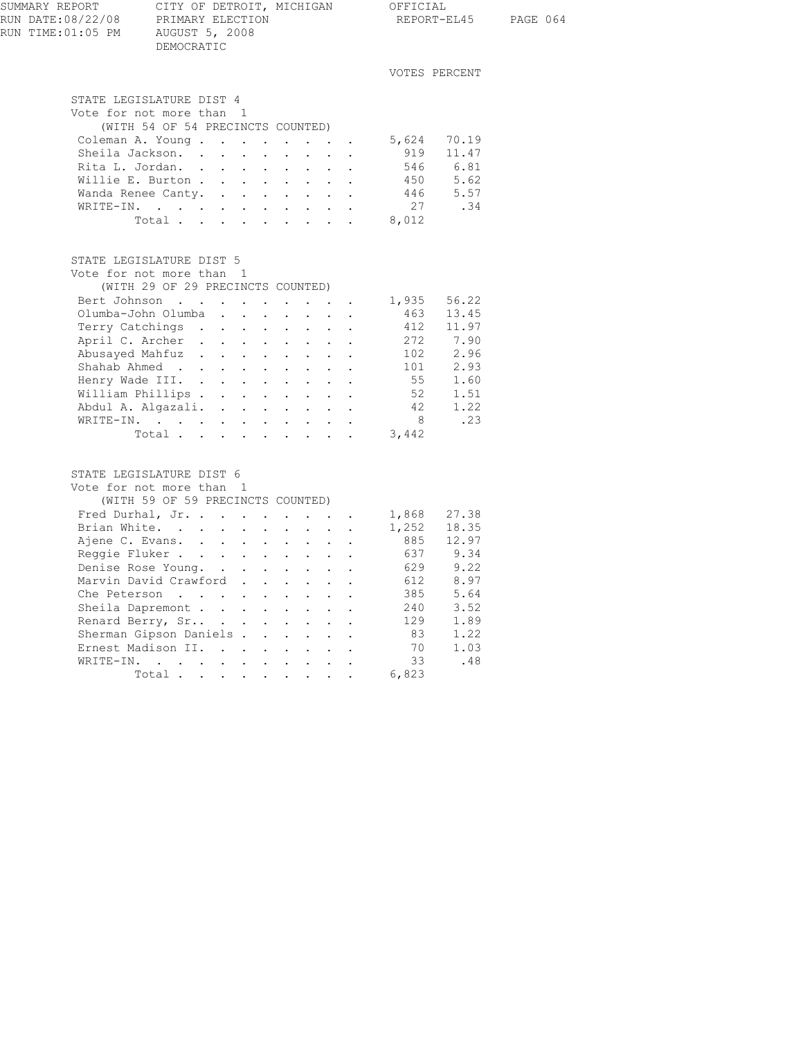SUMMARY REPORT — CITY OF DETROIT, MICHIGAN — OFFICIAL
RUN DATE:08/22/08 — PRIMARY ELECTION — REPORT-EL45
RUN TIME:01:05 PM — AUGUST 5, 2008
DEMOCRATIC

## STATE LEGISLATURE DIST 4

Vote for not more than 1
(WITH 54 OF 54 PRECINCTS COUNTED)

| Candidate | VOTES | PERCENT |
|---|---|---|
| Coleman A. Young | 5,624 | 70.19 |
| Sheila Jackson | 919 | 11.47 |
| Rita L. Jordan | 546 | 6.81 |
| Willie E. Burton | 450 | 5.62 |
| Wanda Renee Canty | 446 | 5.57 |
| WRITE-IN | 27 | .34 |
| Total | 8,012 | |

## STATE LEGISLATURE DIST 5

Vote for not more than 1
(WITH 29 OF 29 PRECINCTS COUNTED)

| Candidate | VOTES | PERCENT |
|---|---|---|
| Bert Johnson | 1,935 | 56.22 |
| Olumba-John Olumba | 463 | 13.45 |
| Terry Catchings | 412 | 11.97 |
| April C. Archer | 272 | 7.90 |
| Abusayed Mahfuz | 102 | 2.96 |
| Shahab Ahmed | 101 | 2.93 |
| Henry Wade III. | 55 | 1.60 |
| William Phillips | 52 | 1.51 |
| Abdul A. Algazali. | 42 | 1.22 |
| WRITE-IN | 8 | .23 |
| Total | 3,442 | |

## STATE LEGISLATURE DIST 6

Vote for not more than 1
(WITH 59 OF 59 PRECINCTS COUNTED)

| Candidate | VOTES | PERCENT |
|---|---|---|
| Fred Durhal, Jr. | 1,868 | 27.38 |
| Brian White | 1,252 | 18.35 |
| Ajene C. Evans | 885 | 12.97 |
| Reggie Fluker | 637 | 9.34 |
| Denise Rose Young | 629 | 9.22 |
| Marvin David Crawford | 612 | 8.97 |
| Che Peterson | 385 | 5.64 |
| Sheila Dapremont | 240 | 3.52 |
| Renard Berry, Sr. | 129 | 1.89 |
| Sherman Gipson Daniels | 83 | 1.22 |
| Ernest Madison II. | 70 | 1.03 |
| WRITE-IN | 33 | .48 |
| Total | 6,823 | |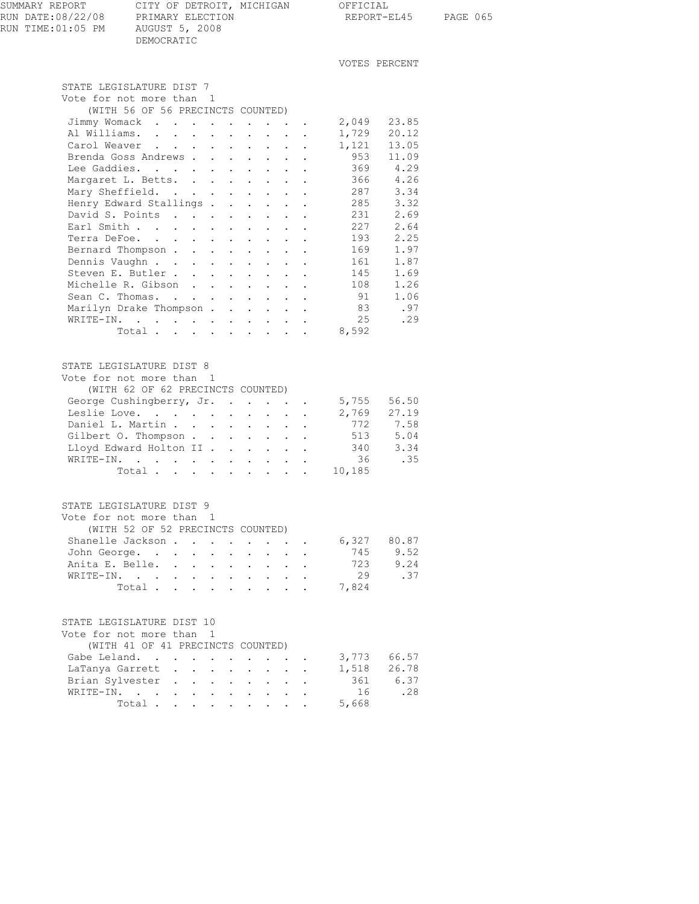# STATE LEGISLATURE DIST 7

Vote for not more than 1

(WITH 56 OF 56 PRECINCTS COUNTED)

| Candidate | VOTES | PERCENT |
|---|---|---|
| Jimmy Womack | 2,049 | 23.85 |
| Al Williams | 1,729 | 20.12 |
| Carol Weaver | 1,121 | 13.05 |
| Brenda Goss Andrews | 953 | 11.09 |
| Lee Gaddies | 369 | 4.29 |
| Margaret L. Betts | 366 | 4.26 |
| Mary Sheffield | 287 | 3.34 |
| Henry Edward Stallings | 285 | 3.32 |
| David S. Points | 231 | 2.69 |
| Earl Smith | 227 | 2.64 |
| Terra DeFoe | 193 | 2.25 |
| Bernard Thompson | 169 | 1.97 |
| Dennis Vaughn | 161 | 1.87 |
| Steven E. Butler | 145 | 1.69 |
| Michelle R. Gibson | 108 | 1.26 |
| Sean C. Thomas | 91 | 1.06 |
| Marilyn Drake Thompson | 83 | .97 |
| WRITE-IN | 25 | .29 |
| Total | 8,592 | |

# STATE LEGISLATURE DIST 8

Vote for not more than 1

(WITH 62 OF 62 PRECINCTS COUNTED)

| Candidate | VOTES | PERCENT |
|---|---|---|
| George Cushingberry, Jr. | 5,755 | 56.50 |
| Leslie Love | 2,769 | 27.19 |
| Daniel L. Martin | 772 | 7.58 |
| Gilbert O. Thompson | 513 | 5.04 |
| Lloyd Edward Holton II | 340 | 3.34 |
| WRITE-IN | 36 | .35 |
| Total | 10,185 | |

# STATE LEGISLATURE DIST 9

Vote for not more than 1

(WITH 52 OF 52 PRECINCTS COUNTED)

| Candidate | VOTES | PERCENT |
|---|---|---|
| Shanelle Jackson | 6,327 | 80.87 |
| John George | 745 | 9.52 |
| Anita E. Belle | 723 | 9.24 |
| WRITE-IN | 29 | .37 |
| Total | 7,824 | |

# STATE LEGISLATURE DIST 10

Vote for not more than 1

(WITH 41 OF 41 PRECINCTS COUNTED)

| Candidate | VOTES | PERCENT |
|---|---|---|
| Gabe Leland | 3,773 | 66.57 |
| LaTanya Garrett | 1,518 | 26.78 |
| Brian Sylvester | 361 | 6.37 |
| WRITE-IN | 16 | .28 |
| Total | 5,668 | |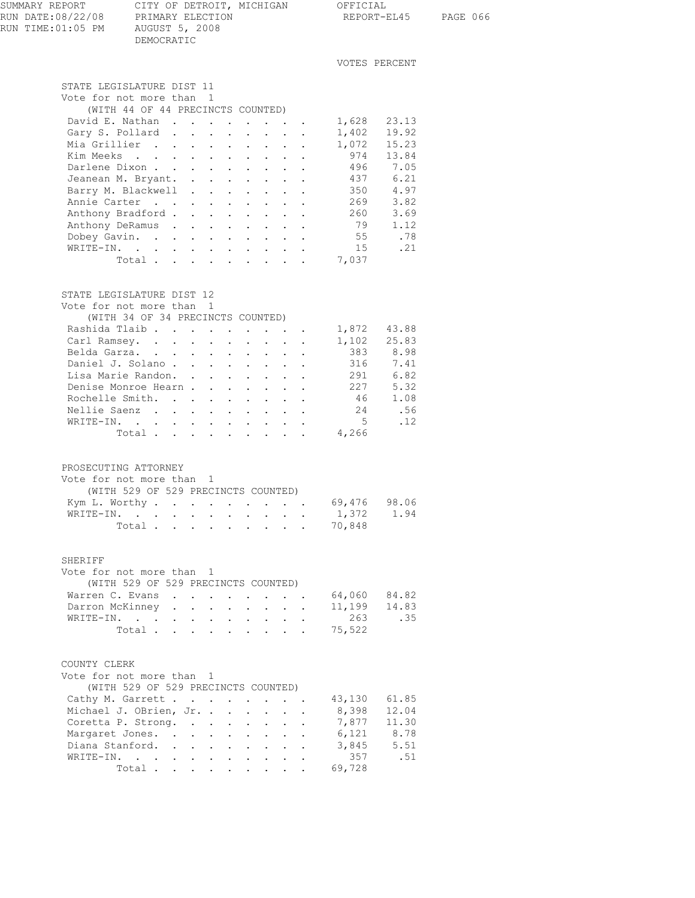SUMMARY REPORT — CITY OF DETROIT, MICHIGAN — OFFICIAL
RUN DATE:08/22/08 — PRIMARY ELECTION — REPORT-EL45
RUN TIME:01:05 PM — AUGUST 5, 2008
DEMOCRATIC

## STATE LEGISLATURE DIST 11

Vote for not more than 1
(WITH 44 OF 44 PRECINCTS COUNTED)

| Candidate | VOTES | PERCENT |
|---|---|---|
| David E. Nathan | 1,628 | 23.13 |
| Gary S. Pollard | 1,402 | 19.92 |
| Mia Grillier | 1,072 | 15.23 |
| Kim Meeks | 974 | 13.84 |
| Darlene Dixon | 496 | 7.05 |
| Jeanean M. Bryant. | 437 | 6.21 |
| Barry M. Blackwell | 350 | 4.97 |
| Annie Carter | 269 | 3.82 |
| Anthony Bradford | 260 | 3.69 |
| Anthony DeRamus | 79 | 1.12 |
| Dobey Gavin. | 55 | .78 |
| WRITE-IN. | 15 | .21 |
| Total | 7,037 | |

## STATE LEGISLATURE DIST 12

Vote for not more than 1
(WITH 34 OF 34 PRECINCTS COUNTED)

| Candidate | VOTES | PERCENT |
|---|---|---|
| Rashida Tlaib | 1,872 | 43.88 |
| Carl Ramsey. | 1,102 | 25.83 |
| Belda Garza. | 383 | 8.98 |
| Daniel J. Solano | 316 | 7.41 |
| Lisa Marie Randon. | 291 | 6.82 |
| Denise Monroe Hearn | 227 | 5.32 |
| Rochelle Smith. | 46 | 1.08 |
| Nellie Saenz | 24 | .56 |
| WRITE-IN. | 5 | .12 |
| Total | 4,266 | |

## PROSECUTING ATTORNEY

Vote for not more than 1
(WITH 529 OF 529 PRECINCTS COUNTED)

| Candidate | VOTES | PERCENT |
|---|---|---|
| Kym L. Worthy | 69,476 | 98.06 |
| WRITE-IN. | 1,372 | 1.94 |
| Total | 70,848 | |

## SHERIFF

Vote for not more than 1
(WITH 529 OF 529 PRECINCTS COUNTED)

| Candidate | VOTES | PERCENT |
|---|---|---|
| Warren C. Evans | 64,060 | 84.82 |
| Darron McKinney | 11,199 | 14.83 |
| WRITE-IN. | 263 | .35 |
| Total | 75,522 | |

## COUNTY CLERK

Vote for not more than 1
(WITH 529 OF 529 PRECINCTS COUNTED)

| Candidate | VOTES | PERCENT |
|---|---|---|
| Cathy M. Garrett | 43,130 | 61.85 |
| Michael J. OBrien, Jr. | 8,398 | 12.04 |
| Coretta P. Strong. | 7,877 | 11.30 |
| Margaret Jones. | 6,121 | 8.78 |
| Diana Stanford. | 3,845 | 5.51 |
| WRITE-IN. | 357 | .51 |
| Total | 69,728 | |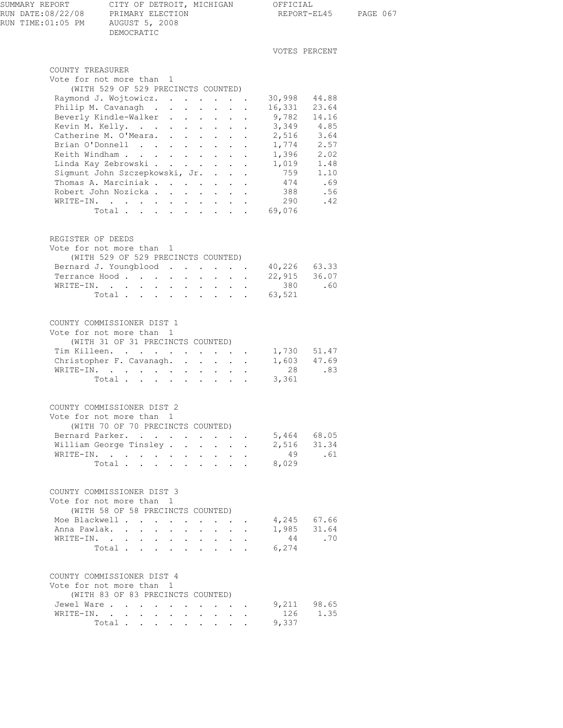SUMMARY REPORT — CITY OF DETROIT, MICHIGAN — OFFICIAL
RUN DATE:08/22/08 — PRIMARY ELECTION — REPORT-EL45
RUN TIME:01:05 PM — AUGUST 5, 2008
DEMOCRATIC

## COUNTY TREASURER

Vote for not more than 1
(WITH 529 OF 529 PRECINCTS COUNTED)

| Candidate | VOTES | PERCENT |
|---|---|---|
| Raymond J. Wojtowicz | 30,998 | 44.88 |
| Philip M. Cavanagh | 16,331 | 23.64 |
| Beverly Kindle-Walker | 9,782 | 14.16 |
| Kevin M. Kelly | 3,349 | 4.85 |
| Catherine M. O'Meara | 2,516 | 3.64 |
| Brian O'Donnell | 1,774 | 2.57 |
| Keith Windham | 1,396 | 2.02 |
| Linda Kay Zebrowski | 1,019 | 1.48 |
| Sigmunt John Szczepkowski, Jr. | 759 | 1.10 |
| Thomas A. Marciniak | 474 | .69 |
| Robert John Nozicka | 388 | .56 |
| WRITE-IN | 290 | .42 |
| Total | 69,076 | |

## REGISTER OF DEEDS

Vote for not more than 1
(WITH 529 OF 529 PRECINCTS COUNTED)

| Candidate | VOTES | PERCENT |
|---|---|---|
| Bernard J. Youngblood | 40,226 | 63.33 |
| Terrance Hood | 22,915 | 36.07 |
| WRITE-IN | 380 | .60 |
| Total | 63,521 | |

## COUNTY COMMISSIONER DIST 1

Vote for not more than 1
(WITH 31 OF 31 PRECINCTS COUNTED)

| Candidate | VOTES | PERCENT |
|---|---|---|
| Tim Killeen | 1,730 | 51.47 |
| Christopher F. Cavanagh | 1,603 | 47.69 |
| WRITE-IN | 28 | .83 |
| Total | 3,361 | |

## COUNTY COMMISSIONER DIST 2

Vote for not more than 1
(WITH 70 OF 70 PRECINCTS COUNTED)

| Candidate | VOTES | PERCENT |
|---|---|---|
| Bernard Parker | 5,464 | 68.05 |
| William George Tinsley | 2,516 | 31.34 |
| WRITE-IN | 49 | .61 |
| Total | 8,029 | |

## COUNTY COMMISSIONER DIST 3

Vote for not more than 1
(WITH 58 OF 58 PRECINCTS COUNTED)

| Candidate | VOTES | PERCENT |
|---|---|---|
| Moe Blackwell | 4,245 | 67.66 |
| Anna Pawlak | 1,985 | 31.64 |
| WRITE-IN | 44 | .70 |
| Total | 6,274 | |

## COUNTY COMMISSIONER DIST 4

Vote for not more than 1
(WITH 83 OF 83 PRECINCTS COUNTED)

| Candidate | VOTES | PERCENT |
|---|---|---|
| Jewel Ware | 9,211 | 98.65 |
| WRITE-IN | 126 | 1.35 |
| Total | 9,337 | |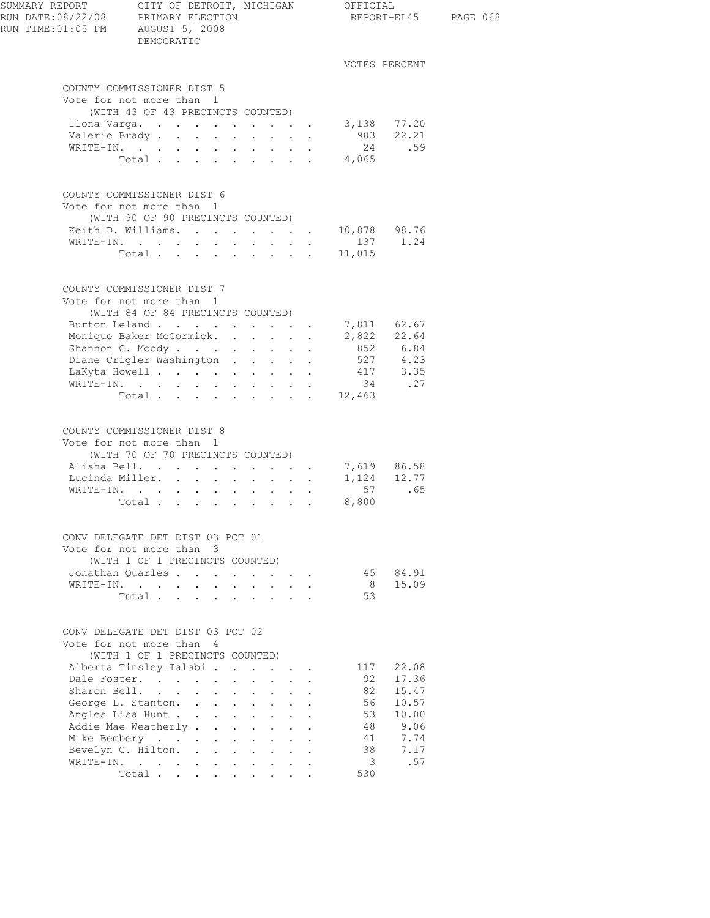SUMMARY REPORT CITY OF DETROIT, MICHIGAN OFFICIAL
RUN DATE:08/22/08 PRIMARY ELECTION
RUN TIME:01:05 PM AUGUST 5, 2008
DEMOCRATIC

## COUNTY COMMISSIONER DIST 5

Vote for not more than 1
(WITH 43 OF 43 PRECINCTS COUNTED)

| Candidate | VOTES | PERCENT |
|---|---|---|
| Ilona Varga | 3,138 | 77.20 |
| Valerie Brady | 903 | 22.21 |
| WRITE-IN | 24 | .59 |
| Total | 4,065 | |

## COUNTY COMMISSIONER DIST 6

Vote for not more than 1
(WITH 90 OF 90 PRECINCTS COUNTED)

| Candidate | VOTES | PERCENT |
|---|---|---|
| Keith D. Williams | 10,878 | 98.76 |
| WRITE-IN | 137 | 1.24 |
| Total | 11,015 | |

## COUNTY COMMISSIONER DIST 7

Vote for not more than 1
(WITH 84 OF 84 PRECINCTS COUNTED)

| Candidate | VOTES | PERCENT |
|---|---|---|
| Burton Leland | 7,811 | 62.67 |
| Monique Baker McCormick | 2,822 | 22.64 |
| Shannon C. Moody | 852 | 6.84 |
| Diane Crigler Washington | 527 | 4.23 |
| LaKyta Howell | 417 | 3.35 |
| WRITE-IN | 34 | .27 |
| Total | 12,463 | |

## COUNTY COMMISSIONER DIST 8

Vote for not more than 1
(WITH 70 OF 70 PRECINCTS COUNTED)

| Candidate | VOTES | PERCENT |
|---|---|---|
| Alisha Bell | 7,619 | 86.58 |
| Lucinda Miller | 1,124 | 12.77 |
| WRITE-IN | 57 | .65 |
| Total | 8,800 | |

## CONV DELEGATE DET DIST 03 PCT 01

Vote for not more than 3
(WITH 1 OF 1 PRECINCTS COUNTED)

| Candidate | VOTES | PERCENT |
|---|---|---|
| Jonathan Quarles | 45 | 84.91 |
| WRITE-IN | 8 | 15.09 |
| Total | 53 | |

## CONV DELEGATE DET DIST 03 PCT 02

Vote for not more than 4
(WITH 1 OF 1 PRECINCTS COUNTED)

| Candidate | VOTES | PERCENT |
|---|---|---|
| Alberta Tinsley Talabi | 117 | 22.08 |
| Dale Foster | 92 | 17.36 |
| Sharon Bell | 82 | 15.47 |
| George L. Stanton | 56 | 10.57 |
| Angles Lisa Hunt | 53 | 10.00 |
| Addie Mae Weatherly | 48 | 9.06 |
| Mike Bembery | 41 | 7.74 |
| Bevelyn C. Hilton | 38 | 7.17 |
| WRITE-IN | 3 | .57 |
| Total | 530 | |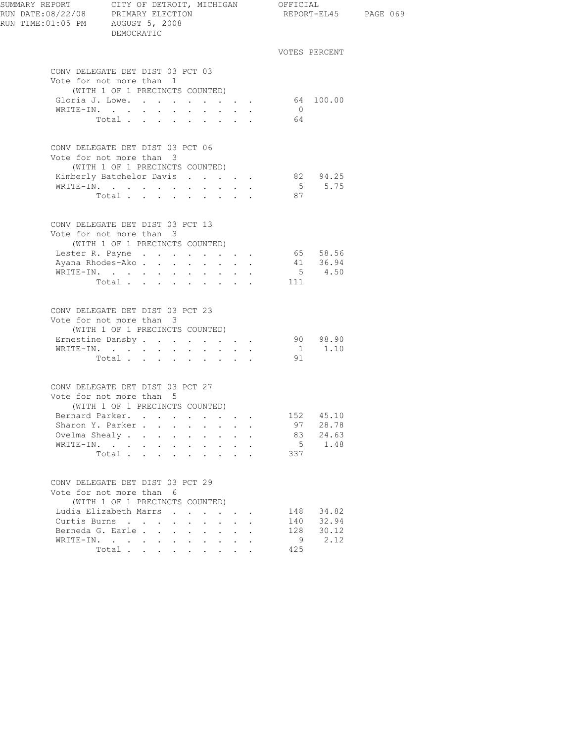SUMMARY REPORT — CITY OF DETROIT, MICHIGAN — OFFICIAL
RUN DATE:08/22/08 — PRIMARY ELECTION — REPORT-EL45
RUN TIME:01:05 PM — AUGUST 5, 2008
DEMOCRATIC

## CONV DELEGATE DET DIST 03 PCT 03

Vote for not more than 1
(WITH 1 OF 1 PRECINCTS COUNTED)

| | VOTES | PERCENT |
|---|---|---|
| Gloria J. Lowe | 64 | 100.00 |
| WRITE-IN | 0 | |
| Total | 64 | |

## CONV DELEGATE DET DIST 03 PCT 06

Vote for not more than 3
(WITH 1 OF 1 PRECINCTS COUNTED)

| | VOTES | PERCENT |
|---|---|---|
| Kimberly Batchelor Davis | 82 | 94.25 |
| WRITE-IN | 5 | 5.75 |
| Total | 87 | |

## CONV DELEGATE DET DIST 03 PCT 13

Vote for not more than 3
(WITH 1 OF 1 PRECINCTS COUNTED)

| | VOTES | PERCENT |
|---|---|---|
| Lester R. Payne | 65 | 58.56 |
| Ayana Rhodes-Ako | 41 | 36.94 |
| WRITE-IN | 5 | 4.50 |
| Total | 111 | |

## CONV DELEGATE DET DIST 03 PCT 23

Vote for not more than 3
(WITH 1 OF 1 PRECINCTS COUNTED)

| | VOTES | PERCENT |
|---|---|---|
| Ernestine Dansby | 90 | 98.90 |
| WRITE-IN | 1 | 1.10 |
| Total | 91 | |

## CONV DELEGATE DET DIST 03 PCT 27

Vote for not more than 5
(WITH 1 OF 1 PRECINCTS COUNTED)

| | VOTES | PERCENT |
|---|---|---|
| Bernard Parker | 152 | 45.10 |
| Sharon Y. Parker | 97 | 28.78 |
| Ovelma Shealy | 83 | 24.63 |
| WRITE-IN | 5 | 1.48 |
| Total | 337 | |

## CONV DELEGATE DET DIST 03 PCT 29

Vote for not more than 6
(WITH 1 OF 1 PRECINCTS COUNTED)

| | VOTES | PERCENT |
|---|---|---|
| Ludia Elizabeth Marrs | 148 | 34.82 |
| Curtis Burns | 140 | 32.94 |
| Berneda G. Earle | 128 | 30.12 |
| WRITE-IN | 9 | 2.12 |
| Total | 425 | |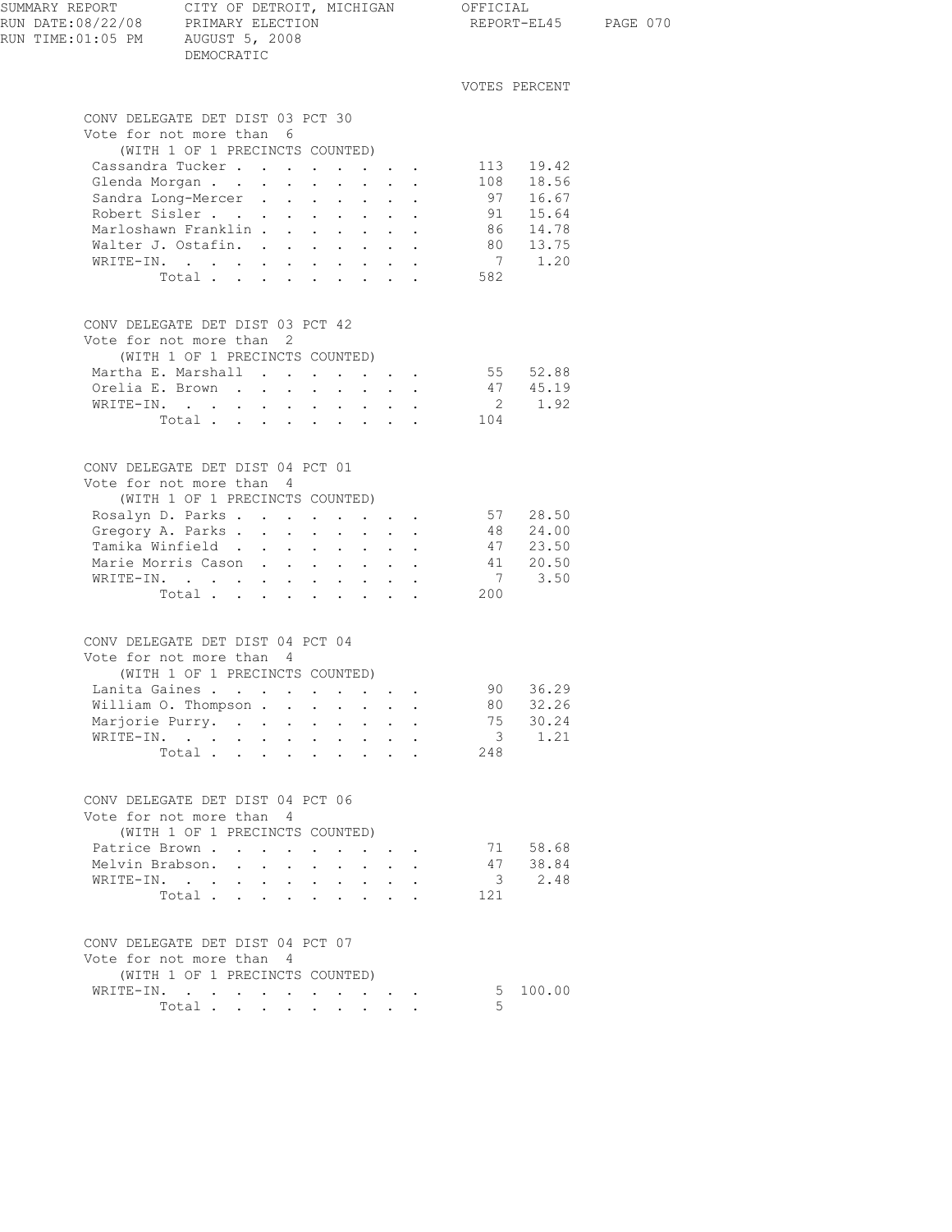SUMMARY REPORT CITY OF DETROIT, MICHIGAN OFFICIAL
RUN DATE:08/22/08 PRIMARY ELECTION REPORT-EL45
RUN TIME:01:05 PM AUGUST 5, 2008
DEMOCRATIC

## CONV DELEGATE DET DIST 03 PCT 30

Vote for not more than 6
(WITH 1 OF 1 PRECINCTS COUNTED)

| | VOTES | PERCENT |
|---|---|---|
| Cassandra Tucker | 113 | 19.42 |
| Glenda Morgan | 108 | 18.56 |
| Sandra Long-Mercer | 97 | 16.67 |
| Robert Sisler | 91 | 15.64 |
| Marloshawn Franklin | 86 | 14.78 |
| Walter J. Ostafin. | 80 | 13.75 |
| WRITE-IN. | 7 | 1.20 |
| Total | 582 | |

## CONV DELEGATE DET DIST 03 PCT 42

Vote for not more than 2
(WITH 1 OF 1 PRECINCTS COUNTED)

| | VOTES | PERCENT |
|---|---|---|
| Martha E. Marshall | 55 | 52.88 |
| Orelia E. Brown | 47 | 45.19 |
| WRITE-IN. | 2 | 1.92 |
| Total | 104 | |

## CONV DELEGATE DET DIST 04 PCT 01

Vote for not more than 4
(WITH 1 OF 1 PRECINCTS COUNTED)

| | VOTES | PERCENT |
|---|---|---|
| Rosalyn D. Parks | 57 | 28.50 |
| Gregory A. Parks | 48 | 24.00 |
| Tamika Winfield | 47 | 23.50 |
| Marie Morris Cason | 41 | 20.50 |
| WRITE-IN. | 7 | 3.50 |
| Total | 200 | |

## CONV DELEGATE DET DIST 04 PCT 04

Vote for not more than 4
(WITH 1 OF 1 PRECINCTS COUNTED)

| | VOTES | PERCENT |
|---|---|---|
| Lanita Gaines | 90 | 36.29 |
| William O. Thompson | 80 | 32.26 |
| Marjorie Purry. | 75 | 30.24 |
| WRITE-IN. | 3 | 1.21 |
| Total | 248 | |

## CONV DELEGATE DET DIST 04 PCT 06

Vote for not more than 4
(WITH 1 OF 1 PRECINCTS COUNTED)

| | VOTES | PERCENT |
|---|---|---|
| Patrice Brown | 71 | 58.68 |
| Melvin Brabson. | 47 | 38.84 |
| WRITE-IN. | 3 | 2.48 |
| Total | 121 | |

## CONV DELEGATE DET DIST 04 PCT 07

Vote for not more than 4
(WITH 1 OF 1 PRECINCTS COUNTED)

| | VOTES | PERCENT |
|---|---|---|
| WRITE-IN. | 5 | 100.00 |
| Total | 5 | |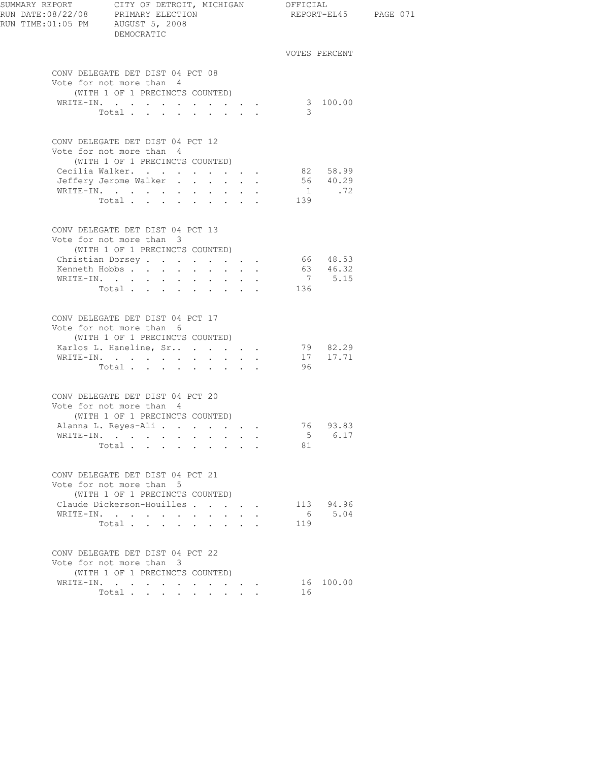DEMOCRATIC

### CONV DELEGATE DET DIST 04 PCT 08

Vote for not more than 4
(WITH 1 OF 1 PRECINCTS COUNTED)

| | VOTES | PERCENT |
|---|---|---|
| WRITE-IN. | 3 | 100.00 |
| Total | 3 | |

### CONV DELEGATE DET DIST 04 PCT 12

Vote for not more than 4
(WITH 1 OF 1 PRECINCTS COUNTED)

| | VOTES | PERCENT |
|---|---|---|
| Cecilia Walker. | 82 | 58.99 |
| Jeffery Jerome Walker | 56 | 40.29 |
| WRITE-IN. | 1 | .72 |
| Total | 139 | |

### CONV DELEGATE DET DIST 04 PCT 13

Vote for not more than 3
(WITH 1 OF 1 PRECINCTS COUNTED)

| | VOTES | PERCENT |
|---|---|---|
| Christian Dorsey | 66 | 48.53 |
| Kenneth Hobbs | 63 | 46.32 |
| WRITE-IN. | 7 | 5.15 |
| Total | 136 | |

### CONV DELEGATE DET DIST 04 PCT 17

Vote for not more than 6
(WITH 1 OF 1 PRECINCTS COUNTED)

| | VOTES | PERCENT |
|---|---|---|
| Karlos L. Haneline, Sr.. | 79 | 82.29 |
| WRITE-IN. | 17 | 17.71 |
| Total | 96 | |

### CONV DELEGATE DET DIST 04 PCT 20

Vote for not more than 4
(WITH 1 OF 1 PRECINCTS COUNTED)

| | VOTES | PERCENT |
|---|---|---|
| Alanna L. Reyes-Ali | 76 | 93.83 |
| WRITE-IN. | 5 | 6.17 |
| Total | 81 | |

### CONV DELEGATE DET DIST 04 PCT 21

Vote for not more than 5
(WITH 1 OF 1 PRECINCTS COUNTED)

| | VOTES | PERCENT |
|---|---|---|
| Claude Dickerson-Houilles | 113 | 94.96 |
| WRITE-IN. | 6 | 5.04 |
| Total | 119 | |

### CONV DELEGATE DET DIST 04 PCT 22

Vote for not more than 3
(WITH 1 OF 1 PRECINCTS COUNTED)

| | VOTES | PERCENT |
|---|---|---|
| WRITE-IN. | 16 | 100.00 |
| Total | 16 | |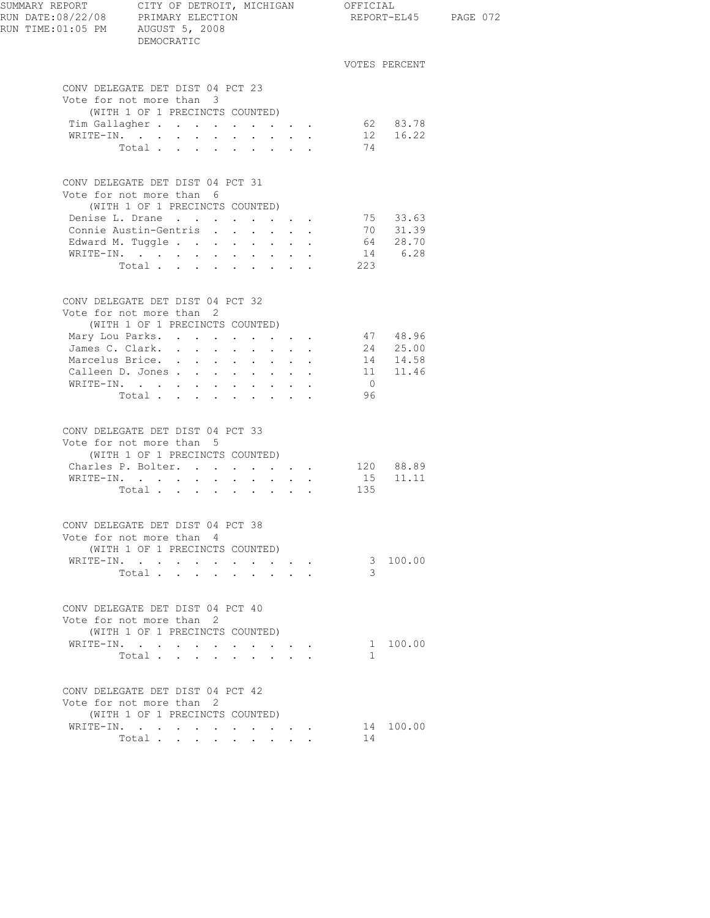SUMMARY REPORT — CITY OF DETROIT, MICHIGAN — OFFICIAL
RUN DATE:08/22/08 — PRIMARY ELECTION — REPORT-EL45
RUN TIME:01:05 PM — AUGUST 5, 2008
DEMOCRATIC

### CONV DELEGATE DET DIST 04 PCT 23
Vote for not more than 3
(WITH 1 OF 1 PRECINCTS COUNTED)

| Candidate | VOTES | PERCENT |
|---|---|---|
| Tim Gallagher | 62 | 83.78 |
| WRITE-IN. | 12 | 16.22 |
| Total | 74 | |

### CONV DELEGATE DET DIST 04 PCT 31
Vote for not more than 6
(WITH 1 OF 1 PRECINCTS COUNTED)

| Candidate | VOTES | PERCENT |
|---|---|---|
| Denise L. Drane | 75 | 33.63 |
| Connie Austin-Gentris | 70 | 31.39 |
| Edward M. Tuggle | 64 | 28.70 |
| WRITE-IN. | 14 | 6.28 |
| Total | 223 | |

### CONV DELEGATE DET DIST 04 PCT 32
Vote for not more than 2
(WITH 1 OF 1 PRECINCTS COUNTED)

| Candidate | VOTES | PERCENT |
|---|---|---|
| Mary Lou Parks. | 47 | 48.96 |
| James C. Clark. | 24 | 25.00 |
| Marcelus Brice. | 14 | 14.58 |
| Calleen D. Jones | 11 | 11.46 |
| WRITE-IN. | 0 | |
| Total | 96 | |

### CONV DELEGATE DET DIST 04 PCT 33
Vote for not more than 5
(WITH 1 OF 1 PRECINCTS COUNTED)

| Candidate | VOTES | PERCENT |
|---|---|---|
| Charles P. Bolter. | 120 | 88.89 |
| WRITE-IN. | 15 | 11.11 |
| Total | 135 | |

### CONV DELEGATE DET DIST 04 PCT 38
Vote for not more than 4
(WITH 1 OF 1 PRECINCTS COUNTED)

| Candidate | VOTES | PERCENT |
|---|---|---|
| WRITE-IN. | 3 | 100.00 |
| Total | 3 | |

### CONV DELEGATE DET DIST 04 PCT 40
Vote for not more than 2
(WITH 1 OF 1 PRECINCTS COUNTED)

| Candidate | VOTES | PERCENT |
|---|---|---|
| WRITE-IN. | 1 | 100.00 |
| Total | 1 | |

### CONV DELEGATE DET DIST 04 PCT 42
Vote for not more than 2
(WITH 1 OF 1 PRECINCTS COUNTED)

| Candidate | VOTES | PERCENT |
|---|---|---|
| WRITE-IN. | 14 | 100.00 |
| Total | 14 | |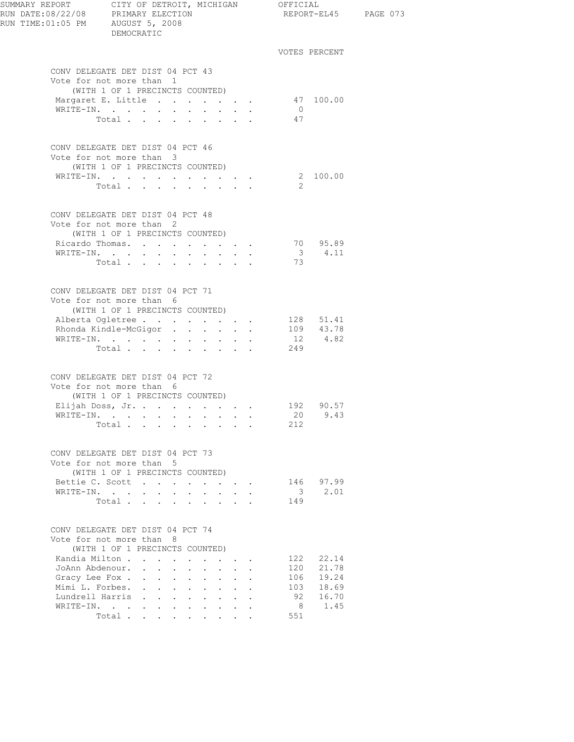SUMMARY REPORT — CITY OF DETROIT, MICHIGAN — OFFICIAL
RUN DATE:08/22/08 — PRIMARY ELECTION — REPORT-EL45
RUN TIME:01:05 PM — AUGUST 5, 2008
DEMOCRATIC

## CONV DELEGATE DET DIST 04 PCT 43

Vote for not more than 1
(WITH 1 OF 1 PRECINCTS COUNTED)

| | VOTES | PERCENT |
|---|---|---|
| Margaret E. Little | 47 | 100.00 |
| WRITE-IN. | 0 | |
| Total | 47 | |

## CONV DELEGATE DET DIST 04 PCT 46

Vote for not more than 3
(WITH 1 OF 1 PRECINCTS COUNTED)

| | VOTES | PERCENT |
|---|---|---|
| WRITE-IN. | 2 | 100.00 |
| Total | 2 | |

## CONV DELEGATE DET DIST 04 PCT 48

Vote for not more than 2
(WITH 1 OF 1 PRECINCTS COUNTED)

| | VOTES | PERCENT |
|---|---|---|
| Ricardo Thomas. | 70 | 95.89 |
| WRITE-IN. | 3 | 4.11 |
| Total | 73 | |

## CONV DELEGATE DET DIST 04 PCT 71

Vote for not more than 6
(WITH 1 OF 1 PRECINCTS COUNTED)

| | VOTES | PERCENT |
|---|---|---|
| Alberta Ogletree | 128 | 51.41 |
| Rhonda Kindle-McGigor | 109 | 43.78 |
| WRITE-IN. | 12 | 4.82 |
| Total | 249 | |

## CONV DELEGATE DET DIST 04 PCT 72

Vote for not more than 6
(WITH 1 OF 1 PRECINCTS COUNTED)

| | VOTES | PERCENT |
|---|---|---|
| Elijah Doss, Jr. | 192 | 90.57 |
| WRITE-IN. | 20 | 9.43 |
| Total | 212 | |

## CONV DELEGATE DET DIST 04 PCT 73

Vote for not more than 5
(WITH 1 OF 1 PRECINCTS COUNTED)

| | VOTES | PERCENT |
|---|---|---|
| Bettie C. Scott | 146 | 97.99 |
| WRITE-IN. | 3 | 2.01 |
| Total | 149 | |

## CONV DELEGATE DET DIST 04 PCT 74

Vote for not more than 8
(WITH 1 OF 1 PRECINCTS COUNTED)

| | VOTES | PERCENT |
|---|---|---|
| Kandia Milton | 122 | 22.14 |
| JoAnn Abdenour. | 120 | 21.78 |
| Gracy Lee Fox | 106 | 19.24 |
| Mimi L. Forbes. | 103 | 18.69 |
| Lundrell Harris | 92 | 16.70 |
| WRITE-IN. | 8 | 1.45 |
| Total | 551 | |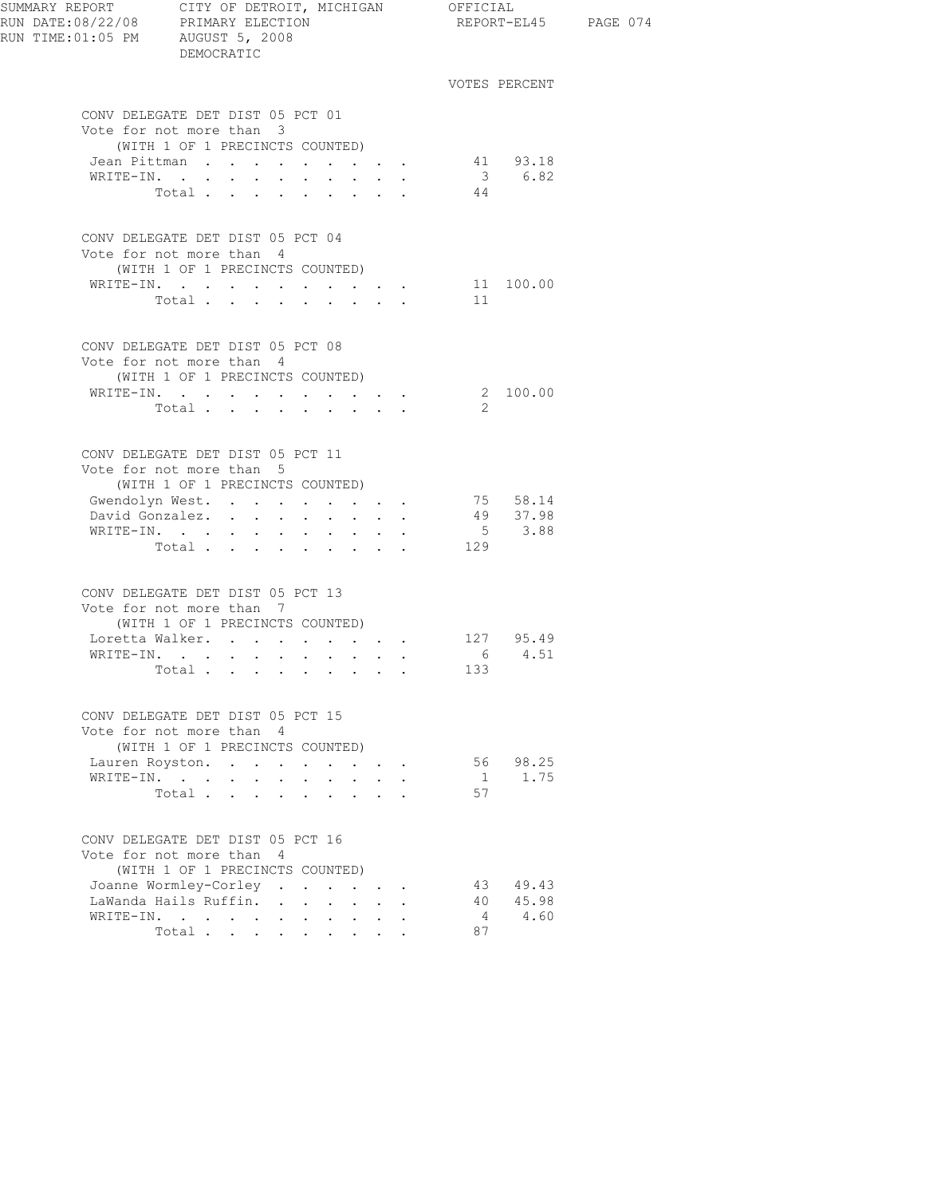SUMMARY REPORT CITY OF DETROIT, MICHIGAN OFFICIAL
RUN DATE:08/22/08 PRIMARY ELECTION REPORT-EL45
RUN TIME:01:05 PM AUGUST 5, 2008
DEMOCRATIC

### CONV DELEGATE DET DIST 05 PCT 01
Vote for not more than 3
(WITH 1 OF 1 PRECINCTS COUNTED)

| | VOTES | PERCENT |
|---|---|---|
| Jean Pittman | 41 | 93.18 |
| WRITE-IN. | 3 | 6.82 |
| Total | 44 | |

### CONV DELEGATE DET DIST 05 PCT 04
Vote for not more than 4
(WITH 1 OF 1 PRECINCTS COUNTED)

| | VOTES | PERCENT |
|---|---|---|
| WRITE-IN. | 11 | 100.00 |
| Total | 11 | |

### CONV DELEGATE DET DIST 05 PCT 08
Vote for not more than 4
(WITH 1 OF 1 PRECINCTS COUNTED)

| | VOTES | PERCENT |
|---|---|---|
| WRITE-IN. | 2 | 100.00 |
| Total | 2 | |

### CONV DELEGATE DET DIST 05 PCT 11
Vote for not more than 5
(WITH 1 OF 1 PRECINCTS COUNTED)

| | VOTES | PERCENT |
|---|---|---|
| Gwendolyn West. | 75 | 58.14 |
| David Gonzalez. | 49 | 37.98 |
| WRITE-IN. | 5 | 3.88 |
| Total | 129 | |

### CONV DELEGATE DET DIST 05 PCT 13
Vote for not more than 7
(WITH 1 OF 1 PRECINCTS COUNTED)

| | VOTES | PERCENT |
|---|---|---|
| Loretta Walker. | 127 | 95.49 |
| WRITE-IN. | 6 | 4.51 |
| Total | 133 | |

### CONV DELEGATE DET DIST 05 PCT 15
Vote for not more than 4
(WITH 1 OF 1 PRECINCTS COUNTED)

| | VOTES | PERCENT |
|---|---|---|
| Lauren Royston. | 56 | 98.25 |
| WRITE-IN. | 1 | 1.75 |
| Total | 57 | |

### CONV DELEGATE DET DIST 05 PCT 16
Vote for not more than 4
(WITH 1 OF 1 PRECINCTS COUNTED)

| | VOTES | PERCENT |
|---|---|---|
| Joanne Wormley-Corley | 43 | 49.43 |
| LaWanda Hails Ruffin. | 40 | 45.98 |
| WRITE-IN. | 4 | 4.60 |
| Total | 87 | |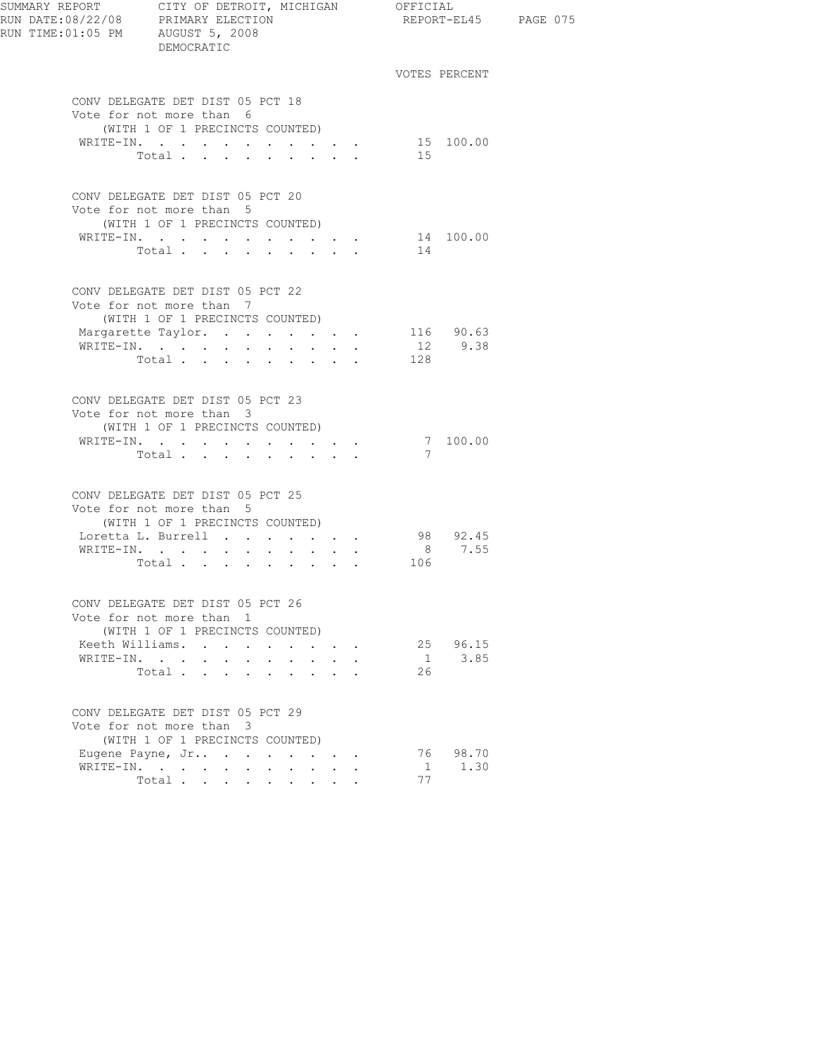SUMMARY REPORT CITY OF DETROIT, MICHIGAN OFFICIAL
RUN DATE:08/22/08 PRIMARY ELECTION REPORT-EL45
RUN TIME:01:05 PM AUGUST 5, 2008
DEMOCRATIC

### CONV DELEGATE DET DIST 05 PCT 18
Vote for not more than 6
(WITH 1 OF 1 PRECINCTS COUNTED)

| | VOTES | PERCENT |
|---|---|---|
| WRITE-IN. | 15 | 100.00 |
| Total | 15 | |

### CONV DELEGATE DET DIST 05 PCT 20
Vote for not more than 5
(WITH 1 OF 1 PRECINCTS COUNTED)

| | VOTES | PERCENT |
|---|---|---|
| WRITE-IN. | 14 | 100.00 |
| Total | 14 | |

### CONV DELEGATE DET DIST 05 PCT 22
Vote for not more than 7
(WITH 1 OF 1 PRECINCTS COUNTED)

| | VOTES | PERCENT |
|---|---|---|
| Margarette Taylor. | 116 | 90.63 |
| WRITE-IN. | 12 | 9.38 |
| Total | 128 | |

### CONV DELEGATE DET DIST 05 PCT 23
Vote for not more than 3
(WITH 1 OF 1 PRECINCTS COUNTED)

| | VOTES | PERCENT |
|---|---|---|
| WRITE-IN. | 7 | 100.00 |
| Total | 7 | |

### CONV DELEGATE DET DIST 05 PCT 25
Vote for not more than 5
(WITH 1 OF 1 PRECINCTS COUNTED)

| | VOTES | PERCENT |
|---|---|---|
| Loretta L. Burrell | 98 | 92.45 |
| WRITE-IN. | 8 | 7.55 |
| Total | 106 | |

### CONV DELEGATE DET DIST 05 PCT 26
Vote for not more than 1
(WITH 1 OF 1 PRECINCTS COUNTED)

| | VOTES | PERCENT |
|---|---|---|
| Keeth Williams. | 25 | 96.15 |
| WRITE-IN. | 1 | 3.85 |
| Total | 26 | |

### CONV DELEGATE DET DIST 05 PCT 29
Vote for not more than 3
(WITH 1 OF 1 PRECINCTS COUNTED)

| | VOTES | PERCENT |
|---|---|---|
| Eugene Payne, Jr.. | 76 | 98.70 |
| WRITE-IN. | 1 | 1.30 |
| Total | 77 | |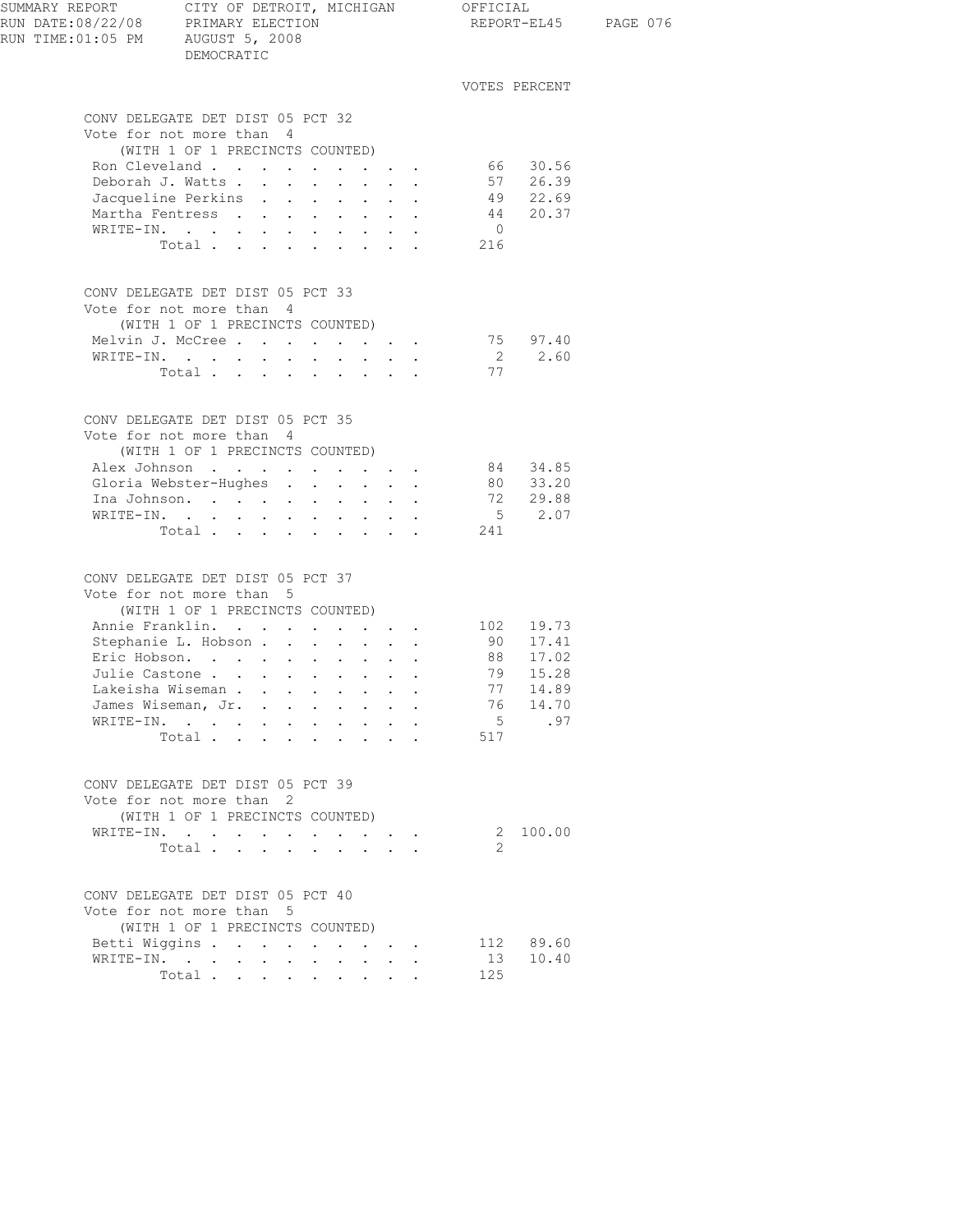SUMMARY REPORT — CITY OF DETROIT, MICHIGAN — OFFICIAL
RUN DATE:08/22/08 — PRIMARY ELECTION — REPORT-EL45
RUN TIME:01:05 PM — AUGUST 5, 2008
DEMOCRATIC

## CONV DELEGATE DET DIST 05 PCT 32

Vote for not more than 4
(WITH 1 OF 1 PRECINCTS COUNTED)

| Candidate | VOTES | PERCENT |
|---|---|---|
| Ron Cleveland | 66 | 30.56 |
| Deborah J. Watts | 57 | 26.39 |
| Jacqueline Perkins | 49 | 22.69 |
| Martha Fentress | 44 | 20.37 |
| WRITE-IN. | 0 | |
| Total | 216 | |

## CONV DELEGATE DET DIST 05 PCT 33

Vote for not more than 4
(WITH 1 OF 1 PRECINCTS COUNTED)

| Candidate | VOTES | PERCENT |
|---|---|---|
| Melvin J. McCree | 75 | 97.40 |
| WRITE-IN. | 2 | 2.60 |
| Total | 77 | |

## CONV DELEGATE DET DIST 05 PCT 35

Vote for not more than 4
(WITH 1 OF 1 PRECINCTS COUNTED)

| Candidate | VOTES | PERCENT |
|---|---|---|
| Alex Johnson | 84 | 34.85 |
| Gloria Webster-Hughes | 80 | 33.20 |
| Ina Johnson. | 72 | 29.88 |
| WRITE-IN. | 5 | 2.07 |
| Total | 241 | |

## CONV DELEGATE DET DIST 05 PCT 37

Vote for not more than 5
(WITH 1 OF 1 PRECINCTS COUNTED)

| Candidate | VOTES | PERCENT |
|---|---|---|
| Annie Franklin. | 102 | 19.73 |
| Stephanie L. Hobson | 90 | 17.41 |
| Eric Hobson. | 88 | 17.02 |
| Julie Castone | 79 | 15.28 |
| Lakeisha Wiseman | 77 | 14.89 |
| James Wiseman, Jr. | 76 | 14.70 |
| WRITE-IN. | 5 | .97 |
| Total | 517 | |

## CONV DELEGATE DET DIST 05 PCT 39

Vote for not more than 2
(WITH 1 OF 1 PRECINCTS COUNTED)

| Candidate | VOTES | PERCENT |
|---|---|---|
| WRITE-IN. | 2 | 100.00 |
| Total | 2 | |

## CONV DELEGATE DET DIST 05 PCT 40

Vote for not more than 5
(WITH 1 OF 1 PRECINCTS COUNTED)

| Candidate | VOTES | PERCENT |
|---|---|---|
| Betti Wiggins | 112 | 89.60 |
| WRITE-IN. | 13 | 10.40 |
| Total | 125 | |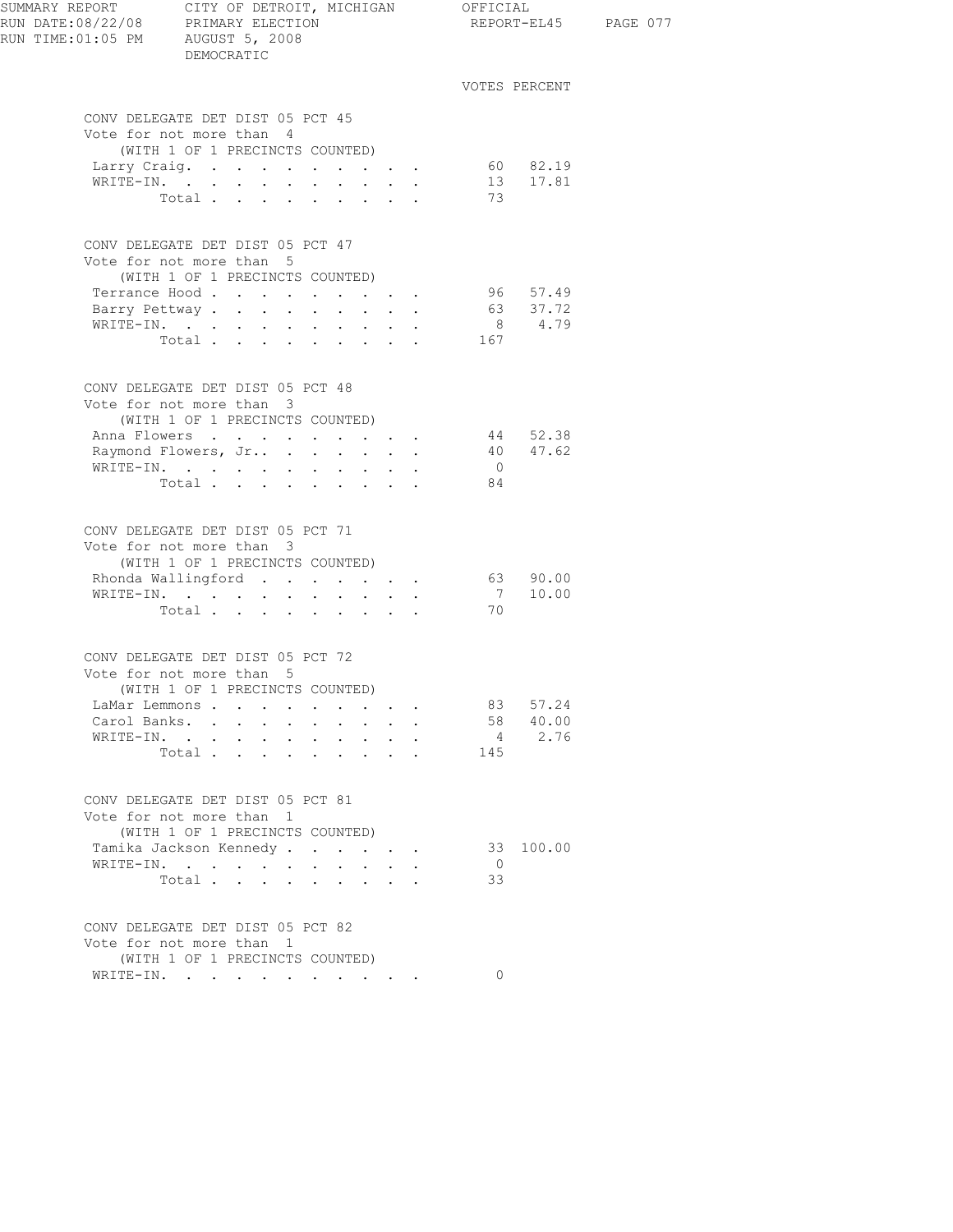SUMMARY REPORT — CITY OF DETROIT, MICHIGAN — OFFICIAL
RUN DATE:08/22/08 — PRIMARY ELECTION — REPORT-EL45
RUN TIME:01:05 PM — AUGUST 5, 2008
DEMOCRATIC

## CONV DELEGATE DET DIST 05 PCT 45

Vote for not more than 4
(WITH 1 OF 1 PRECINCTS COUNTED)

| | VOTES | PERCENT |
|---|---|---|
| Larry Craig. | 60 | 82.19 |
| WRITE-IN. | 13 | 17.81 |
| Total | 73 | |

## CONV DELEGATE DET DIST 05 PCT 47

Vote for not more than 5
(WITH 1 OF 1 PRECINCTS COUNTED)

| | VOTES | PERCENT |
|---|---|---|
| Terrance Hood | 96 | 57.49 |
| Barry Pettway | 63 | 37.72 |
| WRITE-IN. | 8 | 4.79 |
| Total | 167 | |

## CONV DELEGATE DET DIST 05 PCT 48

Vote for not more than 3
(WITH 1 OF 1 PRECINCTS COUNTED)

| | VOTES | PERCENT |
|---|---|---|
| Anna Flowers | 44 | 52.38 |
| Raymond Flowers, Jr. | 40 | 47.62 |
| WRITE-IN. | 0 | |
| Total | 84 | |

## CONV DELEGATE DET DIST 05 PCT 71

Vote for not more than 3
(WITH 1 OF 1 PRECINCTS COUNTED)

| | VOTES | PERCENT |
|---|---|---|
| Rhonda Wallingford | 63 | 90.00 |
| WRITE-IN. | 7 | 10.00 |
| Total | 70 | |

## CONV DELEGATE DET DIST 05 PCT 72

Vote for not more than 5
(WITH 1 OF 1 PRECINCTS COUNTED)

| | VOTES | PERCENT |
|---|---|---|
| LaMar Lemmons | 83 | 57.24 |
| Carol Banks. | 58 | 40.00 |
| WRITE-IN. | 4 | 2.76 |
| Total | 145 | |

## CONV DELEGATE DET DIST 05 PCT 81

Vote for not more than 1
(WITH 1 OF 1 PRECINCTS COUNTED)

| | VOTES | PERCENT |
|---|---|---|
| Tamika Jackson Kennedy | 33 | 100.00 |
| WRITE-IN. | 0 | |
| Total | 33 | |

## CONV DELEGATE DET DIST 05 PCT 82

Vote for not more than 1
(WITH 1 OF 1 PRECINCTS COUNTED)

| | VOTES | PERCENT |
|---|---|---|
| WRITE-IN. | 0 | |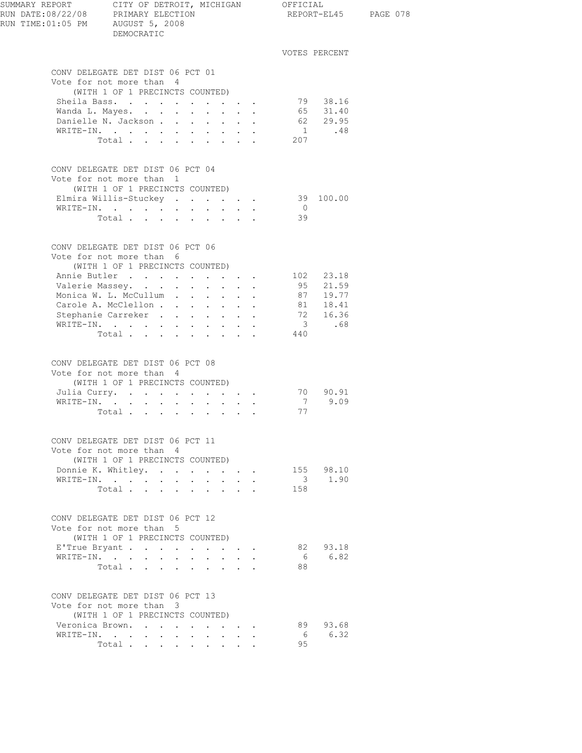SUMMARY REPORT CITY OF DETROIT, MICHIGAN OFFICIAL
RUN DATE:08/22/08 PRIMARY ELECTION REPORT-EL45
RUN TIME:01:05 PM AUGUST 5, 2008
DEMOCRATIC

## CONV DELEGATE DET DIST 06 PCT 01
Vote for not more than 4
(WITH 1 OF 1 PRECINCTS COUNTED)

| Candidate | VOTES | PERCENT |
|---|---|---|
| Sheila Bass | 79 | 38.16 |
| Wanda L. Mayes | 65 | 31.40 |
| Danielle N. Jackson | 62 | 29.95 |
| WRITE-IN | 1 | .48 |
| Total | 207 | |

## CONV DELEGATE DET DIST 06 PCT 04
Vote for not more than 1
(WITH 1 OF 1 PRECINCTS COUNTED)

| Candidate | VOTES | PERCENT |
|---|---|---|
| Elmira Willis-Stuckey | 39 | 100.00 |
| WRITE-IN | 0 | |
| Total | 39 | |

## CONV DELEGATE DET DIST 06 PCT 06
Vote for not more than 6
(WITH 1 OF 1 PRECINCTS COUNTED)

| Candidate | VOTES | PERCENT |
|---|---|---|
| Annie Butler | 102 | 23.18 |
| Valerie Massey | 95 | 21.59 |
| Monica W. L. McCullum | 87 | 19.77 |
| Carole A. McClellon | 81 | 18.41 |
| Stephanie Carreker | 72 | 16.36 |
| WRITE-IN | 3 | .68 |
| Total | 440 | |

## CONV DELEGATE DET DIST 06 PCT 08
Vote for not more than 4
(WITH 1 OF 1 PRECINCTS COUNTED)

| Candidate | VOTES | PERCENT |
|---|---|---|
| Julia Curry | 70 | 90.91 |
| WRITE-IN | 7 | 9.09 |
| Total | 77 | |

## CONV DELEGATE DET DIST 06 PCT 11
Vote for not more than 4
(WITH 1 OF 1 PRECINCTS COUNTED)

| Candidate | VOTES | PERCENT |
|---|---|---|
| Donnie K. Whitley | 155 | 98.10 |
| WRITE-IN | 3 | 1.90 |
| Total | 158 | |

## CONV DELEGATE DET DIST 06 PCT 12
Vote for not more than 5
(WITH 1 OF 1 PRECINCTS COUNTED)

| Candidate | VOTES | PERCENT |
|---|---|---|
| E'True Bryant | 82 | 93.18 |
| WRITE-IN | 6 | 6.82 |
| Total | 88 | |

## CONV DELEGATE DET DIST 06 PCT 13
Vote for not more than 3
(WITH 1 OF 1 PRECINCTS COUNTED)

| Candidate | VOTES | PERCENT |
|---|---|---|
| Veronica Brown | 89 | 93.68 |
| WRITE-IN | 6 | 6.32 |
| Total | 95 | |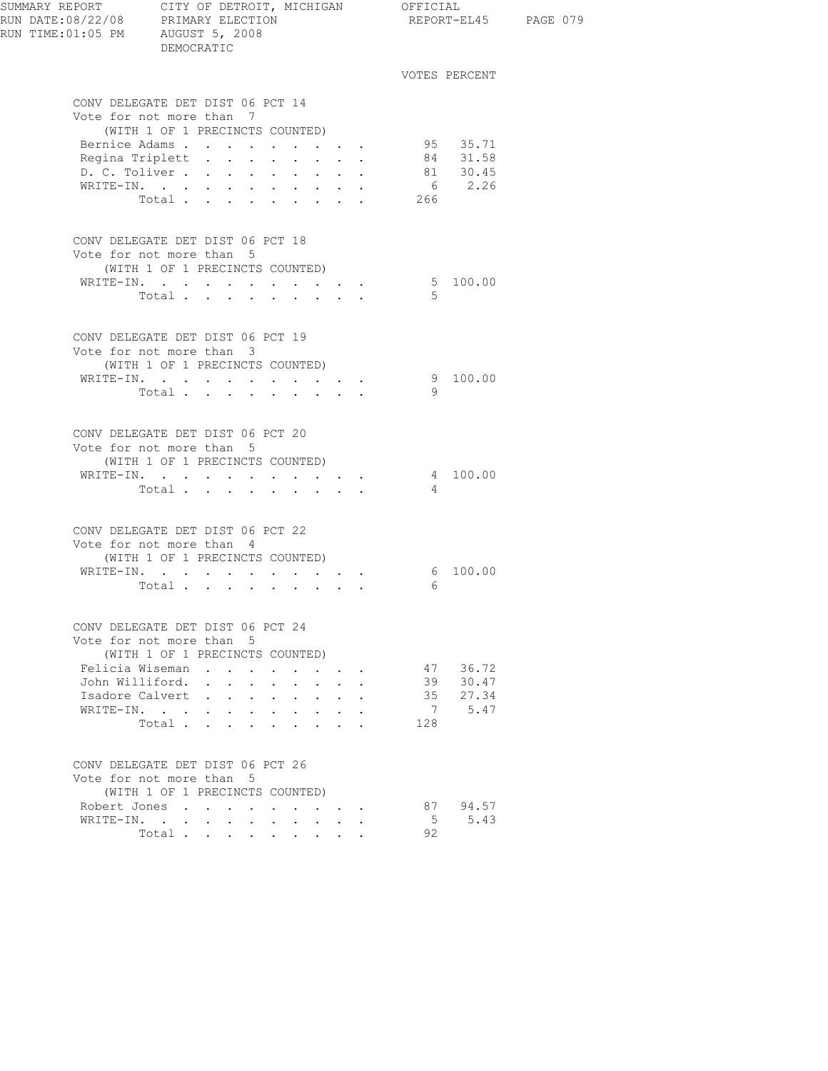VOTES PERCENT

**CONV DELEGATE DET DIST 06 PCT 14**
Vote for not more than 7
(WITH 1 OF 1 PRECINCTS COUNTED)

| Candidate | Votes | Percent |
|---|---|---|
| Bernice Adams | 95 | 35.71 |
| Regina Triplett | 84 | 31.58 |
| D. C. Toliver | 81 | 30.45 |
| WRITE-IN. | 6 | 2.26 |
| Total | 266 | |

**CONV DELEGATE DET DIST 06 PCT 18**
Vote for not more than 5
(WITH 1 OF 1 PRECINCTS COUNTED)

| Candidate | Votes | Percent |
|---|---|---|
| WRITE-IN. | 5 | 100.00 |
| Total | 5 | |

**CONV DELEGATE DET DIST 06 PCT 19**
Vote for not more than 3
(WITH 1 OF 1 PRECINCTS COUNTED)

| Candidate | Votes | Percent |
|---|---|---|
| WRITE-IN. | 9 | 100.00 |
| Total | 9 | |

**CONV DELEGATE DET DIST 06 PCT 20**
Vote for not more than 5
(WITH 1 OF 1 PRECINCTS COUNTED)

| Candidate | Votes | Percent |
|---|---|---|
| WRITE-IN. | 4 | 100.00 |
| Total | 4 | |

**CONV DELEGATE DET DIST 06 PCT 22**
Vote for not more than 4
(WITH 1 OF 1 PRECINCTS COUNTED)

| Candidate | Votes | Percent |
|---|---|---|
| WRITE-IN. | 6 | 100.00 |
| Total | 6 | |

**CONV DELEGATE DET DIST 06 PCT 24**
Vote for not more than 5
(WITH 1 OF 1 PRECINCTS COUNTED)

| Candidate | Votes | Percent |
|---|---|---|
| Felicia Wiseman | 47 | 36.72 |
| John Williford. | 39 | 30.47 |
| Isadore Calvert | 35 | 27.34 |
| WRITE-IN. | 7 | 5.47 |
| Total | 128 | |

**CONV DELEGATE DET DIST 06 PCT 26**
Vote for not more than 5
(WITH 1 OF 1 PRECINCTS COUNTED)

| Candidate | Votes | Percent |
|---|---|---|
| Robert Jones | 87 | 94.57 |
| WRITE-IN. | 5 | 5.43 |
| Total | 92 | |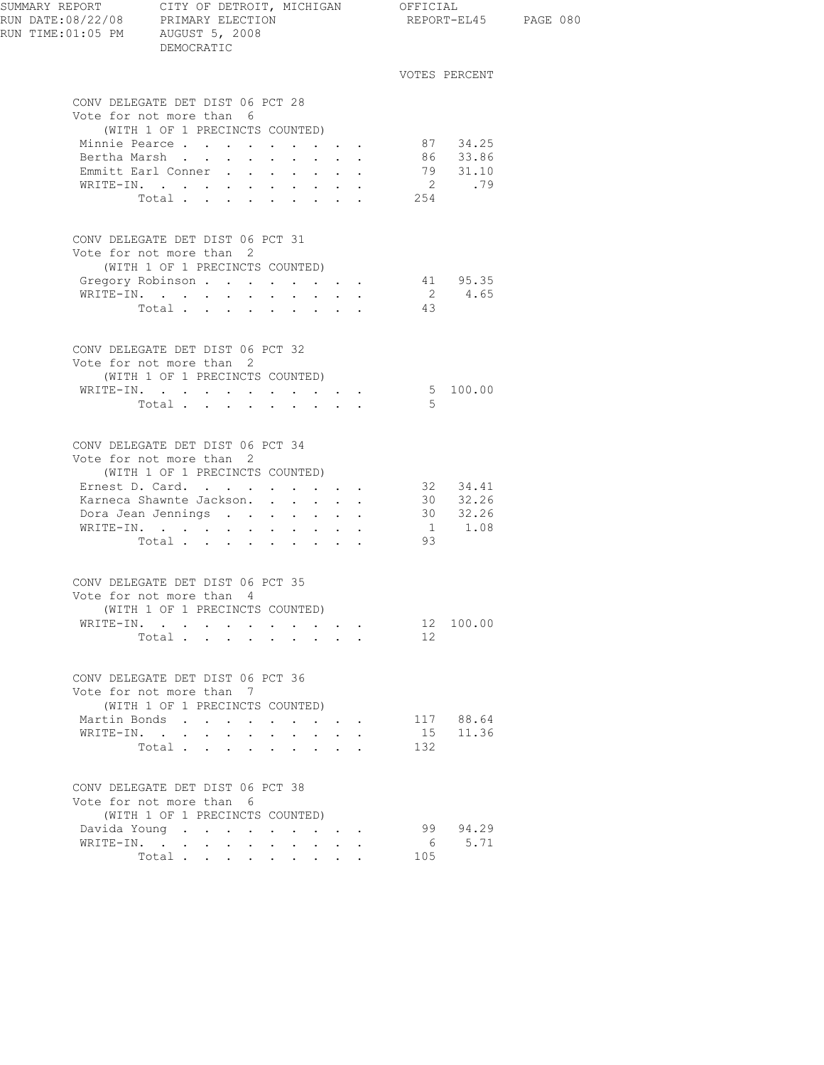SUMMARY REPORT CITY OF DETROIT, MICHIGAN OFFICIAL
RUN DATE:08/22/08 PRIMARY ELECTION REPORT-EL45
RUN TIME:01:05 PM AUGUST 5, 2008
DEMOCRATIC

### CONV DELEGATE DET DIST 06 PCT 28
Vote for not more than 6
(WITH 1 OF 1 PRECINCTS COUNTED)

| Candidate | VOTES | PERCENT |
|---|---|---|
| Minnie Pearce | 87 | 34.25 |
| Bertha Marsh | 86 | 33.86 |
| Emmitt Earl Conner | 79 | 31.10 |
| WRITE-IN. | 2 | .79 |
| Total | 254 | |

### CONV DELEGATE DET DIST 06 PCT 31
Vote for not more than 2
(WITH 1 OF 1 PRECINCTS COUNTED)

| Candidate | VOTES | PERCENT |
|---|---|---|
| Gregory Robinson | 41 | 95.35 |
| WRITE-IN. | 2 | 4.65 |
| Total | 43 | |

### CONV DELEGATE DET DIST 06 PCT 32
Vote for not more than 2
(WITH 1 OF 1 PRECINCTS COUNTED)

| Candidate | VOTES | PERCENT |
|---|---|---|
| WRITE-IN. | 5 | 100.00 |
| Total | 5 | |

### CONV DELEGATE DET DIST 06 PCT 34
Vote for not more than 2
(WITH 1 OF 1 PRECINCTS COUNTED)

| Candidate | VOTES | PERCENT |
|---|---|---|
| Ernest D. Card. | 32 | 34.41 |
| Karneca Shawnte Jackson. | 30 | 32.26 |
| Dora Jean Jennings | 30 | 32.26 |
| WRITE-IN. | 1 | 1.08 |
| Total | 93 | |

### CONV DELEGATE DET DIST 06 PCT 35
Vote for not more than 4
(WITH 1 OF 1 PRECINCTS COUNTED)

| Candidate | VOTES | PERCENT |
|---|---|---|
| WRITE-IN. | 12 | 100.00 |
| Total | 12 | |

### CONV DELEGATE DET DIST 06 PCT 36
Vote for not more than 7
(WITH 1 OF 1 PRECINCTS COUNTED)

| Candidate | VOTES | PERCENT |
|---|---|---|
| Martin Bonds | 117 | 88.64 |
| WRITE-IN. | 15 | 11.36 |
| Total | 132 | |

### CONV DELEGATE DET DIST 06 PCT 38
Vote for not more than 6
(WITH 1 OF 1 PRECINCTS COUNTED)

| Candidate | VOTES | PERCENT |
|---|---|---|
| Davida Young | 99 | 94.29 |
| WRITE-IN. | 6 | 5.71 |
| Total | 105 | |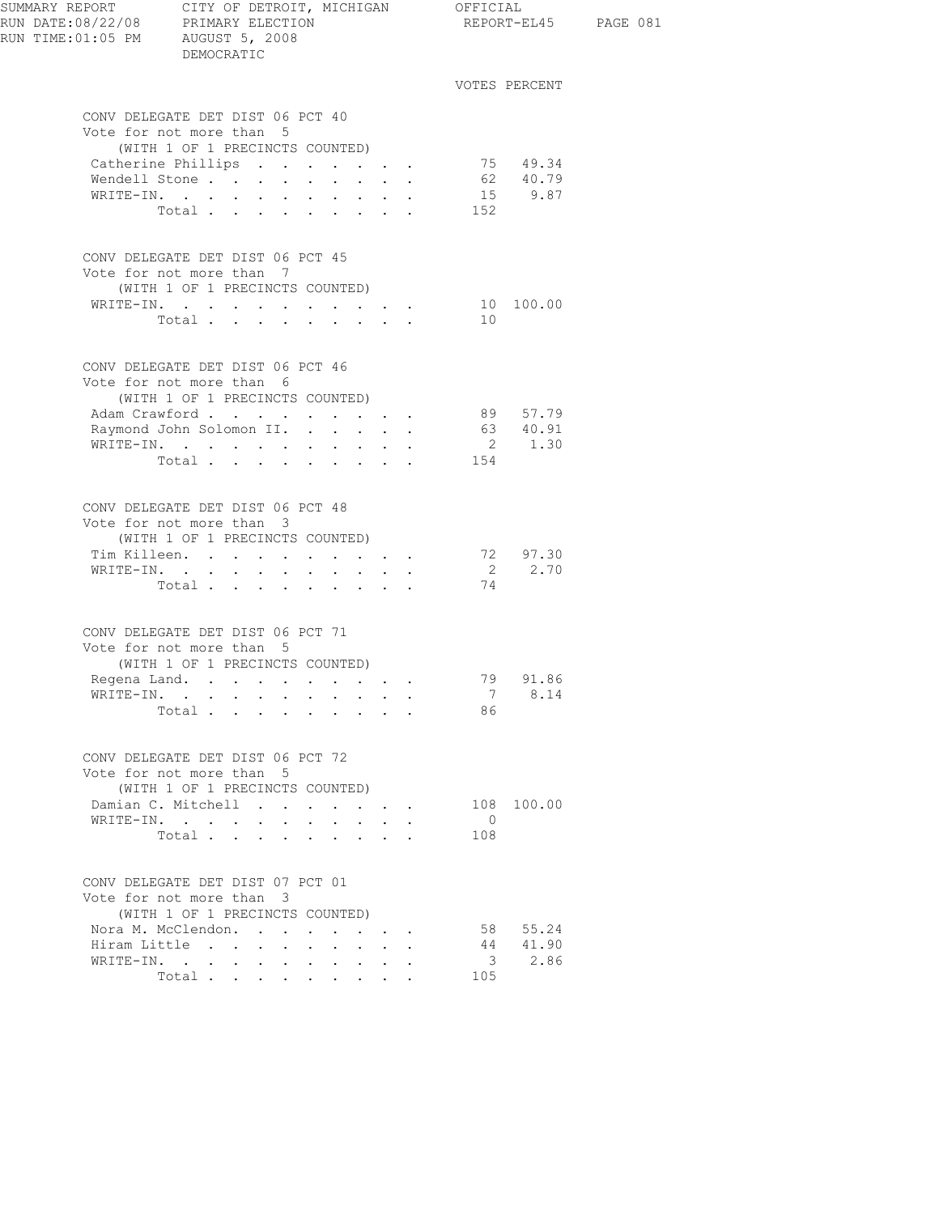SUMMARY REPORT CITY OF DETROIT, MICHIGAN OFFICIAL
RUN DATE:08/22/08 PRIMARY ELECTION REPORT-EL45
RUN TIME:01:05 PM AUGUST 5, 2008
DEMOCRATIC

### CONV DELEGATE DET DIST 06 PCT 40
Vote for not more than 5
(WITH 1 OF 1 PRECINCTS COUNTED)

| | VOTES | PERCENT |
|---|---|---|
| Catherine Phillips | 75 | 49.34 |
| Wendell Stone | 62 | 40.79 |
| WRITE-IN. | 15 | 9.87 |
| Total | 152 | |

### CONV DELEGATE DET DIST 06 PCT 45
Vote for not more than 7
(WITH 1 OF 1 PRECINCTS COUNTED)

| | VOTES | PERCENT |
|---|---|---|
| WRITE-IN. | 10 | 100.00 |
| Total | 10 | |

### CONV DELEGATE DET DIST 06 PCT 46
Vote for not more than 6
(WITH 1 OF 1 PRECINCTS COUNTED)

| | VOTES | PERCENT |
|---|---|---|
| Adam Crawford | 89 | 57.79 |
| Raymond John Solomon II. | 63 | 40.91 |
| WRITE-IN. | 2 | 1.30 |
| Total | 154 | |

### CONV DELEGATE DET DIST 06 PCT 48
Vote for not more than 3
(WITH 1 OF 1 PRECINCTS COUNTED)

| | VOTES | PERCENT |
|---|---|---|
| Tim Killeen. | 72 | 97.30 |
| WRITE-IN. | 2 | 2.70 |
| Total | 74 | |

### CONV DELEGATE DET DIST 06 PCT 71
Vote for not more than 5
(WITH 1 OF 1 PRECINCTS COUNTED)

| | VOTES | PERCENT |
|---|---|---|
| Regena Land. | 79 | 91.86 |
| WRITE-IN. | 7 | 8.14 |
| Total | 86 | |

### CONV DELEGATE DET DIST 06 PCT 72
Vote for not more than 5
(WITH 1 OF 1 PRECINCTS COUNTED)

| | VOTES | PERCENT |
|---|---|---|
| Damian C. Mitchell | 108 | 100.00 |
| WRITE-IN. | 0 | |
| Total | 108 | |

### CONV DELEGATE DET DIST 07 PCT 01
Vote for not more than 3
(WITH 1 OF 1 PRECINCTS COUNTED)

| | VOTES | PERCENT |
|---|---|---|
| Nora M. McClendon. | 58 | 55.24 |
| Hiram Little | 44 | 41.90 |
| WRITE-IN. | 3 | 2.86 |
| Total | 105 | |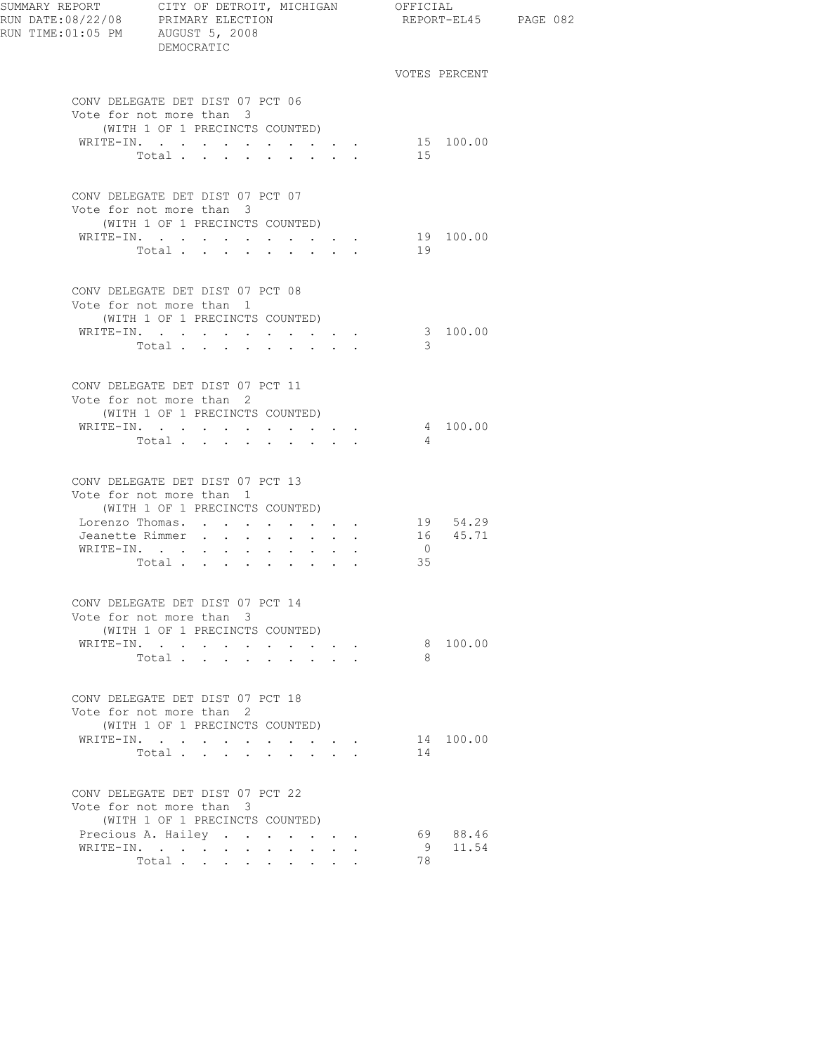SUMMARY REPORT CITY OF DETROIT, MICHIGAN OFFICIAL
RUN DATE:08/22/08 PRIMARY ELECTION REPORT-EL45
RUN TIME:01:05 PM AUGUST 5, 2008
DEMOCRATIC

### CONV DELEGATE DET DIST 07 PCT 06
Vote for not more than 3
(WITH 1 OF 1 PRECINCTS COUNTED)

| | VOTES | PERCENT |
|---|---|---|
| WRITE-IN. | 15 | 100.00 |
| Total | 15 | |

### CONV DELEGATE DET DIST 07 PCT 07
Vote for not more than 3
(WITH 1 OF 1 PRECINCTS COUNTED)

| | VOTES | PERCENT |
|---|---|---|
| WRITE-IN. | 19 | 100.00 |
| Total | 19 | |

### CONV DELEGATE DET DIST 07 PCT 08
Vote for not more than 1
(WITH 1 OF 1 PRECINCTS COUNTED)

| | VOTES | PERCENT |
|---|---|---|
| WRITE-IN. | 3 | 100.00 |
| Total | 3 | |

### CONV DELEGATE DET DIST 07 PCT 11
Vote for not more than 2
(WITH 1 OF 1 PRECINCTS COUNTED)

| | VOTES | PERCENT |
|---|---|---|
| WRITE-IN. | 4 | 100.00 |
| Total | 4 | |

### CONV DELEGATE DET DIST 07 PCT 13
Vote for not more than 1
(WITH 1 OF 1 PRECINCTS COUNTED)

| | VOTES | PERCENT |
|---|---|---|
| Lorenzo Thomas. | 19 | 54.29 |
| Jeanette Rimmer | 16 | 45.71 |
| WRITE-IN. | 0 | |
| Total | 35 | |

### CONV DELEGATE DET DIST 07 PCT 14
Vote for not more than 3
(WITH 1 OF 1 PRECINCTS COUNTED)

| | VOTES | PERCENT |
|---|---|---|
| WRITE-IN. | 8 | 100.00 |
| Total | 8 | |

### CONV DELEGATE DET DIST 07 PCT 18
Vote for not more than 2
(WITH 1 OF 1 PRECINCTS COUNTED)

| | VOTES | PERCENT |
|---|---|---|
| WRITE-IN. | 14 | 100.00 |
| Total | 14 | |

### CONV DELEGATE DET DIST 07 PCT 22
Vote for not more than 3
(WITH 1 OF 1 PRECINCTS COUNTED)

| | VOTES | PERCENT |
|---|---|---|
| Precious A. Hailey | 69 | 88.46 |
| WRITE-IN. | 9 | 11.54 |
| Total | 78 | |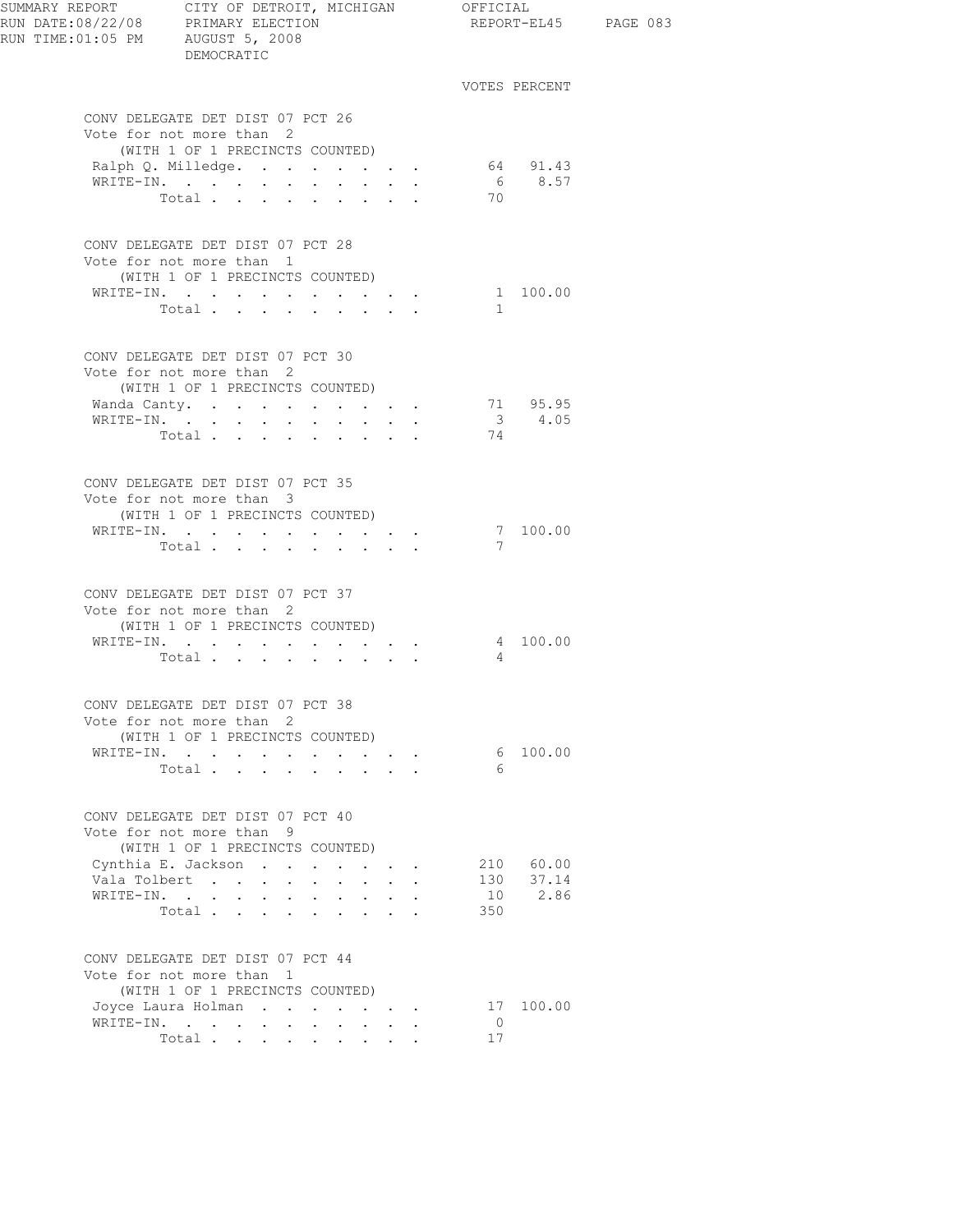SUMMARY REPORT CITY OF DETROIT, MICHIGAN OFFICIAL
RUN DATE:08/22/08 PRIMARY ELECTION REPORT-EL45
RUN TIME:01:05 PM AUGUST 5, 2008
DEMOCRATIC

### CONV DELEGATE DET DIST 07 PCT 26
Vote for not more than 2
(WITH 1 OF 1 PRECINCTS COUNTED)

| | VOTES | PERCENT |
|---|---|---|
| Ralph Q. Milledge | 64 | 91.43 |
| WRITE-IN | 6 | 8.57 |
| Total | 70 | |

### CONV DELEGATE DET DIST 07 PCT 28
Vote for not more than 1
(WITH 1 OF 1 PRECINCTS COUNTED)

| | VOTES | PERCENT |
|---|---|---|
| WRITE-IN | 1 | 100.00 |
| Total | 1 | |

### CONV DELEGATE DET DIST 07 PCT 30
Vote for not more than 2
(WITH 1 OF 1 PRECINCTS COUNTED)

| | VOTES | PERCENT |
|---|---|---|
| Wanda Canty | 71 | 95.95 |
| WRITE-IN | 3 | 4.05 |
| Total | 74 | |

### CONV DELEGATE DET DIST 07 PCT 35
Vote for not more than 3
(WITH 1 OF 1 PRECINCTS COUNTED)

| | VOTES | PERCENT |
|---|---|---|
| WRITE-IN | 7 | 100.00 |
| Total | 7 | |

### CONV DELEGATE DET DIST 07 PCT 37
Vote for not more than 2
(WITH 1 OF 1 PRECINCTS COUNTED)

| | VOTES | PERCENT |
|---|---|---|
| WRITE-IN | 4 | 100.00 |
| Total | 4 | |

### CONV DELEGATE DET DIST 07 PCT 38
Vote for not more than 2
(WITH 1 OF 1 PRECINCTS COUNTED)

| | VOTES | PERCENT |
|---|---|---|
| WRITE-IN | 6 | 100.00 |
| Total | 6 | |

### CONV DELEGATE DET DIST 07 PCT 40
Vote for not more than 9
(WITH 1 OF 1 PRECINCTS COUNTED)

| | VOTES | PERCENT |
|---|---|---|
| Cynthia E. Jackson | 210 | 60.00 |
| Vala Tolbert | 130 | 37.14 |
| WRITE-IN | 10 | 2.86 |
| Total | 350 | |

### CONV DELEGATE DET DIST 07 PCT 44
Vote for not more than 1
(WITH 1 OF 1 PRECINCTS COUNTED)

| | VOTES | PERCENT |
|---|---|---|
| Joyce Laura Holman | 17 | 100.00 |
| WRITE-IN | 0 | |
| Total | 17 | |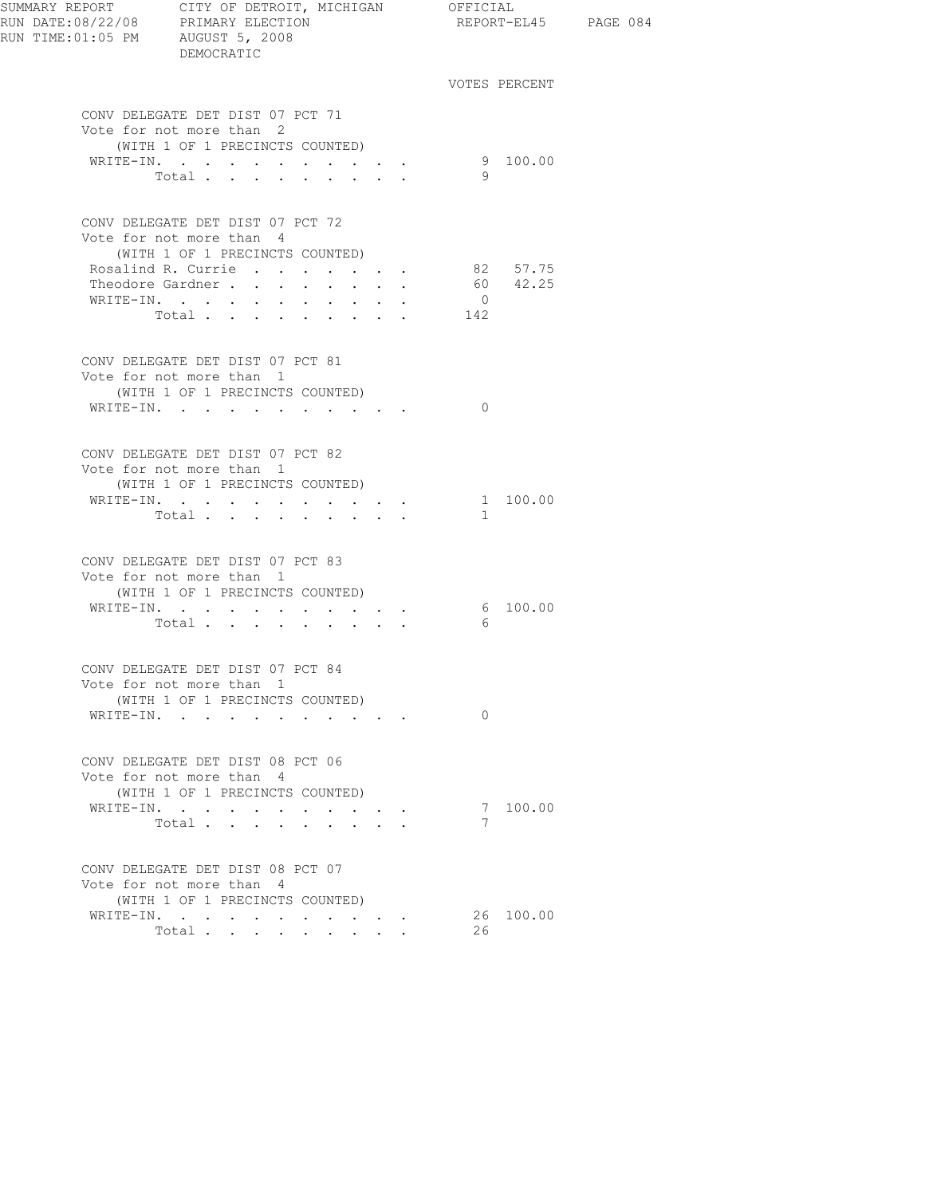DEMOCRATIC

### CONV DELEGATE DET DIST 07 PCT 71
Vote for not more than 2
(WITH 1 OF 1 PRECINCTS COUNTED)

| | VOTES | PERCENT |
|---|---|---|
| WRITE-IN. | 9 | 100.00 |
| Total | 9 | |

### CONV DELEGATE DET DIST 07 PCT 72
Vote for not more than 4
(WITH 1 OF 1 PRECINCTS COUNTED)

| | VOTES | PERCENT |
|---|---|---|
| Rosalind R. Currie | 82 | 57.75 |
| Theodore Gardner | 60 | 42.25 |
| WRITE-IN. | 0 | |
| Total | 142 | |

### CONV DELEGATE DET DIST 07 PCT 81
Vote for not more than 1
(WITH 1 OF 1 PRECINCTS COUNTED)

| | VOTES | PERCENT |
|---|---|---|
| WRITE-IN. | 0 | |

### CONV DELEGATE DET DIST 07 PCT 82
Vote for not more than 1
(WITH 1 OF 1 PRECINCTS COUNTED)

| | VOTES | PERCENT |
|---|---|---|
| WRITE-IN. | 1 | 100.00 |
| Total | 1 | |

### CONV DELEGATE DET DIST 07 PCT 83
Vote for not more than 1
(WITH 1 OF 1 PRECINCTS COUNTED)

| | VOTES | PERCENT |
|---|---|---|
| WRITE-IN. | 6 | 100.00 |
| Total | 6 | |

### CONV DELEGATE DET DIST 07 PCT 84
Vote for not more than 1
(WITH 1 OF 1 PRECINCTS COUNTED)

| | VOTES | PERCENT |
|---|---|---|
| WRITE-IN. | 0 | |

### CONV DELEGATE DET DIST 08 PCT 06
Vote for not more than 4
(WITH 1 OF 1 PRECINCTS COUNTED)

| | VOTES | PERCENT |
|---|---|---|
| WRITE-IN. | 7 | 100.00 |
| Total | 7 | |

### CONV DELEGATE DET DIST 08 PCT 07
Vote for not more than 4
(WITH 1 OF 1 PRECINCTS COUNTED)

| | VOTES | PERCENT |
|---|---|---|
| WRITE-IN. | 26 | 100.00 |
| Total | 26 | |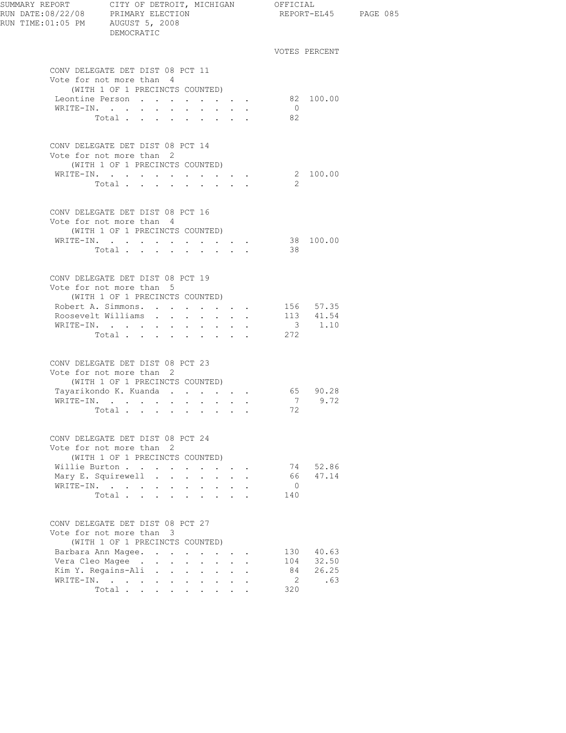SUMMARY REPORT — CITY OF DETROIT, MICHIGAN — OFFICIAL
RUN DATE:08/22/08 — PRIMARY ELECTION — REPORT-EL45
RUN TIME:01:05 PM — AUGUST 5, 2008
DEMOCRATIC

### CONV DELEGATE DET DIST 08 PCT 11
Vote for not more than 4
(WITH 1 OF 1 PRECINCTS COUNTED)

| | VOTES | PERCENT |
|---|---|---|
| Leontine Person | 82 | 100.00 |
| WRITE-IN. | 0 | |
| Total | 82 | |

### CONV DELEGATE DET DIST 08 PCT 14
Vote for not more than 2
(WITH 1 OF 1 PRECINCTS COUNTED)

| | VOTES | PERCENT |
|---|---|---|
| WRITE-IN. | 2 | 100.00 |
| Total | 2 | |

### CONV DELEGATE DET DIST 08 PCT 16
Vote for not more than 4
(WITH 1 OF 1 PRECINCTS COUNTED)

| | VOTES | PERCENT |
|---|---|---|
| WRITE-IN. | 38 | 100.00 |
| Total | 38 | |

### CONV DELEGATE DET DIST 08 PCT 19
Vote for not more than 5
(WITH 1 OF 1 PRECINCTS COUNTED)

| | VOTES | PERCENT |
|---|---|---|
| Robert A. Simmons. | 156 | 57.35 |
| Roosevelt Williams | 113 | 41.54 |
| WRITE-IN. | 3 | 1.10 |
| Total | 272 | |

### CONV DELEGATE DET DIST 08 PCT 23
Vote for not more than 2
(WITH 1 OF 1 PRECINCTS COUNTED)

| | VOTES | PERCENT |
|---|---|---|
| Tayarikondo K. Kuanda | 65 | 90.28 |
| WRITE-IN. | 7 | 9.72 |
| Total | 72 | |

### CONV DELEGATE DET DIST 08 PCT 24
Vote for not more than 2
(WITH 1 OF 1 PRECINCTS COUNTED)

| | VOTES | PERCENT |
|---|---|---|
| Willie Burton | 74 | 52.86 |
| Mary E. Squirewell | 66 | 47.14 |
| WRITE-IN. | 0 | |
| Total | 140 | |

### CONV DELEGATE DET DIST 08 PCT 27
Vote for not more than 3
(WITH 1 OF 1 PRECINCTS COUNTED)

| | VOTES | PERCENT |
|---|---|---|
| Barbara Ann Magee. | 130 | 40.63 |
| Vera Cleo Magee | 104 | 32.50 |
| Kim Y. Regains-Ali | 84 | 26.25 |
| WRITE-IN. | 2 | .63 |
| Total | 320 | |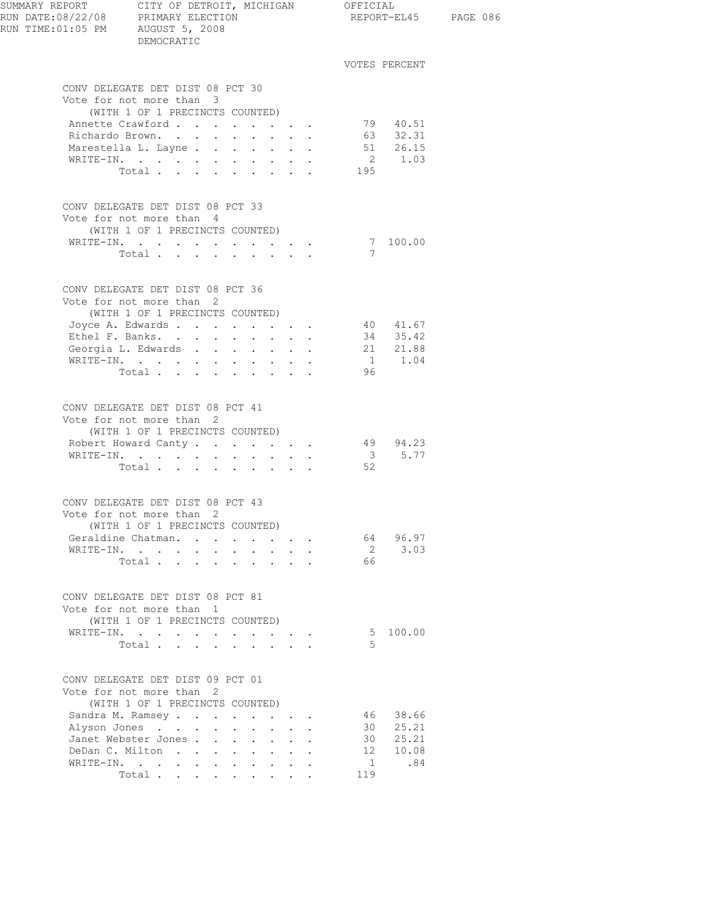SUMMARY REPORT — CITY OF DETROIT, MICHIGAN — OFFICIAL
RUN DATE:08/22/08 — PRIMARY ELECTION — REPORT-EL45 PAGE 086
RUN TIME:01:05 PM — AUGUST 5, 2008
DEMOCRATIC

## CONV DELEGATE DET DIST 08 PCT 30

Vote for not more than 3
(WITH 1 OF 1 PRECINCTS COUNTED)

| Candidate | VOTES | PERCENT |
|---|---|---|
| Annette Crawford | 79 | 40.51 |
| Richardo Brown. | 63 | 32.31 |
| Marestella L. Layne | 51 | 26.15 |
| WRITE-IN. | 2 | 1.03 |
| Total | 195 | |

## CONV DELEGATE DET DIST 08 PCT 33

Vote for not more than 4
(WITH 1 OF 1 PRECINCTS COUNTED)

| Candidate | VOTES | PERCENT |
|---|---|---|
| WRITE-IN. | 7 | 100.00 |
| Total | 7 | |

## CONV DELEGATE DET DIST 08 PCT 36

Vote for not more than 2
(WITH 1 OF 1 PRECINCTS COUNTED)

| Candidate | VOTES | PERCENT |
|---|---|---|
| Joyce A. Edwards | 40 | 41.67 |
| Ethel F. Banks. | 34 | 35.42 |
| Georgia L. Edwards | 21 | 21.88 |
| WRITE-IN. | 1 | 1.04 |
| Total | 96 | |

## CONV DELEGATE DET DIST 08 PCT 41

Vote for not more than 2
(WITH 1 OF 1 PRECINCTS COUNTED)

| Candidate | VOTES | PERCENT |
|---|---|---|
| Robert Howard Canty | 49 | 94.23 |
| WRITE-IN. | 3 | 5.77 |
| Total | 52 | |

## CONV DELEGATE DET DIST 08 PCT 43

Vote for not more than 2
(WITH 1 OF 1 PRECINCTS COUNTED)

| Candidate | VOTES | PERCENT |
|---|---|---|
| Geraldine Chatman. | 64 | 96.97 |
| WRITE-IN. | 2 | 3.03 |
| Total | 66 | |

## CONV DELEGATE DET DIST 08 PCT 81

Vote for not more than 1
(WITH 1 OF 1 PRECINCTS COUNTED)

| Candidate | VOTES | PERCENT |
|---|---|---|
| WRITE-IN. | 5 | 100.00 |
| Total | 5 | |

## CONV DELEGATE DET DIST 09 PCT 01

Vote for not more than 2
(WITH 1 OF 1 PRECINCTS COUNTED)

| Candidate | VOTES | PERCENT |
|---|---|---|
| Sandra M. Ramsey | 46 | 38.66 |
| Alyson Jones | 30 | 25.21 |
| Janet Webster Jones | 30 | 25.21 |
| DeDan C. Milton | 12 | 10.08 |
| WRITE-IN. | 1 | .84 |
| Total | 119 | |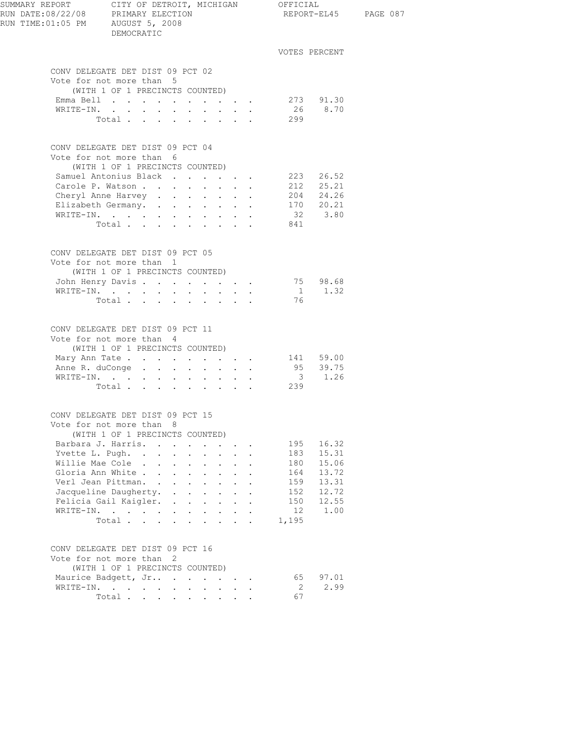SUMMARY REPORT — CITY OF DETROIT, MICHIGAN — OFFICIAL
RUN DATE:08/22/08 — PRIMARY ELECTION — REPORT-EL45
RUN TIME:01:05 PM — AUGUST 5, 2008
DEMOCRATIC

### CONV DELEGATE DET DIST 09 PCT 02
Vote for not more than 5
(WITH 1 OF 1 PRECINCTS COUNTED)

| | VOTES | PERCENT |
|---|---|---|
| Emma Bell | 273 | 91.30 |
| WRITE-IN. | 26 | 8.70 |
| Total | 299 | |

### CONV DELEGATE DET DIST 09 PCT 04
Vote for not more than 6
(WITH 1 OF 1 PRECINCTS COUNTED)

| | VOTES | PERCENT |
|---|---|---|
| Samuel Antonius Black | 223 | 26.52 |
| Carole P. Watson | 212 | 25.21 |
| Cheryl Anne Harvey | 204 | 24.26 |
| Elizabeth Germany. | 170 | 20.21 |
| WRITE-IN. | 32 | 3.80 |
| Total | 841 | |

### CONV DELEGATE DET DIST 09 PCT 05
Vote for not more than 1
(WITH 1 OF 1 PRECINCTS COUNTED)

| | VOTES | PERCENT |
|---|---|---|
| John Henry Davis | 75 | 98.68 |
| WRITE-IN. | 1 | 1.32 |
| Total | 76 | |

### CONV DELEGATE DET DIST 09 PCT 11
Vote for not more than 4
(WITH 1 OF 1 PRECINCTS COUNTED)

| | VOTES | PERCENT |
|---|---|---|
| Mary Ann Tate | 141 | 59.00 |
| Anne R. duConge | 95 | 39.75 |
| WRITE-IN. | 3 | 1.26 |
| Total | 239 | |

### CONV DELEGATE DET DIST 09 PCT 15
Vote for not more than 8
(WITH 1 OF 1 PRECINCTS COUNTED)

| | VOTES | PERCENT |
|---|---|---|
| Barbara J. Harris. | 195 | 16.32 |
| Yvette L. Pugh. | 183 | 15.31 |
| Willie Mae Cole | 180 | 15.06 |
| Gloria Ann White | 164 | 13.72 |
| Verl Jean Pittman. | 159 | 13.31 |
| Jacqueline Daugherty. | 152 | 12.72 |
| Felicia Gail Kaigler. | 150 | 12.55 |
| WRITE-IN. | 12 | 1.00 |
| Total | 1,195 | |

### CONV DELEGATE DET DIST 09 PCT 16
Vote for not more than 2
(WITH 1 OF 1 PRECINCTS COUNTED)

| | VOTES | PERCENT |
|---|---|---|
| Maurice Badgett, Jr.. | 65 | 97.01 |
| WRITE-IN. | 2 | 2.99 |
| Total | 67 | |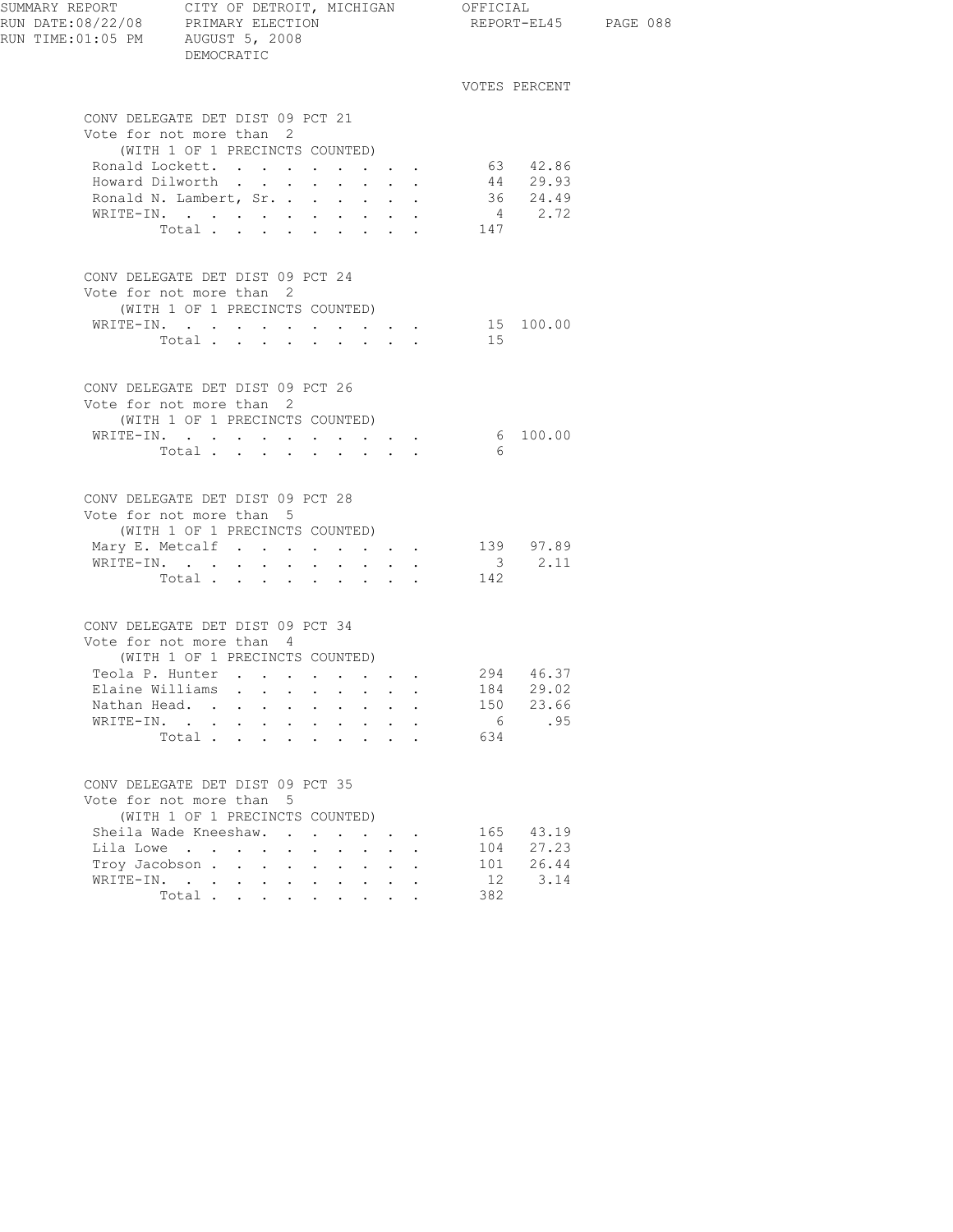## CONV DELEGATE DET DIST 09 PCT 21

Vote for not more than 2
(WITH 1 OF 1 PRECINCTS COUNTED)

| Candidate | VOTES | PERCENT |
|---|---|---|
| Ronald Lockett. | 63 | 42.86 |
| Howard Dilworth | 44 | 29.93 |
| Ronald N. Lambert, Sr. | 36 | 24.49 |
| WRITE-IN. | 4 | 2.72 |
| Total | 147 | |

## CONV DELEGATE DET DIST 09 PCT 24

Vote for not more than 2
(WITH 1 OF 1 PRECINCTS COUNTED)

| Candidate | VOTES | PERCENT |
|---|---|---|
| WRITE-IN. | 15 | 100.00 |
| Total | 15 | |

## CONV DELEGATE DET DIST 09 PCT 26

Vote for not more than 2
(WITH 1 OF 1 PRECINCTS COUNTED)

| Candidate | VOTES | PERCENT |
|---|---|---|
| WRITE-IN. | 6 | 100.00 |
| Total | 6 | |

## CONV DELEGATE DET DIST 09 PCT 28

Vote for not more than 5
(WITH 1 OF 1 PRECINCTS COUNTED)

| Candidate | VOTES | PERCENT |
|---|---|---|
| Mary E. Metcalf | 139 | 97.89 |
| WRITE-IN. | 3 | 2.11 |
| Total | 142 | |

## CONV DELEGATE DET DIST 09 PCT 34

Vote for not more than 4
(WITH 1 OF 1 PRECINCTS COUNTED)

| Candidate | VOTES | PERCENT |
|---|---|---|
| Teola P. Hunter | 294 | 46.37 |
| Elaine Williams | 184 | 29.02 |
| Nathan Head. | 150 | 23.66 |
| WRITE-IN. | 6 | .95 |
| Total | 634 | |

## CONV DELEGATE DET DIST 09 PCT 35

Vote for not more than 5
(WITH 1 OF 1 PRECINCTS COUNTED)

| Candidate | VOTES | PERCENT |
|---|---|---|
| Sheila Wade Kneeshaw. | 165 | 43.19 |
| Lila Lowe | 104 | 27.23 |
| Troy Jacobson | 101 | 26.44 |
| WRITE-IN. | 12 | 3.14 |
| Total | 382 | |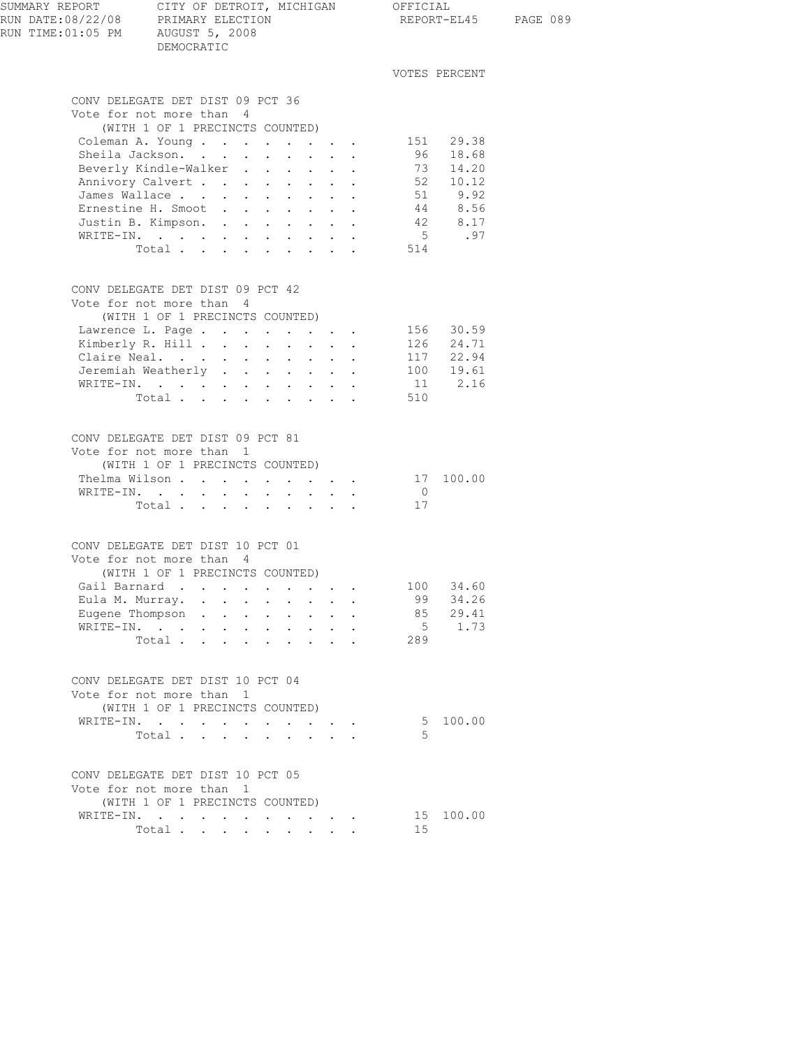SUMMARY REPORT — CITY OF DETROIT, MICHIGAN — OFFICIAL
RUN DATE:08/22/08 — PRIMARY ELECTION — REPORT-EL45
RUN TIME:01:05 PM — AUGUST 5, 2008
DEMOCRATIC

## CONV DELEGATE DET DIST 09 PCT 36

Vote for not more than 4
(WITH 1 OF 1 PRECINCTS COUNTED)

| Candidate | VOTES | PERCENT |
|---|---|---|
| Coleman A. Young | 151 | 29.38 |
| Sheila Jackson | 96 | 18.68 |
| Beverly Kindle-Walker | 73 | 14.20 |
| Annivory Calvert | 52 | 10.12 |
| James Wallace | 51 | 9.92 |
| Ernestine H. Smoot | 44 | 8.56 |
| Justin B. Kimpson | 42 | 8.17 |
| WRITE-IN | 5 | .97 |
| Total | 514 | |

## CONV DELEGATE DET DIST 09 PCT 42

Vote for not more than 4
(WITH 1 OF 1 PRECINCTS COUNTED)

| Candidate | VOTES | PERCENT |
|---|---|---|
| Lawrence L. Page | 156 | 30.59 |
| Kimberly R. Hill | 126 | 24.71 |
| Claire Neal | 117 | 22.94 |
| Jeremiah Weatherly | 100 | 19.61 |
| WRITE-IN | 11 | 2.16 |
| Total | 510 | |

## CONV DELEGATE DET DIST 09 PCT 81

Vote for not more than 1
(WITH 1 OF 1 PRECINCTS COUNTED)

| Candidate | VOTES | PERCENT |
|---|---|---|
| Thelma Wilson | 17 | 100.00 |
| WRITE-IN | 0 | |
| Total | 17 | |

## CONV DELEGATE DET DIST 10 PCT 01

Vote for not more than 4
(WITH 1 OF 1 PRECINCTS COUNTED)

| Candidate | VOTES | PERCENT |
|---|---|---|
| Gail Barnard | 100 | 34.60 |
| Eula M. Murray | 99 | 34.26 |
| Eugene Thompson | 85 | 29.41 |
| WRITE-IN | 5 | 1.73 |
| Total | 289 | |

## CONV DELEGATE DET DIST 10 PCT 04

Vote for not more than 1
(WITH 1 OF 1 PRECINCTS COUNTED)

| Candidate | VOTES | PERCENT |
|---|---|---|
| WRITE-IN | 5 | 100.00 |
| Total | 5 | |

## CONV DELEGATE DET DIST 10 PCT 05

Vote for not more than 1
(WITH 1 OF 1 PRECINCTS COUNTED)

| Candidate | VOTES | PERCENT |
|---|---|---|
| WRITE-IN | 15 | 100.00 |
| Total | 15 | |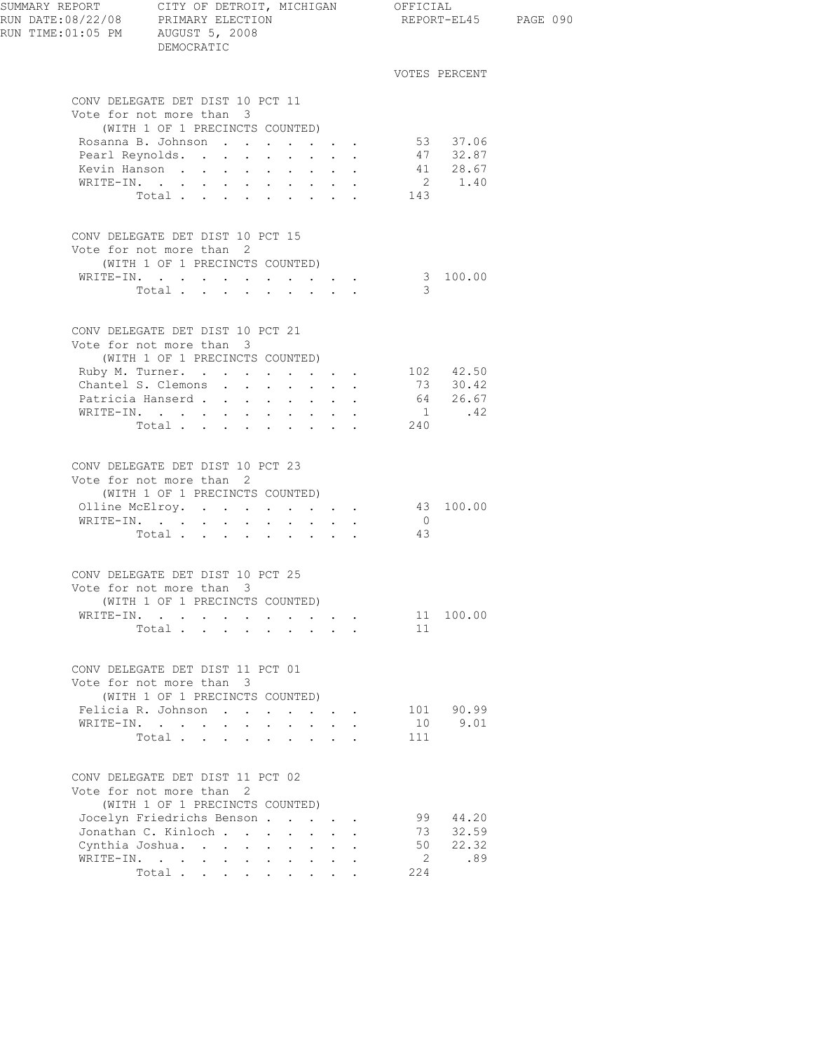SUMMARY REPORT CITY OF DETROIT, MICHIGAN OFFICIAL
RUN DATE:08/22/08 PRIMARY ELECTION REPORT-EL45
RUN TIME:01:05 PM AUGUST 5, 2008
DEMOCRATIC

### CONV DELEGATE DET DIST 10 PCT 11
Vote for not more than 3
(WITH 1 OF 1 PRECINCTS COUNTED)

| | VOTES | PERCENT |
|---|---|---|
| Rosanna B. Johnson | 53 | 37.06 |
| Pearl Reynolds. | 47 | 32.87 |
| Kevin Hanson | 41 | 28.67 |
| WRITE-IN. | 2 | 1.40 |
| Total | 143 | |

### CONV DELEGATE DET DIST 10 PCT 15
Vote for not more than 2
(WITH 1 OF 1 PRECINCTS COUNTED)

| | VOTES | PERCENT |
|---|---|---|
| WRITE-IN. | 3 | 100.00 |
| Total | 3 | |

### CONV DELEGATE DET DIST 10 PCT 21
Vote for not more than 3
(WITH 1 OF 1 PRECINCTS COUNTED)

| | VOTES | PERCENT |
|---|---|---|
| Ruby M. Turner. | 102 | 42.50 |
| Chantel S. Clemons | 73 | 30.42 |
| Patricia Hanserd | 64 | 26.67 |
| WRITE-IN. | 1 | .42 |
| Total | 240 | |

### CONV DELEGATE DET DIST 10 PCT 23
Vote for not more than 2
(WITH 1 OF 1 PRECINCTS COUNTED)

| | VOTES | PERCENT |
|---|---|---|
| Olline McElroy. | 43 | 100.00 |
| WRITE-IN. | 0 | |
| Total | 43 | |

### CONV DELEGATE DET DIST 10 PCT 25
Vote for not more than 3
(WITH 1 OF 1 PRECINCTS COUNTED)

| | VOTES | PERCENT |
|---|---|---|
| WRITE-IN. | 11 | 100.00 |
| Total | 11 | |

### CONV DELEGATE DET DIST 11 PCT 01
Vote for not more than 3
(WITH 1 OF 1 PRECINCTS COUNTED)

| | VOTES | PERCENT |
|---|---|---|
| Felicia R. Johnson | 101 | 90.99 |
| WRITE-IN. | 10 | 9.01 |
| Total | 111 | |

### CONV DELEGATE DET DIST 11 PCT 02
Vote for not more than 2
(WITH 1 OF 1 PRECINCTS COUNTED)

| | VOTES | PERCENT |
|---|---|---|
| Jocelyn Friedrichs Benson | 99 | 44.20 |
| Jonathan C. Kinloch | 73 | 32.59 |
| Cynthia Joshua. | 50 | 22.32 |
| WRITE-IN. | 2 | .89 |
| Total | 224 | |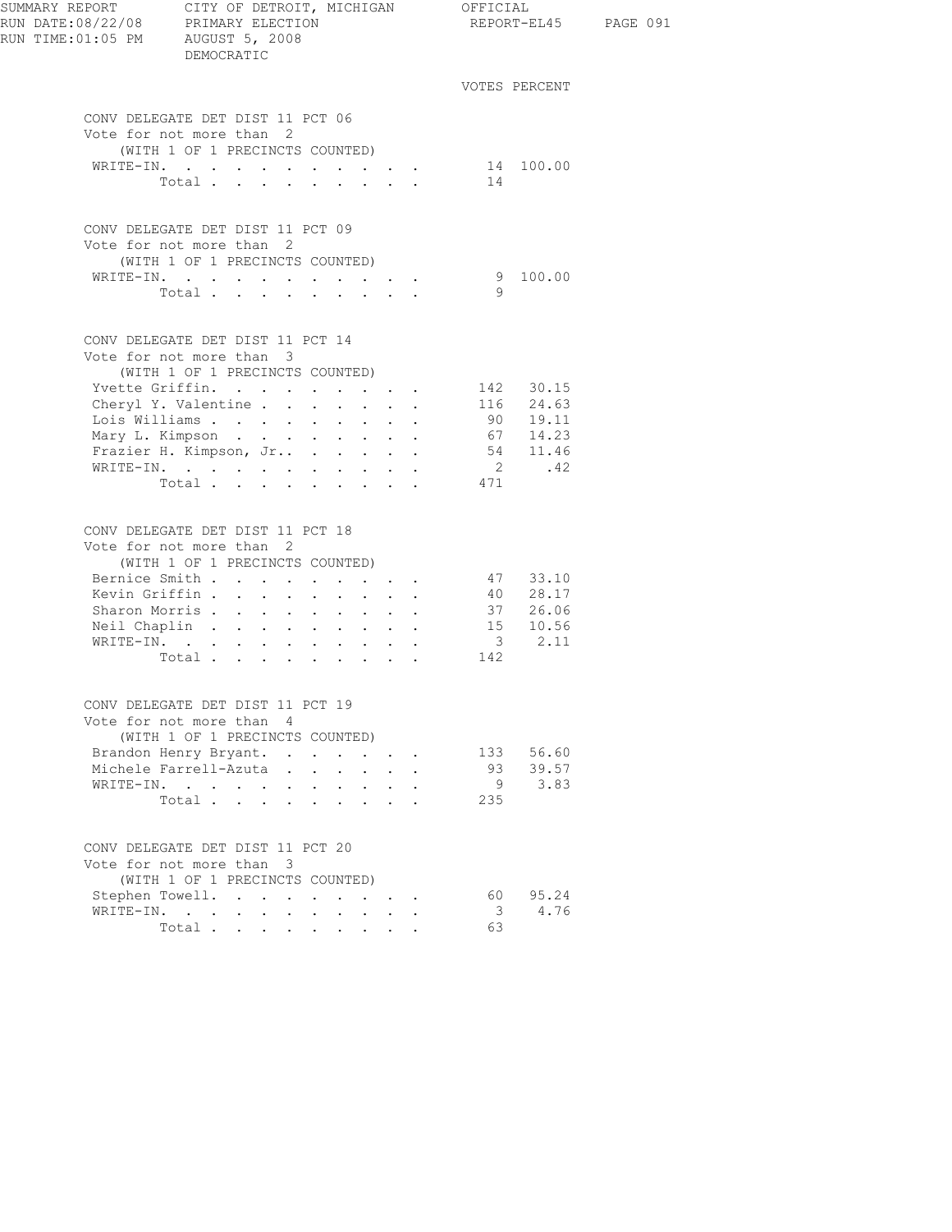SUMMARY REPORT CITY OF DETROIT, MICHIGAN OFFICIAL
RUN DATE:08/22/08 PRIMARY ELECTION REPORT-EL45
RUN TIME:01:05 PM AUGUST 5, 2008
DEMOCRATIC

### CONV DELEGATE DET DIST 11 PCT 06

Vote for not more than 2
(WITH 1 OF 1 PRECINCTS COUNTED)

| | VOTES | PERCENT |
|---|---|---|
| WRITE-IN. | 14 | 100.00 |
| Total | 14 | |

### CONV DELEGATE DET DIST 11 PCT 09

Vote for not more than 2
(WITH 1 OF 1 PRECINCTS COUNTED)

| | VOTES | PERCENT |
|---|---|---|
| WRITE-IN. | 9 | 100.00 |
| Total | 9 | |

### CONV DELEGATE DET DIST 11 PCT 14

Vote for not more than 3
(WITH 1 OF 1 PRECINCTS COUNTED)

| | VOTES | PERCENT |
|---|---|---|
| Yvette Griffin. | 142 | 30.15 |
| Cheryl Y. Valentine | 116 | 24.63 |
| Lois Williams | 90 | 19.11 |
| Mary L. Kimpson | 67 | 14.23 |
| Frazier H. Kimpson, Jr.. | 54 | 11.46 |
| WRITE-IN. | 2 | .42 |
| Total | 471 | |

### CONV DELEGATE DET DIST 11 PCT 18

Vote for not more than 2
(WITH 1 OF 1 PRECINCTS COUNTED)

| | VOTES | PERCENT |
|---|---|---|
| Bernice Smith | 47 | 33.10 |
| Kevin Griffin | 40 | 28.17 |
| Sharon Morris | 37 | 26.06 |
| Neil Chaplin | 15 | 10.56 |
| WRITE-IN. | 3 | 2.11 |
| Total | 142 | |

### CONV DELEGATE DET DIST 11 PCT 19

Vote for not more than 4
(WITH 1 OF 1 PRECINCTS COUNTED)

| | VOTES | PERCENT |
|---|---|---|
| Brandon Henry Bryant. | 133 | 56.60 |
| Michele Farrell-Azuta | 93 | 39.57 |
| WRITE-IN. | 9 | 3.83 |
| Total | 235 | |

### CONV DELEGATE DET DIST 11 PCT 20

Vote for not more than 3
(WITH 1 OF 1 PRECINCTS COUNTED)

| | VOTES | PERCENT |
|---|---|---|
| Stephen Towell. | 60 | 95.24 |
| WRITE-IN. | 3 | 4.76 |
| Total | 63 | |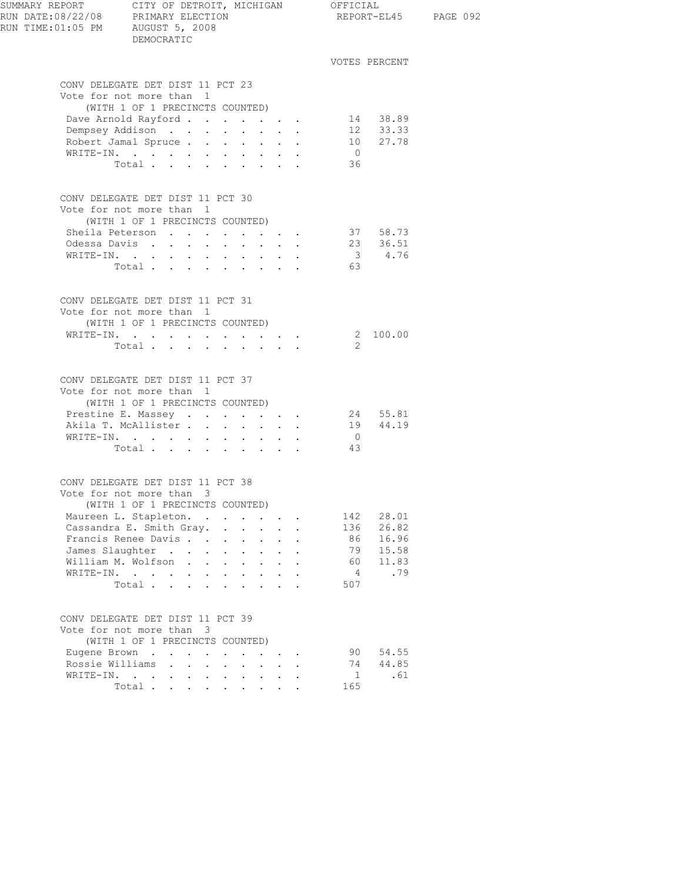SUMMARY REPORT — CITY OF DETROIT, MICHIGAN — OFFICIAL
RUN DATE:08/22/08 — PRIMARY ELECTION — REPORT-EL45
RUN TIME:01:05 PM — AUGUST 5, 2008
DEMOCRATIC

## CONV DELEGATE DET DIST 11 PCT 23

Vote for not more than 1
(WITH 1 OF 1 PRECINCTS COUNTED)

| Candidate | VOTES | PERCENT |
|---|---|---|
| Dave Arnold Rayford | 14 | 38.89 |
| Dempsey Addison | 12 | 33.33 |
| Robert Jamal Spruce | 10 | 27.78 |
| WRITE-IN. | 0 | |
| Total | 36 | |

## CONV DELEGATE DET DIST 11 PCT 30

Vote for not more than 1
(WITH 1 OF 1 PRECINCTS COUNTED)

| Candidate | VOTES | PERCENT |
|---|---|---|
| Sheila Peterson | 37 | 58.73 |
| Odessa Davis | 23 | 36.51 |
| WRITE-IN. | 3 | 4.76 |
| Total | 63 | |

## CONV DELEGATE DET DIST 11 PCT 31

Vote for not more than 1
(WITH 1 OF 1 PRECINCTS COUNTED)

| Candidate | VOTES | PERCENT |
|---|---|---|
| WRITE-IN. | 2 | 100.00 |
| Total | 2 | |

## CONV DELEGATE DET DIST 11 PCT 37

Vote for not more than 1
(WITH 1 OF 1 PRECINCTS COUNTED)

| Candidate | VOTES | PERCENT |
|---|---|---|
| Prestine E. Massey | 24 | 55.81 |
| Akila T. McAllister | 19 | 44.19 |
| WRITE-IN. | 0 | |
| Total | 43 | |

## CONV DELEGATE DET DIST 11 PCT 38

Vote for not more than 3
(WITH 1 OF 1 PRECINCTS COUNTED)

| Candidate | VOTES | PERCENT |
|---|---|---|
| Maureen L. Stapleton. | 142 | 28.01 |
| Cassandra E. Smith Gray. | 136 | 26.82 |
| Francis Renee Davis | 86 | 16.96 |
| James Slaughter | 79 | 15.58 |
| William M. Wolfson | 60 | 11.83 |
| WRITE-IN. | 4 | .79 |
| Total | 507 | |

## CONV DELEGATE DET DIST 11 PCT 39

Vote for not more than 3
(WITH 1 OF 1 PRECINCTS COUNTED)

| Candidate | VOTES | PERCENT |
|---|---|---|
| Eugene Brown | 90 | 54.55 |
| Rossie Williams | 74 | 44.85 |
| WRITE-IN. | 1 | .61 |
| Total | 165 | |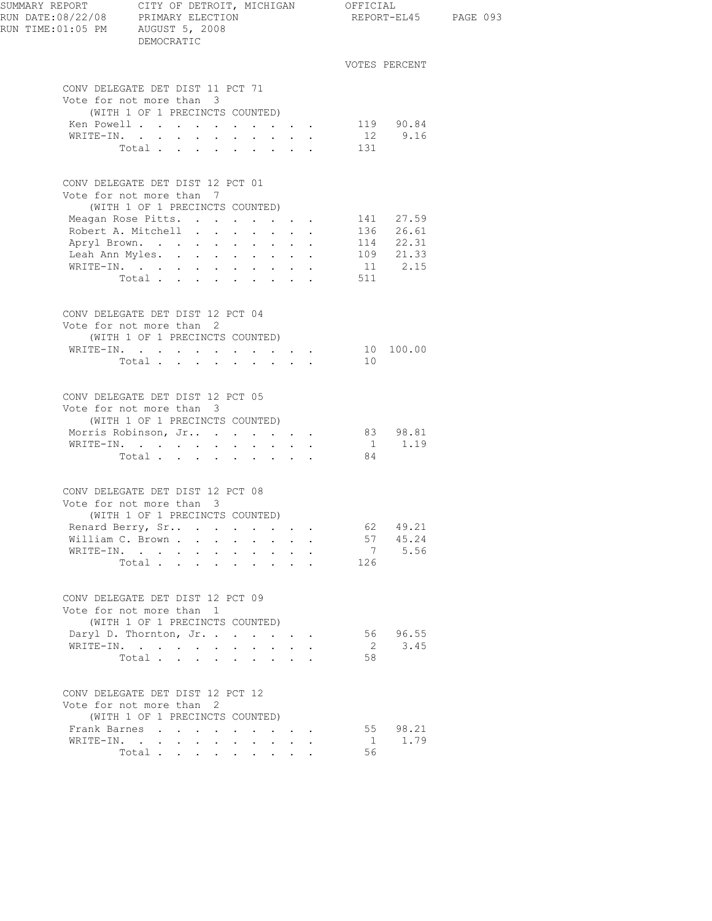SUMMARY REPORT CITY OF DETROIT, MICHIGAN OFFICIAL
RUN DATE:08/22/08 PRIMARY ELECTION REPORT-EL45
RUN TIME:01:05 PM AUGUST 5, 2008
DEMOCRATIC

### CONV DELEGATE DET DIST 11 PCT 71
Vote for not more than 3
(WITH 1 OF 1 PRECINCTS COUNTED)

| | VOTES | PERCENT |
|---|---|---|
| Ken Powell | 119 | 90.84 |
| WRITE-IN. | 12 | 9.16 |
| Total | 131 | |

### CONV DELEGATE DET DIST 12 PCT 01
Vote for not more than 7
(WITH 1 OF 1 PRECINCTS COUNTED)

| | VOTES | PERCENT |
|---|---|---|
| Meagan Rose Pitts. | 141 | 27.59 |
| Robert A. Mitchell | 136 | 26.61 |
| Apryl Brown. | 114 | 22.31 |
| Leah Ann Myles. | 109 | 21.33 |
| WRITE-IN. | 11 | 2.15 |
| Total | 511 | |

### CONV DELEGATE DET DIST 12 PCT 04
Vote for not more than 2
(WITH 1 OF 1 PRECINCTS COUNTED)

| | VOTES | PERCENT |
|---|---|---|
| WRITE-IN. | 10 | 100.00 |
| Total | 10 | |

### CONV DELEGATE DET DIST 12 PCT 05
Vote for not more than 3
(WITH 1 OF 1 PRECINCTS COUNTED)

| | VOTES | PERCENT |
|---|---|---|
| Morris Robinson, Jr.. | 83 | 98.81 |
| WRITE-IN. | 1 | 1.19 |
| Total | 84 | |

### CONV DELEGATE DET DIST 12 PCT 08
Vote for not more than 3
(WITH 1 OF 1 PRECINCTS COUNTED)

| | VOTES | PERCENT |
|---|---|---|
| Renard Berry, Sr.. | 62 | 49.21 |
| William C. Brown | 57 | 45.24 |
| WRITE-IN. | 7 | 5.56 |
| Total | 126 | |

### CONV DELEGATE DET DIST 12 PCT 09
Vote for not more than 1
(WITH 1 OF 1 PRECINCTS COUNTED)

| | VOTES | PERCENT |
|---|---|---|
| Daryl D. Thornton, Jr. | 56 | 96.55 |
| WRITE-IN. | 2 | 3.45 |
| Total | 58 | |

### CONV DELEGATE DET DIST 12 PCT 12
Vote for not more than 2
(WITH 1 OF 1 PRECINCTS COUNTED)

| | VOTES | PERCENT |
|---|---|---|
| Frank Barnes | 55 | 98.21 |
| WRITE-IN. | 1 | 1.79 |
| Total | 56 | |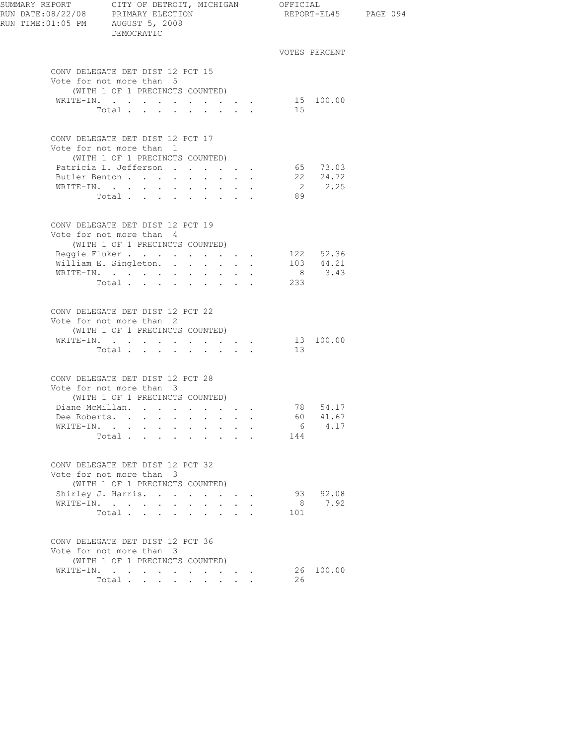DEMOCRATIC

| | VOTES | PERCENT |
|---|---|---|

## CONV DELEGATE DET DIST 12 PCT 15

Vote for not more than 5
(WITH 1 OF 1 PRECINCTS COUNTED)

| Candidate | VOTES | PERCENT |
|---|---|---|
| WRITE-IN. | 15 | 100.00 |
| Total | 15 | |

## CONV DELEGATE DET DIST 12 PCT 17

Vote for not more than 1
(WITH 1 OF 1 PRECINCTS COUNTED)

| Candidate | VOTES | PERCENT |
|---|---|---|
| Patricia L. Jefferson | 65 | 73.03 |
| Butler Benton | 22 | 24.72 |
| WRITE-IN. | 2 | 2.25 |
| Total | 89 | |

## CONV DELEGATE DET DIST 12 PCT 19

Vote for not more than 4
(WITH 1 OF 1 PRECINCTS COUNTED)

| Candidate | VOTES | PERCENT |
|---|---|---|
| Reggie Fluker | 122 | 52.36 |
| William E. Singleton. | 103 | 44.21 |
| WRITE-IN. | 8 | 3.43 |
| Total | 233 | |

## CONV DELEGATE DET DIST 12 PCT 22

Vote for not more than 2
(WITH 1 OF 1 PRECINCTS COUNTED)

| Candidate | VOTES | PERCENT |
|---|---|---|
| WRITE-IN. | 13 | 100.00 |
| Total | 13 | |

## CONV DELEGATE DET DIST 12 PCT 28

Vote for not more than 3
(WITH 1 OF 1 PRECINCTS COUNTED)

| Candidate | VOTES | PERCENT |
|---|---|---|
| Diane McMillan. | 78 | 54.17 |
| Dee Roberts. | 60 | 41.67 |
| WRITE-IN. | 6 | 4.17 |
| Total | 144 | |

## CONV DELEGATE DET DIST 12 PCT 32

Vote for not more than 3
(WITH 1 OF 1 PRECINCTS COUNTED)

| Candidate | VOTES | PERCENT |
|---|---|---|
| Shirley J. Harris. | 93 | 92.08 |
| WRITE-IN. | 8 | 7.92 |
| Total | 101 | |

## CONV DELEGATE DET DIST 12 PCT 36

Vote for not more than 3
(WITH 1 OF 1 PRECINCTS COUNTED)

| Candidate | VOTES | PERCENT |
|---|---|---|
| WRITE-IN. | 26 | 100.00 |
| Total | 26 | |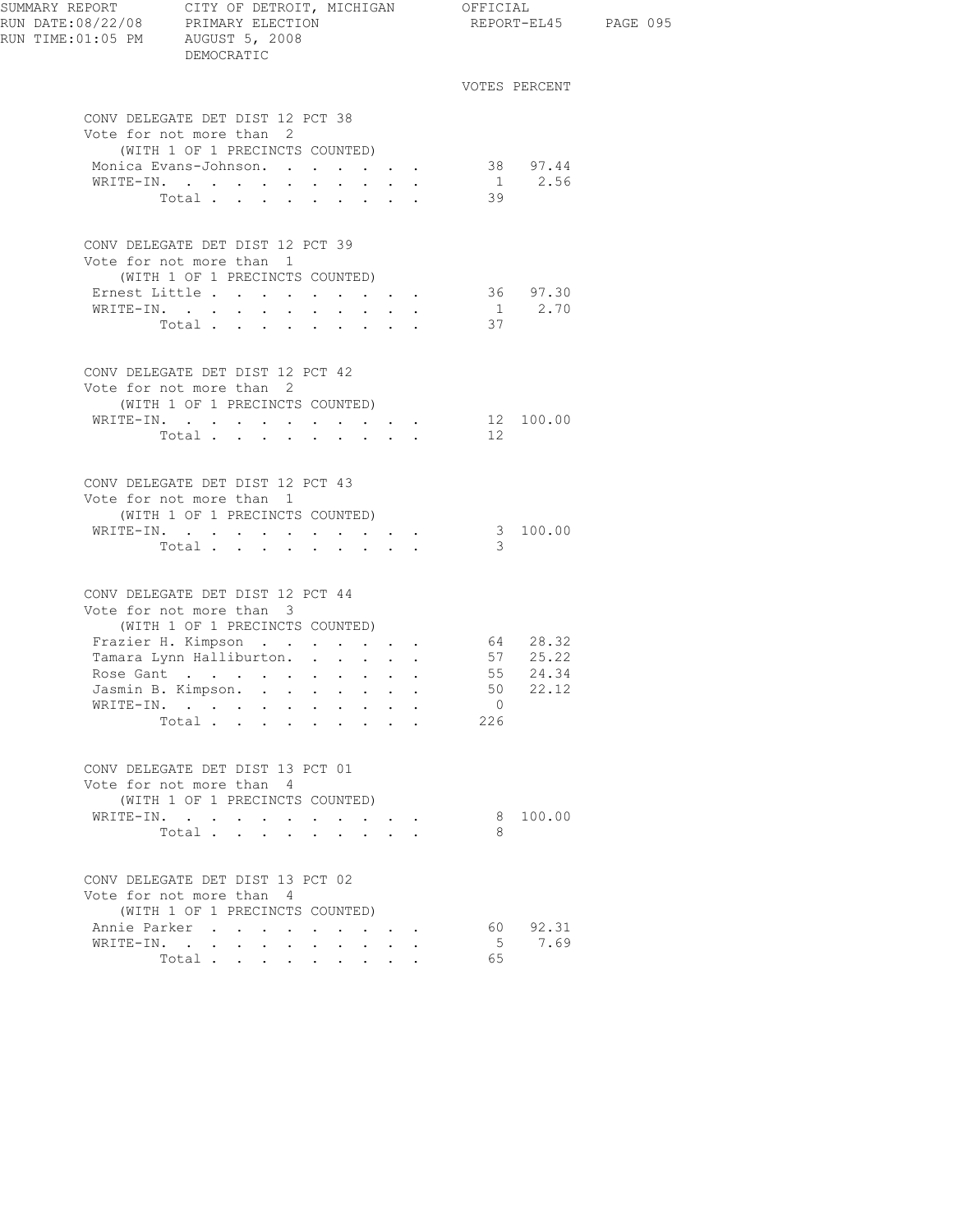SUMMARY REPORT — CITY OF DETROIT, MICHIGAN — OFFICIAL

RUN DATE:08/22/08 — PRIMARY ELECTION — REPORT-EL45

RUN TIME:01:05 PM — AUGUST 5, 2008

DEMOCRATIC

### CONV DELEGATE DET DIST 12 PCT 38
Vote for not more than 2
(WITH 1 OF 1 PRECINCTS COUNTED)

| | VOTES | PERCENT |
|---|---|---|
| Monica Evans-Johnson | 38 | 97.44 |
| WRITE-IN | 1 | 2.56 |
| Total | 39 | |

### CONV DELEGATE DET DIST 12 PCT 39
Vote for not more than 1
(WITH 1 OF 1 PRECINCTS COUNTED)

| | VOTES | PERCENT |
|---|---|---|
| Ernest Little | 36 | 97.30 |
| WRITE-IN | 1 | 2.70 |
| Total | 37 | |

### CONV DELEGATE DET DIST 12 PCT 42
Vote for not more than 2
(WITH 1 OF 1 PRECINCTS COUNTED)

| | VOTES | PERCENT |
|---|---|---|
| WRITE-IN | 12 | 100.00 |
| Total | 12 | |

### CONV DELEGATE DET DIST 12 PCT 43
Vote for not more than 1
(WITH 1 OF 1 PRECINCTS COUNTED)

| | VOTES | PERCENT |
|---|---|---|
| WRITE-IN | 3 | 100.00 |
| Total | 3 | |

### CONV DELEGATE DET DIST 12 PCT 44
Vote for not more than 3
(WITH 1 OF 1 PRECINCTS COUNTED)

| | VOTES | PERCENT |
|---|---|---|
| Frazier H. Kimpson | 64 | 28.32 |
| Tamara Lynn Halliburton | 57 | 25.22 |
| Rose Gant | 55 | 24.34 |
| Jasmin B. Kimpson | 50 | 22.12 |
| WRITE-IN | 0 | |
| Total | 226 | |

### CONV DELEGATE DET DIST 13 PCT 01
Vote for not more than 4
(WITH 1 OF 1 PRECINCTS COUNTED)

| | VOTES | PERCENT |
|---|---|---|
| WRITE-IN | 8 | 100.00 |
| Total | 8 | |

### CONV DELEGATE DET DIST 13 PCT 02
Vote for not more than 4
(WITH 1 OF 1 PRECINCTS COUNTED)

| | VOTES | PERCENT |
|---|---|---|
| Annie Parker | 60 | 92.31 |
| WRITE-IN | 5 | 7.69 |
| Total | 65 | |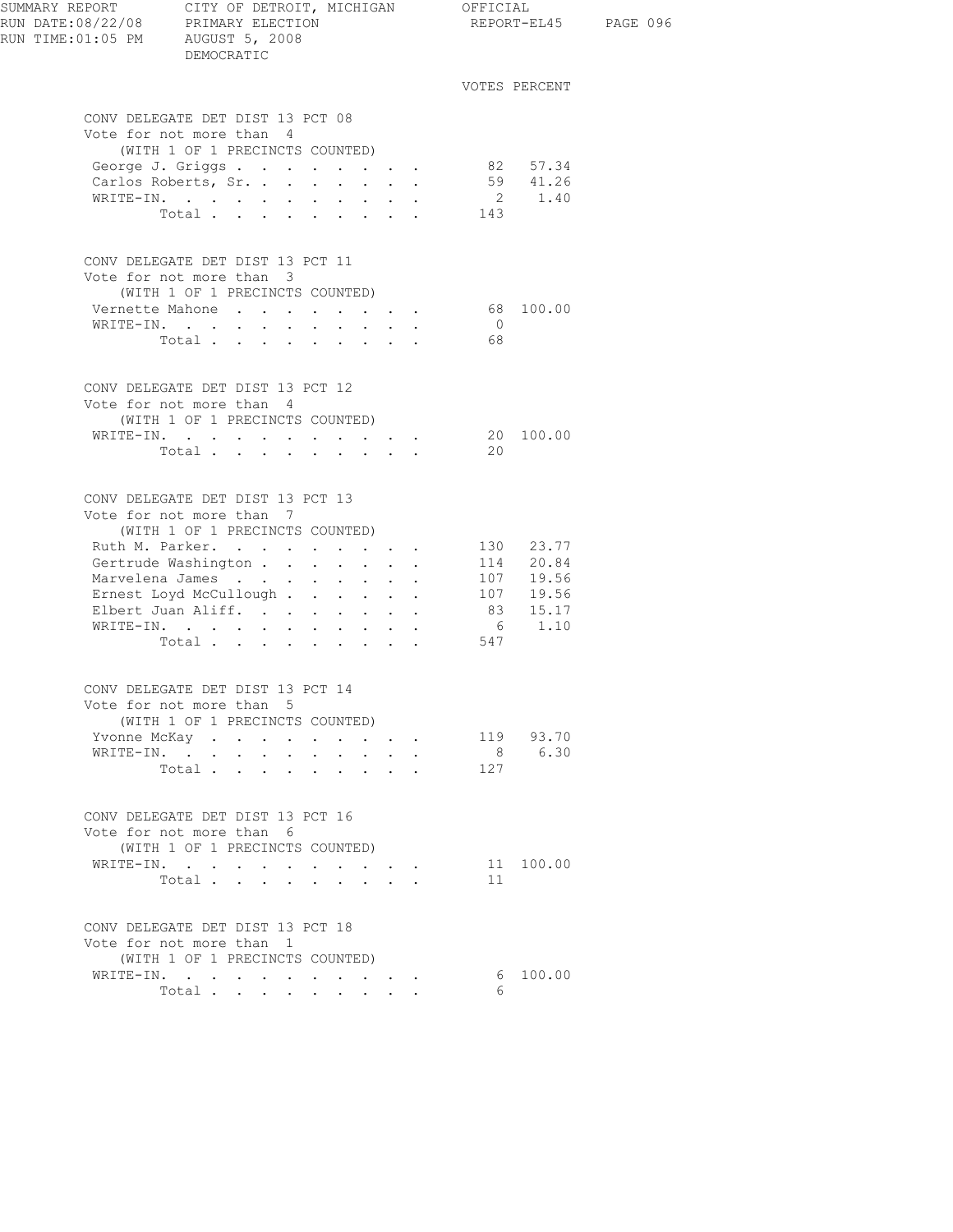SUMMARY REPORT CITY OF DETROIT, MICHIGAN OFFICIAL
RUN DATE:08/22/08 PRIMARY ELECTION REPORT-EL45
RUN TIME:01:05 PM AUGUST 5, 2008
DEMOCRATIC

## CONV DELEGATE DET DIST 13 PCT 08

Vote for not more than 4
(WITH 1 OF 1 PRECINCTS COUNTED)

| | VOTES | PERCENT |
|---|---|---|
| George J. Griggs | 82 | 57.34 |
| Carlos Roberts, Sr. | 59 | 41.26 |
| WRITE-IN. | 2 | 1.40 |
| Total | 143 | |

## CONV DELEGATE DET DIST 13 PCT 11

Vote for not more than 3
(WITH 1 OF 1 PRECINCTS COUNTED)

| | VOTES | PERCENT |
|---|---|---|
| Vernette Mahone | 68 | 100.00 |
| WRITE-IN. | 0 | |
| Total | 68 | |

## CONV DELEGATE DET DIST 13 PCT 12

Vote for not more than 4
(WITH 1 OF 1 PRECINCTS COUNTED)

| | VOTES | PERCENT |
|---|---|---|
| WRITE-IN. | 20 | 100.00 |
| Total | 20 | |

## CONV DELEGATE DET DIST 13 PCT 13

Vote for not more than 7
(WITH 1 OF 1 PRECINCTS COUNTED)

| | VOTES | PERCENT |
|---|---|---|
| Ruth M. Parker. | 130 | 23.77 |
| Gertrude Washington | 114 | 20.84 |
| Marvelena James | 107 | 19.56 |
| Ernest Loyd McCullough | 107 | 19.56 |
| Elbert Juan Aliff. | 83 | 15.17 |
| WRITE-IN. | 6 | 1.10 |
| Total | 547 | |

## CONV DELEGATE DET DIST 13 PCT 14

Vote for not more than 5
(WITH 1 OF 1 PRECINCTS COUNTED)

| | VOTES | PERCENT |
|---|---|---|
| Yvonne McKay | 119 | 93.70 |
| WRITE-IN. | 8 | 6.30 |
| Total | 127 | |

## CONV DELEGATE DET DIST 13 PCT 16

Vote for not more than 6
(WITH 1 OF 1 PRECINCTS COUNTED)

| | VOTES | PERCENT |
|---|---|---|
| WRITE-IN. | 11 | 100.00 |
| Total | 11 | |

## CONV DELEGATE DET DIST 13 PCT 18

Vote for not more than 1
(WITH 1 OF 1 PRECINCTS COUNTED)

| | VOTES | PERCENT |
|---|---|---|
| WRITE-IN. | 6 | 100.00 |
| Total | 6 | |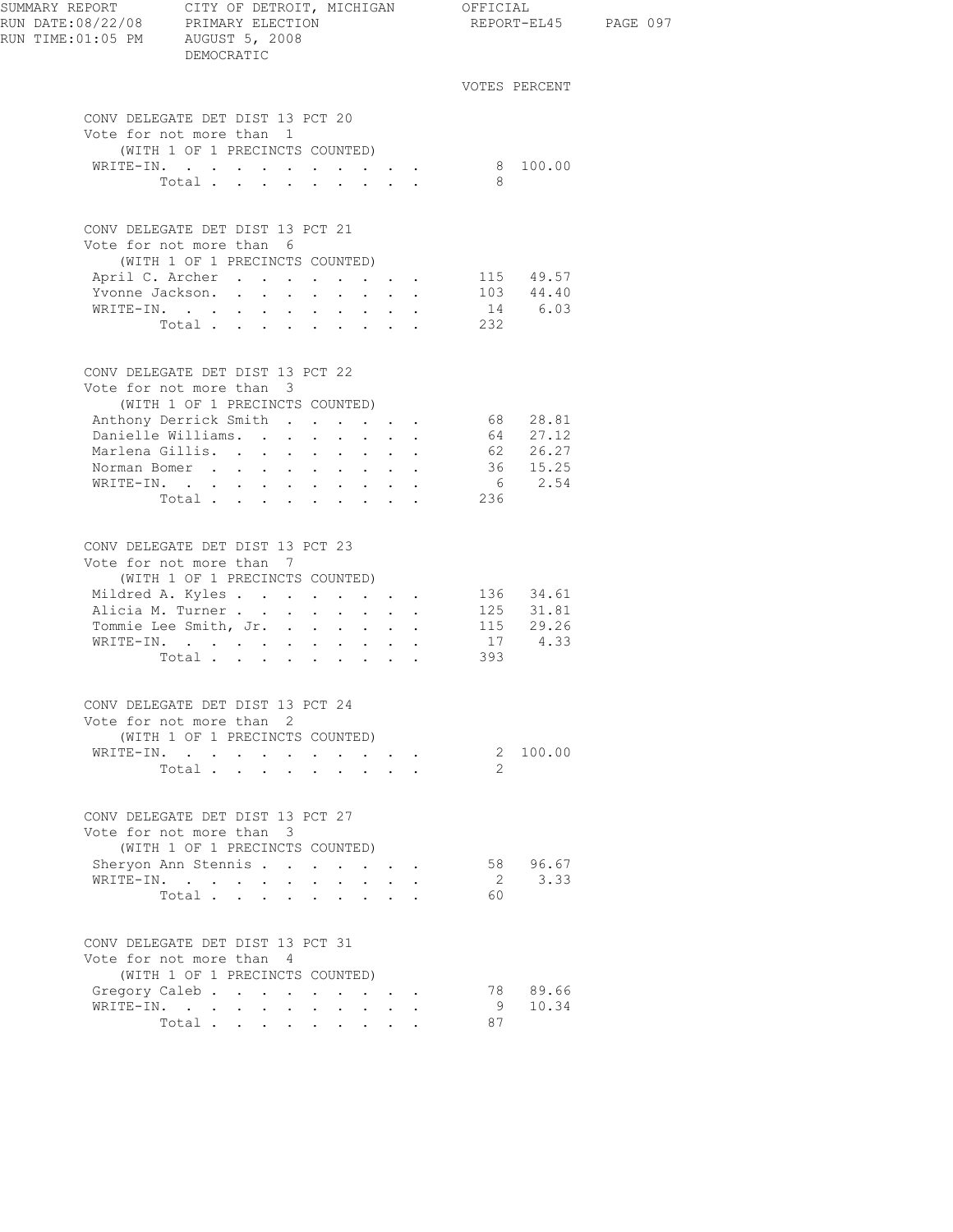SUMMARY REPORT — CITY OF DETROIT, MICHIGAN — OFFICIAL
RUN DATE:08/22/08 — PRIMARY ELECTION — REPORT-EL45
RUN TIME:01:05 PM — AUGUST 5, 2008
DEMOCRATIC

### CONV DELEGATE DET DIST 13 PCT 20
Vote for not more than 1
(WITH 1 OF 1 PRECINCTS COUNTED)

| | VOTES | PERCENT |
|---|---|---|
| WRITE-IN. | 8 | 100.00 |
| Total | 8 | |

### CONV DELEGATE DET DIST 13 PCT 21
Vote for not more than 6
(WITH 1 OF 1 PRECINCTS COUNTED)

| | VOTES | PERCENT |
|---|---|---|
| April C. Archer | 115 | 49.57 |
| Yvonne Jackson. | 103 | 44.40 |
| WRITE-IN. | 14 | 6.03 |
| Total | 232 | |

### CONV DELEGATE DET DIST 13 PCT 22
Vote for not more than 3
(WITH 1 OF 1 PRECINCTS COUNTED)

| | VOTES | PERCENT |
|---|---|---|
| Anthony Derrick Smith | 68 | 28.81 |
| Danielle Williams. | 64 | 27.12 |
| Marlena Gillis. | 62 | 26.27 |
| Norman Bomer | 36 | 15.25 |
| WRITE-IN. | 6 | 2.54 |
| Total | 236 | |

### CONV DELEGATE DET DIST 13 PCT 23
Vote for not more than 7
(WITH 1 OF 1 PRECINCTS COUNTED)

| | VOTES | PERCENT |
|---|---|---|
| Mildred A. Kyles | 136 | 34.61 |
| Alicia M. Turner | 125 | 31.81 |
| Tommie Lee Smith, Jr. | 115 | 29.26 |
| WRITE-IN. | 17 | 4.33 |
| Total | 393 | |

### CONV DELEGATE DET DIST 13 PCT 24
Vote for not more than 2
(WITH 1 OF 1 PRECINCTS COUNTED)

| | VOTES | PERCENT |
|---|---|---|
| WRITE-IN. | 2 | 100.00 |
| Total | 2 | |

### CONV DELEGATE DET DIST 13 PCT 27
Vote for not more than 3
(WITH 1 OF 1 PRECINCTS COUNTED)

| | VOTES | PERCENT |
|---|---|---|
| Sheryon Ann Stennis | 58 | 96.67 |
| WRITE-IN. | 2 | 3.33 |
| Total | 60 | |

### CONV DELEGATE DET DIST 13 PCT 31
Vote for not more than 4
(WITH 1 OF 1 PRECINCTS COUNTED)

| | VOTES | PERCENT |
|---|---|---|
| Gregory Caleb | 78 | 89.66 |
| WRITE-IN. | 9 | 10.34 |
| Total | 87 | |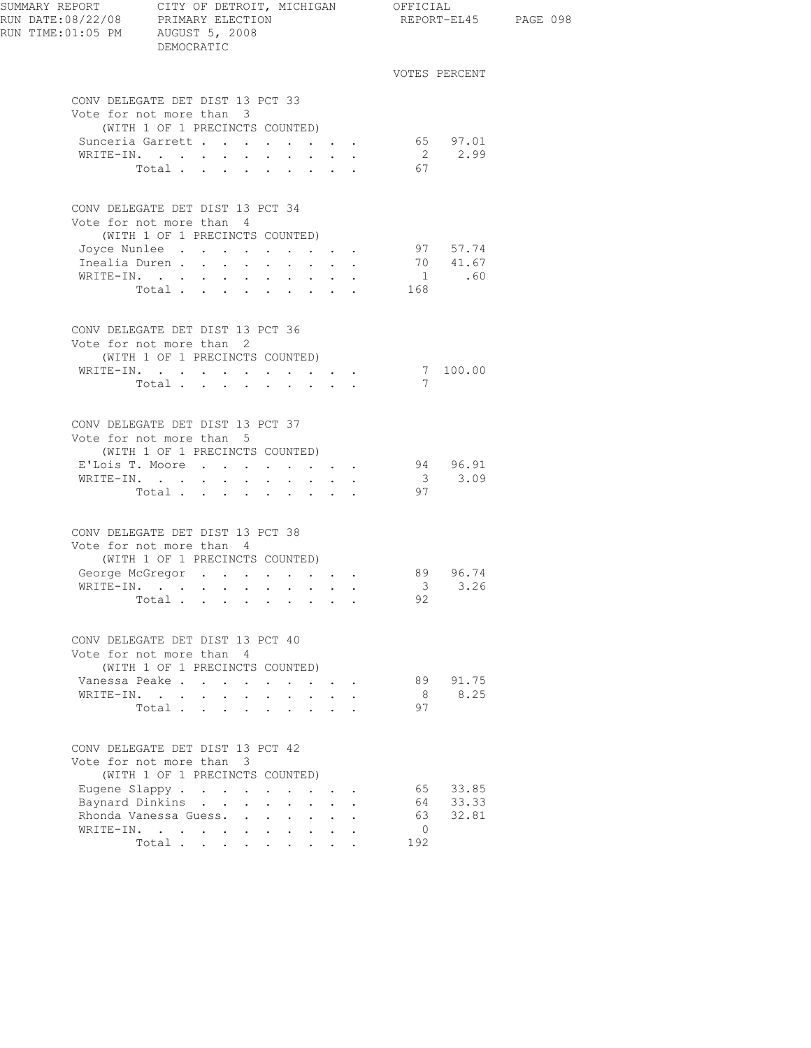SUMMARY REPORT CITY OF DETROIT, MICHIGAN OFFICIAL
RUN DATE:08/22/08 PRIMARY ELECTION REPORT-EL45
RUN TIME:01:05 PM AUGUST 5, 2008
DEMOCRATIC

### CONV DELEGATE DET DIST 13 PCT 33

Vote for not more than 3
(WITH 1 OF 1 PRECINCTS COUNTED)

| | VOTES | PERCENT |
|---|---|---|
| Sunceria Garrett | 65 | 97.01 |
| WRITE-IN. | 2 | 2.99 |
| Total | 67 | |

### CONV DELEGATE DET DIST 13 PCT 34

Vote for not more than 4
(WITH 1 OF 1 PRECINCTS COUNTED)

| | VOTES | PERCENT |
|---|---|---|
| Joyce Nunlee | 97 | 57.74 |
| Inealia Duren | 70 | 41.67 |
| WRITE-IN. | 1 | .60 |
| Total | 168 | |

### CONV DELEGATE DET DIST 13 PCT 36

Vote for not more than 2
(WITH 1 OF 1 PRECINCTS COUNTED)

| | VOTES | PERCENT |
|---|---|---|
| WRITE-IN. | 7 | 100.00 |
| Total | 7 | |

### CONV DELEGATE DET DIST 13 PCT 37

Vote for not more than 5
(WITH 1 OF 1 PRECINCTS COUNTED)

| | VOTES | PERCENT |
|---|---|---|
| E'Lois T. Moore | 94 | 96.91 |
| WRITE-IN. | 3 | 3.09 |
| Total | 97 | |

### CONV DELEGATE DET DIST 13 PCT 38

Vote for not more than 4
(WITH 1 OF 1 PRECINCTS COUNTED)

| | VOTES | PERCENT |
|---|---|---|
| George McGregor | 89 | 96.74 |
| WRITE-IN. | 3 | 3.26 |
| Total | 92 | |

### CONV DELEGATE DET DIST 13 PCT 40

Vote for not more than 4
(WITH 1 OF 1 PRECINCTS COUNTED)

| | VOTES | PERCENT |
|---|---|---|
| Vanessa Peake | 89 | 91.75 |
| WRITE-IN. | 8 | 8.25 |
| Total | 97 | |

### CONV DELEGATE DET DIST 13 PCT 42

Vote for not more than 3
(WITH 1 OF 1 PRECINCTS COUNTED)

| | VOTES | PERCENT |
|---|---|---|
| Eugene Slappy | 65 | 33.85 |
| Baynard Dinkins | 64 | 33.33 |
| Rhonda Vanessa Guess. | 63 | 32.81 |
| WRITE-IN. | 0 | |
| Total | 192 | |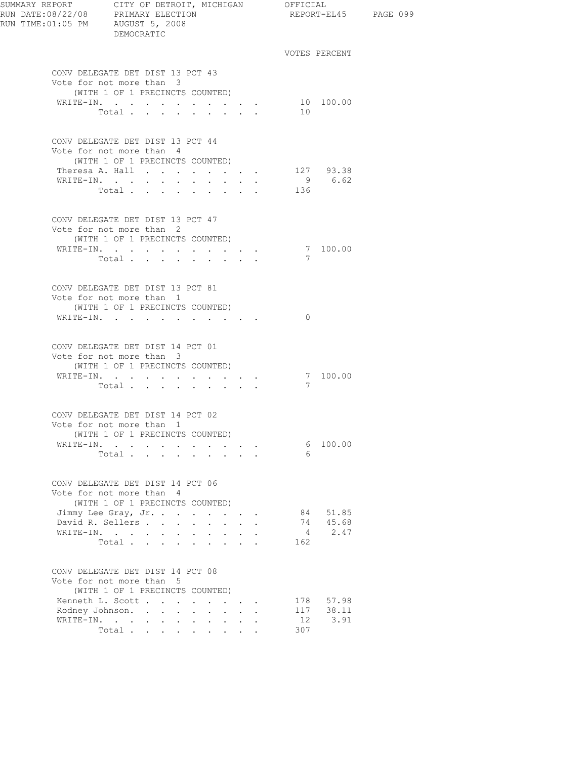SUMMARY REPORT CITY OF DETROIT, MICHIGAN OFFICIAL
RUN DATE:08/22/08 PRIMARY ELECTION REPORT-EL45
RUN TIME:01:05 PM AUGUST 5, 2008
DEMOCRATIC

### CONV DELEGATE DET DIST 13 PCT 43
Vote for not more than 3
(WITH 1 OF 1 PRECINCTS COUNTED)

| | VOTES | PERCENT |
|---|---|---|
| WRITE-IN. | 10 | 100.00 |
| Total | 10 | |

### CONV DELEGATE DET DIST 13 PCT 44
Vote for not more than 4
(WITH 1 OF 1 PRECINCTS COUNTED)

| | VOTES | PERCENT |
|---|---|---|
| Theresa A. Hall | 127 | 93.38 |
| WRITE-IN. | 9 | 6.62 |
| Total | 136 | |

### CONV DELEGATE DET DIST 13 PCT 47
Vote for not more than 2
(WITH 1 OF 1 PRECINCTS COUNTED)

| | VOTES | PERCENT |
|---|---|---|
| WRITE-IN. | 7 | 100.00 |
| Total | 7 | |

### CONV DELEGATE DET DIST 13 PCT 81
Vote for not more than 1
(WITH 1 OF 1 PRECINCTS COUNTED)

| | VOTES | PERCENT |
|---|---|---|
| WRITE-IN. | 0 | |

### CONV DELEGATE DET DIST 14 PCT 01
Vote for not more than 3
(WITH 1 OF 1 PRECINCTS COUNTED)

| | VOTES | PERCENT |
|---|---|---|
| WRITE-IN. | 7 | 100.00 |
| Total | 7 | |

### CONV DELEGATE DET DIST 14 PCT 02
Vote for not more than 1
(WITH 1 OF 1 PRECINCTS COUNTED)

| | VOTES | PERCENT |
|---|---|---|
| WRITE-IN. | 6 | 100.00 |
| Total | 6 | |

### CONV DELEGATE DET DIST 14 PCT 06
Vote for not more than 4
(WITH 1 OF 1 PRECINCTS COUNTED)

| | VOTES | PERCENT |
|---|---|---|
| Jimmy Lee Gray, Jr. | 84 | 51.85 |
| David R. Sellers | 74 | 45.68 |
| WRITE-IN. | 4 | 2.47 |
| Total | 162 | |

### CONV DELEGATE DET DIST 14 PCT 08
Vote for not more than 5
(WITH 1 OF 1 PRECINCTS COUNTED)

| | VOTES | PERCENT |
|---|---|---|
| Kenneth L. Scott | 178 | 57.98 |
| Rodney Johnson. | 117 | 38.11 |
| WRITE-IN. | 12 | 3.91 |
| Total | 307 | |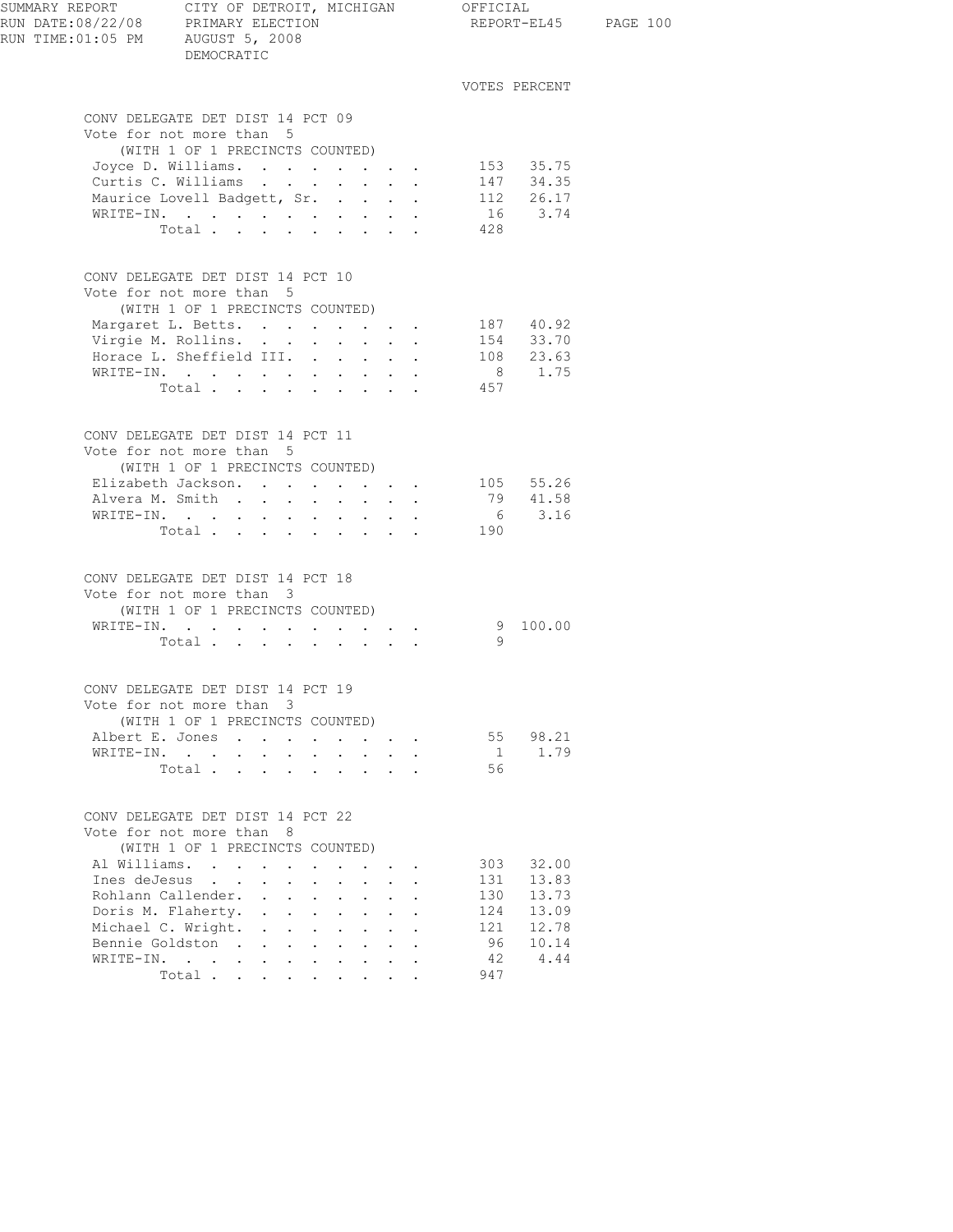DEMOCRATIC

## CONV DELEGATE DET DIST 14 PCT 09

Vote for not more than 5
(WITH 1 OF 1 PRECINCTS COUNTED)

| Candidate | VOTES | PERCENT |
|---|---|---|
| Joyce D. Williams | 153 | 35.75 |
| Curtis C. Williams | 147 | 34.35 |
| Maurice Lovell Badgett, Sr. | 112 | 26.17 |
| WRITE-IN | 16 | 3.74 |
| Total | 428 | |

## CONV DELEGATE DET DIST 14 PCT 10

Vote for not more than 5
(WITH 1 OF 1 PRECINCTS COUNTED)

| Candidate | VOTES | PERCENT |
|---|---|---|
| Margaret L. Betts | 187 | 40.92 |
| Virgie M. Rollins | 154 | 33.70 |
| Horace L. Sheffield III | 108 | 23.63 |
| WRITE-IN | 8 | 1.75 |
| Total | 457 | |

## CONV DELEGATE DET DIST 14 PCT 11

Vote for not more than 5
(WITH 1 OF 1 PRECINCTS COUNTED)

| Candidate | VOTES | PERCENT |
|---|---|---|
| Elizabeth Jackson | 105 | 55.26 |
| Alvera M. Smith | 79 | 41.58 |
| WRITE-IN | 6 | 3.16 |
| Total | 190 | |

## CONV DELEGATE DET DIST 14 PCT 18

Vote for not more than 3
(WITH 1 OF 1 PRECINCTS COUNTED)

| Candidate | VOTES | PERCENT |
|---|---|---|
| WRITE-IN | 9 | 100.00 |
| Total | 9 | |

## CONV DELEGATE DET DIST 14 PCT 19

Vote for not more than 3
(WITH 1 OF 1 PRECINCTS COUNTED)

| Candidate | VOTES | PERCENT |
|---|---|---|
| Albert E. Jones | 55 | 98.21 |
| WRITE-IN | 1 | 1.79 |
| Total | 56 | |

## CONV DELEGATE DET DIST 14 PCT 22

Vote for not more than 8
(WITH 1 OF 1 PRECINCTS COUNTED)

| Candidate | VOTES | PERCENT |
|---|---|---|
| Al Williams | 303 | 32.00 |
| Ines deJesus | 131 | 13.83 |
| Rohlann Callender | 130 | 13.73 |
| Doris M. Flaherty | 124 | 13.09 |
| Michael C. Wright | 121 | 12.78 |
| Bennie Goldston | 96 | 10.14 |
| WRITE-IN | 42 | 4.44 |
| Total | 947 | |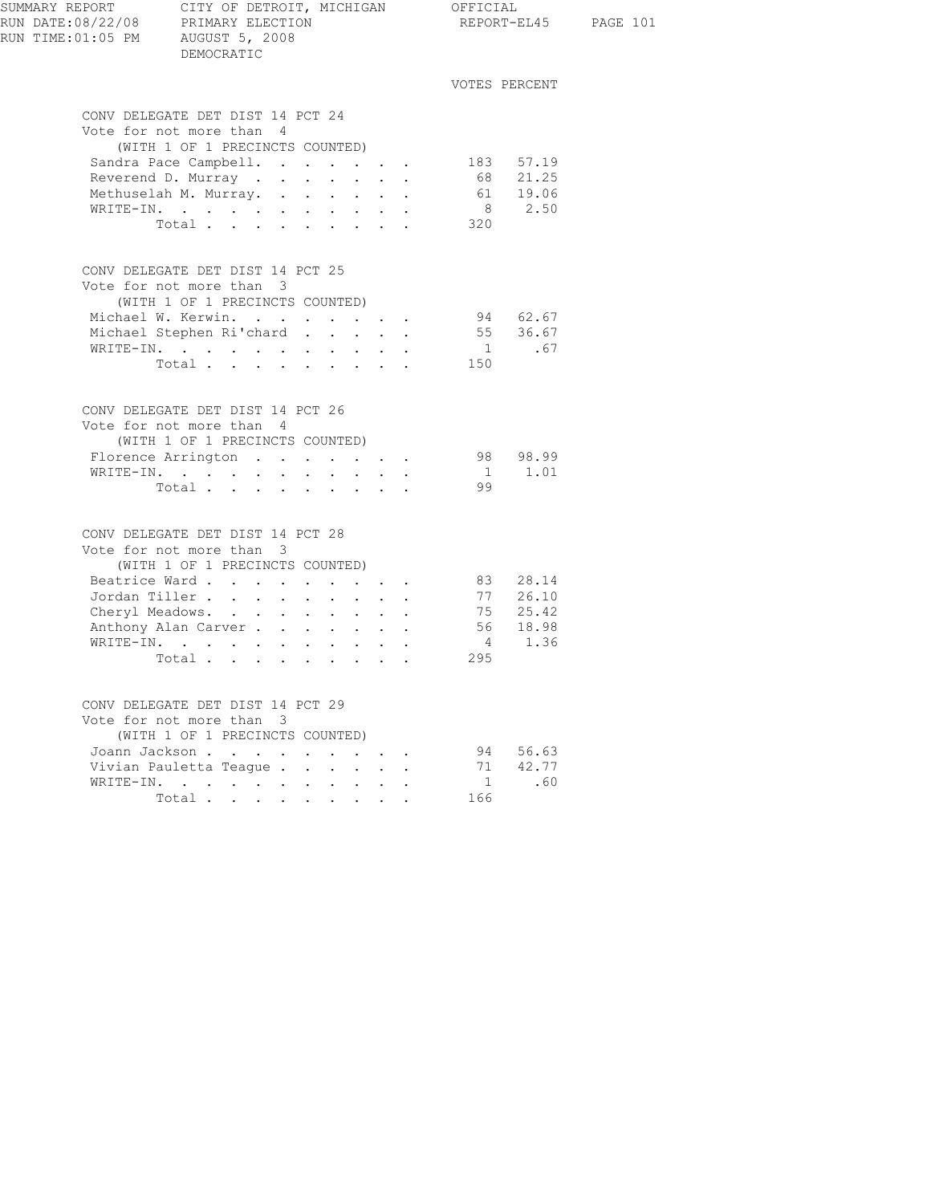SUMMARY REPORT — CITY OF DETROIT, MICHIGAN — OFFICIAL
RUN DATE:08/22/08 — PRIMARY ELECTION — REPORT-EL45
RUN TIME:01:05 PM — AUGUST 5, 2008
DEMOCRATIC

### CONV DELEGATE DET DIST 14 PCT 24
Vote for not more than 4
(WITH 1 OF 1 PRECINCTS COUNTED)

| Candidate | VOTES | PERCENT |
|---|---|---|
| Sandra Pace Campbell | 183 | 57.19 |
| Reverend D. Murray | 68 | 21.25 |
| Methuselah M. Murray | 61 | 19.06 |
| WRITE-IN | 8 | 2.50 |
| Total | 320 | |

### CONV DELEGATE DET DIST 14 PCT 25
Vote for not more than 3
(WITH 1 OF 1 PRECINCTS COUNTED)

| Candidate | VOTES | PERCENT |
|---|---|---|
| Michael W. Kerwin | 94 | 62.67 |
| Michael Stephen Ri'chard | 55 | 36.67 |
| WRITE-IN | 1 | .67 |
| Total | 150 | |

### CONV DELEGATE DET DIST 14 PCT 26
Vote for not more than 4
(WITH 1 OF 1 PRECINCTS COUNTED)

| Candidate | VOTES | PERCENT |
|---|---|---|
| Florence Arrington | 98 | 98.99 |
| WRITE-IN | 1 | 1.01 |
| Total | 99 | |

### CONV DELEGATE DET DIST 14 PCT 28
Vote for not more than 3
(WITH 1 OF 1 PRECINCTS COUNTED)

| Candidate | VOTES | PERCENT |
|---|---|---|
| Beatrice Ward | 83 | 28.14 |
| Jordan Tiller | 77 | 26.10 |
| Cheryl Meadows | 75 | 25.42 |
| Anthony Alan Carver | 56 | 18.98 |
| WRITE-IN | 4 | 1.36 |
| Total | 295 | |

### CONV DELEGATE DET DIST 14 PCT 29
Vote for not more than 3
(WITH 1 OF 1 PRECINCTS COUNTED)

| Candidate | VOTES | PERCENT |
|---|---|---|
| Joann Jackson | 94 | 56.63 |
| Vivian Pauletta Teague | 71 | 42.77 |
| WRITE-IN | 1 | .60 |
| Total | 166 | |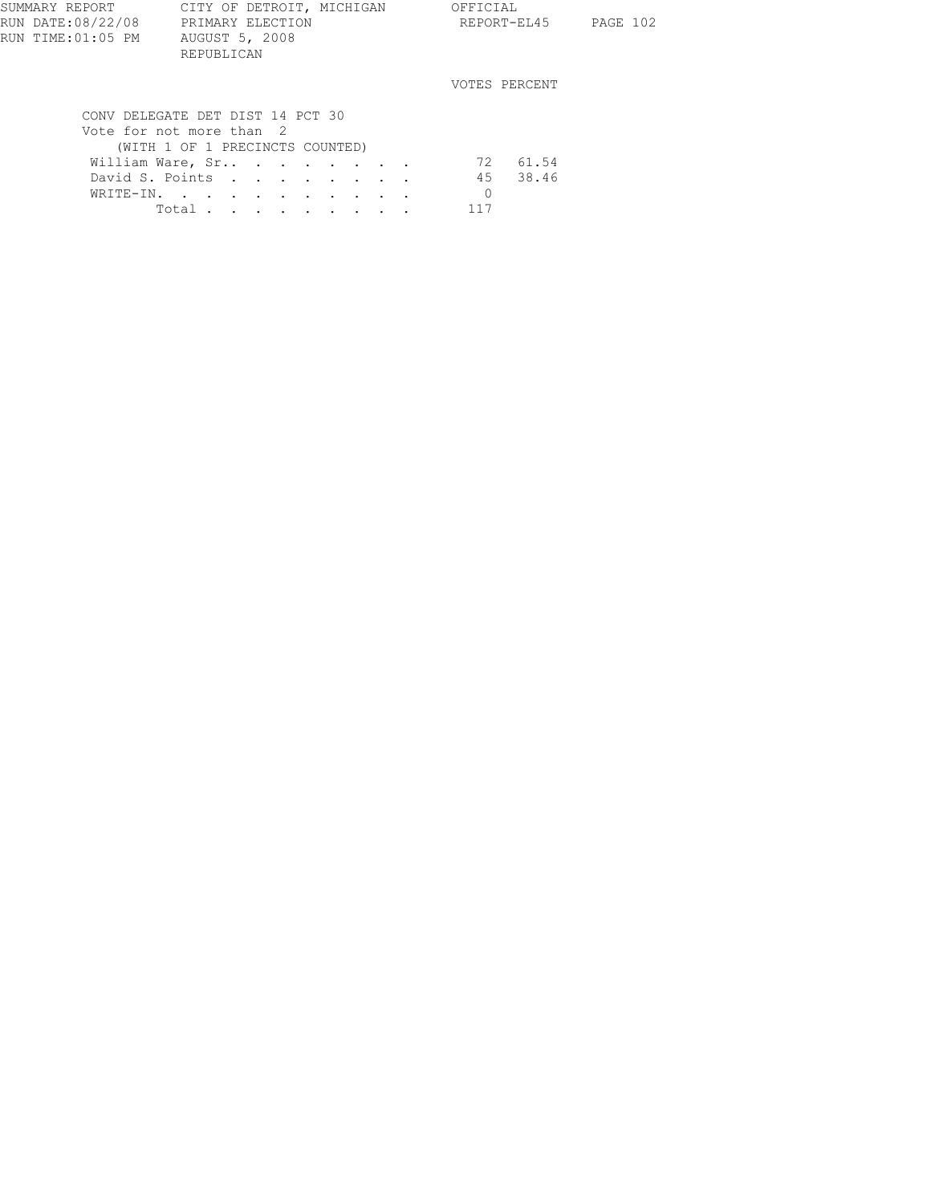SUMMARY REPORT — CITY OF DETROIT, MICHIGAN — OFFICIAL

RUN DATE:08/22/08 — PRIMARY ELECTION — REPORT-EL45

RUN TIME:01:05 PM — AUGUST 5, 2008

REPUBLICAN

**CONV DELEGATE DET DIST 14 PCT 30**

Vote for not more than 2

(WITH 1 OF 1 PRECINCTS COUNTED)

| | VOTES | PERCENT |
|---|---|---|
| William Ware, Sr. | 72 | 61.54 |
| David S. Points | 45 | 38.46 |
| WRITE-IN. | 0 | |
| Total | 117 | |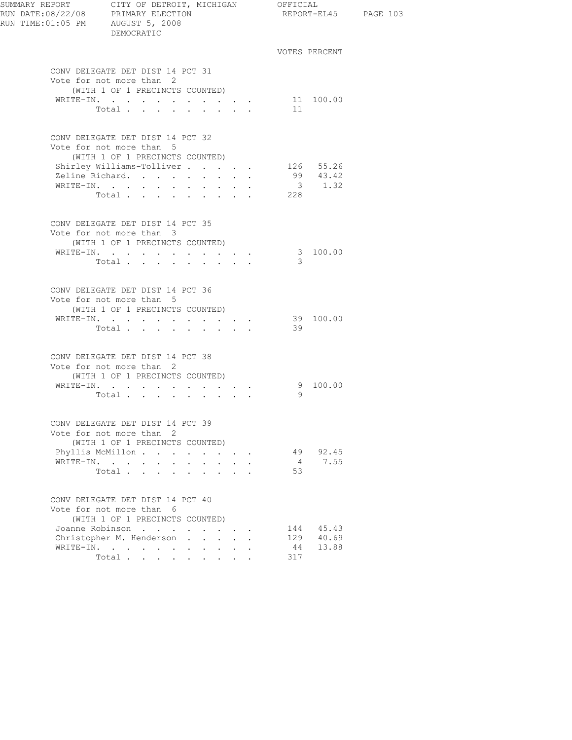SUMMARY REPORT — CITY OF DETROIT, MICHIGAN — OFFICIAL
RUN DATE:08/22/08 — PRIMARY ELECTION — REPORT-EL45
RUN TIME:01:05 PM — AUGUST 5, 2008
DEMOCRATIC

### CONV DELEGATE DET DIST 14 PCT 31
Vote for not more than 2
(WITH 1 OF 1 PRECINCTS COUNTED)

| | VOTES | PERCENT |
|---|---|---|
| WRITE-IN. | 11 | 100.00 |
| Total | 11 | |

### CONV DELEGATE DET DIST 14 PCT 32
Vote for not more than 5
(WITH 1 OF 1 PRECINCTS COUNTED)

| | VOTES | PERCENT |
|---|---|---|
| Shirley Williams-Tolliver | 126 | 55.26 |
| Zeline Richard. | 99 | 43.42 |
| WRITE-IN. | 3 | 1.32 |
| Total | 228 | |

### CONV DELEGATE DET DIST 14 PCT 35
Vote for not more than 3
(WITH 1 OF 1 PRECINCTS COUNTED)

| | VOTES | PERCENT |
|---|---|---|
| WRITE-IN. | 3 | 100.00 |
| Total | 3 | |

### CONV DELEGATE DET DIST 14 PCT 36
Vote for not more than 5
(WITH 1 OF 1 PRECINCTS COUNTED)

| | VOTES | PERCENT |
|---|---|---|
| WRITE-IN. | 39 | 100.00 |
| Total | 39 | |

### CONV DELEGATE DET DIST 14 PCT 38
Vote for not more than 2
(WITH 1 OF 1 PRECINCTS COUNTED)

| | VOTES | PERCENT |
|---|---|---|
| WRITE-IN. | 9 | 100.00 |
| Total | 9 | |

### CONV DELEGATE DET DIST 14 PCT 39
Vote for not more than 2
(WITH 1 OF 1 PRECINCTS COUNTED)

| | VOTES | PERCENT |
|---|---|---|
| Phyllis McMillon | 49 | 92.45 |
| WRITE-IN. | 4 | 7.55 |
| Total | 53 | |

### CONV DELEGATE DET DIST 14 PCT 40
Vote for not more than 6
(WITH 1 OF 1 PRECINCTS COUNTED)

| | VOTES | PERCENT |
|---|---|---|
| Joanne Robinson | 144 | 45.43 |
| Christopher M. Henderson | 129 | 40.69 |
| WRITE-IN. | 44 | 13.88 |
| Total | 317 | |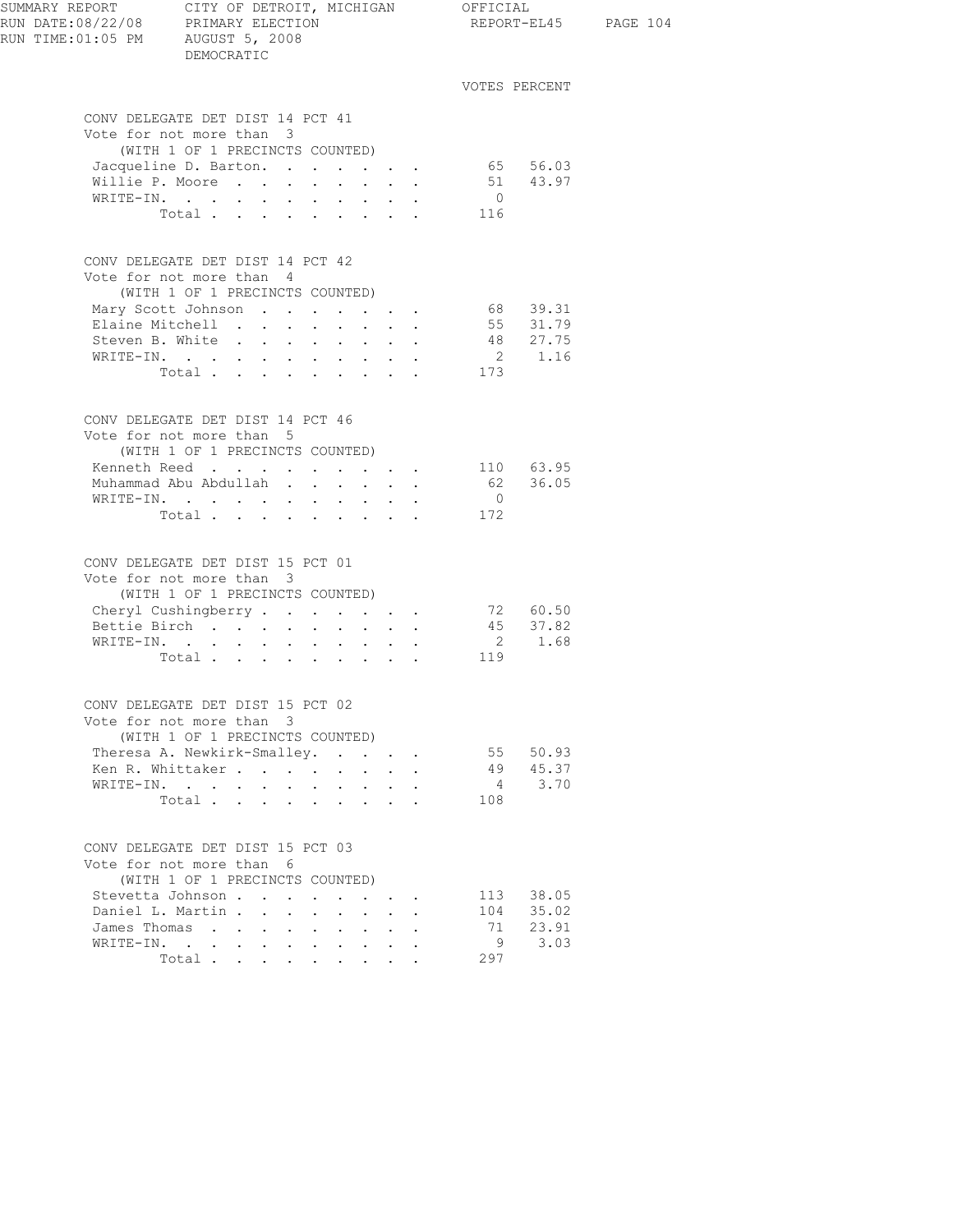SUMMARY REPORT CITY OF DETROIT, MICHIGAN OFFICIAL
RUN DATE:08/22/08 PRIMARY ELECTION REPORT-EL45
RUN TIME:01:05 PM AUGUST 5, 2008
DEMOCRATIC

### CONV DELEGATE DET DIST 14 PCT 41

Vote for not more than 3
(WITH 1 OF 1 PRECINCTS COUNTED)

| | VOTES | PERCENT |
|---|---|---|
| Jacqueline D. Barton | 65 | 56.03 |
| Willie P. Moore | 51 | 43.97 |
| WRITE-IN | 0 | |
| Total | 116 | |

### CONV DELEGATE DET DIST 14 PCT 42

Vote for not more than 4
(WITH 1 OF 1 PRECINCTS COUNTED)

| | VOTES | PERCENT |
|---|---|---|
| Mary Scott Johnson | 68 | 39.31 |
| Elaine Mitchell | 55 | 31.79 |
| Steven B. White | 48 | 27.75 |
| WRITE-IN | 2 | 1.16 |
| Total | 173 | |

### CONV DELEGATE DET DIST 14 PCT 46

Vote for not more than 5
(WITH 1 OF 1 PRECINCTS COUNTED)

| | VOTES | PERCENT |
|---|---|---|
| Kenneth Reed | 110 | 63.95 |
| Muhammad Abu Abdullah | 62 | 36.05 |
| WRITE-IN | 0 | |
| Total | 172 | |

### CONV DELEGATE DET DIST 15 PCT 01

Vote for not more than 3
(WITH 1 OF 1 PRECINCTS COUNTED)

| | VOTES | PERCENT |
|---|---|---|
| Cheryl Cushingberry | 72 | 60.50 |
| Bettie Birch | 45 | 37.82 |
| WRITE-IN | 2 | 1.68 |
| Total | 119 | |

### CONV DELEGATE DET DIST 15 PCT 02

Vote for not more than 3
(WITH 1 OF 1 PRECINCTS COUNTED)

| | VOTES | PERCENT |
|---|---|---|
| Theresa A. Newkirk-Smalley | 55 | 50.93 |
| Ken R. Whittaker | 49 | 45.37 |
| WRITE-IN | 4 | 3.70 |
| Total | 108 | |

### CONV DELEGATE DET DIST 15 PCT 03

Vote for not more than 6
(WITH 1 OF 1 PRECINCTS COUNTED)

| | VOTES | PERCENT |
|---|---|---|
| Stevetta Johnson | 113 | 38.05 |
| Daniel L. Martin | 104 | 35.02 |
| James Thomas | 71 | 23.91 |
| WRITE-IN | 9 | 3.03 |
| Total | 297 | |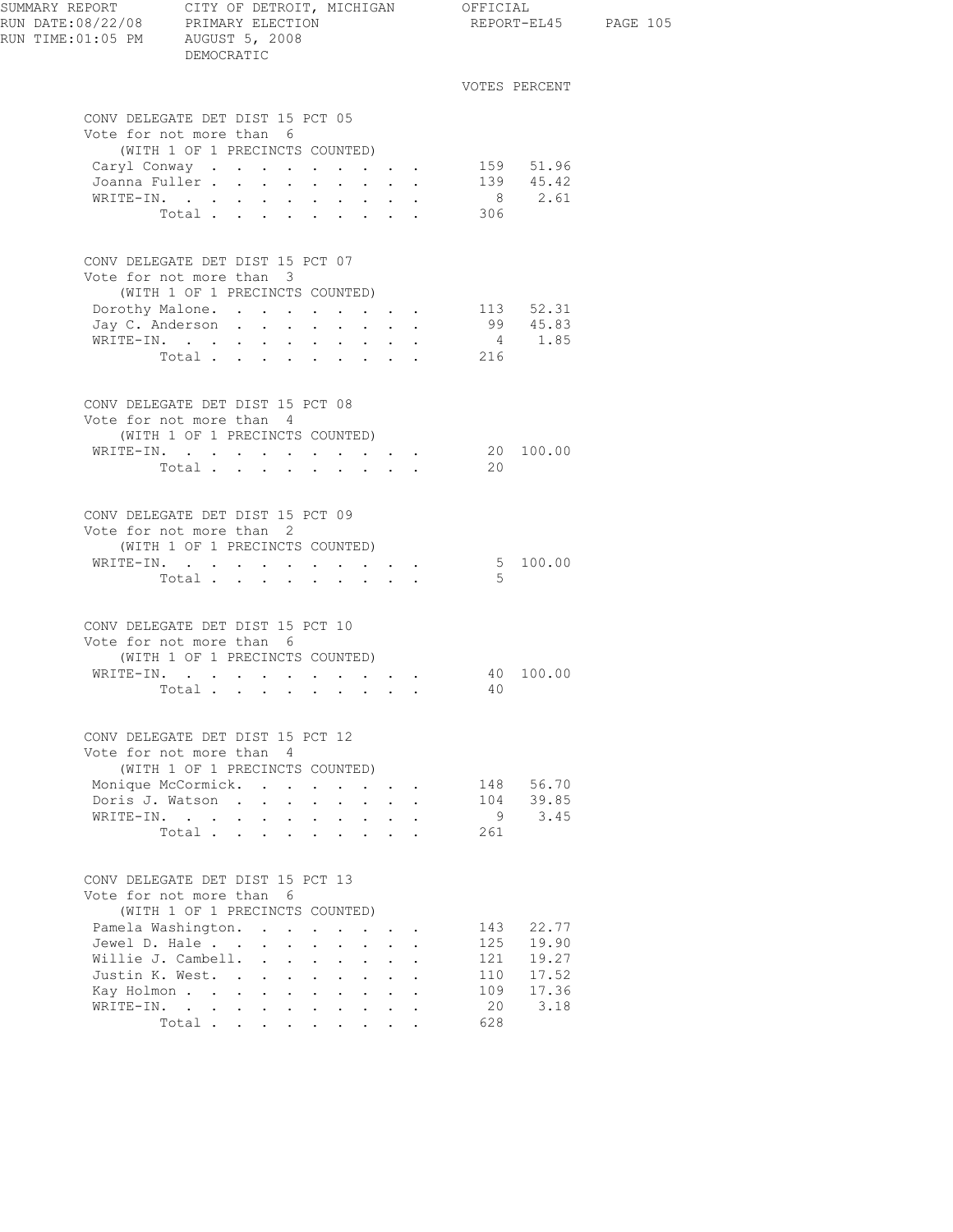SUMMARY REPORT — CITY OF DETROIT, MICHIGAN — OFFICIAL
RUN DATE:08/22/08 — PRIMARY ELECTION — REPORT-EL45
RUN TIME:01:05 PM — AUGUST 5, 2008
DEMOCRATIC

### CONV DELEGATE DET DIST 15 PCT 05
Vote for not more than 6
(WITH 1 OF 1 PRECINCTS COUNTED)

| | VOTES | PERCENT |
|---|---|---|
| Caryl Conway | 159 | 51.96 |
| Joanna Fuller | 139 | 45.42 |
| WRITE-IN. | 8 | 2.61 |
| Total | 306 | |

### CONV DELEGATE DET DIST 15 PCT 07
Vote for not more than 3
(WITH 1 OF 1 PRECINCTS COUNTED)

| | VOTES | PERCENT |
|---|---|---|
| Dorothy Malone. | 113 | 52.31 |
| Jay C. Anderson | 99 | 45.83 |
| WRITE-IN. | 4 | 1.85 |
| Total | 216 | |

### CONV DELEGATE DET DIST 15 PCT 08
Vote for not more than 4
(WITH 1 OF 1 PRECINCTS COUNTED)

| | VOTES | PERCENT |
|---|---|---|
| WRITE-IN. | 20 | 100.00 |
| Total | 20 | |

### CONV DELEGATE DET DIST 15 PCT 09
Vote for not more than 2
(WITH 1 OF 1 PRECINCTS COUNTED)

| | VOTES | PERCENT |
|---|---|---|
| WRITE-IN. | 5 | 100.00 |
| Total | 5 | |

### CONV DELEGATE DET DIST 15 PCT 10
Vote for not more than 6
(WITH 1 OF 1 PRECINCTS COUNTED)

| | VOTES | PERCENT |
|---|---|---|
| WRITE-IN. | 40 | 100.00 |
| Total | 40 | |

### CONV DELEGATE DET DIST 15 PCT 12
Vote for not more than 4
(WITH 1 OF 1 PRECINCTS COUNTED)

| | VOTES | PERCENT |
|---|---|---|
| Monique McCormick. | 148 | 56.70 |
| Doris J. Watson | 104 | 39.85 |
| WRITE-IN. | 9 | 3.45 |
| Total | 261 | |

### CONV DELEGATE DET DIST 15 PCT 13
Vote for not more than 6
(WITH 1 OF 1 PRECINCTS COUNTED)

| | VOTES | PERCENT |
|---|---|---|
| Pamela Washington. | 143 | 22.77 |
| Jewel D. Hale | 125 | 19.90 |
| Willie J. Cambell. | 121 | 19.27 |
| Justin K. West. | 110 | 17.52 |
| Kay Holmon | 109 | 17.36 |
| WRITE-IN. | 20 | 3.18 |
| Total | 628 | |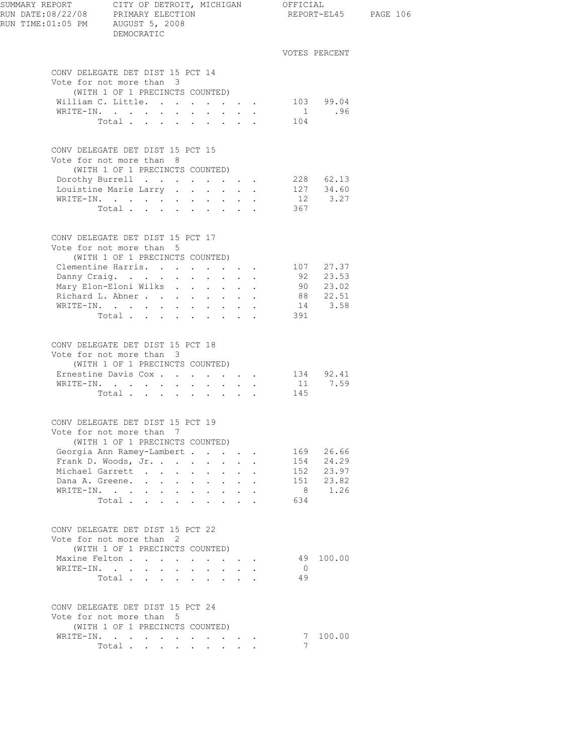SUMMARY REPORT CITY OF DETROIT, MICHIGAN OFFICIAL
RUN DATE:08/22/08 PRIMARY ELECTION REPORT-EL45
RUN TIME:01:05 PM AUGUST 5, 2008
DEMOCRATIC

### CONV DELEGATE DET DIST 15 PCT 14

Vote for not more than 3
(WITH 1 OF 1 PRECINCTS COUNTED)

| | VOTES | PERCENT |
|---|---|---|
| William C. Little | 103 | 99.04 |
| WRITE-IN. | 1 | .96 |
| Total | 104 | |

### CONV DELEGATE DET DIST 15 PCT 15

Vote for not more than 8
(WITH 1 OF 1 PRECINCTS COUNTED)

| | VOTES | PERCENT |
|---|---|---|
| Dorothy Burrell | 228 | 62.13 |
| Louistine Marie Larry | 127 | 34.60 |
| WRITE-IN. | 12 | 3.27 |
| Total | 367 | |

### CONV DELEGATE DET DIST 15 PCT 17

Vote for not more than 5
(WITH 1 OF 1 PRECINCTS COUNTED)

| | VOTES | PERCENT |
|---|---|---|
| Clementine Harris | 107 | 27.37 |
| Danny Craig | 92 | 23.53 |
| Mary Elon-Eloni Wilks | 90 | 23.02 |
| Richard L. Abner | 88 | 22.51 |
| WRITE-IN. | 14 | 3.58 |
| Total | 391 | |

### CONV DELEGATE DET DIST 15 PCT 18

Vote for not more than 3
(WITH 1 OF 1 PRECINCTS COUNTED)

| | VOTES | PERCENT |
|---|---|---|
| Ernestine Davis Cox | 134 | 92.41 |
| WRITE-IN. | 11 | 7.59 |
| Total | 145 | |

### CONV DELEGATE DET DIST 15 PCT 19

Vote for not more than 7
(WITH 1 OF 1 PRECINCTS COUNTED)

| | VOTES | PERCENT |
|---|---|---|
| Georgia Ann Ramey-Lambert | 169 | 26.66 |
| Frank D. Woods, Jr. | 154 | 24.29 |
| Michael Garrett | 152 | 23.97 |
| Dana A. Greene | 151 | 23.82 |
| WRITE-IN. | 8 | 1.26 |
| Total | 634 | |

### CONV DELEGATE DET DIST 15 PCT 22

Vote for not more than 2
(WITH 1 OF 1 PRECINCTS COUNTED)

| | VOTES | PERCENT |
|---|---|---|
| Maxine Felton | 49 | 100.00 |
| WRITE-IN. | 0 | |
| Total | 49 | |

### CONV DELEGATE DET DIST 15 PCT 24

Vote for not more than 5
(WITH 1 OF 1 PRECINCTS COUNTED)

| | VOTES | PERCENT |
|---|---|---|
| WRITE-IN. | 7 | 100.00 |
| Total | 7 | |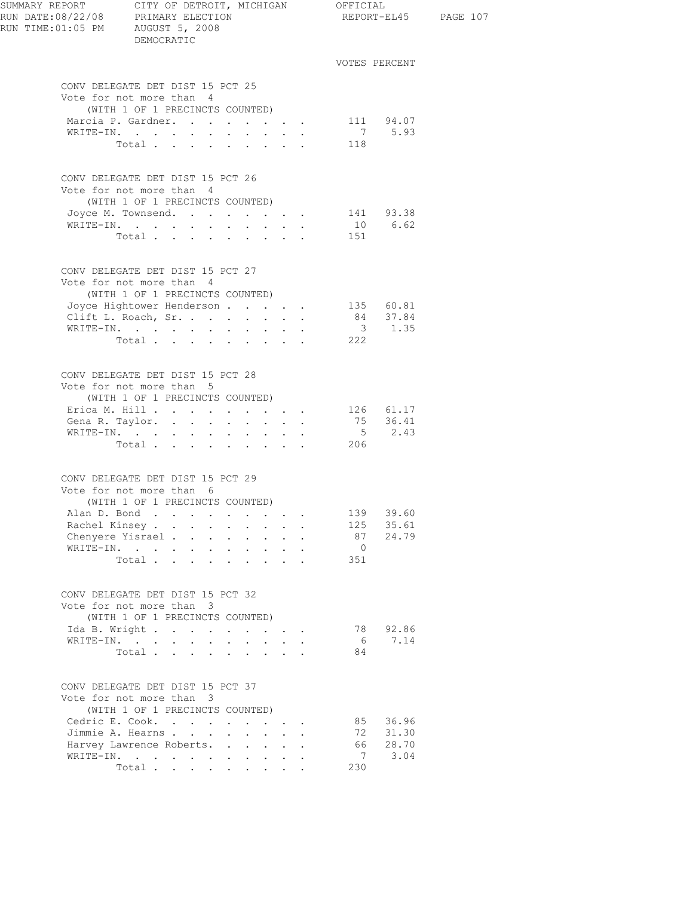SUMMARY REPORT — CITY OF DETROIT, MICHIGAN — OFFICIAL
RUN DATE:08/22/08 — PRIMARY ELECTION — REPORT-EL45
RUN TIME:01:05 PM — AUGUST 5, 2008
DEMOCRATIC

### CONV DELEGATE DET DIST 15 PCT 25
Vote for not more than 4
(WITH 1 OF 1 PRECINCTS COUNTED)

| | VOTES | PERCENT |
|---|---|---|
| Marcia P. Gardner | 111 | 94.07 |
| WRITE-IN | 7 | 5.93 |
| Total | 118 | |

### CONV DELEGATE DET DIST 15 PCT 26
Vote for not more than 4
(WITH 1 OF 1 PRECINCTS COUNTED)

| | VOTES | PERCENT |
|---|---|---|
| Joyce M. Townsend | 141 | 93.38 |
| WRITE-IN | 10 | 6.62 |
| Total | 151 | |

### CONV DELEGATE DET DIST 15 PCT 27
Vote for not more than 4
(WITH 1 OF 1 PRECINCTS COUNTED)

| | VOTES | PERCENT |
|---|---|---|
| Joyce Hightower Henderson | 135 | 60.81 |
| Clift L. Roach, Sr. | 84 | 37.84 |
| WRITE-IN | 3 | 1.35 |
| Total | 222 | |

### CONV DELEGATE DET DIST 15 PCT 28
Vote for not more than 5
(WITH 1 OF 1 PRECINCTS COUNTED)

| | VOTES | PERCENT |
|---|---|---|
| Erica M. Hill | 126 | 61.17 |
| Gena R. Taylor | 75 | 36.41 |
| WRITE-IN | 5 | 2.43 |
| Total | 206 | |

### CONV DELEGATE DET DIST 15 PCT 29
Vote for not more than 6
(WITH 1 OF 1 PRECINCTS COUNTED)

| | VOTES | PERCENT |
|---|---|---|
| Alan D. Bond | 139 | 39.60 |
| Rachel Kinsey | 125 | 35.61 |
| Chenyere Yisrael | 87 | 24.79 |
| WRITE-IN | 0 | |
| Total | 351 | |

### CONV DELEGATE DET DIST 15 PCT 32
Vote for not more than 3
(WITH 1 OF 1 PRECINCTS COUNTED)

| | VOTES | PERCENT |
|---|---|---|
| Ida B. Wright | 78 | 92.86 |
| WRITE-IN | 6 | 7.14 |
| Total | 84 | |

### CONV DELEGATE DET DIST 15 PCT 37
Vote for not more than 3
(WITH 1 OF 1 PRECINCTS COUNTED)

| | VOTES | PERCENT |
|---|---|---|
| Cedric E. Cook | 85 | 36.96 |
| Jimmie A. Hearns | 72 | 31.30 |
| Harvey Lawrence Roberts | 66 | 28.70 |
| WRITE-IN | 7 | 3.04 |
| Total | 230 | |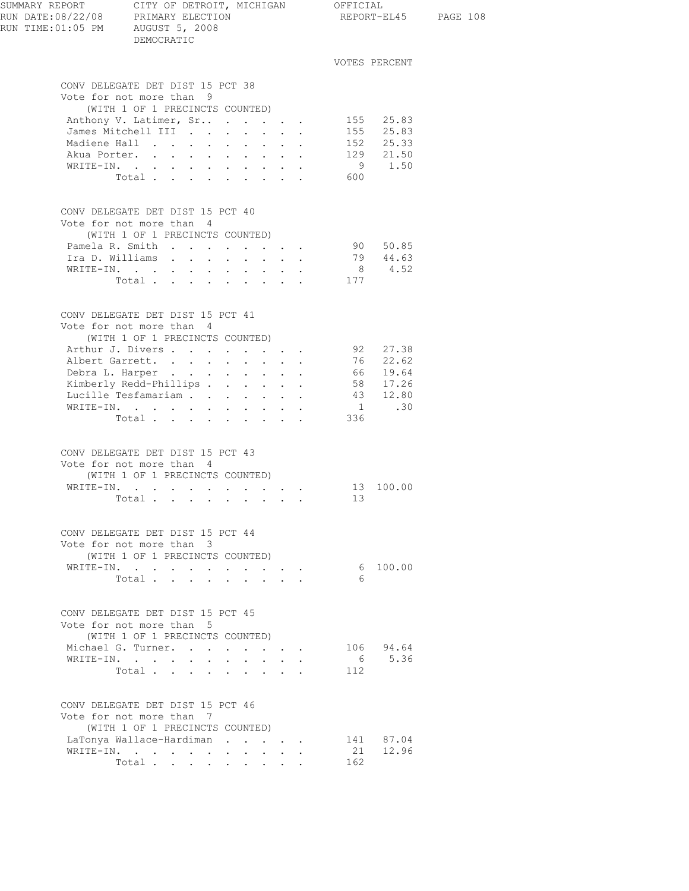SUMMARY REPORT — CITY OF DETROIT, MICHIGAN — OFFICIAL
RUN DATE:08/22/08 — PRIMARY ELECTION — REPORT-EL45
RUN TIME:01:05 PM — AUGUST 5, 2008
DEMOCRATIC

## CONV DELEGATE DET DIST 15 PCT 38

Vote for not more than 9
(WITH 1 OF 1 PRECINCTS COUNTED)

| Candidate | VOTES | PERCENT |
|---|---|---|
| Anthony V. Latimer, Sr. | 155 | 25.83 |
| James Mitchell III | 155 | 25.83 |
| Madiene Hall | 152 | 25.33 |
| Akua Porter | 129 | 21.50 |
| WRITE-IN | 9 | 1.50 |
| Total | 600 | |

## CONV DELEGATE DET DIST 15 PCT 40

Vote for not more than 4
(WITH 1 OF 1 PRECINCTS COUNTED)

| Candidate | VOTES | PERCENT |
|---|---|---|
| Pamela R. Smith | 90 | 50.85 |
| Ira D. Williams | 79 | 44.63 |
| WRITE-IN | 8 | 4.52 |
| Total | 177 | |

## CONV DELEGATE DET DIST 15 PCT 41

Vote for not more than 4
(WITH 1 OF 1 PRECINCTS COUNTED)

| Candidate | VOTES | PERCENT |
|---|---|---|
| Arthur J. Divers | 92 | 27.38 |
| Albert Garrett | 76 | 22.62 |
| Debra L. Harper | 66 | 19.64 |
| Kimberly Redd-Phillips | 58 | 17.26 |
| Lucille Tesfamariam | 43 | 12.80 |
| WRITE-IN | 1 | .30 |
| Total | 336 | |

## CONV DELEGATE DET DIST 15 PCT 43

Vote for not more than 4
(WITH 1 OF 1 PRECINCTS COUNTED)

| Candidate | VOTES | PERCENT |
|---|---|---|
| WRITE-IN | 13 | 100.00 |
| Total | 13 | |

## CONV DELEGATE DET DIST 15 PCT 44

Vote for not more than 3
(WITH 1 OF 1 PRECINCTS COUNTED)

| Candidate | VOTES | PERCENT |
|---|---|---|
| WRITE-IN | 6 | 100.00 |
| Total | 6 | |

## CONV DELEGATE DET DIST 15 PCT 45

Vote for not more than 5
(WITH 1 OF 1 PRECINCTS COUNTED)

| Candidate | VOTES | PERCENT |
|---|---|---|
| Michael G. Turner | 106 | 94.64 |
| WRITE-IN | 6 | 5.36 |
| Total | 112 | |

## CONV DELEGATE DET DIST 15 PCT 46

Vote for not more than 7
(WITH 1 OF 1 PRECINCTS COUNTED)

| Candidate | VOTES | PERCENT |
|---|---|---|
| LaTonya Wallace-Hardiman | 141 | 87.04 |
| WRITE-IN | 21 | 12.96 |
| Total | 162 | |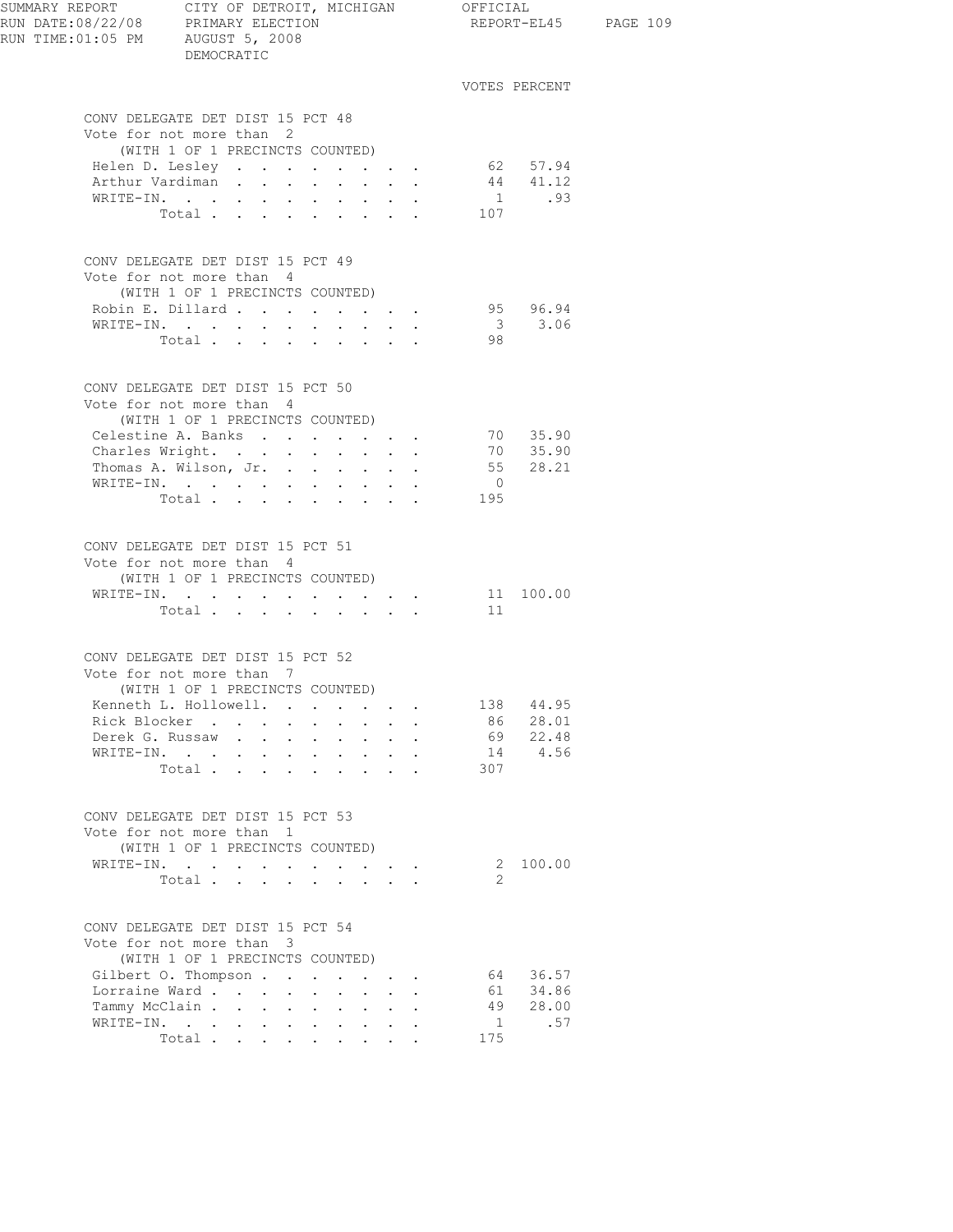SUMMARY REPORT CITY OF DETROIT, MICHIGAN OFFICIAL
RUN DATE:08/22/08 PRIMARY ELECTION REPORT-EL45
RUN TIME:01:05 PM AUGUST 5, 2008
DEMOCRATIC

## CONV DELEGATE DET DIST 15 PCT 48
Vote for not more than 2
(WITH 1 OF 1 PRECINCTS COUNTED)

| | VOTES | PERCENT |
|---|---|---|
| Helen D. Lesley | 62 | 57.94 |
| Arthur Vardiman | 44 | 41.12 |
| WRITE-IN. | 1 | .93 |
| Total | 107 | |

## CONV DELEGATE DET DIST 15 PCT 49
Vote for not more than 4
(WITH 1 OF 1 PRECINCTS COUNTED)

| | VOTES | PERCENT |
|---|---|---|
| Robin E. Dillard | 95 | 96.94 |
| WRITE-IN. | 3 | 3.06 |
| Total | 98 | |

## CONV DELEGATE DET DIST 15 PCT 50
Vote for not more than 4
(WITH 1 OF 1 PRECINCTS COUNTED)

| | VOTES | PERCENT |
|---|---|---|
| Celestine A. Banks | 70 | 35.90 |
| Charles Wright. | 70 | 35.90 |
| Thomas A. Wilson, Jr. | 55 | 28.21 |
| WRITE-IN. | 0 | |
| Total | 195 | |

## CONV DELEGATE DET DIST 15 PCT 51
Vote for not more than 4
(WITH 1 OF 1 PRECINCTS COUNTED)

| | VOTES | PERCENT |
|---|---|---|
| WRITE-IN. | 11 | 100.00 |
| Total | 11 | |

## CONV DELEGATE DET DIST 15 PCT 52
Vote for not more than 7
(WITH 1 OF 1 PRECINCTS COUNTED)

| | VOTES | PERCENT |
|---|---|---|
| Kenneth L. Hollowell. | 138 | 44.95 |
| Rick Blocker | 86 | 28.01 |
| Derek G. Russaw | 69 | 22.48 |
| WRITE-IN. | 14 | 4.56 |
| Total | 307 | |

## CONV DELEGATE DET DIST 15 PCT 53
Vote for not more than 1
(WITH 1 OF 1 PRECINCTS COUNTED)

| | VOTES | PERCENT |
|---|---|---|
| WRITE-IN. | 2 | 100.00 |
| Total | 2 | |

## CONV DELEGATE DET DIST 15 PCT 54
Vote for not more than 3
(WITH 1 OF 1 PRECINCTS COUNTED)

| | VOTES | PERCENT |
|---|---|---|
| Gilbert O. Thompson | 64 | 36.57 |
| Lorraine Ward | 61 | 34.86 |
| Tammy McClain | 49 | 28.00 |
| WRITE-IN. | 1 | .57 |
| Total | 175 | |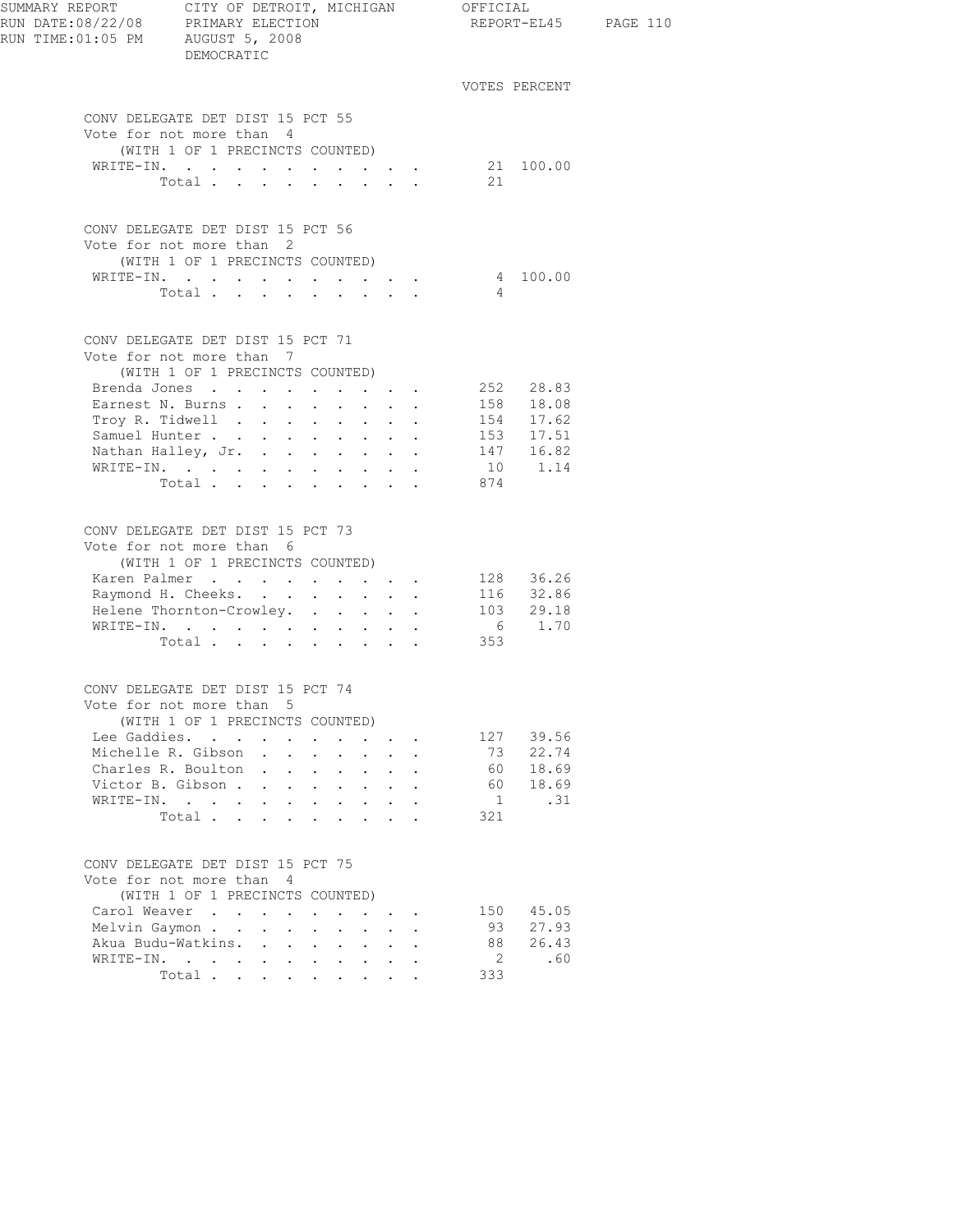SUMMARY REPORT CITY OF DETROIT, MICHIGAN OFFICIAL
RUN DATE:08/22/08 PRIMARY ELECTION REPORT-EL45
RUN TIME:01:05 PM AUGUST 5, 2008
DEMOCRATIC

### CONV DELEGATE DET DIST 15 PCT 55
Vote for not more than 4
(WITH 1 OF 1 PRECINCTS COUNTED)

| | VOTES | PERCENT |
|---|---|---|
| WRITE-IN. | 21 | 100.00 |
| Total | 21 | |

### CONV DELEGATE DET DIST 15 PCT 56
Vote for not more than 2
(WITH 1 OF 1 PRECINCTS COUNTED)

| | VOTES | PERCENT |
|---|---|---|
| WRITE-IN. | 4 | 100.00 |
| Total | 4 | |

### CONV DELEGATE DET DIST 15 PCT 71
Vote for not more than 7
(WITH 1 OF 1 PRECINCTS COUNTED)

| | VOTES | PERCENT |
|---|---|---|
| Brenda Jones | 252 | 28.83 |
| Earnest N. Burns | 158 | 18.08 |
| Troy R. Tidwell | 154 | 17.62 |
| Samuel Hunter | 153 | 17.51 |
| Nathan Halley, Jr. | 147 | 16.82 |
| WRITE-IN. | 10 | 1.14 |
| Total | 874 | |

### CONV DELEGATE DET DIST 15 PCT 73
Vote for not more than 6
(WITH 1 OF 1 PRECINCTS COUNTED)

| | VOTES | PERCENT |
|---|---|---|
| Karen Palmer | 128 | 36.26 |
| Raymond H. Cheeks. | 116 | 32.86 |
| Helene Thornton-Crowley. | 103 | 29.18 |
| WRITE-IN. | 6 | 1.70 |
| Total | 353 | |

### CONV DELEGATE DET DIST 15 PCT 74
Vote for not more than 5
(WITH 1 OF 1 PRECINCTS COUNTED)

| | VOTES | PERCENT |
|---|---|---|
| Lee Gaddies. | 127 | 39.56 |
| Michelle R. Gibson | 73 | 22.74 |
| Charles R. Boulton | 60 | 18.69 |
| Victor B. Gibson | 60 | 18.69 |
| WRITE-IN. | 1 | .31 |
| Total | 321 | |

### CONV DELEGATE DET DIST 15 PCT 75
Vote for not more than 4
(WITH 1 OF 1 PRECINCTS COUNTED)

| | VOTES | PERCENT |
|---|---|---|
| Carol Weaver | 150 | 45.05 |
| Melvin Gaymon | 93 | 27.93 |
| Akua Budu-Watkins. | 88 | 26.43 |
| WRITE-IN. | 2 | .60 |
| Total | 333 | |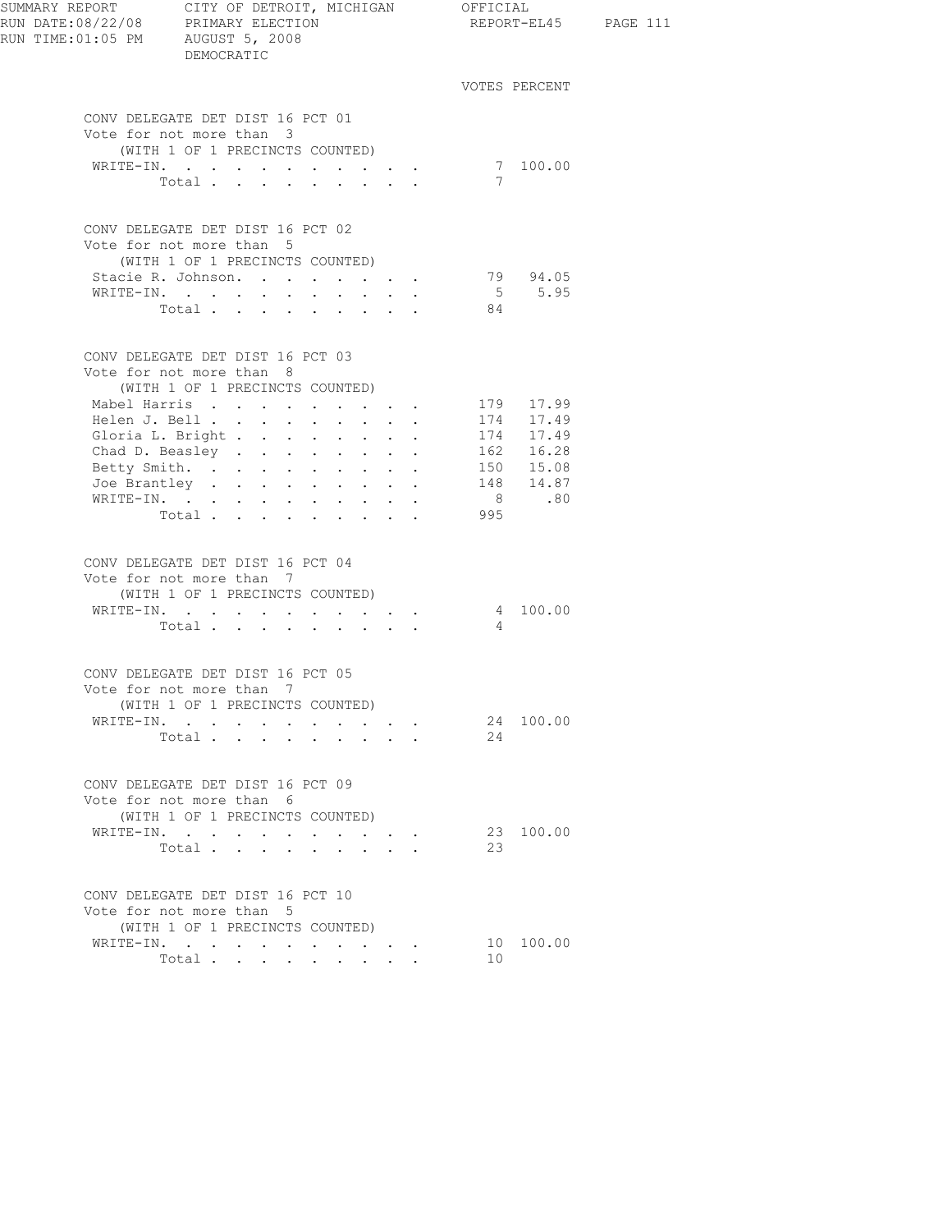SUMMARY REPORT — CITY OF DETROIT, MICHIGAN — OFFICIAL
RUN DATE:08/22/08 — PRIMARY ELECTION — REPORT-EL45
RUN TIME:01:05 PM — AUGUST 5, 2008
DEMOCRATIC

### CONV DELEGATE DET DIST 16 PCT 01

Vote for not more than 3
(WITH 1 OF 1 PRECINCTS COUNTED)

| | VOTES | PERCENT |
|---|---|---|
| WRITE-IN. | 7 | 100.00 |
| Total | 7 | |

### CONV DELEGATE DET DIST 16 PCT 02

Vote for not more than 5
(WITH 1 OF 1 PRECINCTS COUNTED)

| | VOTES | PERCENT |
|---|---|---|
| Stacie R. Johnson. | 79 | 94.05 |
| WRITE-IN. | 5 | 5.95 |
| Total | 84 | |

### CONV DELEGATE DET DIST 16 PCT 03

Vote for not more than 8
(WITH 1 OF 1 PRECINCTS COUNTED)

| | VOTES | PERCENT |
|---|---|---|
| Mabel Harris | 179 | 17.99 |
| Helen J. Bell | 174 | 17.49 |
| Gloria L. Bright | 174 | 17.49 |
| Chad D. Beasley | 162 | 16.28 |
| Betty Smith. | 150 | 15.08 |
| Joe Brantley | 148 | 14.87 |
| WRITE-IN. | 8 | .80 |
| Total | 995 | |

### CONV DELEGATE DET DIST 16 PCT 04

Vote for not more than 7
(WITH 1 OF 1 PRECINCTS COUNTED)

| | VOTES | PERCENT |
|---|---|---|
| WRITE-IN. | 4 | 100.00 |
| Total | 4 | |

### CONV DELEGATE DET DIST 16 PCT 05

Vote for not more than 7
(WITH 1 OF 1 PRECINCTS COUNTED)

| | VOTES | PERCENT |
|---|---|---|
| WRITE-IN. | 24 | 100.00 |
| Total | 24 | |

### CONV DELEGATE DET DIST 16 PCT 09

Vote for not more than 6
(WITH 1 OF 1 PRECINCTS COUNTED)

| | VOTES | PERCENT |
|---|---|---|
| WRITE-IN. | 23 | 100.00 |
| Total | 23 | |

### CONV DELEGATE DET DIST 16 PCT 10

Vote for not more than 5
(WITH 1 OF 1 PRECINCTS COUNTED)

| | VOTES | PERCENT |
|---|---|---|
| WRITE-IN. | 10 | 100.00 |
| Total | 10 | |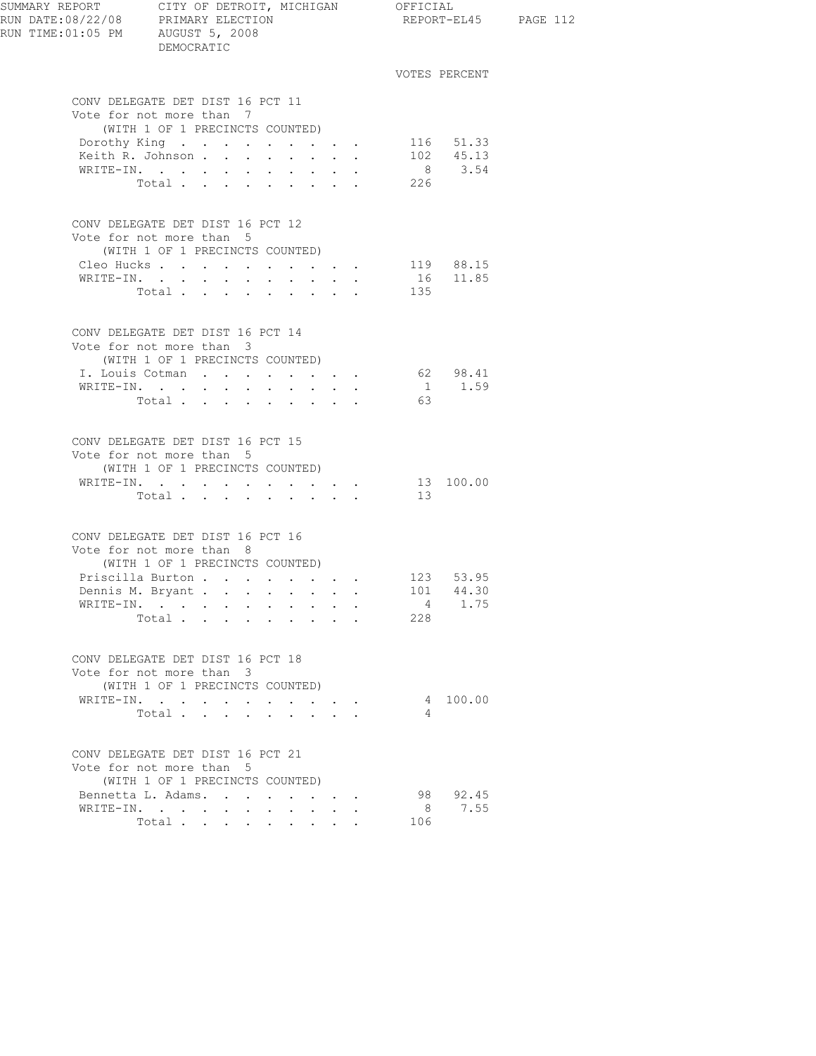SUMMARY REPORT CITY OF DETROIT, MICHIGAN OFFICIAL
RUN DATE:08/22/08 PRIMARY ELECTION REPORT-EL45
RUN TIME:01:05 PM AUGUST 5, 2008
DEMOCRATIC

## CONV DELEGATE DET DIST 16 PCT 11

Vote for not more than 7
(WITH 1 OF 1 PRECINCTS COUNTED)

| | VOTES | PERCENT |
|---|---|---|
| Dorothy King | 116 | 51.33 |
| Keith R. Johnson | 102 | 45.13 |
| WRITE-IN. | 8 | 3.54 |
| Total | 226 | |

## CONV DELEGATE DET DIST 16 PCT 12

Vote for not more than 5
(WITH 1 OF 1 PRECINCTS COUNTED)

| | VOTES | PERCENT |
|---|---|---|
| Cleo Hucks | 119 | 88.15 |
| WRITE-IN. | 16 | 11.85 |
| Total | 135 | |

## CONV DELEGATE DET DIST 16 PCT 14

Vote for not more than 3
(WITH 1 OF 1 PRECINCTS COUNTED)

| | VOTES | PERCENT |
|---|---|---|
| I. Louis Cotman | 62 | 98.41 |
| WRITE-IN. | 1 | 1.59 |
| Total | 63 | |

## CONV DELEGATE DET DIST 16 PCT 15

Vote for not more than 5
(WITH 1 OF 1 PRECINCTS COUNTED)

| | VOTES | PERCENT |
|---|---|---|
| WRITE-IN. | 13 | 100.00 |
| Total | 13 | |

## CONV DELEGATE DET DIST 16 PCT 16

Vote for not more than 8
(WITH 1 OF 1 PRECINCTS COUNTED)

| | VOTES | PERCENT |
|---|---|---|
| Priscilla Burton | 123 | 53.95 |
| Dennis M. Bryant | 101 | 44.30 |
| WRITE-IN. | 4 | 1.75 |
| Total | 228 | |

## CONV DELEGATE DET DIST 16 PCT 18

Vote for not more than 3
(WITH 1 OF 1 PRECINCTS COUNTED)

| | VOTES | PERCENT |
|---|---|---|
| WRITE-IN. | 4 | 100.00 |
| Total | 4 | |

## CONV DELEGATE DET DIST 16 PCT 21

Vote for not more than 5
(WITH 1 OF 1 PRECINCTS COUNTED)

| | VOTES | PERCENT |
|---|---|---|
| Bennetta L. Adams. | 98 | 92.45 |
| WRITE-IN. | 8 | 7.55 |
| Total | 106 | |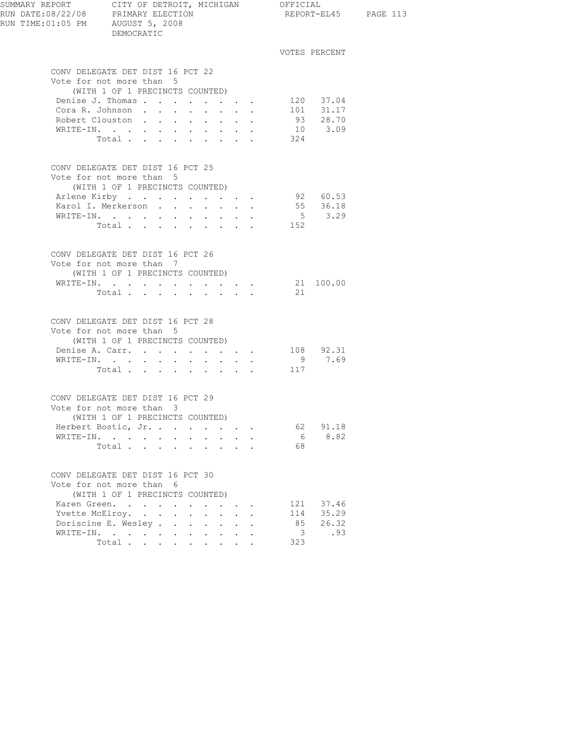SUMMARY REPORT CITY OF DETROIT, MICHIGAN OFFICIAL
RUN DATE:08/22/08 PRIMARY ELECTION REPORT-EL45
RUN TIME:01:05 PM AUGUST 5, 2008
DEMOCRATIC

## CONV DELEGATE DET DIST 16 PCT 22

Vote for not more than 5
(WITH 1 OF 1 PRECINCTS COUNTED)

| | VOTES | PERCENT |
|---|---|---|
| Denise J. Thomas | 120 | 37.04 |
| Cora R. Johnson | 101 | 31.17 |
| Robert Clouston | 93 | 28.70 |
| WRITE-IN. | 10 | 3.09 |
| Total | 324 | |

## CONV DELEGATE DET DIST 16 PCT 25

Vote for not more than 5
(WITH 1 OF 1 PRECINCTS COUNTED)

| | VOTES | PERCENT |
|---|---|---|
| Arlene Kirby | 92 | 60.53 |
| Karol I. Merkerson | 55 | 36.18 |
| WRITE-IN. | 5 | 3.29 |
| Total | 152 | |

## CONV DELEGATE DET DIST 16 PCT 26

Vote for not more than 7
(WITH 1 OF 1 PRECINCTS COUNTED)

| | VOTES | PERCENT |
|---|---|---|
| WRITE-IN. | 21 | 100.00 |
| Total | 21 | |

## CONV DELEGATE DET DIST 16 PCT 28

Vote for not more than 5
(WITH 1 OF 1 PRECINCTS COUNTED)

| | VOTES | PERCENT |
|---|---|---|
| Denise A. Carr. | 108 | 92.31 |
| WRITE-IN. | 9 | 7.69 |
| Total | 117 | |

## CONV DELEGATE DET DIST 16 PCT 29

Vote for not more than 3
(WITH 1 OF 1 PRECINCTS COUNTED)

| | VOTES | PERCENT |
|---|---|---|
| Herbert Bostic, Jr. | 62 | 91.18 |
| WRITE-IN. | 6 | 8.82 |
| Total | 68 | |

## CONV DELEGATE DET DIST 16 PCT 30

Vote for not more than 6
(WITH 1 OF 1 PRECINCTS COUNTED)

| | VOTES | PERCENT |
|---|---|---|
| Karen Green. | 121 | 37.46 |
| Yvette McElroy. | 114 | 35.29 |
| Doriscine E. Wesley | 85 | 26.32 |
| WRITE-IN. | 3 | .93 |
| Total | 323 | |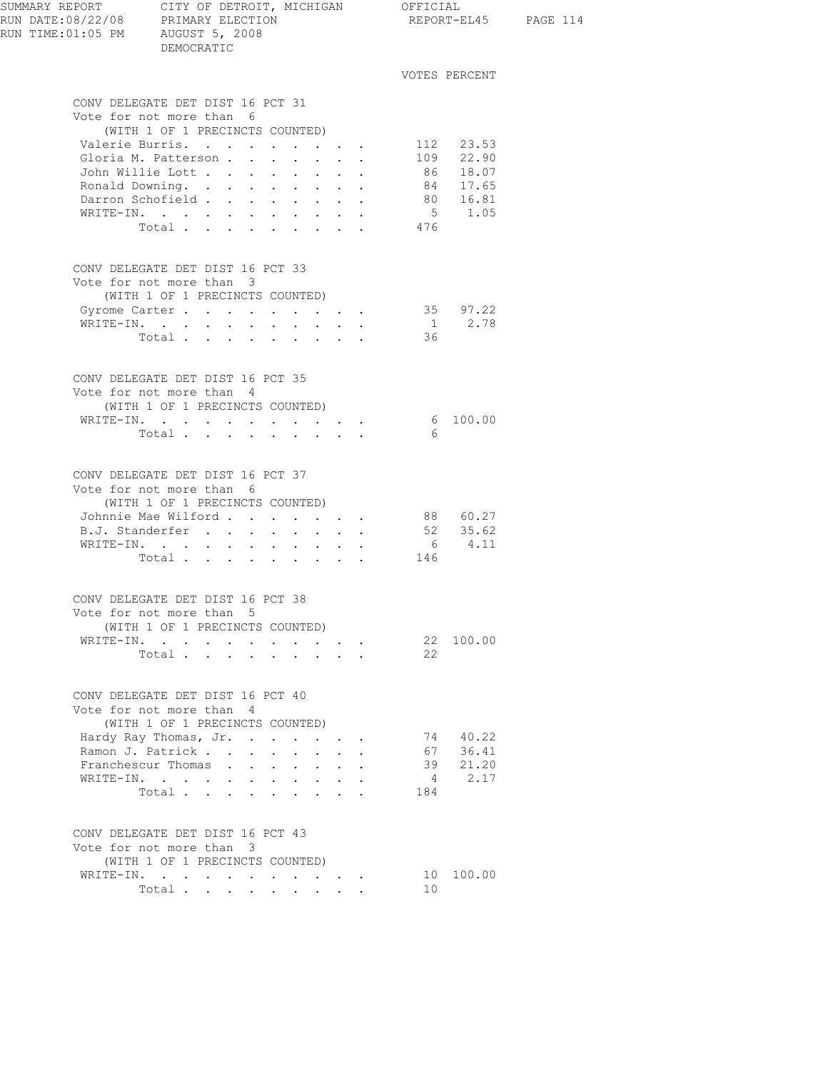SUMMARY REPORT CITY OF DETROIT, MICHIGAN OFFICIAL
RUN DATE:08/22/08 PRIMARY ELECTION REPORT-EL45
RUN TIME:01:05 PM AUGUST 5, 2008
DEMOCRATIC

## CONV DELEGATE DET DIST 16 PCT 31

Vote for not more than 6
(WITH 1 OF 1 PRECINCTS COUNTED)

| Candidate | VOTES | PERCENT |
|---|---|---|
| Valerie Burris | 112 | 23.53 |
| Gloria M. Patterson | 109 | 22.90 |
| John Willie Lott | 86 | 18.07 |
| Ronald Downing | 84 | 17.65 |
| Darron Schofield | 80 | 16.81 |
| WRITE-IN | 5 | 1.05 |
| Total | 476 | |

## CONV DELEGATE DET DIST 16 PCT 33

Vote for not more than 3
(WITH 1 OF 1 PRECINCTS COUNTED)

| Candidate | VOTES | PERCENT |
|---|---|---|
| Gyrome Carter | 35 | 97.22 |
| WRITE-IN | 1 | 2.78 |
| Total | 36 | |

## CONV DELEGATE DET DIST 16 PCT 35

Vote for not more than 4
(WITH 1 OF 1 PRECINCTS COUNTED)

| Candidate | VOTES | PERCENT |
|---|---|---|
| WRITE-IN | 6 | 100.00 |
| Total | 6 | |

## CONV DELEGATE DET DIST 16 PCT 37

Vote for not more than 6
(WITH 1 OF 1 PRECINCTS COUNTED)

| Candidate | VOTES | PERCENT |
|---|---|---|
| Johnnie Mae Wilford | 88 | 60.27 |
| B.J. Standerfer | 52 | 35.62 |
| WRITE-IN | 6 | 4.11 |
| Total | 146 | |

## CONV DELEGATE DET DIST 16 PCT 38

Vote for not more than 5
(WITH 1 OF 1 PRECINCTS COUNTED)

| Candidate | VOTES | PERCENT |
|---|---|---|
| WRITE-IN | 22 | 100.00 |
| Total | 22 | |

## CONV DELEGATE DET DIST 16 PCT 40

Vote for not more than 4
(WITH 1 OF 1 PRECINCTS COUNTED)

| Candidate | VOTES | PERCENT |
|---|---|---|
| Hardy Ray Thomas, Jr. | 74 | 40.22 |
| Ramon J. Patrick | 67 | 36.41 |
| Franchescur Thomas | 39 | 21.20 |
| WRITE-IN | 4 | 2.17 |
| Total | 184 | |

## CONV DELEGATE DET DIST 16 PCT 43

Vote for not more than 3
(WITH 1 OF 1 PRECINCTS COUNTED)

| Candidate | VOTES | PERCENT |
|---|---|---|
| WRITE-IN | 10 | 100.00 |
| Total | 10 | |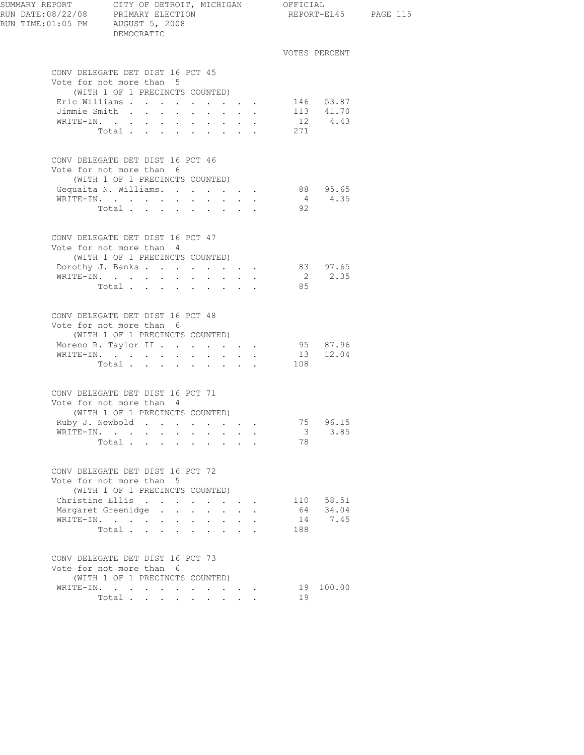SUMMARY REPORT CITY OF DETROIT, MICHIGAN OFFICIAL
RUN DATE:08/22/08 PRIMARY ELECTION REPORT-EL45
RUN TIME:01:05 PM AUGUST 5, 2008
DEMOCRATIC

## CONV DELEGATE DET DIST 16 PCT 45

Vote for not more than 5
(WITH 1 OF 1 PRECINCTS COUNTED)

| | VOTES | PERCENT |
|---|---|---|
| Eric Williams | 146 | 53.87 |
| Jimmie Smith | 113 | 41.70 |
| WRITE-IN. | 12 | 4.43 |
| Total | 271 | |

## CONV DELEGATE DET DIST 16 PCT 46

Vote for not more than 6
(WITH 1 OF 1 PRECINCTS COUNTED)

| | VOTES | PERCENT |
|---|---|---|
| Gequaita N. Williams. | 88 | 95.65 |
| WRITE-IN. | 4 | 4.35 |
| Total | 92 | |

## CONV DELEGATE DET DIST 16 PCT 47

Vote for not more than 4
(WITH 1 OF 1 PRECINCTS COUNTED)

| | VOTES | PERCENT |
|---|---|---|
| Dorothy J. Banks | 83 | 97.65 |
| WRITE-IN. | 2 | 2.35 |
| Total | 85 | |

## CONV DELEGATE DET DIST 16 PCT 48

Vote for not more than 6
(WITH 1 OF 1 PRECINCTS COUNTED)

| | VOTES | PERCENT |
|---|---|---|
| Moreno R. Taylor II | 95 | 87.96 |
| WRITE-IN. | 13 | 12.04 |
| Total | 108 | |

## CONV DELEGATE DET DIST 16 PCT 71

Vote for not more than 4
(WITH 1 OF 1 PRECINCTS COUNTED)

| | VOTES | PERCENT |
|---|---|---|
| Ruby J. Newbold | 75 | 96.15 |
| WRITE-IN. | 3 | 3.85 |
| Total | 78 | |

## CONV DELEGATE DET DIST 16 PCT 72

Vote for not more than 5
(WITH 1 OF 1 PRECINCTS COUNTED)

| | VOTES | PERCENT |
|---|---|---|
| Christine Ellis | 110 | 58.51 |
| Margaret Greenidge | 64 | 34.04 |
| WRITE-IN. | 14 | 7.45 |
| Total | 188 | |

## CONV DELEGATE DET DIST 16 PCT 73

Vote for not more than 6
(WITH 1 OF 1 PRECINCTS COUNTED)

| | VOTES | PERCENT |
|---|---|---|
| WRITE-IN. | 19 | 100.00 |
| Total | 19 | |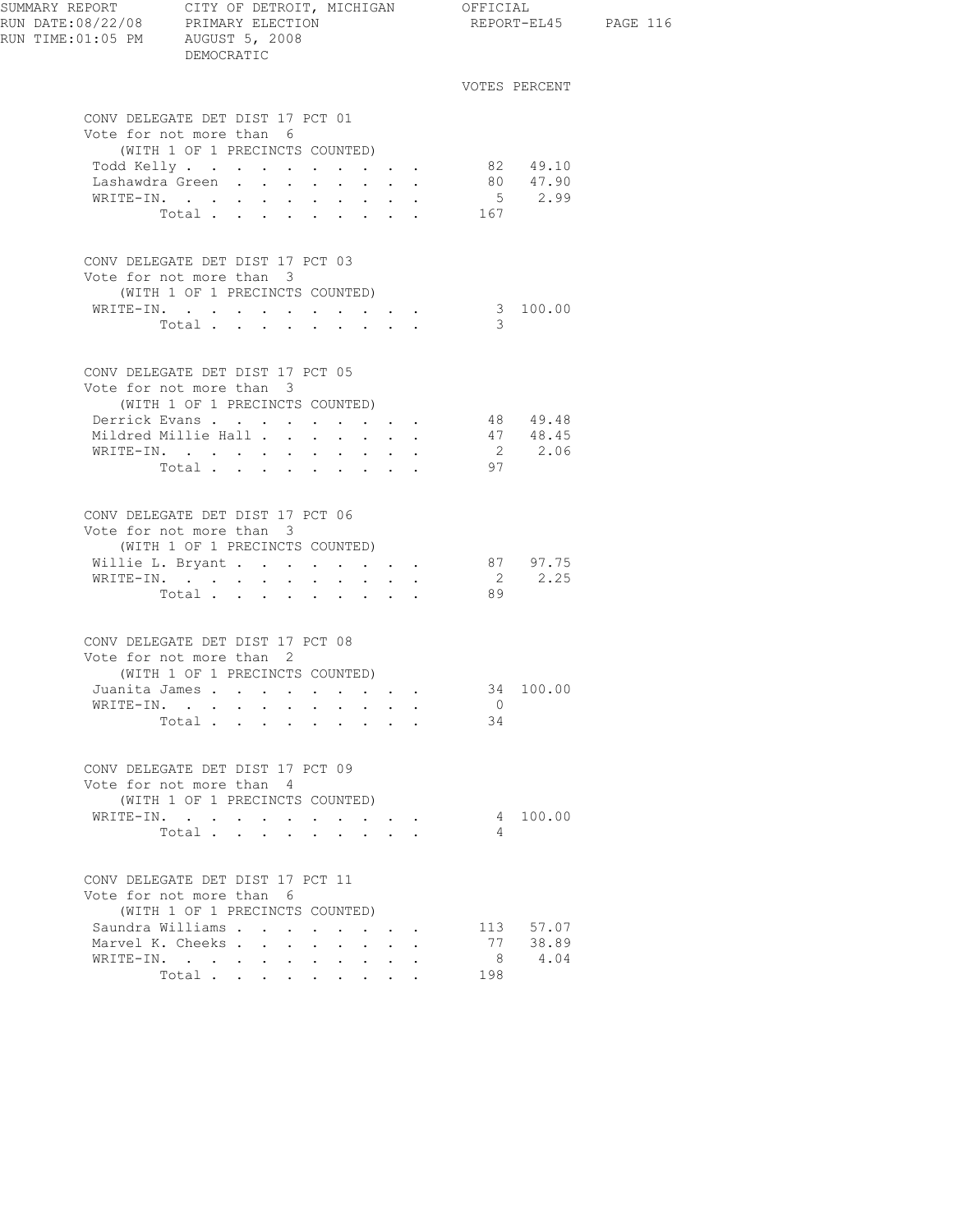SUMMARY REPORT CITY OF DETROIT, MICHIGAN OFFICIAL
RUN DATE:08/22/08 PRIMARY ELECTION REPORT-EL45
RUN TIME:01:05 PM AUGUST 5, 2008
DEMOCRATIC

### CONV DELEGATE DET DIST 17 PCT 01
Vote for not more than 6
(WITH 1 OF 1 PRECINCTS COUNTED)

| | VOTES | PERCENT |
|---|---|---|
| Todd Kelly | 82 | 49.10 |
| Lashawdra Green | 80 | 47.90 |
| WRITE-IN. | 5 | 2.99 |
| Total | 167 | |

### CONV DELEGATE DET DIST 17 PCT 03
Vote for not more than 3
(WITH 1 OF 1 PRECINCTS COUNTED)

| | VOTES | PERCENT |
|---|---|---|
| WRITE-IN. | 3 | 100.00 |
| Total | 3 | |

### CONV DELEGATE DET DIST 17 PCT 05
Vote for not more than 3
(WITH 1 OF 1 PRECINCTS COUNTED)

| | VOTES | PERCENT |
|---|---|---|
| Derrick Evans | 48 | 49.48 |
| Mildred Millie Hall | 47 | 48.45 |
| WRITE-IN. | 2 | 2.06 |
| Total | 97 | |

### CONV DELEGATE DET DIST 17 PCT 06
Vote for not more than 3
(WITH 1 OF 1 PRECINCTS COUNTED)

| | VOTES | PERCENT |
|---|---|---|
| Willie L. Bryant | 87 | 97.75 |
| WRITE-IN. | 2 | 2.25 |
| Total | 89 | |

### CONV DELEGATE DET DIST 17 PCT 08
Vote for not more than 2
(WITH 1 OF 1 PRECINCTS COUNTED)

| | VOTES | PERCENT |
|---|---|---|
| Juanita James | 34 | 100.00 |
| WRITE-IN. | 0 | |
| Total | 34 | |

### CONV DELEGATE DET DIST 17 PCT 09
Vote for not more than 4
(WITH 1 OF 1 PRECINCTS COUNTED)

| | VOTES | PERCENT |
|---|---|---|
| WRITE-IN. | 4 | 100.00 |
| Total | 4 | |

### CONV DELEGATE DET DIST 17 PCT 11
Vote for not more than 6
(WITH 1 OF 1 PRECINCTS COUNTED)

| | VOTES | PERCENT |
|---|---|---|
| Saundra Williams | 113 | 57.07 |
| Marvel K. Cheeks | 77 | 38.89 |
| WRITE-IN. | 8 | 4.04 |
| Total | 198 | |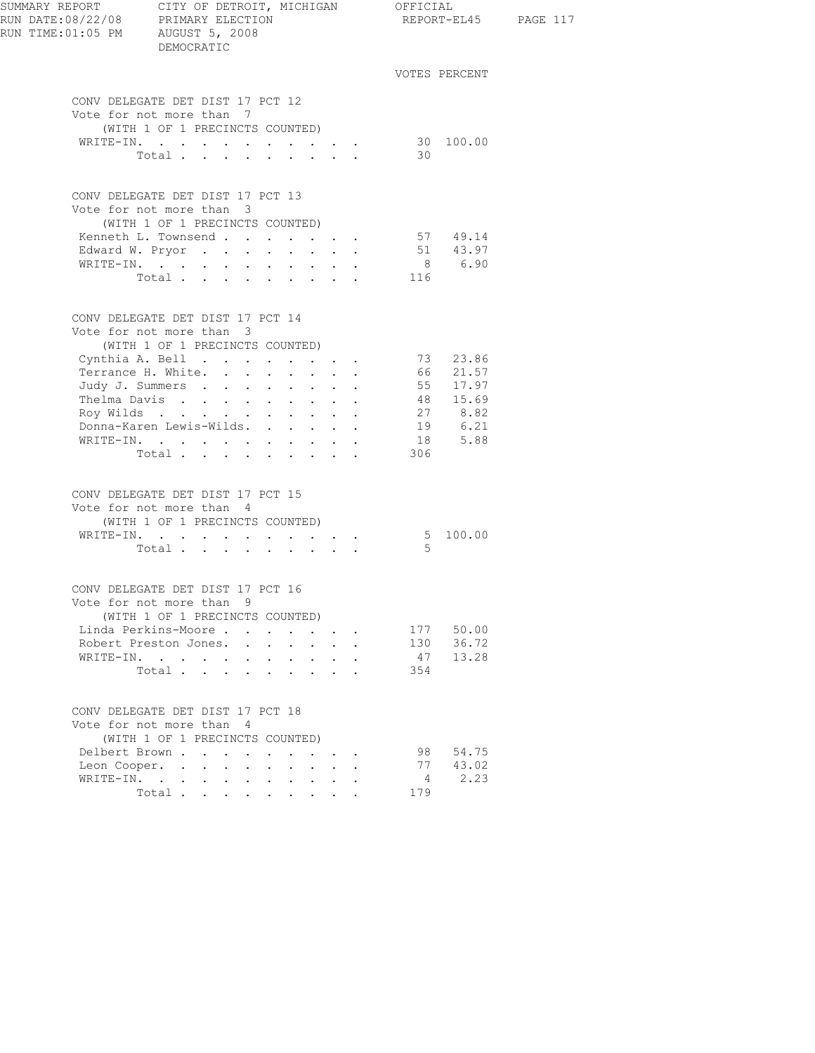DEMOCRATIC

### CONV DELEGATE DET DIST 17 PCT 12

Vote for not more than 7

(WITH 1 OF 1 PRECINCTS COUNTED)

| | VOTES | PERCENT |
|---|---|---|
| WRITE-IN. | 30 | 100.00 |
| Total | 30 | |

### CONV DELEGATE DET DIST 17 PCT 13

Vote for not more than 3

(WITH 1 OF 1 PRECINCTS COUNTED)

| | VOTES | PERCENT |
|---|---|---|
| Kenneth L. Townsend | 57 | 49.14 |
| Edward W. Pryor | 51 | 43.97 |
| WRITE-IN. | 8 | 6.90 |
| Total | 116 | |

### CONV DELEGATE DET DIST 17 PCT 14

Vote for not more than 3

(WITH 1 OF 1 PRECINCTS COUNTED)

| | VOTES | PERCENT |
|---|---|---|
| Cynthia A. Bell | 73 | 23.86 |
| Terrance H. White. | 66 | 21.57 |
| Judy J. Summers | 55 | 17.97 |
| Thelma Davis | 48 | 15.69 |
| Roy Wilds | 27 | 8.82 |
| Donna-Karen Lewis-Wilds. | 19 | 6.21 |
| WRITE-IN. | 18 | 5.88 |
| Total | 306 | |

### CONV DELEGATE DET DIST 17 PCT 15

Vote for not more than 4

(WITH 1 OF 1 PRECINCTS COUNTED)

| | VOTES | PERCENT |
|---|---|---|
| WRITE-IN. | 5 | 100.00 |
| Total | 5 | |

### CONV DELEGATE DET DIST 17 PCT 16

Vote for not more than 9

(WITH 1 OF 1 PRECINCTS COUNTED)

| | VOTES | PERCENT |
|---|---|---|
| Linda Perkins-Moore | 177 | 50.00 |
| Robert Preston Jones. | 130 | 36.72 |
| WRITE-IN. | 47 | 13.28 |
| Total | 354 | |

### CONV DELEGATE DET DIST 17 PCT 18

Vote for not more than 4

(WITH 1 OF 1 PRECINCTS COUNTED)

| | VOTES | PERCENT |
|---|---|---|
| Delbert Brown | 98 | 54.75 |
| Leon Cooper. | 77 | 43.02 |
| WRITE-IN. | 4 | 2.23 |
| Total | 179 | |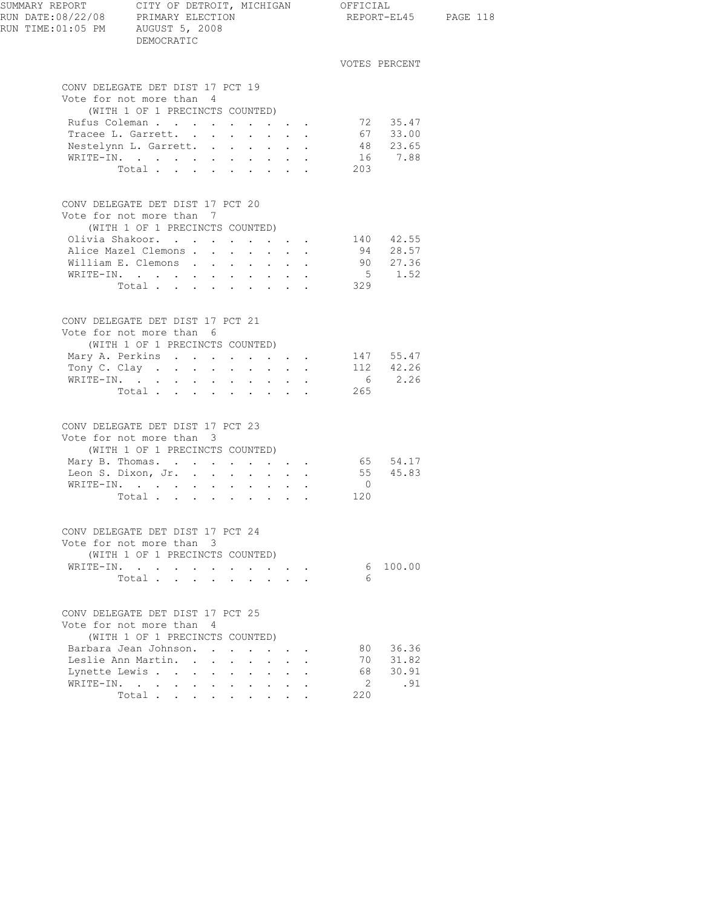DEMOCRATIC

### CONV DELEGATE DET DIST 17 PCT 19

Vote for not more than 4
(WITH 1 OF 1 PRECINCTS COUNTED)

| Candidate | VOTES | PERCENT |
|---|---|---|
| Rufus Coleman | 72 | 35.47 |
| Tracee L. Garrett | 67 | 33.00 |
| Nestelynn L. Garrett | 48 | 23.65 |
| WRITE-IN | 16 | 7.88 |
| Total | 203 | |

### CONV DELEGATE DET DIST 17 PCT 20

Vote for not more than 7
(WITH 1 OF 1 PRECINCTS COUNTED)

| Candidate | VOTES | PERCENT |
|---|---|---|
| Olivia Shakoor | 140 | 42.55 |
| Alice Mazel Clemons | 94 | 28.57 |
| William E. Clemons | 90 | 27.36 |
| WRITE-IN | 5 | 1.52 |
| Total | 329 | |

### CONV DELEGATE DET DIST 17 PCT 21

Vote for not more than 6
(WITH 1 OF 1 PRECINCTS COUNTED)

| Candidate | VOTES | PERCENT |
|---|---|---|
| Mary A. Perkins | 147 | 55.47 |
| Tony C. Clay | 112 | 42.26 |
| WRITE-IN | 6 | 2.26 |
| Total | 265 | |

### CONV DELEGATE DET DIST 17 PCT 23

Vote for not more than 3
(WITH 1 OF 1 PRECINCTS COUNTED)

| Candidate | VOTES | PERCENT |
|---|---|---|
| Mary B. Thomas | 65 | 54.17 |
| Leon S. Dixon, Jr. | 55 | 45.83 |
| WRITE-IN | 0 | |
| Total | 120 | |

### CONV DELEGATE DET DIST 17 PCT 24

Vote for not more than 3
(WITH 1 OF 1 PRECINCTS COUNTED)

| Candidate | VOTES | PERCENT |
|---|---|---|
| WRITE-IN | 6 | 100.00 |
| Total | 6 | |

### CONV DELEGATE DET DIST 17 PCT 25

Vote for not more than 4
(WITH 1 OF 1 PRECINCTS COUNTED)

| Candidate | VOTES | PERCENT |
|---|---|---|
| Barbara Jean Johnson | 80 | 36.36 |
| Leslie Ann Martin | 70 | 31.82 |
| Lynette Lewis | 68 | 30.91 |
| WRITE-IN | 2 | .91 |
| Total | 220 | |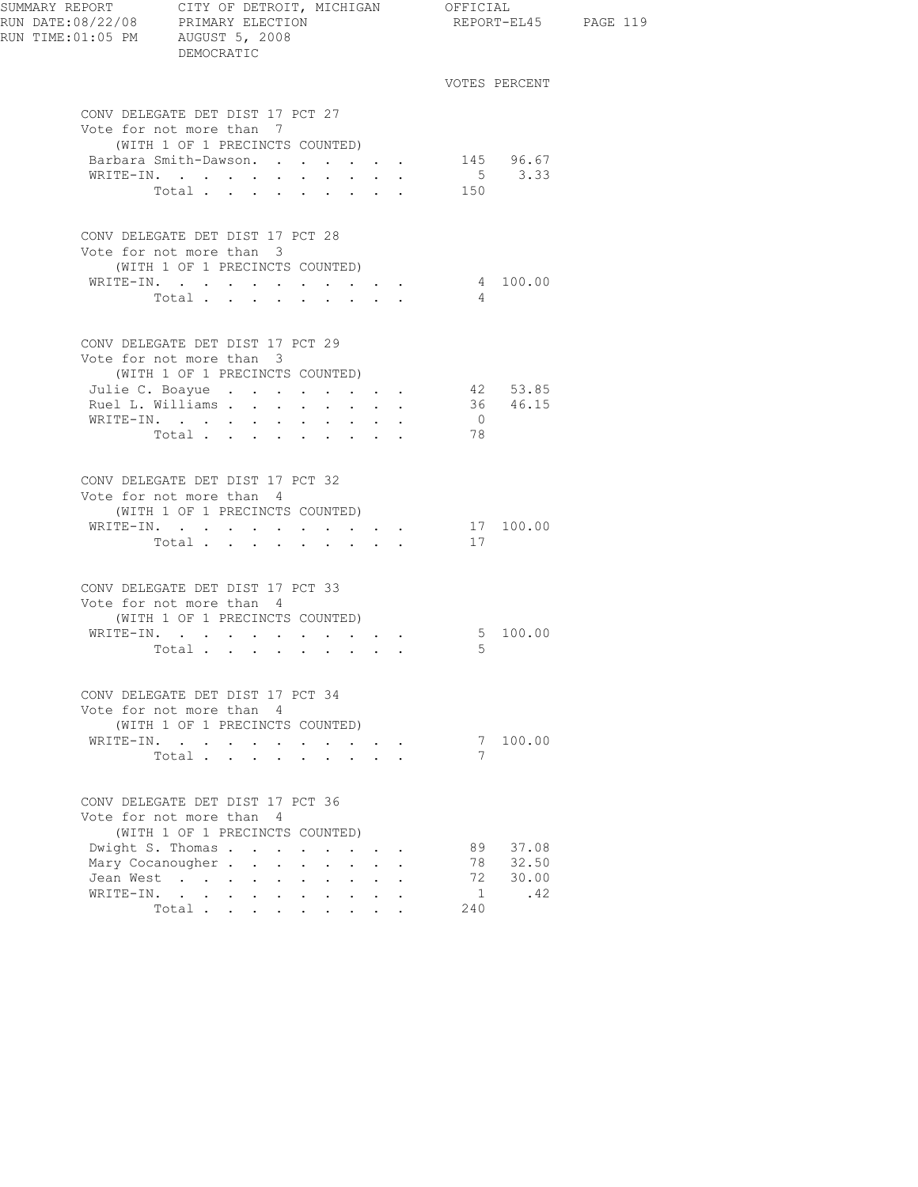SUMMARY REPORT — CITY OF DETROIT, MICHIGAN — OFFICIAL
RUN DATE:08/22/08 — PRIMARY ELECTION — REPORT-EL45
RUN TIME:01:05 PM — AUGUST 5, 2008
DEMOCRATIC

## CONV DELEGATE DET DIST 17 PCT 27
Vote for not more than 7
(WITH 1 OF 1 PRECINCTS COUNTED)

| | VOTES | PERCENT |
|---|---|---|
| Barbara Smith-Dawson | 145 | 96.67 |
| WRITE-IN | 5 | 3.33 |
| Total | 150 | |

## CONV DELEGATE DET DIST 17 PCT 28
Vote for not more than 3
(WITH 1 OF 1 PRECINCTS COUNTED)

| | VOTES | PERCENT |
|---|---|---|
| WRITE-IN | 4 | 100.00 |
| Total | 4 | |

## CONV DELEGATE DET DIST 17 PCT 29
Vote for not more than 3
(WITH 1 OF 1 PRECINCTS COUNTED)

| | VOTES | PERCENT |
|---|---|---|
| Julie C. Boayue | 42 | 53.85 |
| Ruel L. Williams | 36 | 46.15 |
| WRITE-IN | 0 | |
| Total | 78 | |

## CONV DELEGATE DET DIST 17 PCT 32
Vote for not more than 4
(WITH 1 OF 1 PRECINCTS COUNTED)

| | VOTES | PERCENT |
|---|---|---|
| WRITE-IN | 17 | 100.00 |
| Total | 17 | |

## CONV DELEGATE DET DIST 17 PCT 33
Vote for not more than 4
(WITH 1 OF 1 PRECINCTS COUNTED)

| | VOTES | PERCENT |
|---|---|---|
| WRITE-IN | 5 | 100.00 |
| Total | 5 | |

## CONV DELEGATE DET DIST 17 PCT 34
Vote for not more than 4
(WITH 1 OF 1 PRECINCTS COUNTED)

| | VOTES | PERCENT |
|---|---|---|
| WRITE-IN | 7 | 100.00 |
| Total | 7 | |

## CONV DELEGATE DET DIST 17 PCT 36
Vote for not more than 4
(WITH 1 OF 1 PRECINCTS COUNTED)

| | VOTES | PERCENT |
|---|---|---|
| Dwight S. Thomas | 89 | 37.08 |
| Mary Cocanougher | 78 | 32.50 |
| Jean West | 72 | 30.00 |
| WRITE-IN | 1 | .42 |
| Total | 240 | |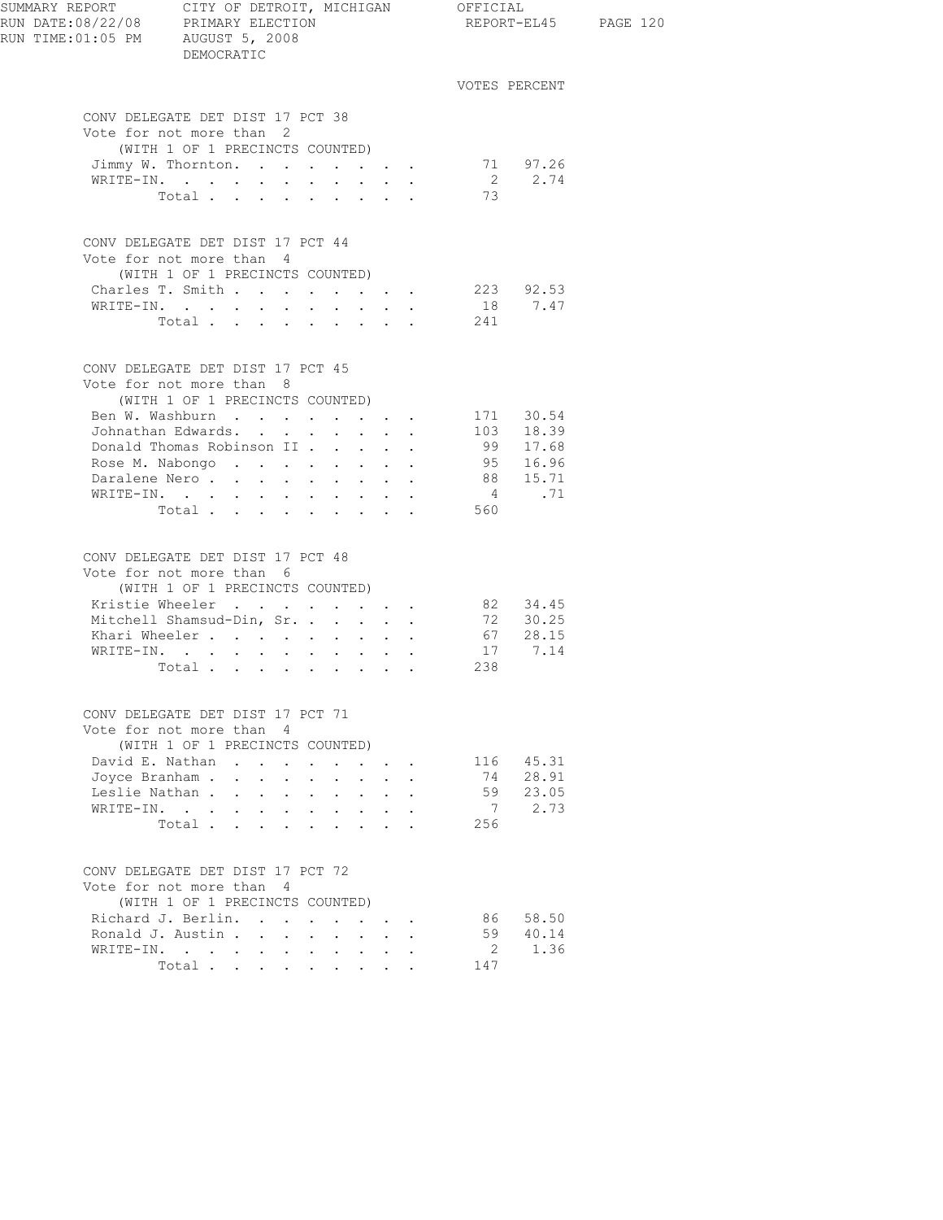## CONV DELEGATE DET DIST 17 PCT 38

Vote for not more than 2
(WITH 1 OF 1 PRECINCTS COUNTED)

| Candidate | VOTES | PERCENT |
|---|---|---|
| Jimmy W. Thornton | 71 | 97.26 |
| WRITE-IN | 2 | 2.74 |
| Total | 73 | |

## CONV DELEGATE DET DIST 17 PCT 44

Vote for not more than 4
(WITH 1 OF 1 PRECINCTS COUNTED)

| Candidate | VOTES | PERCENT |
|---|---|---|
| Charles T. Smith | 223 | 92.53 |
| WRITE-IN | 18 | 7.47 |
| Total | 241 | |

## CONV DELEGATE DET DIST 17 PCT 45

Vote for not more than 8
(WITH 1 OF 1 PRECINCTS COUNTED)

| Candidate | VOTES | PERCENT |
|---|---|---|
| Ben W. Washburn | 171 | 30.54 |
| Johnathan Edwards | 103 | 18.39 |
| Donald Thomas Robinson II | 99 | 17.68 |
| Rose M. Nabongo | 95 | 16.96 |
| Daralene Nero | 88 | 15.71 |
| WRITE-IN | 4 | .71 |
| Total | 560 | |

## CONV DELEGATE DET DIST 17 PCT 48

Vote for not more than 6
(WITH 1 OF 1 PRECINCTS COUNTED)

| Candidate | VOTES | PERCENT |
|---|---|---|
| Kristie Wheeler | 82 | 34.45 |
| Mitchell Shamsud-Din, Sr. | 72 | 30.25 |
| Khari Wheeler | 67 | 28.15 |
| WRITE-IN | 17 | 7.14 |
| Total | 238 | |

## CONV DELEGATE DET DIST 17 PCT 71

Vote for not more than 4
(WITH 1 OF 1 PRECINCTS COUNTED)

| Candidate | VOTES | PERCENT |
|---|---|---|
| David E. Nathan | 116 | 45.31 |
| Joyce Branham | 74 | 28.91 |
| Leslie Nathan | 59 | 23.05 |
| WRITE-IN | 7 | 2.73 |
| Total | 256 | |

## CONV DELEGATE DET DIST 17 PCT 72

Vote for not more than 4
(WITH 1 OF 1 PRECINCTS COUNTED)

| Candidate | VOTES | PERCENT |
|---|---|---|
| Richard J. Berlin | 86 | 58.50 |
| Ronald J. Austin | 59 | 40.14 |
| WRITE-IN | 2 | 1.36 |
| Total | 147 | |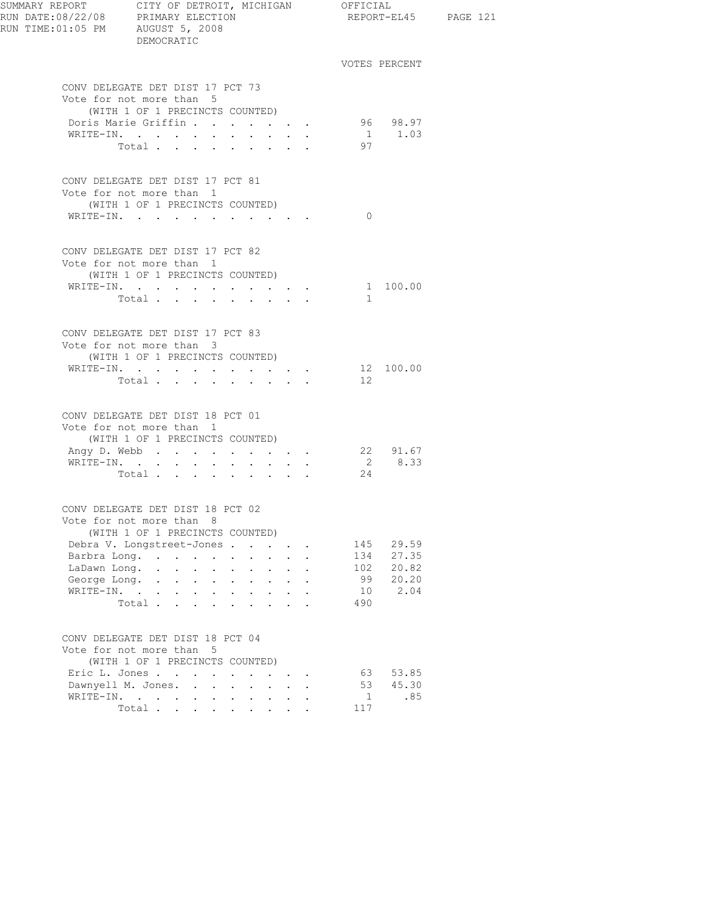VOTES PERCENT

## CONV DELEGATE DET DIST 17 PCT 73

Vote for not more than 5
(WITH 1 OF 1 PRECINCTS COUNTED)

| Candidate | Votes | Percent |
|---|---|---|
| Doris Marie Griffin | 96 | 98.97 |
| WRITE-IN. | 1 | 1.03 |
| Total | 97 | |

## CONV DELEGATE DET DIST 17 PCT 81

Vote for not more than 1
(WITH 1 OF 1 PRECINCTS COUNTED)

| Candidate | Votes | Percent |
|---|---|---|
| WRITE-IN. | 0 | |

## CONV DELEGATE DET DIST 17 PCT 82

Vote for not more than 1
(WITH 1 OF 1 PRECINCTS COUNTED)

| Candidate | Votes | Percent |
|---|---|---|
| WRITE-IN. | 1 | 100.00 |
| Total | 1 | |

## CONV DELEGATE DET DIST 17 PCT 83

Vote for not more than 3
(WITH 1 OF 1 PRECINCTS COUNTED)

| Candidate | Votes | Percent |
|---|---|---|
| WRITE-IN. | 12 | 100.00 |
| Total | 12 | |

## CONV DELEGATE DET DIST 18 PCT 01

Vote for not more than 1
(WITH 1 OF 1 PRECINCTS COUNTED)

| Candidate | Votes | Percent |
|---|---|---|
| Angy D. Webb | 22 | 91.67 |
| WRITE-IN. | 2 | 8.33 |
| Total | 24 | |

## CONV DELEGATE DET DIST 18 PCT 02

Vote for not more than 8
(WITH 1 OF 1 PRECINCTS COUNTED)

| Candidate | Votes | Percent |
|---|---|---|
| Debra V. Longstreet-Jones | 145 | 29.59 |
| Barbra Long. | 134 | 27.35 |
| LaDawn Long. | 102 | 20.82 |
| George Long. | 99 | 20.20 |
| WRITE-IN. | 10 | 2.04 |
| Total | 490 | |

## CONV DELEGATE DET DIST 18 PCT 04

Vote for not more than 5
(WITH 1 OF 1 PRECINCTS COUNTED)

| Candidate | Votes | Percent |
|---|---|---|
| Eric L. Jones | 63 | 53.85 |
| Dawnyell M. Jones. | 53 | 45.30 |
| WRITE-IN. | 1 | .85 |
| Total | 117 | |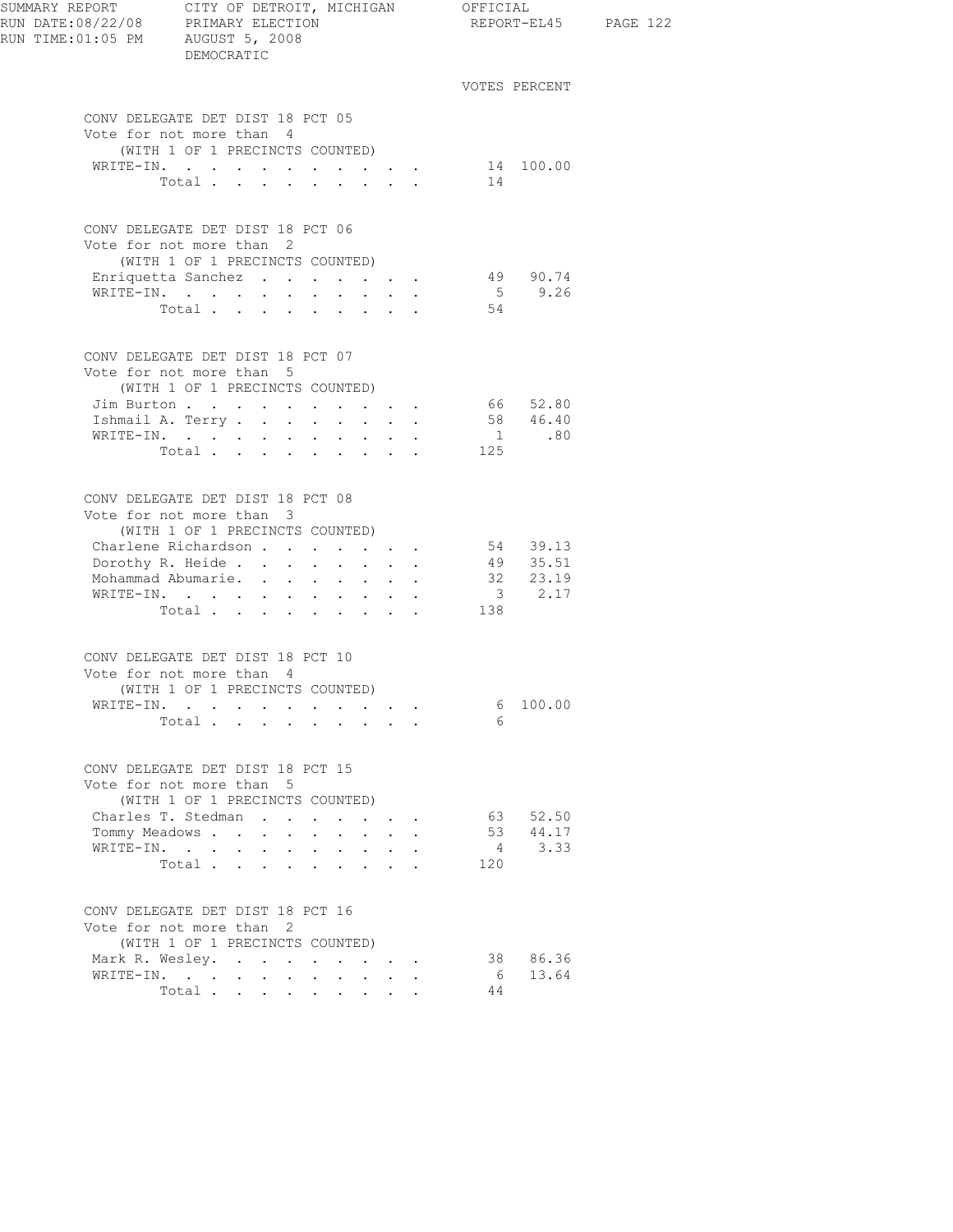SUMMARY REPORT CITY OF DETROIT, MICHIGAN OFFICIAL
RUN DATE:08/22/08 PRIMARY ELECTION REPORT-EL45
RUN TIME:01:05 PM AUGUST 5, 2008
DEMOCRATIC

### CONV DELEGATE DET DIST 18 PCT 05
Vote for not more than 4
(WITH 1 OF 1 PRECINCTS COUNTED)

| | VOTES | PERCENT |
|---|---|---|
| WRITE-IN. | 14 | 100.00 |
| Total | 14 | |

### CONV DELEGATE DET DIST 18 PCT 06
Vote for not more than 2
(WITH 1 OF 1 PRECINCTS COUNTED)

| | VOTES | PERCENT |
|---|---|---|
| Enriquetta Sanchez | 49 | 90.74 |
| WRITE-IN. | 5 | 9.26 |
| Total | 54 | |

### CONV DELEGATE DET DIST 18 PCT 07
Vote for not more than 5
(WITH 1 OF 1 PRECINCTS COUNTED)

| | VOTES | PERCENT |
|---|---|---|
| Jim Burton | 66 | 52.80 |
| Ishmail A. Terry | 58 | 46.40 |
| WRITE-IN. | 1 | .80 |
| Total | 125 | |

### CONV DELEGATE DET DIST 18 PCT 08
Vote for not more than 3
(WITH 1 OF 1 PRECINCTS COUNTED)

| | VOTES | PERCENT |
|---|---|---|
| Charlene Richardson | 54 | 39.13 |
| Dorothy R. Heide | 49 | 35.51 |
| Mohammad Abumarie. | 32 | 23.19 |
| WRITE-IN. | 3 | 2.17 |
| Total | 138 | |

### CONV DELEGATE DET DIST 18 PCT 10
Vote for not more than 4
(WITH 1 OF 1 PRECINCTS COUNTED)

| | VOTES | PERCENT |
|---|---|---|
| WRITE-IN. | 6 | 100.00 |
| Total | 6 | |

### CONV DELEGATE DET DIST 18 PCT 15
Vote for not more than 5
(WITH 1 OF 1 PRECINCTS COUNTED)

| | VOTES | PERCENT |
|---|---|---|
| Charles T. Stedman | 63 | 52.50 |
| Tommy Meadows | 53 | 44.17 |
| WRITE-IN. | 4 | 3.33 |
| Total | 120 | |

### CONV DELEGATE DET DIST 18 PCT 16
Vote for not more than 2
(WITH 1 OF 1 PRECINCTS COUNTED)

| | VOTES | PERCENT |
|---|---|---|
| Mark R. Wesley. | 38 | 86.36 |
| WRITE-IN. | 6 | 13.64 |
| Total | 44 | |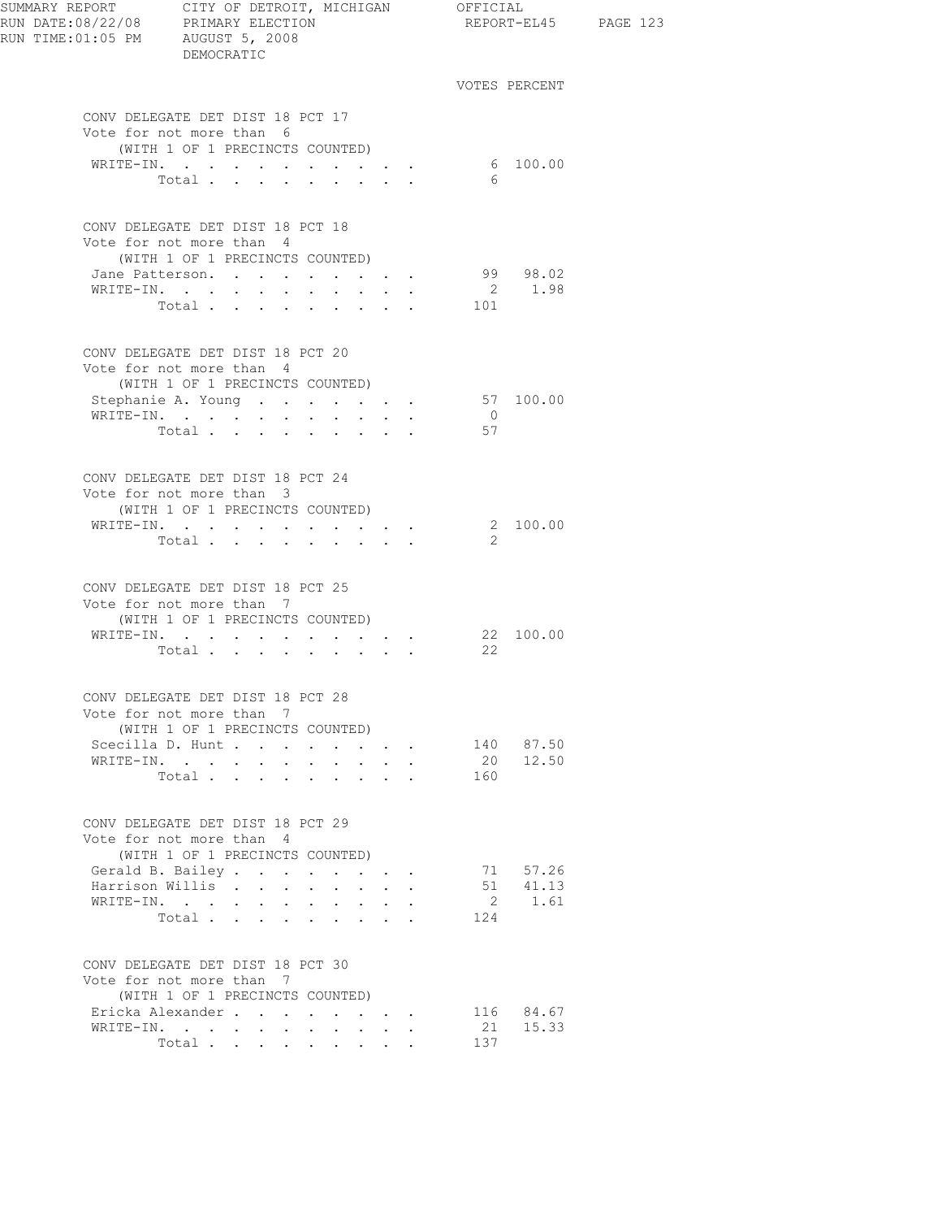SUMMARY REPORT — CITY OF DETROIT, MICHIGAN — OFFICIAL
RUN DATE:08/22/08 — PRIMARY ELECTION — REPORT-EL45
RUN TIME:01:05 PM — AUGUST 5, 2008
DEMOCRATIC

### CONV DELEGATE DET DIST 18 PCT 17
Vote for not more than 6
(WITH 1 OF 1 PRECINCTS COUNTED)

| | VOTES | PERCENT |
|---|---|---|
| WRITE-IN. | 6 | 100.00 |
| Total | 6 | |

### CONV DELEGATE DET DIST 18 PCT 18
Vote for not more than 4
(WITH 1 OF 1 PRECINCTS COUNTED)

| | VOTES | PERCENT |
|---|---|---|
| Jane Patterson. | 99 | 98.02 |
| WRITE-IN. | 2 | 1.98 |
| Total | 101 | |

### CONV DELEGATE DET DIST 18 PCT 20
Vote for not more than 4
(WITH 1 OF 1 PRECINCTS COUNTED)

| | VOTES | PERCENT |
|---|---|---|
| Stephanie A. Young | 57 | 100.00 |
| WRITE-IN. | 0 | |
| Total | 57 | |

### CONV DELEGATE DET DIST 18 PCT 24
Vote for not more than 3
(WITH 1 OF 1 PRECINCTS COUNTED)

| | VOTES | PERCENT |
|---|---|---|
| WRITE-IN. | 2 | 100.00 |
| Total | 2 | |

### CONV DELEGATE DET DIST 18 PCT 25
Vote for not more than 7
(WITH 1 OF 1 PRECINCTS COUNTED)

| | VOTES | PERCENT |
|---|---|---|
| WRITE-IN. | 22 | 100.00 |
| Total | 22 | |

### CONV DELEGATE DET DIST 18 PCT 28
Vote for not more than 7
(WITH 1 OF 1 PRECINCTS COUNTED)

| | VOTES | PERCENT |
|---|---|---|
| Scecilla D. Hunt | 140 | 87.50 |
| WRITE-IN. | 20 | 12.50 |
| Total | 160 | |

### CONV DELEGATE DET DIST 18 PCT 29
Vote for not more than 4
(WITH 1 OF 1 PRECINCTS COUNTED)

| | VOTES | PERCENT |
|---|---|---|
| Gerald B. Bailey | 71 | 57.26 |
| Harrison Willis | 51 | 41.13 |
| WRITE-IN. | 2 | 1.61 |
| Total | 124 | |

### CONV DELEGATE DET DIST 18 PCT 30
Vote for not more than 7
(WITH 1 OF 1 PRECINCTS COUNTED)

| | VOTES | PERCENT |
|---|---|---|
| Ericka Alexander | 116 | 84.67 |
| WRITE-IN. | 21 | 15.33 |
| Total | 137 | |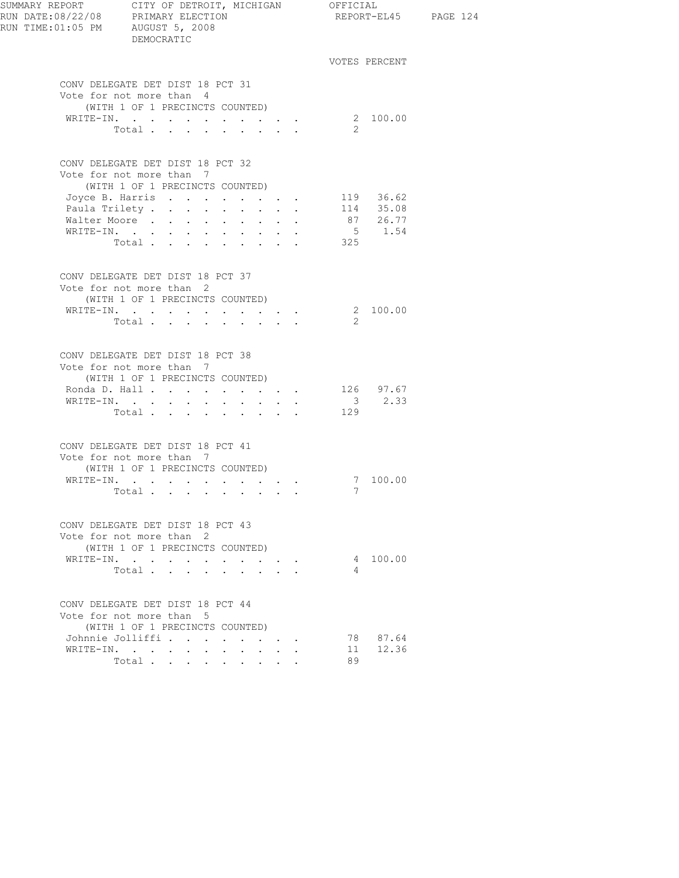SUMMARY REPORT CITY OF DETROIT, MICHIGAN OFFICIAL
RUN DATE:08/22/08 PRIMARY ELECTION REPORT-EL45
RUN TIME:01:05 PM AUGUST 5, 2008
DEMOCRATIC

### CONV DELEGATE DET DIST 18 PCT 31
Vote for not more than 4
(WITH 1 OF 1 PRECINCTS COUNTED)

| | VOTES | PERCENT |
|---|---|---|
| WRITE-IN. | 2 | 100.00 |
| Total | 2 | |

### CONV DELEGATE DET DIST 18 PCT 32
Vote for not more than 7
(WITH 1 OF 1 PRECINCTS COUNTED)

| | VOTES | PERCENT |
|---|---|---|
| Joyce B. Harris | 119 | 36.62 |
| Paula Trilety | 114 | 35.08 |
| Walter Moore | 87 | 26.77 |
| WRITE-IN. | 5 | 1.54 |
| Total | 325 | |

### CONV DELEGATE DET DIST 18 PCT 37
Vote for not more than 2
(WITH 1 OF 1 PRECINCTS COUNTED)

| | VOTES | PERCENT |
|---|---|---|
| WRITE-IN. | 2 | 100.00 |
| Total | 2 | |

### CONV DELEGATE DET DIST 18 PCT 38
Vote for not more than 7
(WITH 1 OF 1 PRECINCTS COUNTED)

| | VOTES | PERCENT |
|---|---|---|
| Ronda D. Hall | 126 | 97.67 |
| WRITE-IN. | 3 | 2.33 |
| Total | 129 | |

### CONV DELEGATE DET DIST 18 PCT 41
Vote for not more than 7
(WITH 1 OF 1 PRECINCTS COUNTED)

| | VOTES | PERCENT |
|---|---|---|
| WRITE-IN. | 7 | 100.00 |
| Total | 7 | |

### CONV DELEGATE DET DIST 18 PCT 43
Vote for not more than 2
(WITH 1 OF 1 PRECINCTS COUNTED)

| | VOTES | PERCENT |
|---|---|---|
| WRITE-IN. | 4 | 100.00 |
| Total | 4 | |

### CONV DELEGATE DET DIST 18 PCT 44
Vote for not more than 5
(WITH 1 OF 1 PRECINCTS COUNTED)

| | VOTES | PERCENT |
|---|---|---|
| Johnnie Jolliffi | 78 | 87.64 |
| WRITE-IN. | 11 | 12.36 |
| Total | 89 | |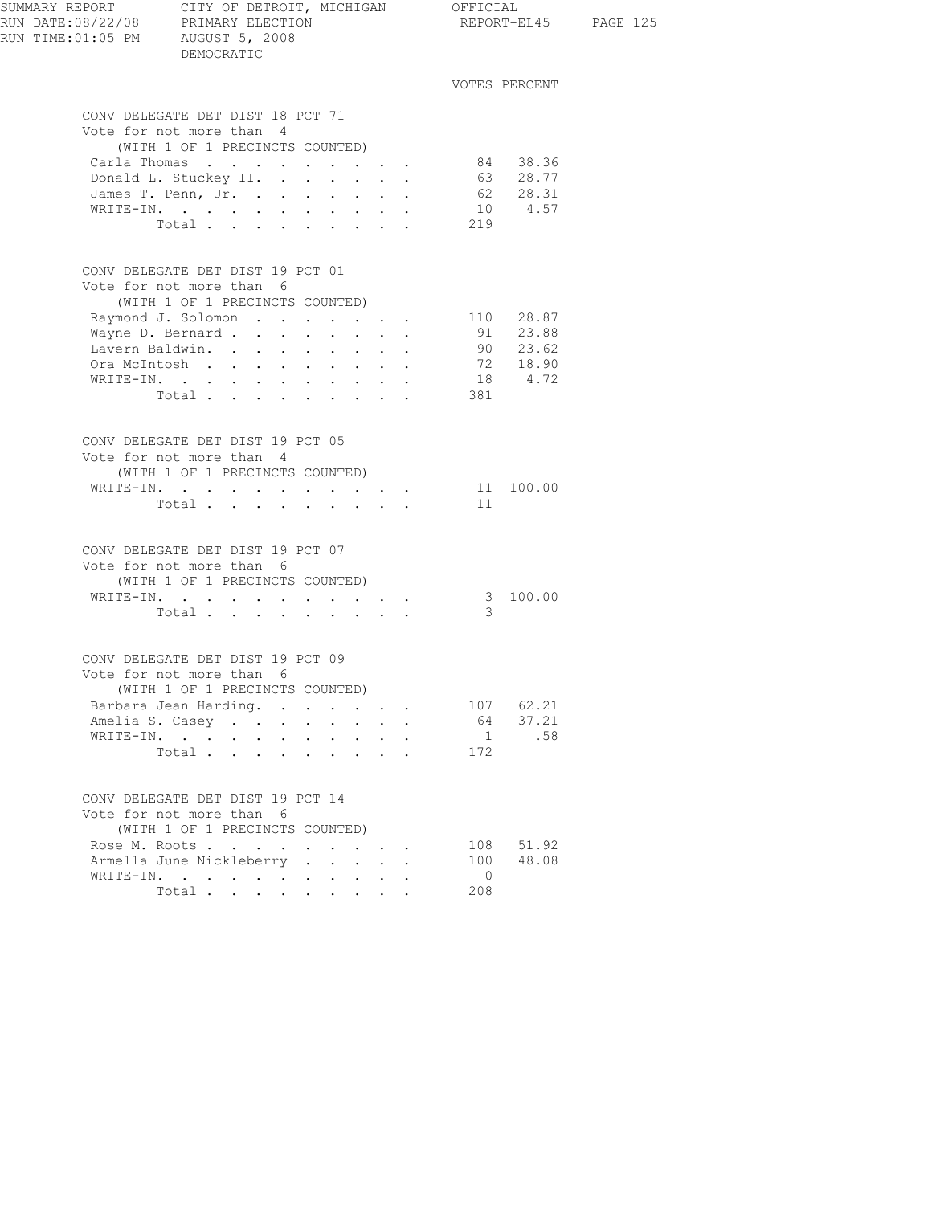SUMMARY REPORT — CITY OF DETROIT, MICHIGAN — OFFICIAL
RUN DATE:08/22/08 — PRIMARY ELECTION — REPORT-EL45
RUN TIME:01:05 PM — AUGUST 5, 2008
DEMOCRATIC

## CONV DELEGATE DET DIST 18 PCT 71

Vote for not more than 4
(WITH 1 OF 1 PRECINCTS COUNTED)

| | VOTES | PERCENT |
|---|---|---|
| Carla Thomas | 84 | 38.36 |
| Donald L. Stuckey II. | 63 | 28.77 |
| James T. Penn, Jr. | 62 | 28.31 |
| WRITE-IN. | 10 | 4.57 |
| Total | 219 | |

## CONV DELEGATE DET DIST 19 PCT 01

Vote for not more than 6
(WITH 1 OF 1 PRECINCTS COUNTED)

| | VOTES | PERCENT |
|---|---|---|
| Raymond J. Solomon | 110 | 28.87 |
| Wayne D. Bernard | 91 | 23.88 |
| Lavern Baldwin. | 90 | 23.62 |
| Ora McIntosh | 72 | 18.90 |
| WRITE-IN. | 18 | 4.72 |
| Total | 381 | |

## CONV DELEGATE DET DIST 19 PCT 05

Vote for not more than 4
(WITH 1 OF 1 PRECINCTS COUNTED)

| | VOTES | PERCENT |
|---|---|---|
| WRITE-IN. | 11 | 100.00 |
| Total | 11 | |

## CONV DELEGATE DET DIST 19 PCT 07

Vote for not more than 6
(WITH 1 OF 1 PRECINCTS COUNTED)

| | VOTES | PERCENT |
|---|---|---|
| WRITE-IN. | 3 | 100.00 |
| Total | 3 | |

## CONV DELEGATE DET DIST 19 PCT 09

Vote for not more than 6
(WITH 1 OF 1 PRECINCTS COUNTED)

| | VOTES | PERCENT |
|---|---|---|
| Barbara Jean Harding. | 107 | 62.21 |
| Amelia S. Casey | 64 | 37.21 |
| WRITE-IN. | 1 | .58 |
| Total | 172 | |

## CONV DELEGATE DET DIST 19 PCT 14

Vote for not more than 6
(WITH 1 OF 1 PRECINCTS COUNTED)

| | VOTES | PERCENT |
|---|---|---|
| Rose M. Roots | 108 | 51.92 |
| Armella June Nickleberry | 100 | 48.08 |
| WRITE-IN. | 0 | |
| Total | 208 | |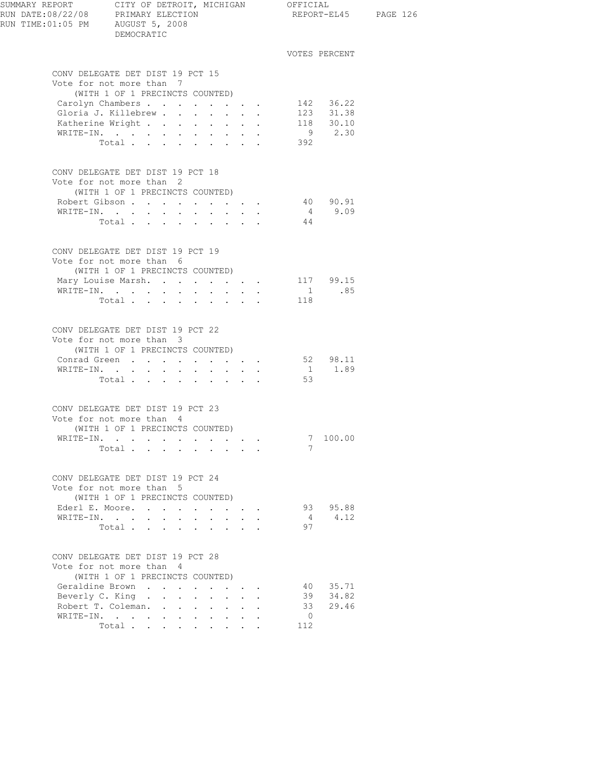SUMMARY REPORT — CITY OF DETROIT, MICHIGAN — OFFICIAL
RUN DATE:08/22/08 — PRIMARY ELECTION — REPORT-EL45
RUN TIME:01:05 PM — AUGUST 5, 2008
DEMOCRATIC

### CONV DELEGATE DET DIST 19 PCT 15
Vote for not more than 7
(WITH 1 OF 1 PRECINCTS COUNTED)

| | VOTES | PERCENT |
|---|---|---|
| Carolyn Chambers | 142 | 36.22 |
| Gloria J. Killebrew | 123 | 31.38 |
| Katherine Wright | 118 | 30.10 |
| WRITE-IN. | 9 | 2.30 |
| Total | 392 | |

### CONV DELEGATE DET DIST 19 PCT 18
Vote for not more than 2
(WITH 1 OF 1 PRECINCTS COUNTED)

| | VOTES | PERCENT |
|---|---|---|
| Robert Gibson | 40 | 90.91 |
| WRITE-IN. | 4 | 9.09 |
| Total | 44 | |

### CONV DELEGATE DET DIST 19 PCT 19
Vote for not more than 6
(WITH 1 OF 1 PRECINCTS COUNTED)

| | VOTES | PERCENT |
|---|---|---|
| Mary Louise Marsh. | 117 | 99.15 |
| WRITE-IN. | 1 | .85 |
| Total | 118 | |

### CONV DELEGATE DET DIST 19 PCT 22
Vote for not more than 3
(WITH 1 OF 1 PRECINCTS COUNTED)

| | VOTES | PERCENT |
|---|---|---|
| Conrad Green | 52 | 98.11 |
| WRITE-IN. | 1 | 1.89 |
| Total | 53 | |

### CONV DELEGATE DET DIST 19 PCT 23
Vote for not more than 4
(WITH 1 OF 1 PRECINCTS COUNTED)

| | VOTES | PERCENT |
|---|---|---|
| WRITE-IN. | 7 | 100.00 |
| Total | 7 | |

### CONV DELEGATE DET DIST 19 PCT 24
Vote for not more than 5
(WITH 1 OF 1 PRECINCTS COUNTED)

| | VOTES | PERCENT |
|---|---|---|
| Ederl E. Moore. | 93 | 95.88 |
| WRITE-IN. | 4 | 4.12 |
| Total | 97 | |

### CONV DELEGATE DET DIST 19 PCT 28
Vote for not more than 4
(WITH 1 OF 1 PRECINCTS COUNTED)

| | VOTES | PERCENT |
|---|---|---|
| Geraldine Brown | 40 | 35.71 |
| Beverly C. King | 39 | 34.82 |
| Robert T. Coleman. | 33 | 29.46 |
| WRITE-IN. | 0 | |
| Total | 112 | |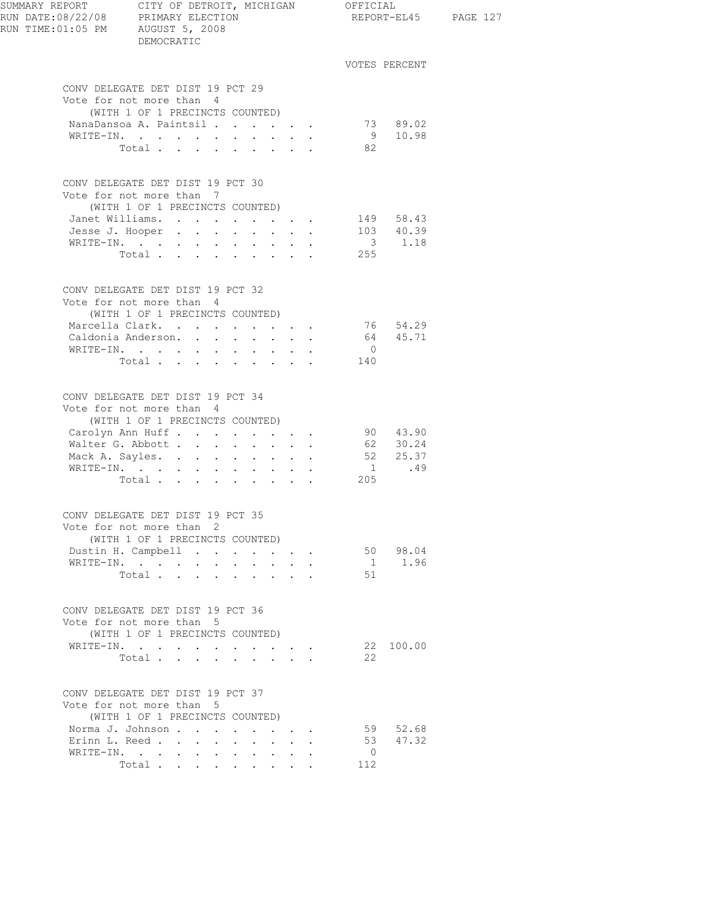SUMMARY REPORT — CITY OF DETROIT, MICHIGAN — OFFICIAL
RUN DATE:08/22/08 — PRIMARY ELECTION — REPORT-EL45
RUN TIME:01:05 PM — AUGUST 5, 2008
DEMOCRATIC

### CONV DELEGATE DET DIST 19 PCT 29
Vote for not more than 4
(WITH 1 OF 1 PRECINCTS COUNTED)

| | VOTES | PERCENT |
|---|---|---|
| NanaDansoa A. Paintsil | 73 | 89.02 |
| WRITE-IN. | 9 | 10.98 |
| Total | 82 | |

### CONV DELEGATE DET DIST 19 PCT 30
Vote for not more than 7
(WITH 1 OF 1 PRECINCTS COUNTED)

| | VOTES | PERCENT |
|---|---|---|
| Janet Williams. | 149 | 58.43 |
| Jesse J. Hooper | 103 | 40.39 |
| WRITE-IN. | 3 | 1.18 |
| Total | 255 | |

### CONV DELEGATE DET DIST 19 PCT 32
Vote for not more than 4
(WITH 1 OF 1 PRECINCTS COUNTED)

| | VOTES | PERCENT |
|---|---|---|
| Marcella Clark. | 76 | 54.29 |
| Caldonia Anderson. | 64 | 45.71 |
| WRITE-IN. | 0 | |
| Total | 140 | |

### CONV DELEGATE DET DIST 19 PCT 34
Vote for not more than 4
(WITH 1 OF 1 PRECINCTS COUNTED)

| | VOTES | PERCENT |
|---|---|---|
| Carolyn Ann Huff | 90 | 43.90 |
| Walter G. Abbott | 62 | 30.24 |
| Mack A. Sayles. | 52 | 25.37 |
| WRITE-IN. | 1 | .49 |
| Total | 205 | |

### CONV DELEGATE DET DIST 19 PCT 35
Vote for not more than 2
(WITH 1 OF 1 PRECINCTS COUNTED)

| | VOTES | PERCENT |
|---|---|---|
| Dustin H. Campbell | 50 | 98.04 |
| WRITE-IN. | 1 | 1.96 |
| Total | 51 | |

### CONV DELEGATE DET DIST 19 PCT 36
Vote for not more than 5
(WITH 1 OF 1 PRECINCTS COUNTED)

| | VOTES | PERCENT |
|---|---|---|
| WRITE-IN. | 22 | 100.00 |
| Total | 22 | |

### CONV DELEGATE DET DIST 19 PCT 37
Vote for not more than 5
(WITH 1 OF 1 PRECINCTS COUNTED)

| | VOTES | PERCENT |
|---|---|---|
| Norma J. Johnson | 59 | 52.68 |
| Erinn L. Reed | 53 | 47.32 |
| WRITE-IN. | 0 | |
| Total | 112 | |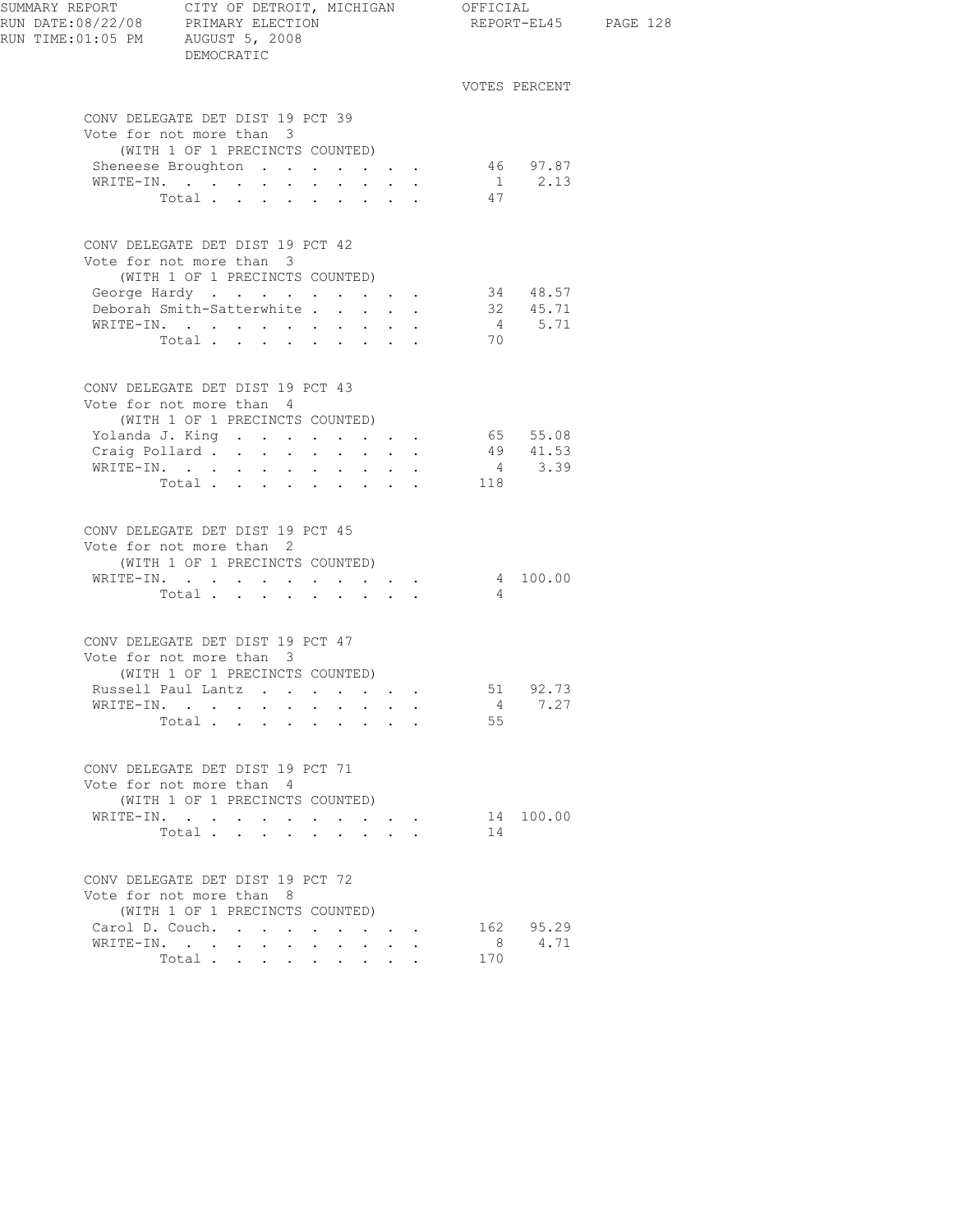DEMOCRATIC

## CONV DELEGATE DET DIST 19 PCT 39

Vote for not more than 3
(WITH 1 OF 1 PRECINCTS COUNTED)

| | VOTES | PERCENT |
|---|---|---|
| Sheneese Broughton | 46 | 97.87 |
| WRITE-IN. | 1 | 2.13 |
| Total | 47 | |

## CONV DELEGATE DET DIST 19 PCT 42

Vote for not more than 3
(WITH 1 OF 1 PRECINCTS COUNTED)

| | VOTES | PERCENT |
|---|---|---|
| George Hardy | 34 | 48.57 |
| Deborah Smith-Satterwhite | 32 | 45.71 |
| WRITE-IN. | 4 | 5.71 |
| Total | 70 | |

## CONV DELEGATE DET DIST 19 PCT 43

Vote for not more than 4
(WITH 1 OF 1 PRECINCTS COUNTED)

| | VOTES | PERCENT |
|---|---|---|
| Yolanda J. King | 65 | 55.08 |
| Craig Pollard | 49 | 41.53 |
| WRITE-IN. | 4 | 3.39 |
| Total | 118 | |

## CONV DELEGATE DET DIST 19 PCT 45

Vote for not more than 2
(WITH 1 OF 1 PRECINCTS COUNTED)

| | VOTES | PERCENT |
|---|---|---|
| WRITE-IN. | 4 | 100.00 |
| Total | 4 | |

## CONV DELEGATE DET DIST 19 PCT 47

Vote for not more than 3
(WITH 1 OF 1 PRECINCTS COUNTED)

| | VOTES | PERCENT |
|---|---|---|
| Russell Paul Lantz | 51 | 92.73 |
| WRITE-IN. | 4 | 7.27 |
| Total | 55 | |

## CONV DELEGATE DET DIST 19 PCT 71

Vote for not more than 4
(WITH 1 OF 1 PRECINCTS COUNTED)

| | VOTES | PERCENT |
|---|---|---|
| WRITE-IN. | 14 | 100.00 |
| Total | 14 | |

## CONV DELEGATE DET DIST 19 PCT 72

Vote for not more than 8
(WITH 1 OF 1 PRECINCTS COUNTED)

| | VOTES | PERCENT |
|---|---|---|
| Carol D. Couch. | 162 | 95.29 |
| WRITE-IN. | 8 | 4.71 |
| Total | 170 | |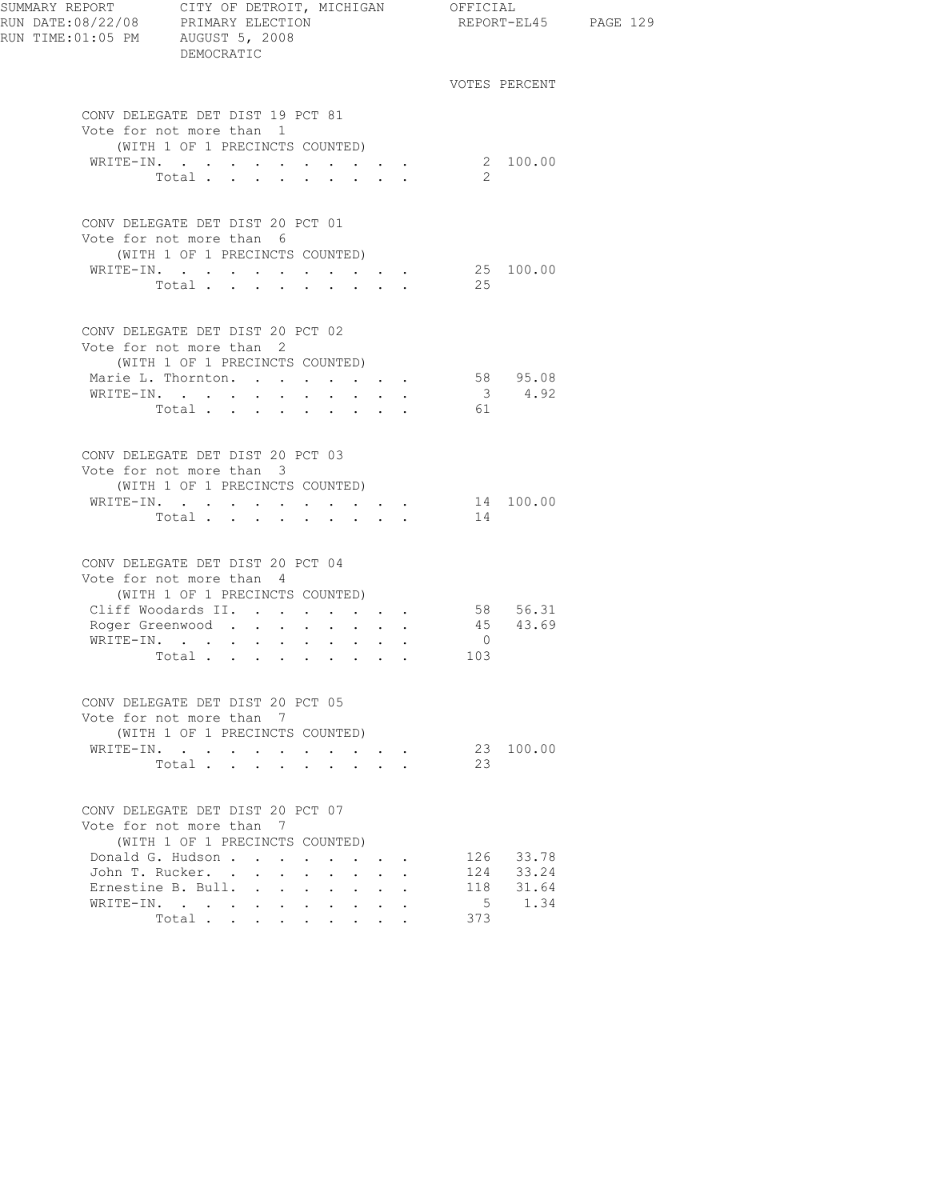SUMMARY REPORT CITY OF DETROIT, MICHIGAN OFFICIAL
RUN DATE:08/22/08 PRIMARY ELECTION
RUN TIME:01:05 PM AUGUST 5, 2008
DEMOCRATIC

## CONV DELEGATE DET DIST 19 PCT 81

Vote for not more than 1
(WITH 1 OF 1 PRECINCTS COUNTED)

| | VOTES | PERCENT |
|---|---|---|
| WRITE-IN. | 2 | 100.00 |
| Total | 2 | |

## CONV DELEGATE DET DIST 20 PCT 01

Vote for not more than 6
(WITH 1 OF 1 PRECINCTS COUNTED)

| | VOTES | PERCENT |
|---|---|---|
| WRITE-IN. | 25 | 100.00 |
| Total | 25 | |

## CONV DELEGATE DET DIST 20 PCT 02

Vote for not more than 2
(WITH 1 OF 1 PRECINCTS COUNTED)

| | VOTES | PERCENT |
|---|---|---|
| Marie L. Thornton. | 58 | 95.08 |
| WRITE-IN. | 3 | 4.92 |
| Total | 61 | |

## CONV DELEGATE DET DIST 20 PCT 03

Vote for not more than 3
(WITH 1 OF 1 PRECINCTS COUNTED)

| | VOTES | PERCENT |
|---|---|---|
| WRITE-IN. | 14 | 100.00 |
| Total | 14 | |

## CONV DELEGATE DET DIST 20 PCT 04

Vote for not more than 4
(WITH 1 OF 1 PRECINCTS COUNTED)

| | VOTES | PERCENT |
|---|---|---|
| Cliff Woodards II. | 58 | 56.31 |
| Roger Greenwood | 45 | 43.69 |
| WRITE-IN. | 0 | |
| Total | 103 | |

## CONV DELEGATE DET DIST 20 PCT 05

Vote for not more than 7
(WITH 1 OF 1 PRECINCTS COUNTED)

| | VOTES | PERCENT |
|---|---|---|
| WRITE-IN. | 23 | 100.00 |
| Total | 23 | |

## CONV DELEGATE DET DIST 20 PCT 07

Vote for not more than 7
(WITH 1 OF 1 PRECINCTS COUNTED)

| | VOTES | PERCENT |
|---|---|---|
| Donald G. Hudson | 126 | 33.78 |
| John T. Rucker. | 124 | 33.24 |
| Ernestine B. Bull. | 118 | 31.64 |
| WRITE-IN. | 5 | 1.34 |
| Total | 373 | |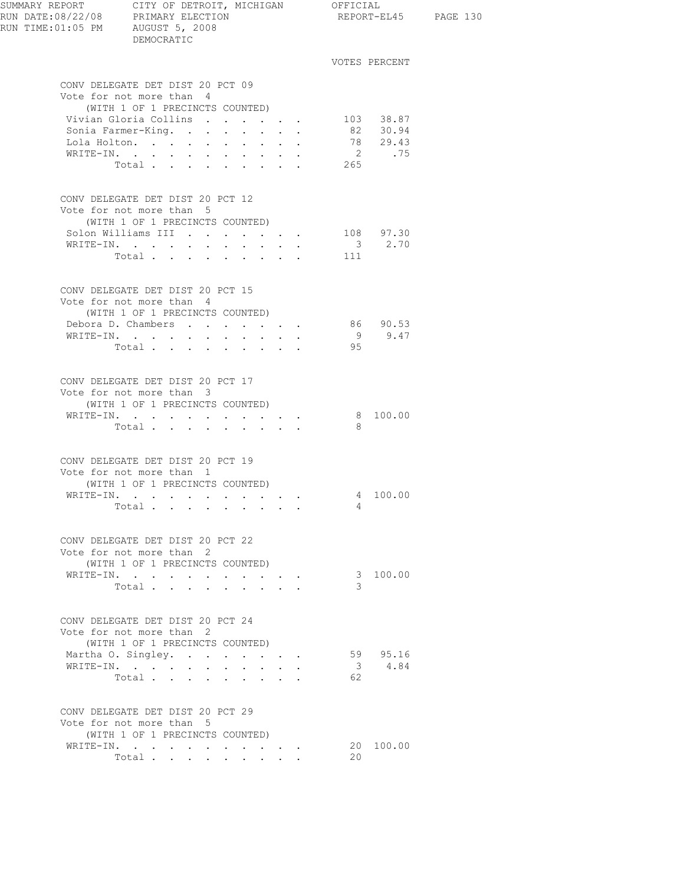SUMMARY REPORT CITY OF DETROIT, MICHIGAN OFFICIAL
RUN DATE:08/22/08 PRIMARY ELECTION REPORT-EL45
RUN TIME:01:05 PM AUGUST 5, 2008
DEMOCRATIC

## CONV DELEGATE DET DIST 20 PCT 09

Vote for not more than 4
(WITH 1 OF 1 PRECINCTS COUNTED)

| Candidate | VOTES | PERCENT |
|---|---|---|
| Vivian Gloria Collins | 103 | 38.87 |
| Sonia Farmer-King | 82 | 30.94 |
| Lola Holton | 78 | 29.43 |
| WRITE-IN | 2 | .75 |
| Total | 265 | |

## CONV DELEGATE DET DIST 20 PCT 12

Vote for not more than 5
(WITH 1 OF 1 PRECINCTS COUNTED)

| Candidate | VOTES | PERCENT |
|---|---|---|
| Solon Williams III | 108 | 97.30 |
| WRITE-IN | 3 | 2.70 |
| Total | 111 | |

## CONV DELEGATE DET DIST 20 PCT 15

Vote for not more than 4
(WITH 1 OF 1 PRECINCTS COUNTED)

| Candidate | VOTES | PERCENT |
|---|---|---|
| Debora D. Chambers | 86 | 90.53 |
| WRITE-IN | 9 | 9.47 |
| Total | 95 | |

## CONV DELEGATE DET DIST 20 PCT 17

Vote for not more than 3
(WITH 1 OF 1 PRECINCTS COUNTED)

| Candidate | VOTES | PERCENT |
|---|---|---|
| WRITE-IN | 8 | 100.00 |
| Total | 8 | |

## CONV DELEGATE DET DIST 20 PCT 19

Vote for not more than 1
(WITH 1 OF 1 PRECINCTS COUNTED)

| Candidate | VOTES | PERCENT |
|---|---|---|
| WRITE-IN | 4 | 100.00 |
| Total | 4 | |

## CONV DELEGATE DET DIST 20 PCT 22

Vote for not more than 2
(WITH 1 OF 1 PRECINCTS COUNTED)

| Candidate | VOTES | PERCENT |
|---|---|---|
| WRITE-IN | 3 | 100.00 |
| Total | 3 | |

## CONV DELEGATE DET DIST 20 PCT 24

Vote for not more than 2
(WITH 1 OF 1 PRECINCTS COUNTED)

| Candidate | VOTES | PERCENT |
|---|---|---|
| Martha O. Singley | 59 | 95.16 |
| WRITE-IN | 3 | 4.84 |
| Total | 62 | |

## CONV DELEGATE DET DIST 20 PCT 29

Vote for not more than 5
(WITH 1 OF 1 PRECINCTS COUNTED)

| Candidate | VOTES | PERCENT |
|---|---|---|
| WRITE-IN | 20 | 100.00 |
| Total | 20 | |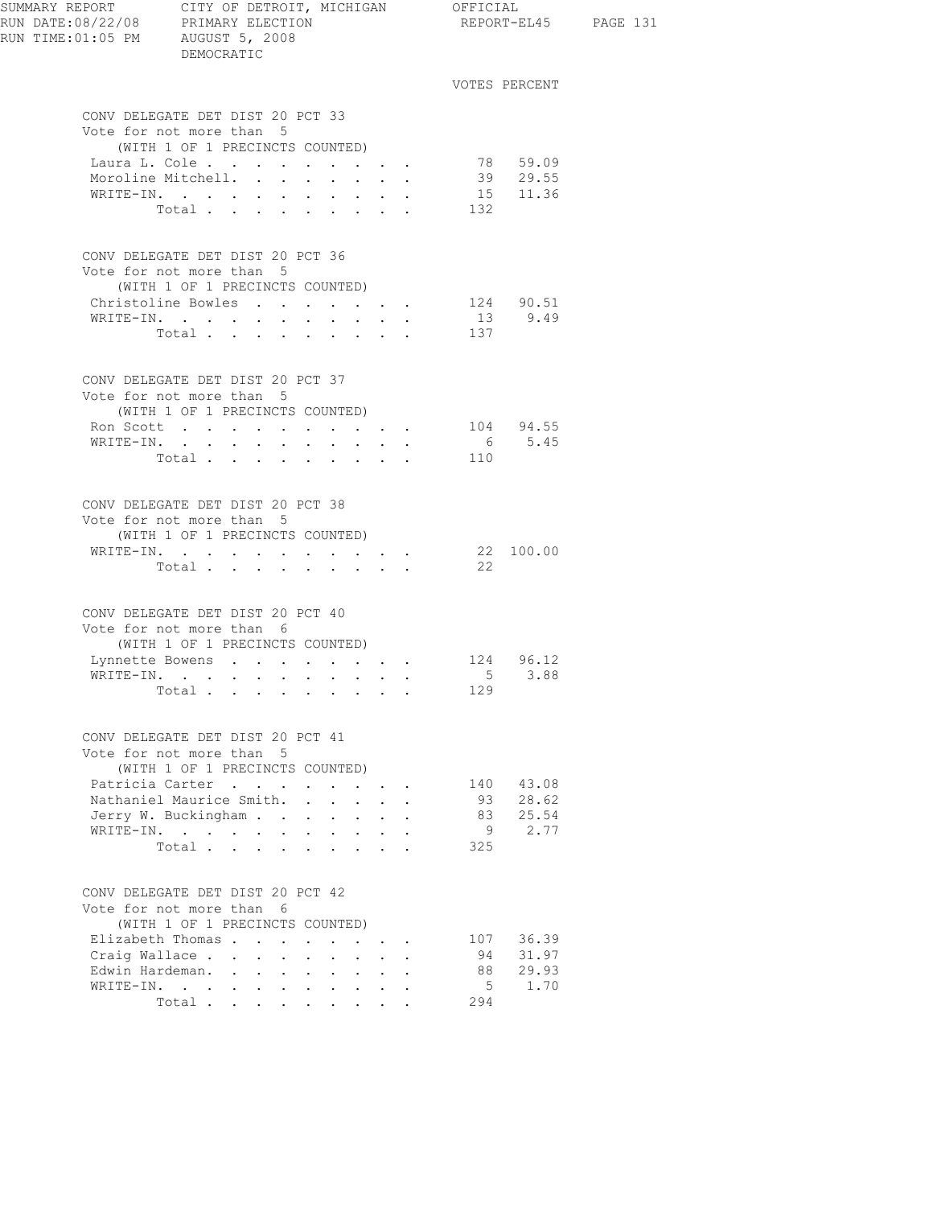SUMMARY REPORT CITY OF DETROIT, MICHIGAN OFFICIAL
RUN DATE:08/22/08 PRIMARY ELECTION REPORT-EL45
RUN TIME:01:05 PM AUGUST 5, 2008
DEMOCRATIC

## CONV DELEGATE DET DIST 20 PCT 33

Vote for not more than 5
(WITH 1 OF 1 PRECINCTS COUNTED)

| | VOTES | PERCENT |
|---|---|---|
| Laura L. Cole | 78 | 59.09 |
| Moroline Mitchell | 39 | 29.55 |
| WRITE-IN | 15 | 11.36 |
| Total | 132 | |

## CONV DELEGATE DET DIST 20 PCT 36

Vote for not more than 5
(WITH 1 OF 1 PRECINCTS COUNTED)

| | VOTES | PERCENT |
|---|---|---|
| Christoline Bowles | 124 | 90.51 |
| WRITE-IN | 13 | 9.49 |
| Total | 137 | |

## CONV DELEGATE DET DIST 20 PCT 37

Vote for not more than 5
(WITH 1 OF 1 PRECINCTS COUNTED)

| | VOTES | PERCENT |
|---|---|---|
| Ron Scott | 104 | 94.55 |
| WRITE-IN | 6 | 5.45 |
| Total | 110 | |

## CONV DELEGATE DET DIST 20 PCT 38

Vote for not more than 5
(WITH 1 OF 1 PRECINCTS COUNTED)

| | VOTES | PERCENT |
|---|---|---|
| WRITE-IN | 22 | 100.00 |
| Total | 22 | |

## CONV DELEGATE DET DIST 20 PCT 40

Vote for not more than 6
(WITH 1 OF 1 PRECINCTS COUNTED)

| | VOTES | PERCENT |
|---|---|---|
| Lynnette Bowens | 124 | 96.12 |
| WRITE-IN | 5 | 3.88 |
| Total | 129 | |

## CONV DELEGATE DET DIST 20 PCT 41

Vote for not more than 5
(WITH 1 OF 1 PRECINCTS COUNTED)

| | VOTES | PERCENT |
|---|---|---|
| Patricia Carter | 140 | 43.08 |
| Nathaniel Maurice Smith | 93 | 28.62 |
| Jerry W. Buckingham | 83 | 25.54 |
| WRITE-IN | 9 | 2.77 |
| Total | 325 | |

## CONV DELEGATE DET DIST 20 PCT 42

Vote for not more than 6
(WITH 1 OF 1 PRECINCTS COUNTED)

| | VOTES | PERCENT |
|---|---|---|
| Elizabeth Thomas | 107 | 36.39 |
| Craig Wallace | 94 | 31.97 |
| Edwin Hardeman | 88 | 29.93 |
| WRITE-IN | 5 | 1.70 |
| Total | 294 | |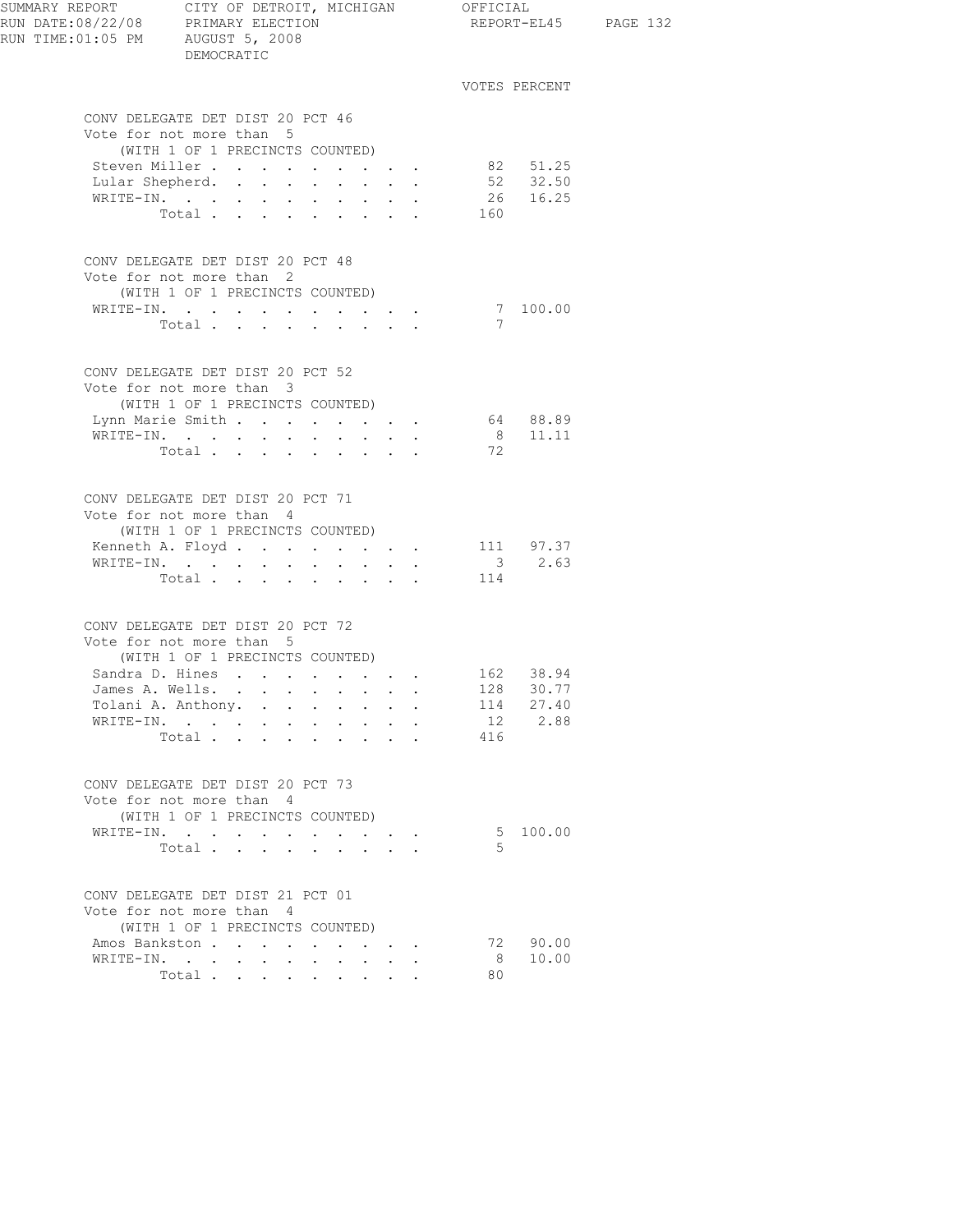SUMMARY REPORT CITY OF DETROIT, MICHIGAN OFFICIAL
RUN DATE:08/22/08 PRIMARY ELECTION REPORT-EL45
RUN TIME:01:05 PM AUGUST 5, 2008
DEMOCRATIC

### CONV DELEGATE DET DIST 20 PCT 46
Vote for not more than 5
(WITH 1 OF 1 PRECINCTS COUNTED)

| | VOTES | PERCENT |
|---|---|---|
| Steven Miller | 82 | 51.25 |
| Lular Shepherd | 52 | 32.50 |
| WRITE-IN | 26 | 16.25 |
| Total | 160 | |

### CONV DELEGATE DET DIST 20 PCT 48
Vote for not more than 2
(WITH 1 OF 1 PRECINCTS COUNTED)

| | VOTES | PERCENT |
|---|---|---|
| WRITE-IN | 7 | 100.00 |
| Total | 7 | |

### CONV DELEGATE DET DIST 20 PCT 52
Vote for not more than 3
(WITH 1 OF 1 PRECINCTS COUNTED)

| | VOTES | PERCENT |
|---|---|---|
| Lynn Marie Smith | 64 | 88.89 |
| WRITE-IN | 8 | 11.11 |
| Total | 72 | |

### CONV DELEGATE DET DIST 20 PCT 71
Vote for not more than 4
(WITH 1 OF 1 PRECINCTS COUNTED)

| | VOTES | PERCENT |
|---|---|---|
| Kenneth A. Floyd | 111 | 97.37 |
| WRITE-IN | 3 | 2.63 |
| Total | 114 | |

### CONV DELEGATE DET DIST 20 PCT 72
Vote for not more than 5
(WITH 1 OF 1 PRECINCTS COUNTED)

| | VOTES | PERCENT |
|---|---|---|
| Sandra D. Hines | 162 | 38.94 |
| James A. Wells | 128 | 30.77 |
| Tolani A. Anthony | 114 | 27.40 |
| WRITE-IN | 12 | 2.88 |
| Total | 416 | |

### CONV DELEGATE DET DIST 20 PCT 73
Vote for not more than 4
(WITH 1 OF 1 PRECINCTS COUNTED)

| | VOTES | PERCENT |
|---|---|---|
| WRITE-IN | 5 | 100.00 |
| Total | 5 | |

### CONV DELEGATE DET DIST 21 PCT 01
Vote for not more than 4
(WITH 1 OF 1 PRECINCTS COUNTED)

| | VOTES | PERCENT |
|---|---|---|
| Amos Bankston | 72 | 90.00 |
| WRITE-IN | 8 | 10.00 |
| Total | 80 | |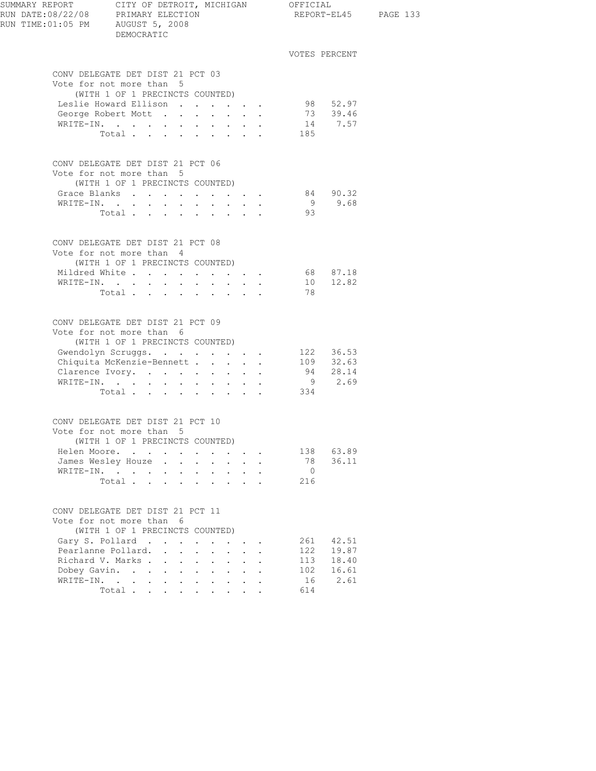SUMMARY REPORT — CITY OF DETROIT, MICHIGAN — OFFICIAL
RUN DATE:08/22/08 — PRIMARY ELECTION — REPORT-EL45
RUN TIME:01:05 PM — AUGUST 5, 2008
DEMOCRATIC

## CONV DELEGATE DET DIST 21 PCT 03

Vote for not more than 5
(WITH 1 OF 1 PRECINCTS COUNTED)

| | VOTES | PERCENT |
|---|---|---|
| Leslie Howard Ellison | 98 | 52.97 |
| George Robert Mott | 73 | 39.46 |
| WRITE-IN. | 14 | 7.57 |
| Total | 185 | |

## CONV DELEGATE DET DIST 21 PCT 06

Vote for not more than 5
(WITH 1 OF 1 PRECINCTS COUNTED)

| | VOTES | PERCENT |
|---|---|---|
| Grace Blanks | 84 | 90.32 |
| WRITE-IN. | 9 | 9.68 |
| Total | 93 | |

## CONV DELEGATE DET DIST 21 PCT 08

Vote for not more than 4
(WITH 1 OF 1 PRECINCTS COUNTED)

| | VOTES | PERCENT |
|---|---|---|
| Mildred White | 68 | 87.18 |
| WRITE-IN. | 10 | 12.82 |
| Total | 78 | |

## CONV DELEGATE DET DIST 21 PCT 09

Vote for not more than 6
(WITH 1 OF 1 PRECINCTS COUNTED)

| | VOTES | PERCENT |
|---|---|---|
| Gwendolyn Scruggs. | 122 | 36.53 |
| Chiquita McKenzie-Bennett | 109 | 32.63 |
| Clarence Ivory. | 94 | 28.14 |
| WRITE-IN. | 9 | 2.69 |
| Total | 334 | |

## CONV DELEGATE DET DIST 21 PCT 10

Vote for not more than 5
(WITH 1 OF 1 PRECINCTS COUNTED)

| | VOTES | PERCENT |
|---|---|---|
| Helen Moore. | 138 | 63.89 |
| James Wesley Houze | 78 | 36.11 |
| WRITE-IN. | 0 | |
| Total | 216 | |

## CONV DELEGATE DET DIST 21 PCT 11

Vote for not more than 6
(WITH 1 OF 1 PRECINCTS COUNTED)

| | VOTES | PERCENT |
|---|---|---|
| Gary S. Pollard | 261 | 42.51 |
| Pearlanne Pollard. | 122 | 19.87 |
| Richard V. Marks | 113 | 18.40 |
| Dobey Gavin. | 102 | 16.61 |
| WRITE-IN. | 16 | 2.61 |
| Total | 614 | |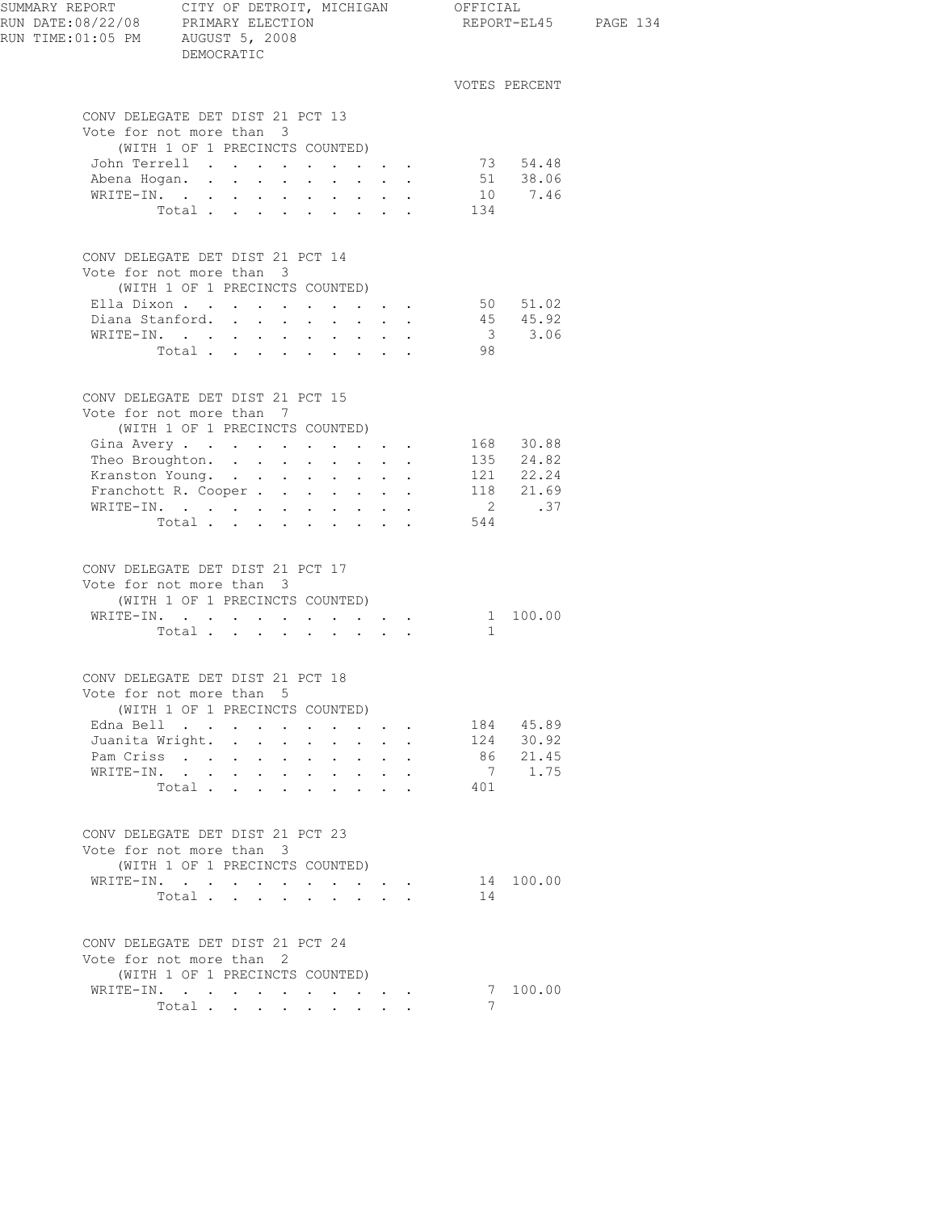SUMMARY REPORT — CITY OF DETROIT, MICHIGAN — OFFICIAL
RUN DATE:08/22/08 — PRIMARY ELECTION — REPORT-EL45
RUN TIME:01:05 PM — AUGUST 5, 2008
DEMOCRATIC

### CONV DELEGATE DET DIST 21 PCT 13
Vote for not more than 3
(WITH 1 OF 1 PRECINCTS COUNTED)

| Candidate | VOTES | PERCENT |
|---|---|---|
| John Terrell | 73 | 54.48 |
| Abena Hogan | 51 | 38.06 |
| WRITE-IN | 10 | 7.46 |
| Total | 134 | |

### CONV DELEGATE DET DIST 21 PCT 14
Vote for not more than 3
(WITH 1 OF 1 PRECINCTS COUNTED)

| Candidate | VOTES | PERCENT |
|---|---|---|
| Ella Dixon | 50 | 51.02 |
| Diana Stanford | 45 | 45.92 |
| WRITE-IN | 3 | 3.06 |
| Total | 98 | |

### CONV DELEGATE DET DIST 21 PCT 15
Vote for not more than 7
(WITH 1 OF 1 PRECINCTS COUNTED)

| Candidate | VOTES | PERCENT |
|---|---|---|
| Gina Avery | 168 | 30.88 |
| Theo Broughton | 135 | 24.82 |
| Kranston Young | 121 | 22.24 |
| Franchott R. Cooper | 118 | 21.69 |
| WRITE-IN | 2 | .37 |
| Total | 544 | |

### CONV DELEGATE DET DIST 21 PCT 17
Vote for not more than 3
(WITH 1 OF 1 PRECINCTS COUNTED)

| Candidate | VOTES | PERCENT |
|---|---|---|
| WRITE-IN | 1 | 100.00 |
| Total | 1 | |

### CONV DELEGATE DET DIST 21 PCT 18
Vote for not more than 5
(WITH 1 OF 1 PRECINCTS COUNTED)

| Candidate | VOTES | PERCENT |
|---|---|---|
| Edna Bell | 184 | 45.89 |
| Juanita Wright | 124 | 30.92 |
| Pam Criss | 86 | 21.45 |
| WRITE-IN | 7 | 1.75 |
| Total | 401 | |

### CONV DELEGATE DET DIST 21 PCT 23
Vote for not more than 3
(WITH 1 OF 1 PRECINCTS COUNTED)

| Candidate | VOTES | PERCENT |
|---|---|---|
| WRITE-IN | 14 | 100.00 |
| Total | 14 | |

### CONV DELEGATE DET DIST 21 PCT 24
Vote for not more than 2
(WITH 1 OF 1 PRECINCTS COUNTED)

| Candidate | VOTES | PERCENT |
|---|---|---|
| WRITE-IN | 7 | 100.00 |
| Total | 7 | |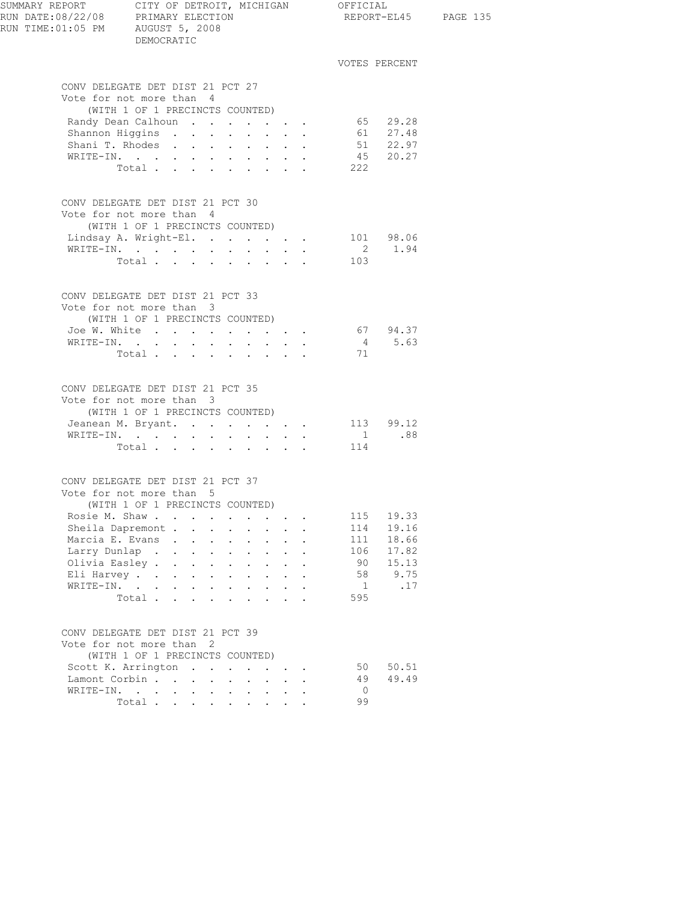DEMOCRATIC

## CONV DELEGATE DET DIST 21 PCT 27

Vote for not more than 4
(WITH 1 OF 1 PRECINCTS COUNTED)

| | VOTES | PERCENT |
|---|---|---|
| Randy Dean Calhoun | 65 | 29.28 |
| Shannon Higgins | 61 | 27.48 |
| Shani T. Rhodes | 51 | 22.97 |
| WRITE-IN. | 45 | 20.27 |
| Total | 222 | |

## CONV DELEGATE DET DIST 21 PCT 30

Vote for not more than 4
(WITH 1 OF 1 PRECINCTS COUNTED)

| | VOTES | PERCENT |
|---|---|---|
| Lindsay A. Wright-El. | 101 | 98.06 |
| WRITE-IN. | 2 | 1.94 |
| Total | 103 | |

## CONV DELEGATE DET DIST 21 PCT 33

Vote for not more than 3
(WITH 1 OF 1 PRECINCTS COUNTED)

| | VOTES | PERCENT |
|---|---|---|
| Joe W. White | 67 | 94.37 |
| WRITE-IN. | 4 | 5.63 |
| Total | 71 | |

## CONV DELEGATE DET DIST 21 PCT 35

Vote for not more than 3
(WITH 1 OF 1 PRECINCTS COUNTED)

| | VOTES | PERCENT |
|---|---|---|
| Jeanean M. Bryant. | 113 | 99.12 |
| WRITE-IN. | 1 | .88 |
| Total | 114 | |

## CONV DELEGATE DET DIST 21 PCT 37

Vote for not more than 5
(WITH 1 OF 1 PRECINCTS COUNTED)

| | VOTES | PERCENT |
|---|---|---|
| Rosie M. Shaw | 115 | 19.33 |
| Sheila Dapremont | 114 | 19.16 |
| Marcia E. Evans | 111 | 18.66 |
| Larry Dunlap | 106 | 17.82 |
| Olivia Easley | 90 | 15.13 |
| Eli Harvey | 58 | 9.75 |
| WRITE-IN. | 1 | .17 |
| Total | 595 | |

## CONV DELEGATE DET DIST 21 PCT 39

Vote for not more than 2
(WITH 1 OF 1 PRECINCTS COUNTED)

| | VOTES | PERCENT |
|---|---|---|
| Scott K. Arrington | 50 | 50.51 |
| Lamont Corbin | 49 | 49.49 |
| WRITE-IN. | 0 | |
| Total | 99 | |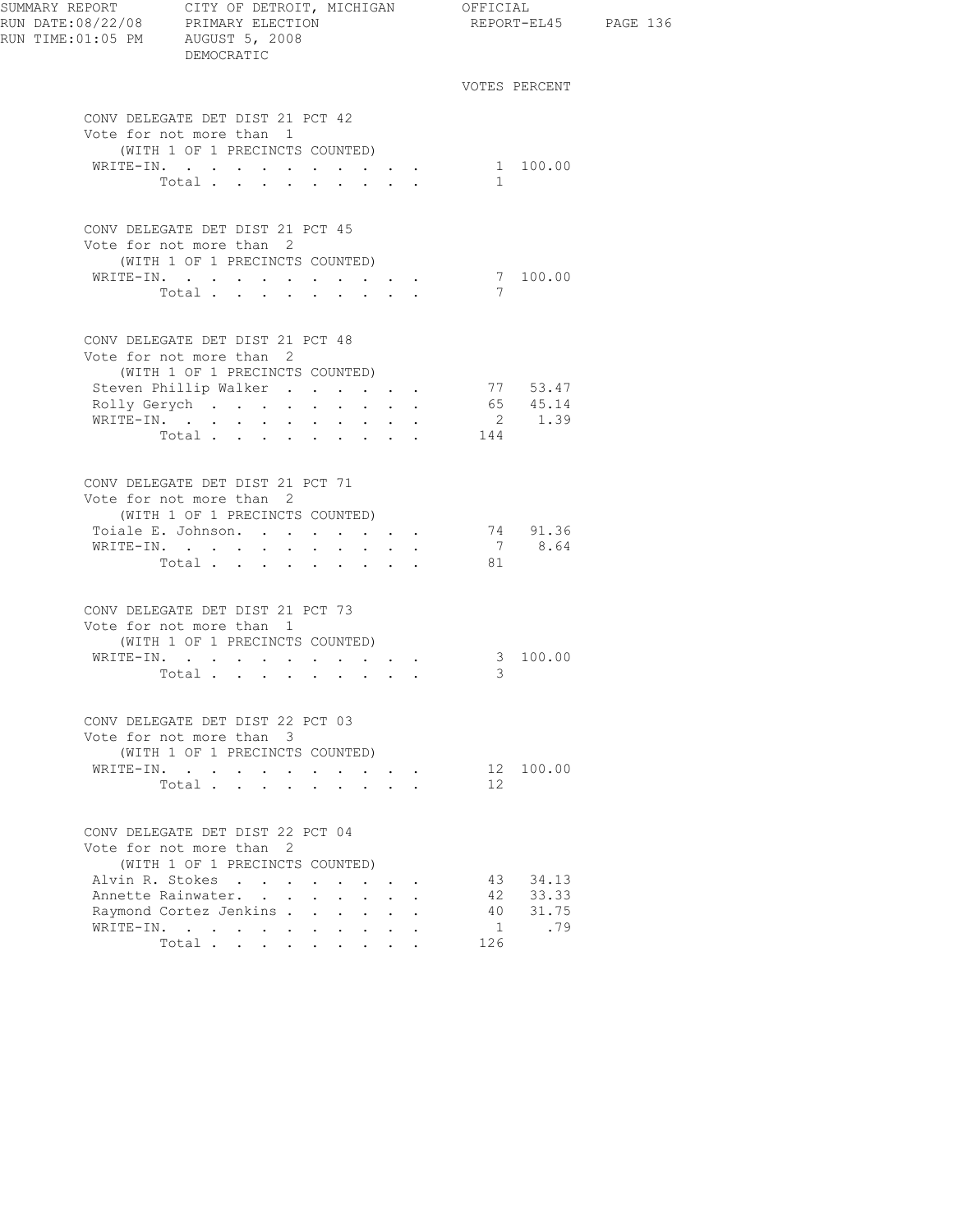## CONV DELEGATE DET DIST 21 PCT 42

Vote for not more than 1
(WITH 1 OF 1 PRECINCTS COUNTED)

| | VOTES | PERCENT |
|---|---|---|
| WRITE-IN. | 1 | 100.00 |
| Total | 1 | |

## CONV DELEGATE DET DIST 21 PCT 45

Vote for not more than 2
(WITH 1 OF 1 PRECINCTS COUNTED)

| | VOTES | PERCENT |
|---|---|---|
| WRITE-IN. | 7 | 100.00 |
| Total | 7 | |

## CONV DELEGATE DET DIST 21 PCT 48

Vote for not more than 2
(WITH 1 OF 1 PRECINCTS COUNTED)

| | VOTES | PERCENT |
|---|---|---|
| Steven Phillip Walker | 77 | 53.47 |
| Rolly Gerych | 65 | 45.14 |
| WRITE-IN. | 2 | 1.39 |
| Total | 144 | |

## CONV DELEGATE DET DIST 21 PCT 71

Vote for not more than 2
(WITH 1 OF 1 PRECINCTS COUNTED)

| | VOTES | PERCENT |
|---|---|---|
| Toiale E. Johnson. | 74 | 91.36 |
| WRITE-IN. | 7 | 8.64 |
| Total | 81 | |

## CONV DELEGATE DET DIST 21 PCT 73

Vote for not more than 1
(WITH 1 OF 1 PRECINCTS COUNTED)

| | VOTES | PERCENT |
|---|---|---|
| WRITE-IN. | 3 | 100.00 |
| Total | 3 | |

## CONV DELEGATE DET DIST 22 PCT 03

Vote for not more than 3
(WITH 1 OF 1 PRECINCTS COUNTED)

| | VOTES | PERCENT |
|---|---|---|
| WRITE-IN. | 12 | 100.00 |
| Total | 12 | |

## CONV DELEGATE DET DIST 22 PCT 04

Vote for not more than 2
(WITH 1 OF 1 PRECINCTS COUNTED)

| | VOTES | PERCENT |
|---|---|---|
| Alvin R. Stokes | 43 | 34.13 |
| Annette Rainwater. | 42 | 33.33 |
| Raymond Cortez Jenkins | 40 | 31.75 |
| WRITE-IN. | 1 | .79 |
| Total | 126 | |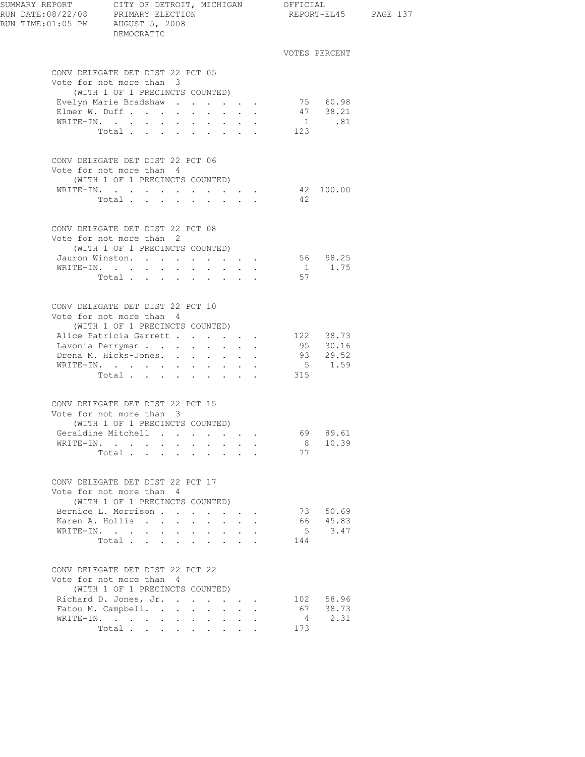SUMMARY REPORT CITY OF DETROIT, MICHIGAN OFFICIAL
RUN DATE:08/22/08 PRIMARY ELECTION REPORT-EL45
RUN TIME:01:05 PM AUGUST 5, 2008
DEMOCRATIC

## CONV DELEGATE DET DIST 22 PCT 05

Vote for not more than 3
(WITH 1 OF 1 PRECINCTS COUNTED)

| | VOTES | PERCENT |
|---|---|---|
| Evelyn Marie Bradshaw | 75 | 60.98 |
| Elmer W. Duff | 47 | 38.21 |
| WRITE-IN. | 1 | .81 |
| Total | 123 | |

## CONV DELEGATE DET DIST 22 PCT 06

Vote for not more than 4
(WITH 1 OF 1 PRECINCTS COUNTED)

| | VOTES | PERCENT |
|---|---|---|
| WRITE-IN. | 42 | 100.00 |
| Total | 42 | |

## CONV DELEGATE DET DIST 22 PCT 08

Vote for not more than 2
(WITH 1 OF 1 PRECINCTS COUNTED)

| | VOTES | PERCENT |
|---|---|---|
| Jauron Winston. | 56 | 98.25 |
| WRITE-IN. | 1 | 1.75 |
| Total | 57 | |

## CONV DELEGATE DET DIST 22 PCT 10

Vote for not more than 4
(WITH 1 OF 1 PRECINCTS COUNTED)

| | VOTES | PERCENT |
|---|---|---|
| Alice Patricia Garrett | 122 | 38.73 |
| Lavonia Perryman | 95 | 30.16 |
| Drena M. Hicks-Jones. | 93 | 29.52 |
| WRITE-IN. | 5 | 1.59 |
| Total | 315 | |

## CONV DELEGATE DET DIST 22 PCT 15

Vote for not more than 3
(WITH 1 OF 1 PRECINCTS COUNTED)

| | VOTES | PERCENT |
|---|---|---|
| Geraldine Mitchell | 69 | 89.61 |
| WRITE-IN. | 8 | 10.39 |
| Total | 77 | |

## CONV DELEGATE DET DIST 22 PCT 17

Vote for not more than 4
(WITH 1 OF 1 PRECINCTS COUNTED)

| | VOTES | PERCENT |
|---|---|---|
| Bernice L. Morrison | 73 | 50.69 |
| Karen A. Hollis | 66 | 45.83 |
| WRITE-IN. | 5 | 3.47 |
| Total | 144 | |

## CONV DELEGATE DET DIST 22 PCT 22

Vote for not more than 4
(WITH 1 OF 1 PRECINCTS COUNTED)

| | VOTES | PERCENT |
|---|---|---|
| Richard D. Jones, Jr. | 102 | 58.96 |
| Fatou M. Campbell. | 67 | 38.73 |
| WRITE-IN. | 4 | 2.31 |
| Total | 173 | |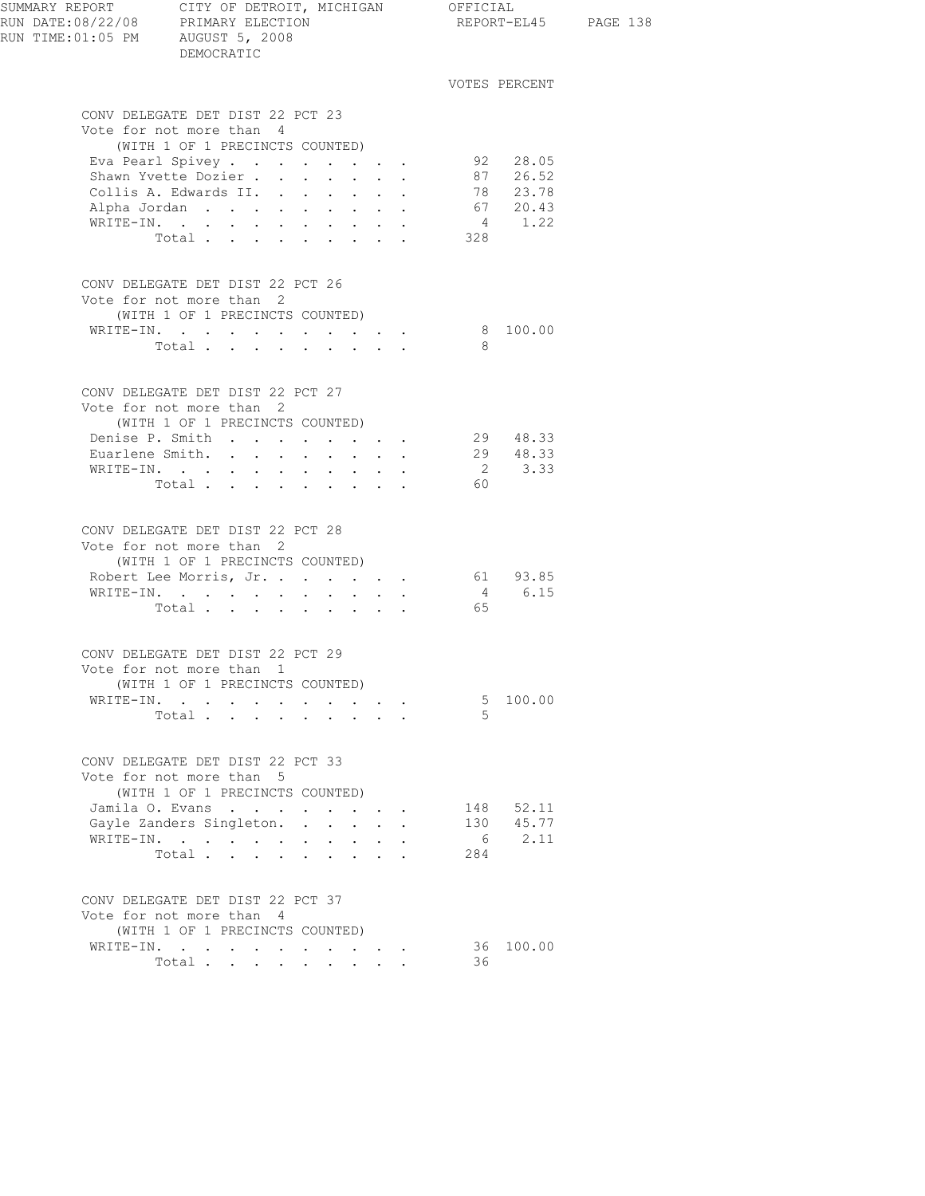SUMMARY REPORT — CITY OF DETROIT, MICHIGAN — OFFICIAL
RUN DATE:08/22/08 — PRIMARY ELECTION — REPORT-EL45
RUN TIME:01:05 PM — AUGUST 5, 2008
DEMOCRATIC

## CONV DELEGATE DET DIST 22 PCT 23
Vote for not more than 4
(WITH 1 OF 1 PRECINCTS COUNTED)

| Candidate | VOTES | PERCENT |
|---|---|---|
| Eva Pearl Spivey | 92 | 28.05 |
| Shawn Yvette Dozier | 87 | 26.52 |
| Collis A. Edwards II. | 78 | 23.78 |
| Alpha Jordan | 67 | 20.43 |
| WRITE-IN. | 4 | 1.22 |
| Total | 328 | |

## CONV DELEGATE DET DIST 22 PCT 26
Vote for not more than 2
(WITH 1 OF 1 PRECINCTS COUNTED)

| Candidate | VOTES | PERCENT |
|---|---|---|
| WRITE-IN. | 8 | 100.00 |
| Total | 8 | |

## CONV DELEGATE DET DIST 22 PCT 27
Vote for not more than 2
(WITH 1 OF 1 PRECINCTS COUNTED)

| Candidate | VOTES | PERCENT |
|---|---|---|
| Denise P. Smith | 29 | 48.33 |
| Euarlene Smith. | 29 | 48.33 |
| WRITE-IN. | 2 | 3.33 |
| Total | 60 | |

## CONV DELEGATE DET DIST 22 PCT 28
Vote for not more than 2
(WITH 1 OF 1 PRECINCTS COUNTED)

| Candidate | VOTES | PERCENT |
|---|---|---|
| Robert Lee Morris, Jr. | 61 | 93.85 |
| WRITE-IN. | 4 | 6.15 |
| Total | 65 | |

## CONV DELEGATE DET DIST 22 PCT 29
Vote for not more than 1
(WITH 1 OF 1 PRECINCTS COUNTED)

| Candidate | VOTES | PERCENT |
|---|---|---|
| WRITE-IN. | 5 | 100.00 |
| Total | 5 | |

## CONV DELEGATE DET DIST 22 PCT 33
Vote for not more than 5
(WITH 1 OF 1 PRECINCTS COUNTED)

| Candidate | VOTES | PERCENT |
|---|---|---|
| Jamila O. Evans | 148 | 52.11 |
| Gayle Zanders Singleton. | 130 | 45.77 |
| WRITE-IN. | 6 | 2.11 |
| Total | 284 | |

## CONV DELEGATE DET DIST 22 PCT 37
Vote for not more than 4
(WITH 1 OF 1 PRECINCTS COUNTED)

| Candidate | VOTES | PERCENT |
|---|---|---|
| WRITE-IN. | 36 | 100.00 |
| Total | 36 | |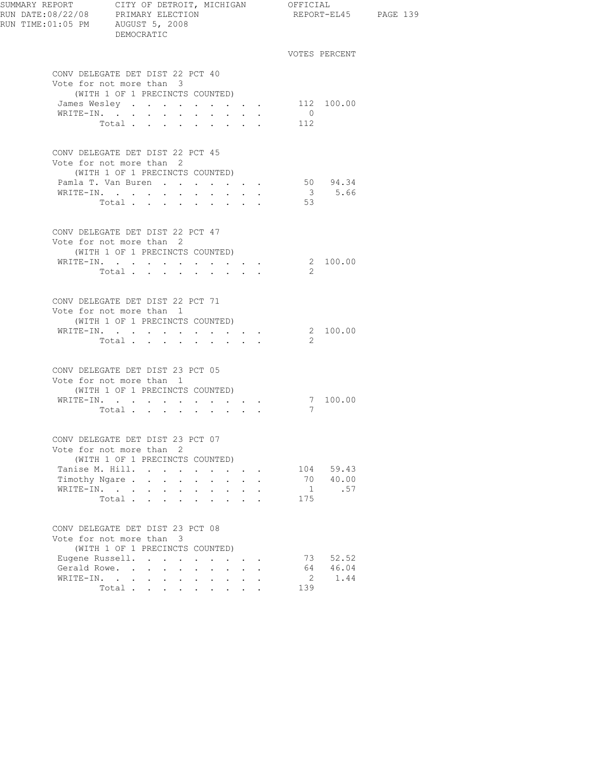VOTES PERCENT

**CONV DELEGATE DET DIST 22 PCT 40**
Vote for not more than 3
(WITH 1 OF 1 PRECINCTS COUNTED)

| Candidate | Votes | Percent |
|---|---|---|
| James Wesley | 112 | 100.00 |
| WRITE-IN. | 0 | |
| Total | 112 | |

**CONV DELEGATE DET DIST 22 PCT 45**
Vote for not more than 2
(WITH 1 OF 1 PRECINCTS COUNTED)

| Candidate | Votes | Percent |
|---|---|---|
| Pamla T. Van Buren | 50 | 94.34 |
| WRITE-IN. | 3 | 5.66 |
| Total | 53 | |

**CONV DELEGATE DET DIST 22 PCT 47**
Vote for not more than 2
(WITH 1 OF 1 PRECINCTS COUNTED)

| Candidate | Votes | Percent |
|---|---|---|
| WRITE-IN. | 2 | 100.00 |
| Total | 2 | |

**CONV DELEGATE DET DIST 22 PCT 71**
Vote for not more than 1
(WITH 1 OF 1 PRECINCTS COUNTED)

| Candidate | Votes | Percent |
|---|---|---|
| WRITE-IN. | 2 | 100.00 |
| Total | 2 | |

**CONV DELEGATE DET DIST 23 PCT 05**
Vote for not more than 1
(WITH 1 OF 1 PRECINCTS COUNTED)

| Candidate | Votes | Percent |
|---|---|---|
| WRITE-IN. | 7 | 100.00 |
| Total | 7 | |

**CONV DELEGATE DET DIST 23 PCT 07**
Vote for not more than 2
(WITH 1 OF 1 PRECINCTS COUNTED)

| Candidate | Votes | Percent |
|---|---|---|
| Tanise M. Hill. | 104 | 59.43 |
| Timothy Ngare | 70 | 40.00 |
| WRITE-IN. | 1 | .57 |
| Total | 175 | |

**CONV DELEGATE DET DIST 23 PCT 08**
Vote for not more than 3
(WITH 1 OF 1 PRECINCTS COUNTED)

| Candidate | Votes | Percent |
|---|---|---|
| Eugene Russell. | 73 | 52.52 |
| Gerald Rowe. | 64 | 46.04 |
| WRITE-IN. | 2 | 1.44 |
| Total | 139 | |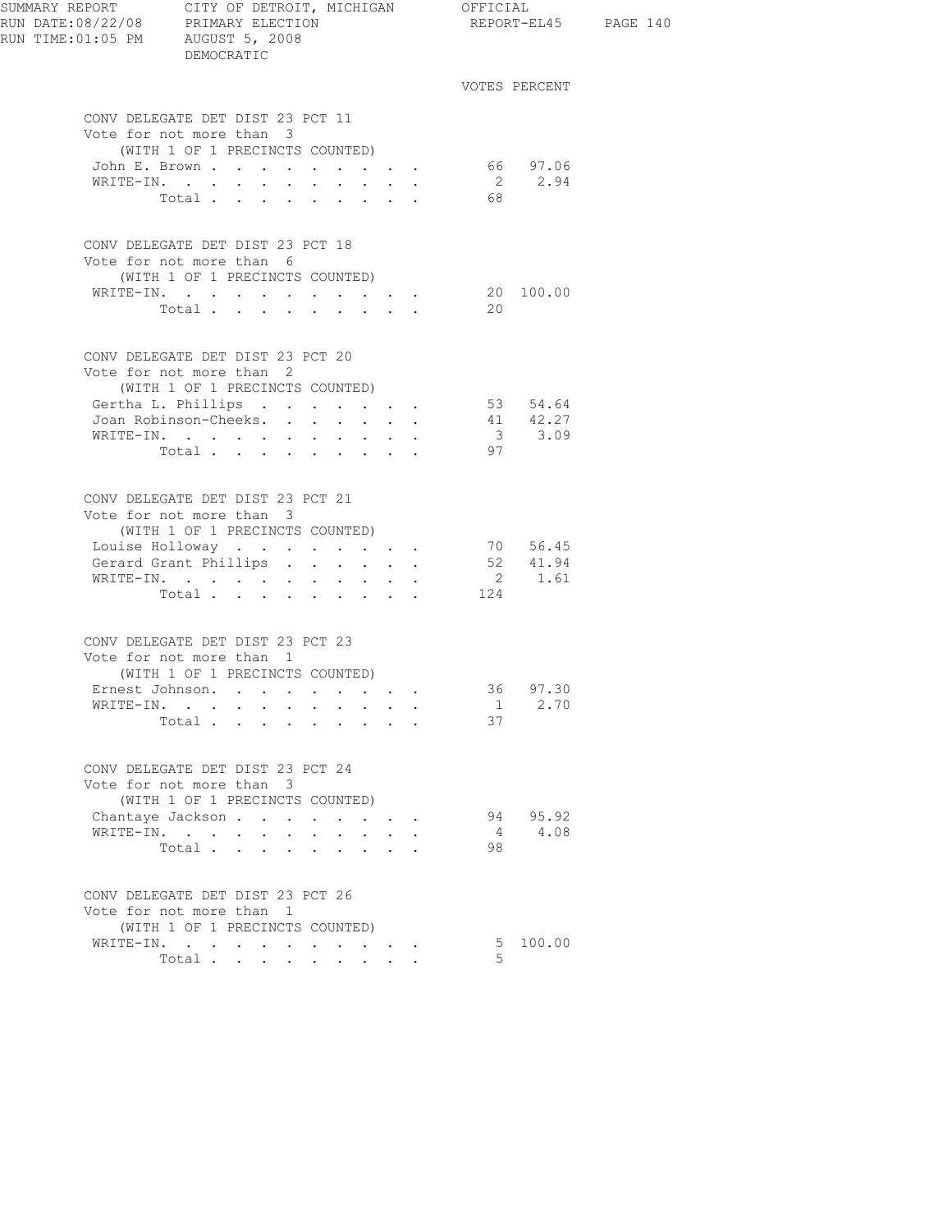VOTES PERCENT

**CONV DELEGATE DET DIST 23 PCT 11**
Vote for not more than 3
(WITH 1 OF 1 PRECINCTS COUNTED)

| Candidate | Votes | Percent |
|---|---|---|
| John E. Brown | 66 | 97.06 |
| WRITE-IN. | 2 | 2.94 |
| Total | 68 | |

**CONV DELEGATE DET DIST 23 PCT 18**
Vote for not more than 6
(WITH 1 OF 1 PRECINCTS COUNTED)

| Candidate | Votes | Percent |
|---|---|---|
| WRITE-IN. | 20 | 100.00 |
| Total | 20 | |

**CONV DELEGATE DET DIST 23 PCT 20**
Vote for not more than 2
(WITH 1 OF 1 PRECINCTS COUNTED)

| Candidate | Votes | Percent |
|---|---|---|
| Gertha L. Phillips | 53 | 54.64 |
| Joan Robinson-Cheeks. | 41 | 42.27 |
| WRITE-IN. | 3 | 3.09 |
| Total | 97 | |

**CONV DELEGATE DET DIST 23 PCT 21**
Vote for not more than 3
(WITH 1 OF 1 PRECINCTS COUNTED)

| Candidate | Votes | Percent |
|---|---|---|
| Louise Holloway | 70 | 56.45 |
| Gerard Grant Phillips | 52 | 41.94 |
| WRITE-IN. | 2 | 1.61 |
| Total | 124 | |

**CONV DELEGATE DET DIST 23 PCT 23**
Vote for not more than 1
(WITH 1 OF 1 PRECINCTS COUNTED)

| Candidate | Votes | Percent |
|---|---|---|
| Ernest Johnson. | 36 | 97.30 |
| WRITE-IN. | 1 | 2.70 |
| Total | 37 | |

**CONV DELEGATE DET DIST 23 PCT 24**
Vote for not more than 3
(WITH 1 OF 1 PRECINCTS COUNTED)

| Candidate | Votes | Percent |
|---|---|---|
| Chantaye Jackson | 94 | 95.92 |
| WRITE-IN. | 4 | 4.08 |
| Total | 98 | |

**CONV DELEGATE DET DIST 23 PCT 26**
Vote for not more than 1
(WITH 1 OF 1 PRECINCTS COUNTED)

| Candidate | Votes | Percent |
|---|---|---|
| WRITE-IN. | 5 | 100.00 |
| Total | 5 | |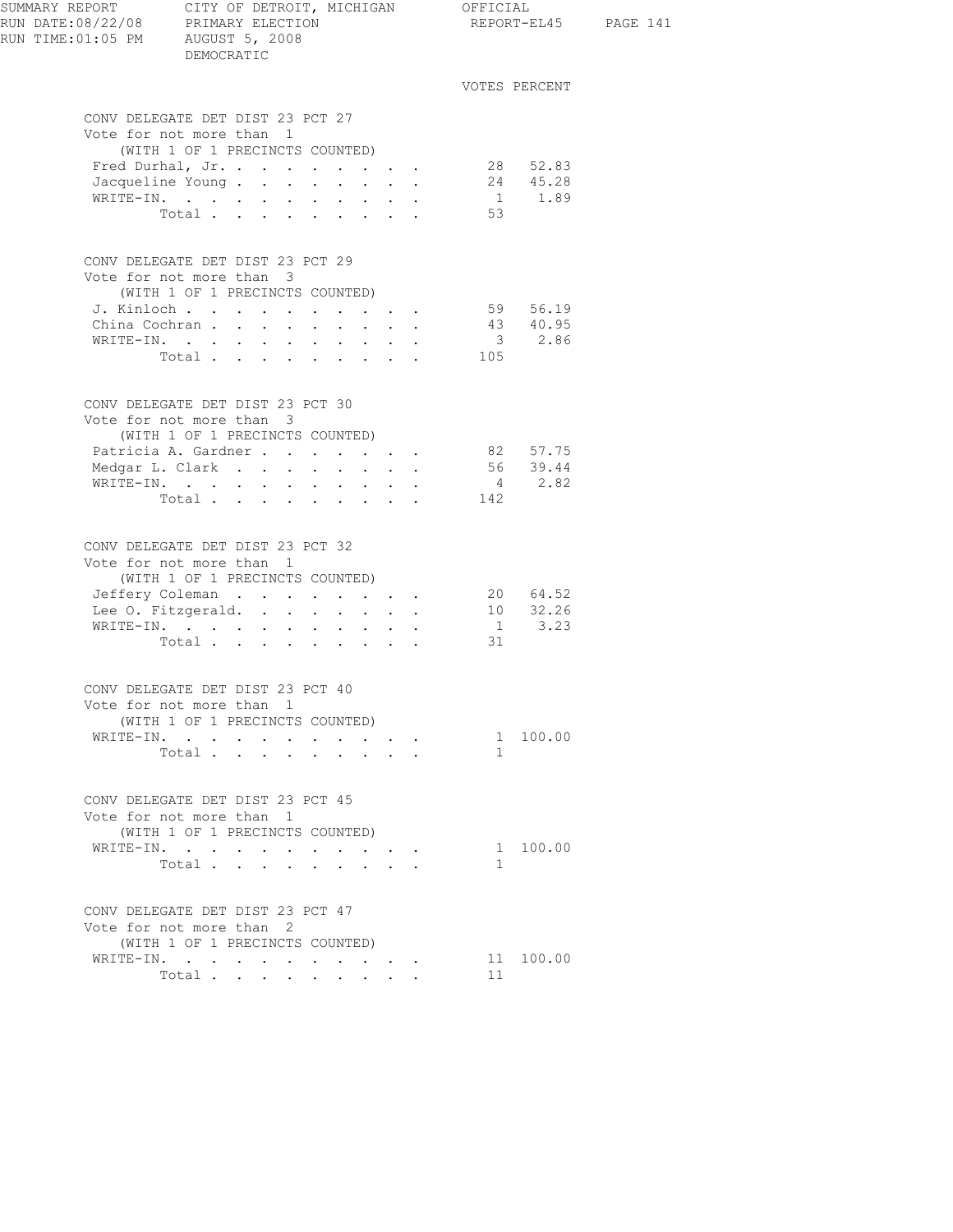SUMMARY REPORT CITY OF DETROIT, MICHIGAN OFFICIAL
RUN DATE:08/22/08 PRIMARY ELECTION REPORT-EL45
RUN TIME:01:05 PM AUGUST 5, 2008
DEMOCRATIC

### CONV DELEGATE DET DIST 23 PCT 27

Vote for not more than 1
(WITH 1 OF 1 PRECINCTS COUNTED)

| | VOTES | PERCENT |
|---|---|---|
| Fred Durhal, Jr. | 28 | 52.83 |
| Jacqueline Young | 24 | 45.28 |
| WRITE-IN. | 1 | 1.89 |
| Total | 53 | |

### CONV DELEGATE DET DIST 23 PCT 29

Vote for not more than 3
(WITH 1 OF 1 PRECINCTS COUNTED)

| | VOTES | PERCENT |
|---|---|---|
| J. Kinloch | 59 | 56.19 |
| China Cochran | 43 | 40.95 |
| WRITE-IN. | 3 | 2.86 |
| Total | 105 | |

### CONV DELEGATE DET DIST 23 PCT 30

Vote for not more than 3
(WITH 1 OF 1 PRECINCTS COUNTED)

| | VOTES | PERCENT |
|---|---|---|
| Patricia A. Gardner | 82 | 57.75 |
| Medgar L. Clark | 56 | 39.44 |
| WRITE-IN. | 4 | 2.82 |
| Total | 142 | |

### CONV DELEGATE DET DIST 23 PCT 32

Vote for not more than 1
(WITH 1 OF 1 PRECINCTS COUNTED)

| | VOTES | PERCENT |
|---|---|---|
| Jeffery Coleman | 20 | 64.52 |
| Lee O. Fitzgerald. | 10 | 32.26 |
| WRITE-IN. | 1 | 3.23 |
| Total | 31 | |

### CONV DELEGATE DET DIST 23 PCT 40

Vote for not more than 1
(WITH 1 OF 1 PRECINCTS COUNTED)

| | VOTES | PERCENT |
|---|---|---|
| WRITE-IN. | 1 | 100.00 |
| Total | 1 | |

### CONV DELEGATE DET DIST 23 PCT 45

Vote for not more than 1
(WITH 1 OF 1 PRECINCTS COUNTED)

| | VOTES | PERCENT |
|---|---|---|
| WRITE-IN. | 1 | 100.00 |
| Total | 1 | |

### CONV DELEGATE DET DIST 23 PCT 47

Vote for not more than 2
(WITH 1 OF 1 PRECINCTS COUNTED)

| | VOTES | PERCENT |
|---|---|---|
| WRITE-IN. | 11 | 100.00 |
| Total | 11 | |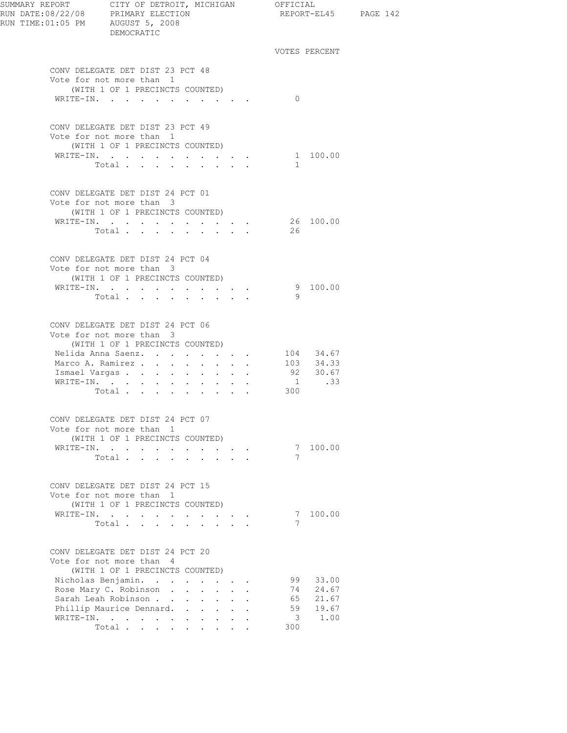SUMMARY REPORT — CITY OF DETROIT, MICHIGAN — OFFICIAL
RUN DATE:08/22/08 — PRIMARY ELECTION — REPORT-EL45
RUN TIME:01:05 PM — AUGUST 5, 2008
DEMOCRATIC

### CONV DELEGATE DET DIST 23 PCT 48
Vote for not more than 1
(WITH 1 OF 1 PRECINCTS COUNTED)

| | VOTES | PERCENT |
|---|---|---|
| WRITE-IN | 0 | |

### CONV DELEGATE DET DIST 23 PCT 49
Vote for not more than 1
(WITH 1 OF 1 PRECINCTS COUNTED)

| | VOTES | PERCENT |
|---|---|---|
| WRITE-IN | 1 | 100.00 |
| Total | 1 | |

### CONV DELEGATE DET DIST 24 PCT 01
Vote for not more than 3
(WITH 1 OF 1 PRECINCTS COUNTED)

| | VOTES | PERCENT |
|---|---|---|
| WRITE-IN | 26 | 100.00 |
| Total | 26 | |

### CONV DELEGATE DET DIST 24 PCT 04
Vote for not more than 3
(WITH 1 OF 1 PRECINCTS COUNTED)

| | VOTES | PERCENT |
|---|---|---|
| WRITE-IN | 9 | 100.00 |
| Total | 9 | |

### CONV DELEGATE DET DIST 24 PCT 06
Vote for not more than 3
(WITH 1 OF 1 PRECINCTS COUNTED)

| | VOTES | PERCENT |
|---|---|---|
| Nelida Anna Saenz | 104 | 34.67 |
| Marco A. Ramirez | 103 | 34.33 |
| Ismael Vargas | 92 | 30.67 |
| WRITE-IN | 1 | .33 |
| Total | 300 | |

### CONV DELEGATE DET DIST 24 PCT 07
Vote for not more than 1
(WITH 1 OF 1 PRECINCTS COUNTED)

| | VOTES | PERCENT |
|---|---|---|
| WRITE-IN | 7 | 100.00 |
| Total | 7 | |

### CONV DELEGATE DET DIST 24 PCT 15
Vote for not more than 1
(WITH 1 OF 1 PRECINCTS COUNTED)

| | VOTES | PERCENT |
|---|---|---|
| WRITE-IN | 7 | 100.00 |
| Total | 7 | |

### CONV DELEGATE DET DIST 24 PCT 20
Vote for not more than 4
(WITH 1 OF 1 PRECINCTS COUNTED)

| | VOTES | PERCENT |
|---|---|---|
| Nicholas Benjamin | 99 | 33.00 |
| Rose Mary C. Robinson | 74 | 24.67 |
| Sarah Leah Robinson | 65 | 21.67 |
| Phillip Maurice Dennard | 59 | 19.67 |
| WRITE-IN | 3 | 1.00 |
| Total | 300 | |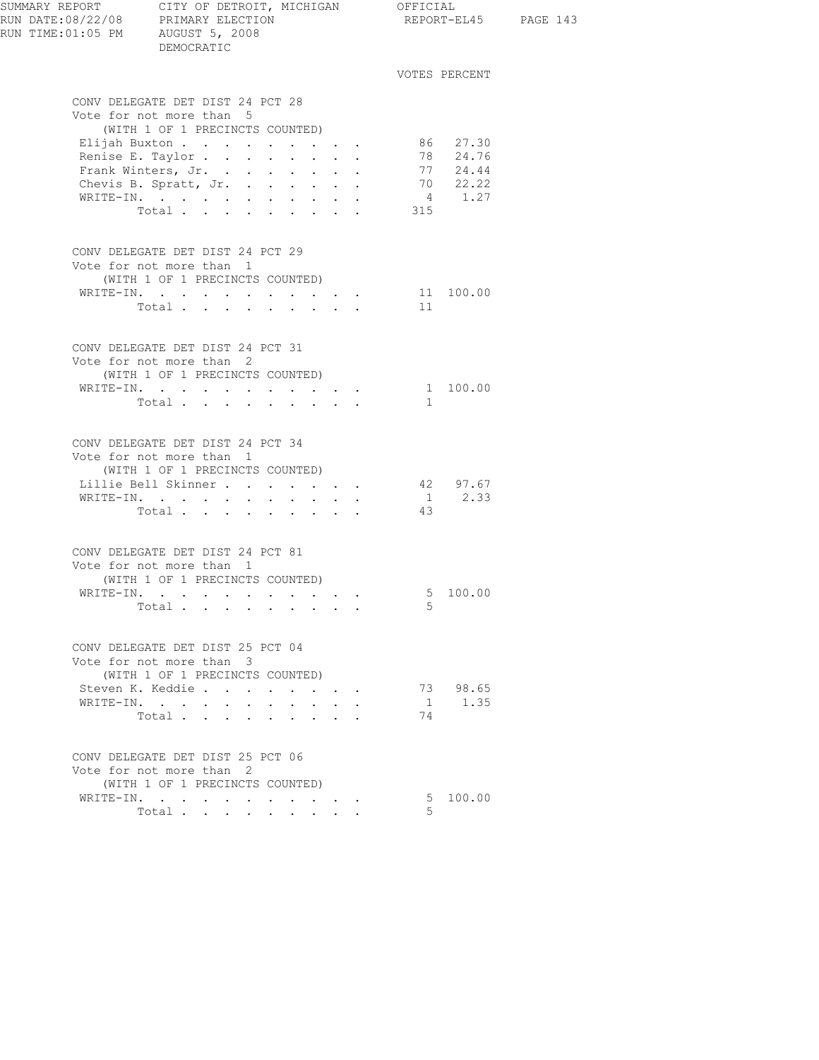SUMMARY REPORT — CITY OF DETROIT, MICHIGAN — OFFICIAL
RUN DATE:08/22/08 — PRIMARY ELECTION — REPORT-EL45
RUN TIME:01:05 PM — AUGUST 5, 2008
DEMOCRATIC

### CONV DELEGATE DET DIST 24 PCT 28
Vote for not more than 5
(WITH 1 OF 1 PRECINCTS COUNTED)

| Candidate | VOTES | PERCENT |
|---|---|---|
| Elijah Buxton | 86 | 27.30 |
| Renise E. Taylor | 78 | 24.76 |
| Frank Winters, Jr. | 77 | 24.44 |
| Chevis B. Spratt, Jr. | 70 | 22.22 |
| WRITE-IN. | 4 | 1.27 |
| Total | 315 | |

### CONV DELEGATE DET DIST 24 PCT 29
Vote for not more than 1
(WITH 1 OF 1 PRECINCTS COUNTED)

| Candidate | VOTES | PERCENT |
|---|---|---|
| WRITE-IN. | 11 | 100.00 |
| Total | 11 | |

### CONV DELEGATE DET DIST 24 PCT 31
Vote for not more than 2
(WITH 1 OF 1 PRECINCTS COUNTED)

| Candidate | VOTES | PERCENT |
|---|---|---|
| WRITE-IN. | 1 | 100.00 |
| Total | 1 | |

### CONV DELEGATE DET DIST 24 PCT 34
Vote for not more than 1
(WITH 1 OF 1 PRECINCTS COUNTED)

| Candidate | VOTES | PERCENT |
|---|---|---|
| Lillie Bell Skinner | 42 | 97.67 |
| WRITE-IN. | 1 | 2.33 |
| Total | 43 | |

### CONV DELEGATE DET DIST 24 PCT 81
Vote for not more than 1
(WITH 1 OF 1 PRECINCTS COUNTED)

| Candidate | VOTES | PERCENT |
|---|---|---|
| WRITE-IN. | 5 | 100.00 |
| Total | 5 | |

### CONV DELEGATE DET DIST 25 PCT 04
Vote for not more than 3
(WITH 1 OF 1 PRECINCTS COUNTED)

| Candidate | VOTES | PERCENT |
|---|---|---|
| Steven K. Keddie | 73 | 98.65 |
| WRITE-IN. | 1 | 1.35 |
| Total | 74 | |

### CONV DELEGATE DET DIST 25 PCT 06
Vote for not more than 2
(WITH 1 OF 1 PRECINCTS COUNTED)

| Candidate | VOTES | PERCENT |
|---|---|---|
| WRITE-IN. | 5 | 100.00 |
| Total | 5 | |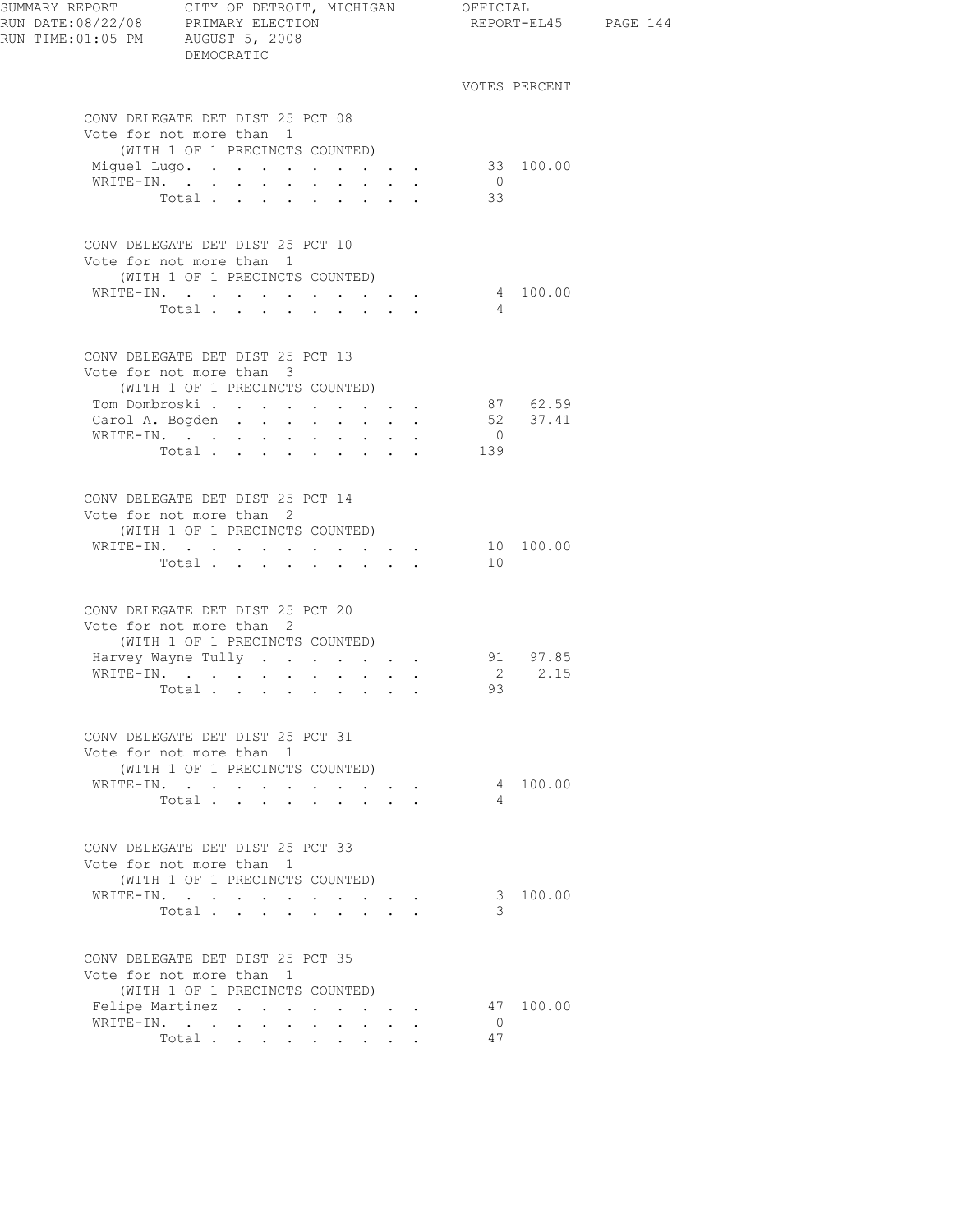SUMMARY REPORT — CITY OF DETROIT, MICHIGAN — OFFICIAL
RUN DATE:08/22/08 — PRIMARY ELECTION — REPORT-EL45
RUN TIME:01:05 PM — AUGUST 5, 2008
DEMOCRATIC

### CONV DELEGATE DET DIST 25 PCT 08
Vote for not more than 1
(WITH 1 OF 1 PRECINCTS COUNTED)

| | VOTES | PERCENT |
|---|---|---|
| Miguel Lugo | 33 | 100.00 |
| WRITE-IN | 0 | |
| Total | 33 | |

### CONV DELEGATE DET DIST 25 PCT 10
Vote for not more than 1
(WITH 1 OF 1 PRECINCTS COUNTED)

| | VOTES | PERCENT |
|---|---|---|
| WRITE-IN | 4 | 100.00 |
| Total | 4 | |

### CONV DELEGATE DET DIST 25 PCT 13
Vote for not more than 3
(WITH 1 OF 1 PRECINCTS COUNTED)

| | VOTES | PERCENT |
|---|---|---|
| Tom Dombroski | 87 | 62.59 |
| Carol A. Bogden | 52 | 37.41 |
| WRITE-IN | 0 | |
| Total | 139 | |

### CONV DELEGATE DET DIST 25 PCT 14
Vote for not more than 2
(WITH 1 OF 1 PRECINCTS COUNTED)

| | VOTES | PERCENT |
|---|---|---|
| WRITE-IN | 10 | 100.00 |
| Total | 10 | |

### CONV DELEGATE DET DIST 25 PCT 20
Vote for not more than 2
(WITH 1 OF 1 PRECINCTS COUNTED)

| | VOTES | PERCENT |
|---|---|---|
| Harvey Wayne Tully | 91 | 97.85 |
| WRITE-IN | 2 | 2.15 |
| Total | 93 | |

### CONV DELEGATE DET DIST 25 PCT 31
Vote for not more than 1
(WITH 1 OF 1 PRECINCTS COUNTED)

| | VOTES | PERCENT |
|---|---|---|
| WRITE-IN | 4 | 100.00 |
| Total | 4 | |

### CONV DELEGATE DET DIST 25 PCT 33
Vote for not more than 1
(WITH 1 OF 1 PRECINCTS COUNTED)

| | VOTES | PERCENT |
|---|---|---|
| WRITE-IN | 3 | 100.00 |
| Total | 3 | |

### CONV DELEGATE DET DIST 25 PCT 35
Vote for not more than 1
(WITH 1 OF 1 PRECINCTS COUNTED)

| | VOTES | PERCENT |
|---|---|---|
| Felipe Martinez | 47 | 100.00 |
| WRITE-IN | 0 | |
| Total | 47 | |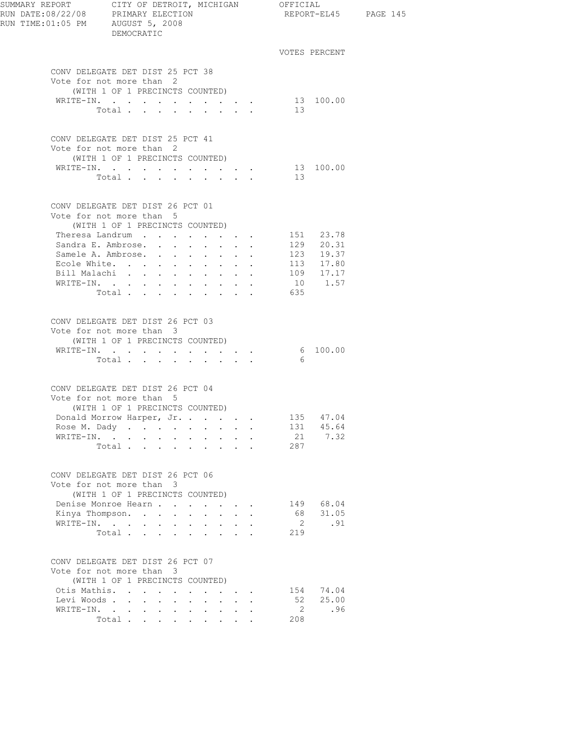SUMMARY REPORT CITY OF DETROIT, MICHIGAN OFFICIAL
RUN DATE:08/22/08 PRIMARY ELECTION REPORT-EL45
RUN TIME:01:05 PM AUGUST 5, 2008
DEMOCRATIC

### CONV DELEGATE DET DIST 25 PCT 38
Vote for not more than 2
(WITH 1 OF 1 PRECINCTS COUNTED)

| | VOTES | PERCENT |
|---|---|---|
| WRITE-IN. | 13 | 100.00 |
| Total | 13 | |

### CONV DELEGATE DET DIST 25 PCT 41
Vote for not more than 2
(WITH 1 OF 1 PRECINCTS COUNTED)

| | VOTES | PERCENT |
|---|---|---|
| WRITE-IN. | 13 | 100.00 |
| Total | 13 | |

### CONV DELEGATE DET DIST 26 PCT 01
Vote for not more than 5
(WITH 1 OF 1 PRECINCTS COUNTED)

| | VOTES | PERCENT |
|---|---|---|
| Theresa Landrum | 151 | 23.78 |
| Sandra E. Ambrose. | 129 | 20.31 |
| Samele A. Ambrose. | 123 | 19.37 |
| Ecole White. | 113 | 17.80 |
| Bill Malachi | 109 | 17.17 |
| WRITE-IN. | 10 | 1.57 |
| Total | 635 | |

### CONV DELEGATE DET DIST 26 PCT 03
Vote for not more than 3
(WITH 1 OF 1 PRECINCTS COUNTED)

| | VOTES | PERCENT |
|---|---|---|
| WRITE-IN. | 6 | 100.00 |
| Total | 6 | |

### CONV DELEGATE DET DIST 26 PCT 04
Vote for not more than 5
(WITH 1 OF 1 PRECINCTS COUNTED)

| | VOTES | PERCENT |
|---|---|---|
| Donald Morrow Harper, Jr. | 135 | 47.04 |
| Rose M. Dady | 131 | 45.64 |
| WRITE-IN. | 21 | 7.32 |
| Total | 287 | |

### CONV DELEGATE DET DIST 26 PCT 06
Vote for not more than 3
(WITH 1 OF 1 PRECINCTS COUNTED)

| | VOTES | PERCENT |
|---|---|---|
| Denise Monroe Hearn | 149 | 68.04 |
| Kinya Thompson. | 68 | 31.05 |
| WRITE-IN. | 2 | .91 |
| Total | 219 | |

### CONV DELEGATE DET DIST 26 PCT 07
Vote for not more than 3
(WITH 1 OF 1 PRECINCTS COUNTED)

| | VOTES | PERCENT |
|---|---|---|
| Otis Mathis. | 154 | 74.04 |
| Levi Woods | 52 | 25.00 |
| WRITE-IN. | 2 | .96 |
| Total | 208 | |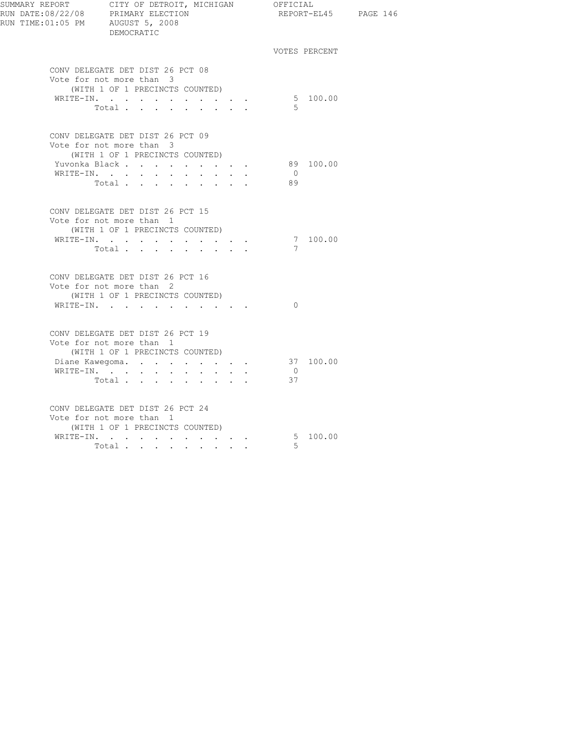SUMMARY REPORT CITY OF DETROIT, MICHIGAN OFFICIAL
RUN DATE:08/22/08 PRIMARY ELECTION REPORT-EL45
RUN TIME:01:05 PM AUGUST 5, 2008
DEMOCRATIC

### CONV DELEGATE DET DIST 26 PCT 08
Vote for not more than 3
(WITH 1 OF 1 PRECINCTS COUNTED)

| | VOTES | PERCENT |
|---|---|---|
| WRITE-IN. | 5 | 100.00 |
| Total | 5 | |

### CONV DELEGATE DET DIST 26 PCT 09
Vote for not more than 3
(WITH 1 OF 1 PRECINCTS COUNTED)

| | VOTES | PERCENT |
|---|---|---|
| Yuvonka Black | 89 | 100.00 |
| WRITE-IN. | 0 | |
| Total | 89 | |

### CONV DELEGATE DET DIST 26 PCT 15
Vote for not more than 1
(WITH 1 OF 1 PRECINCTS COUNTED)

| | VOTES | PERCENT |
|---|---|---|
| WRITE-IN. | 7 | 100.00 |
| Total | 7 | |

### CONV DELEGATE DET DIST 26 PCT 16
Vote for not more than 2
(WITH 1 OF 1 PRECINCTS COUNTED)

| | VOTES | PERCENT |
|---|---|---|
| WRITE-IN. | 0 | |

### CONV DELEGATE DET DIST 26 PCT 19
Vote for not more than 1
(WITH 1 OF 1 PRECINCTS COUNTED)

| | VOTES | PERCENT |
|---|---|---|
| Diane Kawegoma. | 37 | 100.00 |
| WRITE-IN. | 0 | |
| Total | 37 | |

### CONV DELEGATE DET DIST 26 PCT 24
Vote for not more than 1
(WITH 1 OF 1 PRECINCTS COUNTED)

| | VOTES | PERCENT |
|---|---|---|
| WRITE-IN. | 5 | 100.00 |
| Total | 5 | |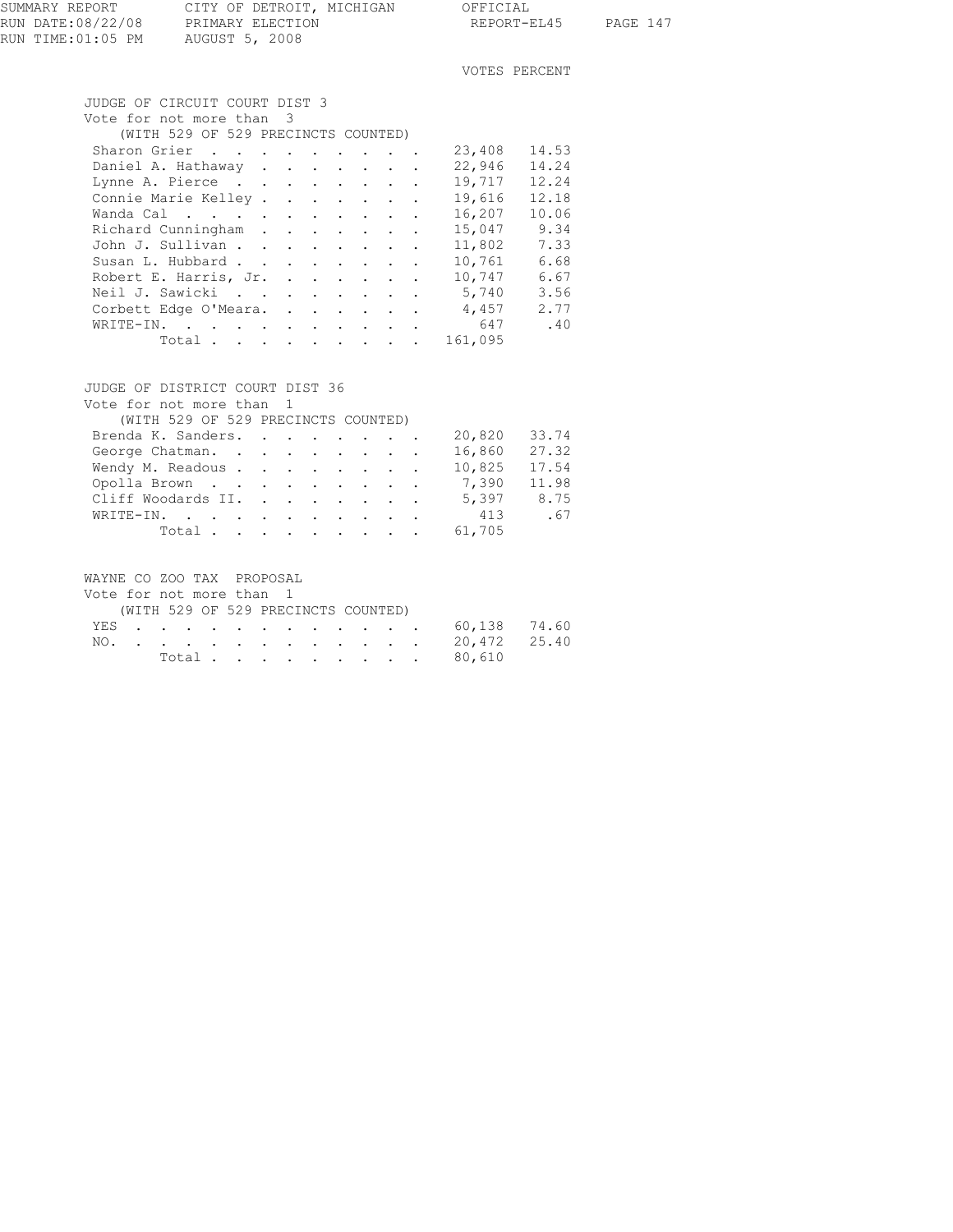| | VOTES | PERCENT |
|---|---|---|
| **JUDGE OF CIRCUIT COURT DIST 3** | | |
| Vote for not more than 3 | | |
| (WITH 529 OF 529 PRECINCTS COUNTED) | | |
| Sharon Grier | 23,408 | 14.53 |
| Daniel A. Hathaway | 22,946 | 14.24 |
| Lynne A. Pierce | 19,717 | 12.24 |
| Connie Marie Kelley | 19,616 | 12.18 |
| Wanda Cal | 16,207 | 10.06 |
| Richard Cunningham | 15,047 | 9.34 |
| John J. Sullivan | 11,802 | 7.33 |
| Susan L. Hubbard | 10,761 | 6.68 |
| Robert E. Harris, Jr. | 10,747 | 6.67 |
| Neil J. Sawicki | 5,740 | 3.56 |
| Corbett Edge O'Meara. | 4,457 | 2.77 |
| WRITE-IN. | 647 | .40 |
| Total | 161,095 | |

| | VOTES | PERCENT |
|---|---|---|
| **JUDGE OF DISTRICT COURT DIST 36** | | |
| Vote for not more than 1 | | |
| (WITH 529 OF 529 PRECINCTS COUNTED) | | |
| Brenda K. Sanders. | 20,820 | 33.74 |
| George Chatman. | 16,860 | 27.32 |
| Wendy M. Readous | 10,825 | 17.54 |
| Opolla Brown | 7,390 | 11.98 |
| Cliff Woodards II. | 5,397 | 8.75 |
| WRITE-IN. | 413 | .67 |
| Total | 61,705 | |

| | VOTES | PERCENT |
|---|---|---|
| **WAYNE CO ZOO TAX PROPOSAL** | | |
| Vote for not more than 1 | | |
| (WITH 529 OF 529 PRECINCTS COUNTED) | | |
| YES | 60,138 | 74.60 |
| NO. | 20,472 | 25.40 |
| Total | 80,610 | |